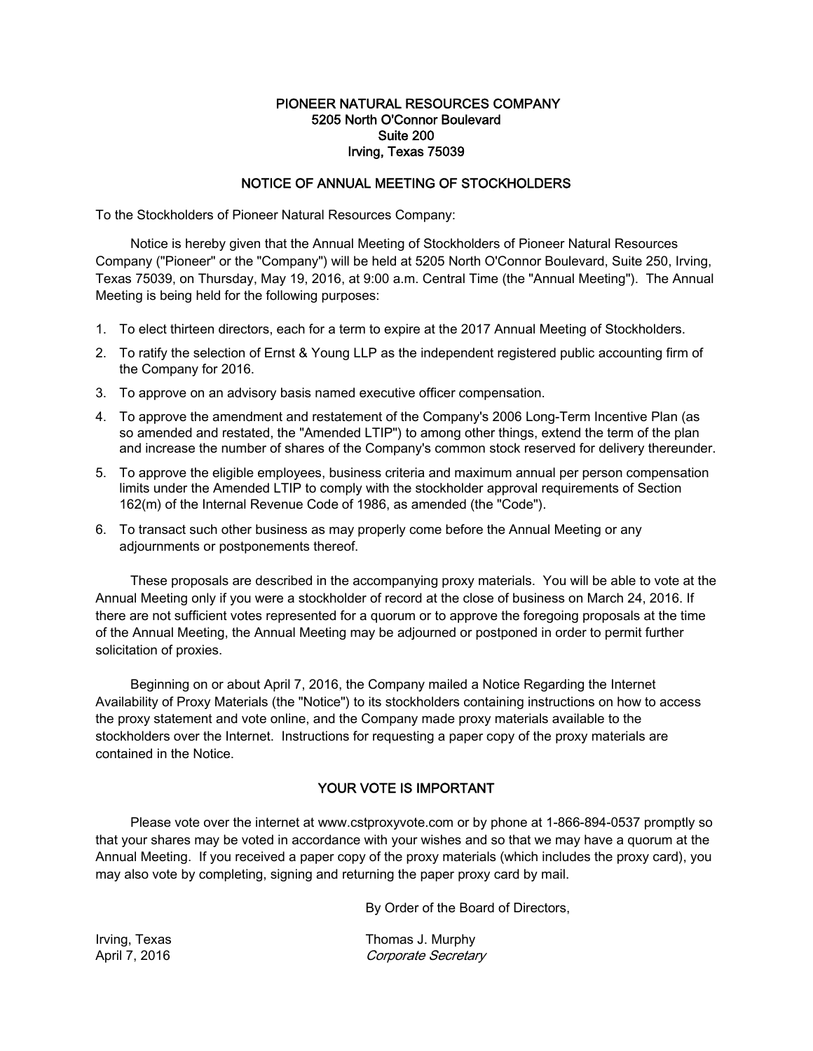# PIONEER NATURAL RESOURCES COMPANY
5205 North O'Connor Boulevard
Suite 200
Irving, Texas 75039

## NOTICE OF ANNUAL MEETING OF STOCKHOLDERS

To the Stockholders of Pioneer Natural Resources Company:

Notice is hereby given that the Annual Meeting of Stockholders of Pioneer Natural Resources Company ("Pioneer" or the "Company") will be held at 5205 North O'Connor Boulevard, Suite 250, Irving, Texas 75039, on Thursday, May 19, 2016, at 9:00 a.m. Central Time (the "Annual Meeting"). The Annual Meeting is being held for the following purposes:

1. To elect thirteen directors, each for a term to expire at the 2017 Annual Meeting of Stockholders.
2. To ratify the selection of Ernst & Young LLP as the independent registered public accounting firm of the Company for 2016.
3. To approve on an advisory basis named executive officer compensation.
4. To approve the amendment and restatement of the Company's 2006 Long-Term Incentive Plan (as so amended and restated, the "Amended LTIP") to among other things, extend the term of the plan and increase the number of shares of the Company's common stock reserved for delivery thereunder.
5. To approve the eligible employees, business criteria and maximum annual per person compensation limits under the Amended LTIP to comply with the stockholder approval requirements of Section 162(m) of the Internal Revenue Code of 1986, as amended (the "Code").
6. To transact such other business as may properly come before the Annual Meeting or any adjournments or postponements thereof.

These proposals are described in the accompanying proxy materials. You will be able to vote at the Annual Meeting only if you were a stockholder of record at the close of business on March 24, 2016. If there are not sufficient votes represented for a quorum or to approve the foregoing proposals at the time of the Annual Meeting, the Annual Meeting may be adjourned or postponed in order to permit further solicitation of proxies.

Beginning on or about April 7, 2016, the Company mailed a Notice Regarding the Internet Availability of Proxy Materials (the "Notice") to its stockholders containing instructions on how to access the proxy statement and vote online, and the Company made proxy materials available to the stockholders over the Internet. Instructions for requesting a paper copy of the proxy materials are contained in the Notice.

## YOUR VOTE IS IMPORTANT

Please vote over the internet at www.cstproxyvote.com or by phone at 1-866-894-0537 promptly so that your shares may be voted in accordance with your wishes and so that we may have a quorum at the Annual Meeting. If you received a paper copy of the proxy materials (which includes the proxy card), you may also vote by completing, signing and returning the paper proxy card by mail.

By Order of the Board of Directors,

Irving, Texas
April 7, 2016

Thomas J. Murphy
*Corporate Secretary*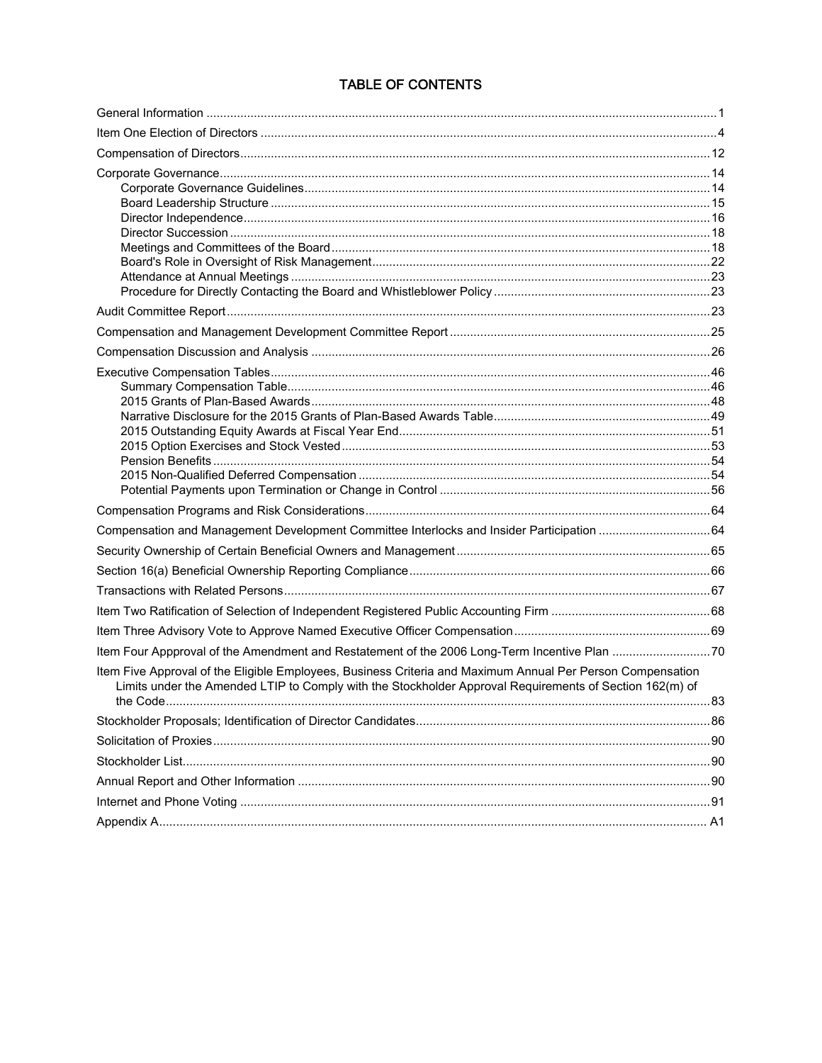# TABLE OF CONTENTS

| | |
|---|---|
| General Information | 1 |
| Item One Election of Directors | 4 |
| Compensation of Directors | 12 |
| Corporate Governance | 14 |
| Corporate Governance Guidelines | 14 |
| Board Leadership Structure | 15 |
| Director Independence | 16 |
| Director Succession | 18 |
| Meetings and Committees of the Board | 18 |
| Board's Role in Oversight of Risk Management | 22 |
| Attendance at Annual Meetings | 23 |
| Procedure for Directly Contacting the Board and Whistleblower Policy | 23 |
| Audit Committee Report | 23 |
| Compensation and Management Development Committee Report | 25 |
| Compensation Discussion and Analysis | 26 |
| Executive Compensation Tables | 46 |
| Summary Compensation Table | 46 |
| 2015 Grants of Plan-Based Awards | 48 |
| Narrative Disclosure for the 2015 Grants of Plan-Based Awards Table | 49 |
| 2015 Outstanding Equity Awards at Fiscal Year End | 51 |
| 2015 Option Exercises and Stock Vested | 53 |
| Pension Benefits | 54 |
| 2015 Non-Qualified Deferred Compensation | 54 |
| Potential Payments upon Termination or Change in Control | 56 |
| Compensation Programs and Risk Considerations | 64 |
| Compensation and Management Development Committee Interlocks and Insider Participation | 64 |
| Security Ownership of Certain Beneficial Owners and Management | 65 |
| Section 16(a) Beneficial Ownership Reporting Compliance | 66 |
| Transactions with Related Persons | 67 |
| Item Two Ratification of Selection of Independent Registered Public Accounting Firm | 68 |
| Item Three Advisory Vote to Approve Named Executive Officer Compensation | 69 |
| Item Four Appproval of the Amendment and Restatement of the 2006 Long-Term Incentive Plan | 70 |
| Item Five Approval of the Eligible Employees, Business Criteria and Maximum Annual Per Person Compensation Limits under the Amended LTIP to Comply with the Stockholder Approval Requirements of Section 162(m) of the Code | 83 |
| Stockholder Proposals; Identification of Director Candidates | 86 |
| Solicitation of Proxies | 90 |
| Stockholder List | 90 |
| Annual Report and Other Information | 90 |
| Internet and Phone Voting | 91 |
| Appendix A | A1 |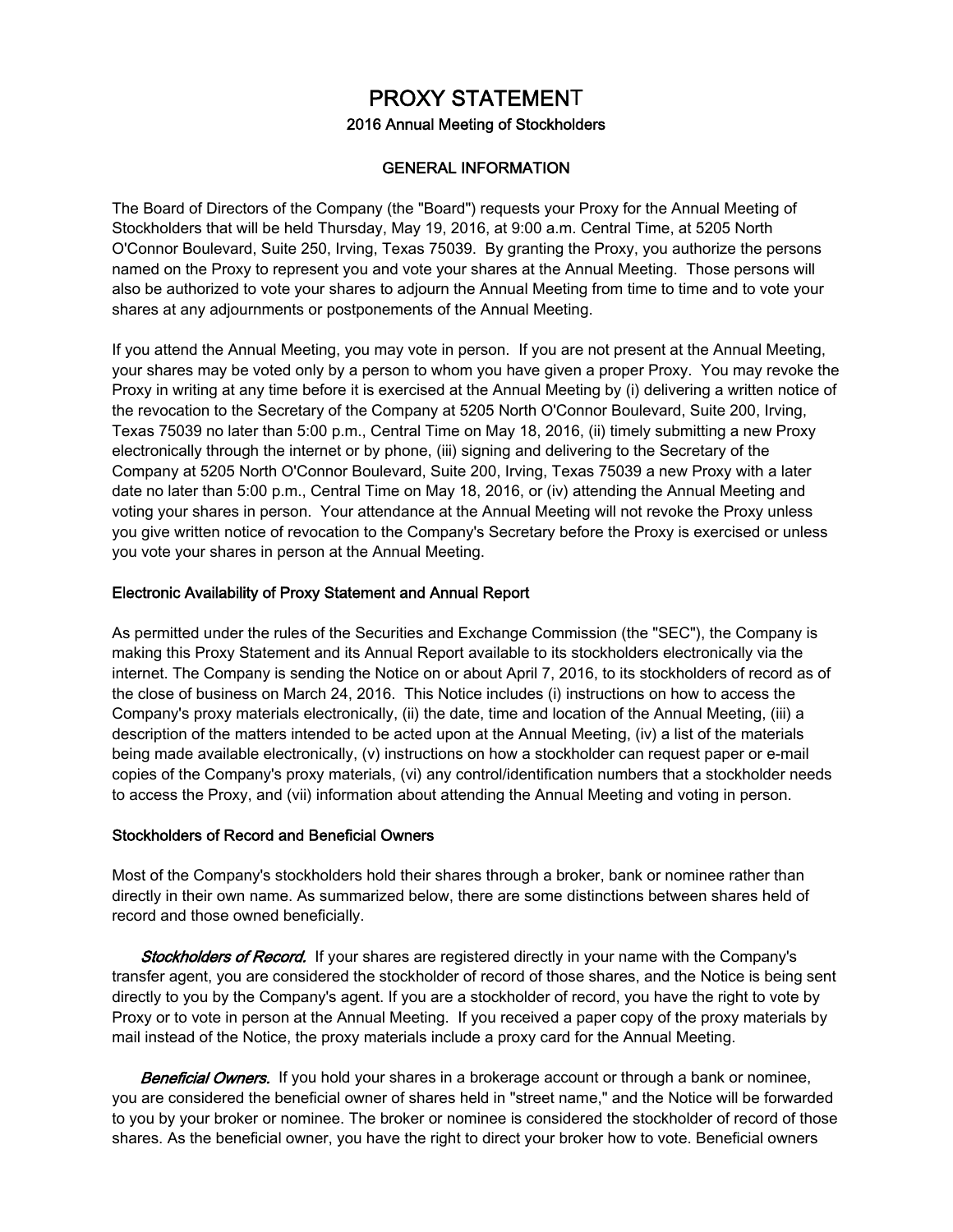# PROXY STATEMENT

## 2016 Annual Meeting of Stockholders

## GENERAL INFORMATION

The Board of Directors of the Company (the "Board") requests your Proxy for the Annual Meeting of Stockholders that will be held Thursday, May 19, 2016, at 9:00 a.m. Central Time, at 5205 North O'Connor Boulevard, Suite 250, Irving, Texas 75039. By granting the Proxy, you authorize the persons named on the Proxy to represent you and vote your shares at the Annual Meeting. Those persons will also be authorized to vote your shares to adjourn the Annual Meeting from time to time and to vote your shares at any adjournments or postponements of the Annual Meeting.

If you attend the Annual Meeting, you may vote in person. If you are not present at the Annual Meeting, your shares may be voted only by a person to whom you have given a proper Proxy. You may revoke the Proxy in writing at any time before it is exercised at the Annual Meeting by (i) delivering a written notice of the revocation to the Secretary of the Company at 5205 North O'Connor Boulevard, Suite 200, Irving, Texas 75039 no later than 5:00 p.m., Central Time on May 18, 2016, (ii) timely submitting a new Proxy electronically through the internet or by phone, (iii) signing and delivering to the Secretary of the Company at 5205 North O'Connor Boulevard, Suite 200, Irving, Texas 75039 a new Proxy with a later date no later than 5:00 p.m., Central Time on May 18, 2016, or (iv) attending the Annual Meeting and voting your shares in person. Your attendance at the Annual Meeting will not revoke the Proxy unless you give written notice of revocation to the Company's Secretary before the Proxy is exercised or unless you vote your shares in person at the Annual Meeting.

### Electronic Availability of Proxy Statement and Annual Report

As permitted under the rules of the Securities and Exchange Commission (the "SEC"), the Company is making this Proxy Statement and its Annual Report available to its stockholders electronically via the internet. The Company is sending the Notice on or about April 7, 2016, to its stockholders of record as of the close of business on March 24, 2016. This Notice includes (i) instructions on how to access the Company's proxy materials electronically, (ii) the date, time and location of the Annual Meeting, (iii) a description of the matters intended to be acted upon at the Annual Meeting, (iv) a list of the materials being made available electronically, (v) instructions on how a stockholder can request paper or e-mail copies of the Company's proxy materials, (vi) any control/identification numbers that a stockholder needs to access the Proxy, and (vii) information about attending the Annual Meeting and voting in person.

### Stockholders of Record and Beneficial Owners

Most of the Company's stockholders hold their shares through a broker, bank or nominee rather than directly in their own name. As summarized below, there are some distinctions between shares held of record and those owned beneficially.

***Stockholders of Record.*** If your shares are registered directly in your name with the Company's transfer agent, you are considered the stockholder of record of those shares, and the Notice is being sent directly to you by the Company's agent. If you are a stockholder of record, you have the right to vote by Proxy or to vote in person at the Annual Meeting. If you received a paper copy of the proxy materials by mail instead of the Notice, the proxy materials include a proxy card for the Annual Meeting.

***Beneficial Owners.*** If you hold your shares in a brokerage account or through a bank or nominee, you are considered the beneficial owner of shares held in "street name," and the Notice will be forwarded to you by your broker or nominee. The broker or nominee is considered the stockholder of record of those shares. As the beneficial owner, you have the right to direct your broker how to vote. Beneficial owners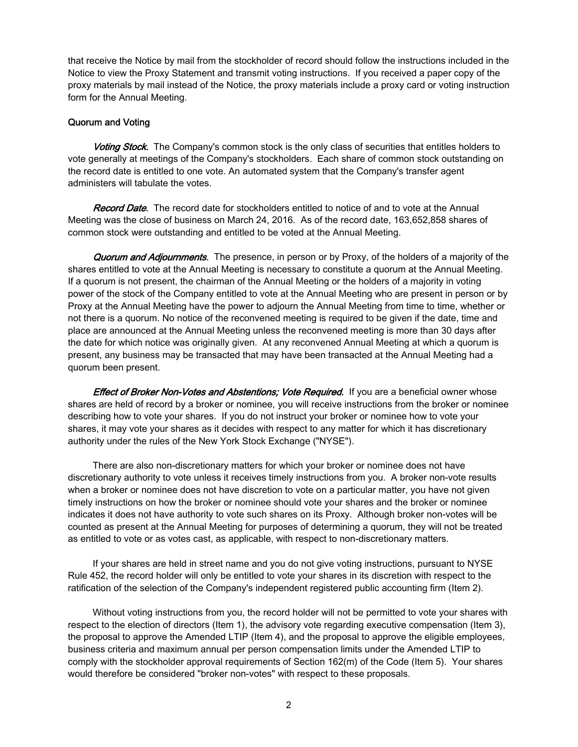that receive the Notice by mail from the stockholder of record should follow the instructions included in the Notice to view the Proxy Statement and transmit voting instructions. If you received a paper copy of the proxy materials by mail instead of the Notice, the proxy materials include a proxy card or voting instruction form for the Annual Meeting.

## Quorum and Voting

***Voting Stock***. The Company's common stock is the only class of securities that entitles holders to vote generally at meetings of the Company's stockholders. Each share of common stock outstanding on the record date is entitled to one vote. An automated system that the Company's transfer agent administers will tabulate the votes.

***Record Date***. The record date for stockholders entitled to notice of and to vote at the Annual Meeting was the close of business on March 24, 2016. As of the record date, 163,652,858 shares of common stock were outstanding and entitled to be voted at the Annual Meeting.

***Quorum and Adjournments***. The presence, in person or by Proxy, of the holders of a majority of the shares entitled to vote at the Annual Meeting is necessary to constitute a quorum at the Annual Meeting. If a quorum is not present, the chairman of the Annual Meeting or the holders of a majority in voting power of the stock of the Company entitled to vote at the Annual Meeting who are present in person or by Proxy at the Annual Meeting have the power to adjourn the Annual Meeting from time to time, whether or not there is a quorum. No notice of the reconvened meeting is required to be given if the date, time and place are announced at the Annual Meeting unless the reconvened meeting is more than 30 days after the date for which notice was originally given. At any reconvened Annual Meeting at which a quorum is present, any business may be transacted that may have been transacted at the Annual Meeting had a quorum been present.

***Effect of Broker Non-Votes and Abstentions; Vote Required***. If you are a beneficial owner whose shares are held of record by a broker or nominee, you will receive instructions from the broker or nominee describing how to vote your shares. If you do not instruct your broker or nominee how to vote your shares, it may vote your shares as it decides with respect to any matter for which it has discretionary authority under the rules of the New York Stock Exchange ("NYSE").

There are also non-discretionary matters for which your broker or nominee does not have discretionary authority to vote unless it receives timely instructions from you. A broker non-vote results when a broker or nominee does not have discretion to vote on a particular matter, you have not given timely instructions on how the broker or nominee should vote your shares and the broker or nominee indicates it does not have authority to vote such shares on its Proxy. Although broker non-votes will be counted as present at the Annual Meeting for purposes of determining a quorum, they will not be treated as entitled to vote or as votes cast, as applicable, with respect to non-discretionary matters.

If your shares are held in street name and you do not give voting instructions, pursuant to NYSE Rule 452, the record holder will only be entitled to vote your shares in its discretion with respect to the ratification of the selection of the Company's independent registered public accounting firm (Item 2).

Without voting instructions from you, the record holder will not be permitted to vote your shares with respect to the election of directors (Item 1), the advisory vote regarding executive compensation (Item 3), the proposal to approve the Amended LTIP (Item 4), and the proposal to approve the eligible employees, business criteria and maximum annual per person compensation limits under the Amended LTIP to comply with the stockholder approval requirements of Section 162(m) of the Code (Item 5). Your shares would therefore be considered "broker non-votes" with respect to these proposals.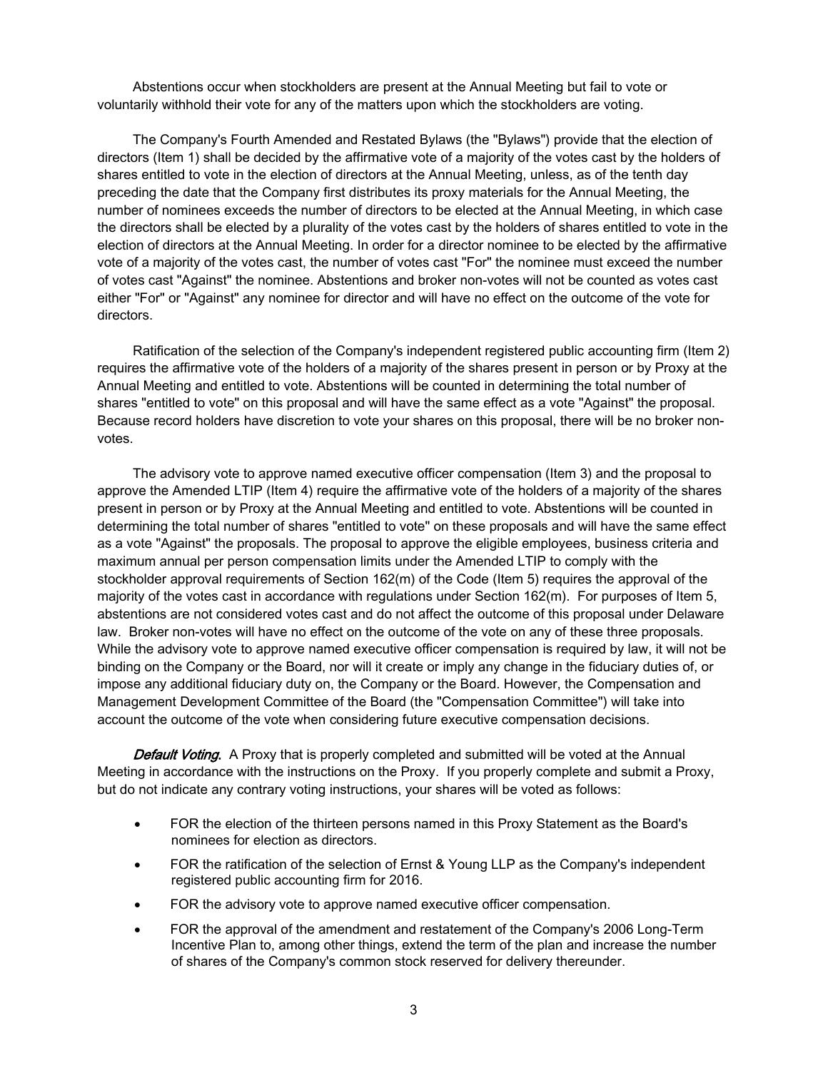Abstentions occur when stockholders are present at the Annual Meeting but fail to vote or voluntarily withhold their vote for any of the matters upon which the stockholders are voting.

The Company's Fourth Amended and Restated Bylaws (the "Bylaws") provide that the election of directors (Item 1) shall be decided by the affirmative vote of a majority of the votes cast by the holders of shares entitled to vote in the election of directors at the Annual Meeting, unless, as of the tenth day preceding the date that the Company first distributes its proxy materials for the Annual Meeting, the number of nominees exceeds the number of directors to be elected at the Annual Meeting, in which case the directors shall be elected by a plurality of the votes cast by the holders of shares entitled to vote in the election of directors at the Annual Meeting. In order for a director nominee to be elected by the affirmative vote of a majority of the votes cast, the number of votes cast "For" the nominee must exceed the number of votes cast "Against" the nominee. Abstentions and broker non-votes will not be counted as votes cast either "For" or "Against" any nominee for director and will have no effect on the outcome of the vote for directors.

Ratification of the selection of the Company's independent registered public accounting firm (Item 2) requires the affirmative vote of the holders of a majority of the shares present in person or by Proxy at the Annual Meeting and entitled to vote. Abstentions will be counted in determining the total number of shares "entitled to vote" on this proposal and will have the same effect as a vote "Against" the proposal. Because record holders have discretion to vote your shares on this proposal, there will be no broker non-votes.

The advisory vote to approve named executive officer compensation (Item 3) and the proposal to approve the Amended LTIP (Item 4) require the affirmative vote of the holders of a majority of the shares present in person or by Proxy at the Annual Meeting and entitled to vote. Abstentions will be counted in determining the total number of shares "entitled to vote" on these proposals and will have the same effect as a vote "Against" the proposals. The proposal to approve the eligible employees, business criteria and maximum annual per person compensation limits under the Amended LTIP to comply with the stockholder approval requirements of Section 162(m) of the Code (Item 5) requires the approval of the majority of the votes cast in accordance with regulations under Section 162(m). For purposes of Item 5, abstentions are not considered votes cast and do not affect the outcome of this proposal under Delaware law. Broker non-votes will have no effect on the outcome of the vote on any of these three proposals. While the advisory vote to approve named executive officer compensation is required by law, it will not be binding on the Company or the Board, nor will it create or imply any change in the fiduciary duties of, or impose any additional fiduciary duty on, the Company or the Board. However, the Compensation and Management Development Committee of the Board (the "Compensation Committee") will take into account the outcome of the vote when considering future executive compensation decisions.

***Default Voting.*** A Proxy that is properly completed and submitted will be voted at the Annual Meeting in accordance with the instructions on the Proxy. If you properly complete and submit a Proxy, but do not indicate any contrary voting instructions, your shares will be voted as follows:

- FOR the election of the thirteen persons named in this Proxy Statement as the Board's nominees for election as directors.
- FOR the ratification of the selection of Ernst & Young LLP as the Company's independent registered public accounting firm for 2016.
- FOR the advisory vote to approve named executive officer compensation.
- FOR the approval of the amendment and restatement of the Company's 2006 Long-Term Incentive Plan to, among other things, extend the term of the plan and increase the number of shares of the Company's common stock reserved for delivery thereunder.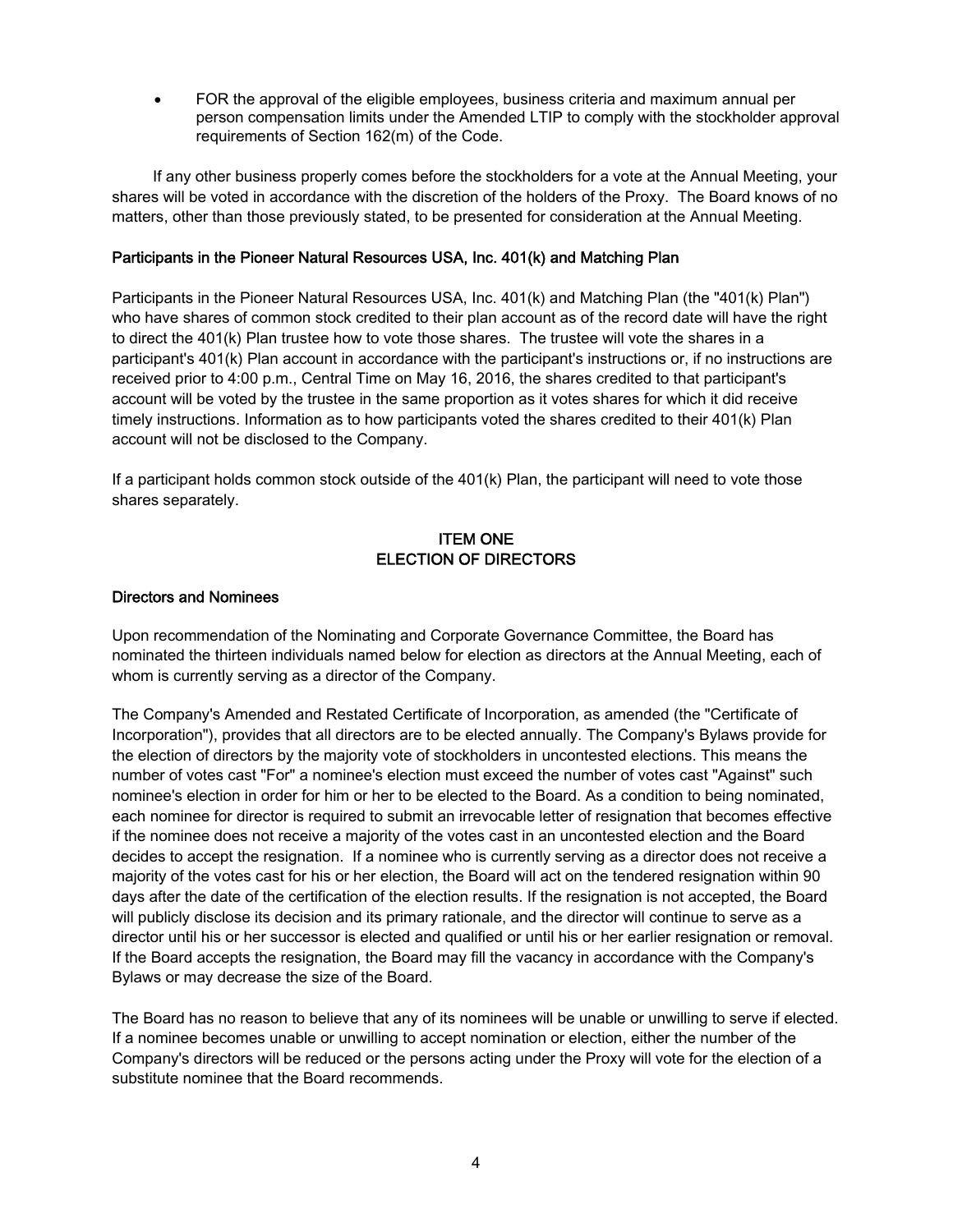- FOR the approval of the eligible employees, business criteria and maximum annual per person compensation limits under the Amended LTIP to comply with the stockholder approval requirements of Section 162(m) of the Code.

If any other business properly comes before the stockholders for a vote at the Annual Meeting, your shares will be voted in accordance with the discretion of the holders of the Proxy. The Board knows of no matters, other than those previously stated, to be presented for consideration at the Annual Meeting.

### Participants in the Pioneer Natural Resources USA, Inc. 401(k) and Matching Plan

Participants in the Pioneer Natural Resources USA, Inc. 401(k) and Matching Plan (the "401(k) Plan") who have shares of common stock credited to their plan account as of the record date will have the right to direct the 401(k) Plan trustee how to vote those shares. The trustee will vote the shares in a participant's 401(k) Plan account in accordance with the participant's instructions or, if no instructions are received prior to 4:00 p.m., Central Time on May 16, 2016, the shares credited to that participant's account will be voted by the trustee in the same proportion as it votes shares for which it did receive timely instructions. Information as to how participants voted the shares credited to their 401(k) Plan account will not be disclosed to the Company.

If a participant holds common stock outside of the 401(k) Plan, the participant will need to vote those shares separately.

## ITEM ONE
## ELECTION OF DIRECTORS

### Directors and Nominees

Upon recommendation of the Nominating and Corporate Governance Committee, the Board has nominated the thirteen individuals named below for election as directors at the Annual Meeting, each of whom is currently serving as a director of the Company.

The Company's Amended and Restated Certificate of Incorporation, as amended (the "Certificate of Incorporation"), provides that all directors are to be elected annually. The Company's Bylaws provide for the election of directors by the majority vote of stockholders in uncontested elections. This means the number of votes cast "For" a nominee's election must exceed the number of votes cast "Against" such nominee's election in order for him or her to be elected to the Board. As a condition to being nominated, each nominee for director is required to submit an irrevocable letter of resignation that becomes effective if the nominee does not receive a majority of the votes cast in an uncontested election and the Board decides to accept the resignation. If a nominee who is currently serving as a director does not receive a majority of the votes cast for his or her election, the Board will act on the tendered resignation within 90 days after the date of the certification of the election results. If the resignation is not accepted, the Board will publicly disclose its decision and its primary rationale, and the director will continue to serve as a director until his or her successor is elected and qualified or until his or her earlier resignation or removal. If the Board accepts the resignation, the Board may fill the vacancy in accordance with the Company's Bylaws or may decrease the size of the Board.

The Board has no reason to believe that any of its nominees will be unable or unwilling to serve if elected. If a nominee becomes unable or unwilling to accept nomination or election, either the number of the Company's directors will be reduced or the persons acting under the Proxy will vote for the election of a substitute nominee that the Board recommends.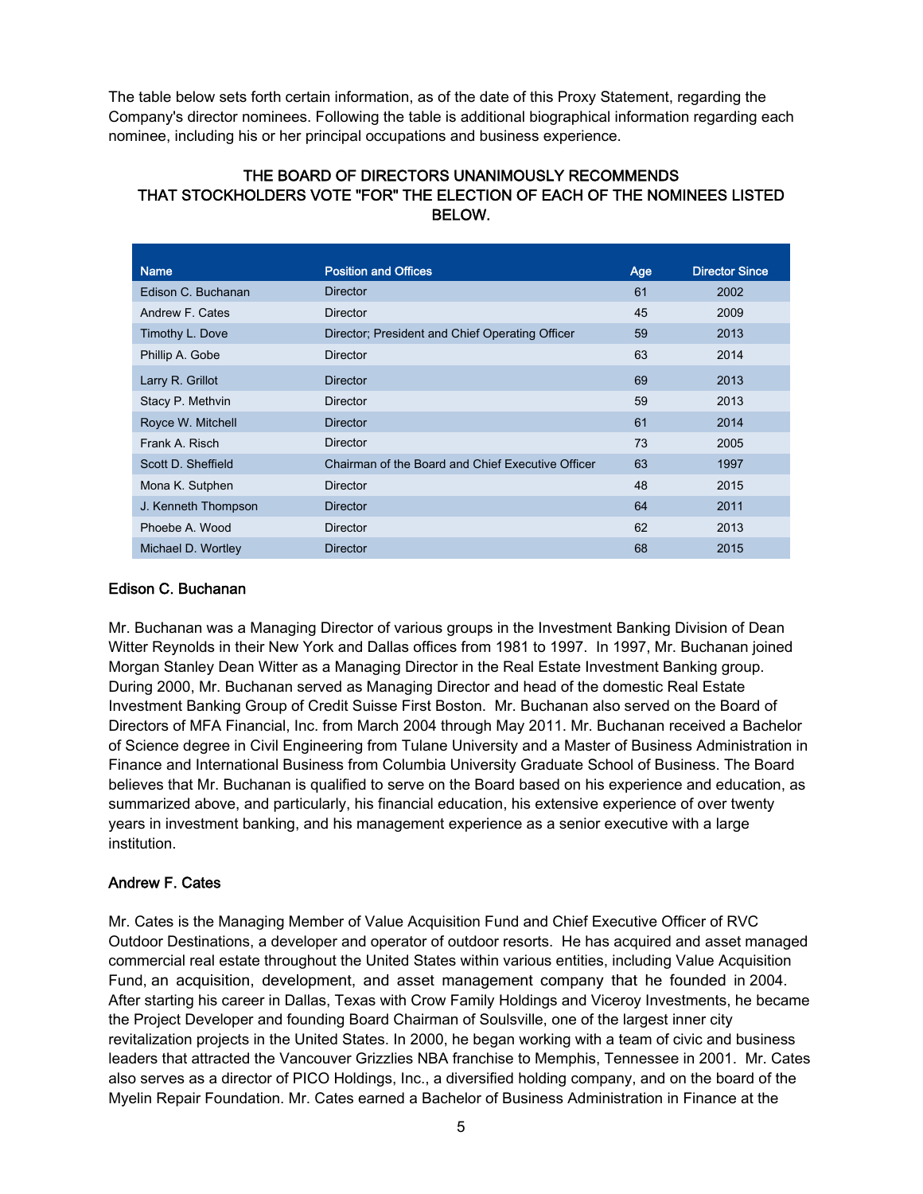The table below sets forth certain information, as of the date of this Proxy Statement, regarding the Company's director nominees. Following the table is additional biographical information regarding each nominee, including his or her principal occupations and business experience.

**THE BOARD OF DIRECTORS UNANIMOUSLY RECOMMENDS THAT STOCKHOLDERS VOTE "FOR" THE ELECTION OF EACH OF THE NOMINEES LISTED BELOW.**

| Name | Position and Offices | Age | Director Since |
|---|---|---|---|
| Edison C. Buchanan | Director | 61 | 2002 |
| Andrew F. Cates | Director | 45 | 2009 |
| Timothy L. Dove | Director; President and Chief Operating Officer | 59 | 2013 |
| Phillip A. Gobe | Director | 63 | 2014 |
| Larry R. Grillot | Director | 69 | 2013 |
| Stacy P. Methvin | Director | 59 | 2013 |
| Royce W. Mitchell | Director | 61 | 2014 |
| Frank A. Risch | Director | 73 | 2005 |
| Scott D. Sheffield | Chairman of the Board and Chief Executive Officer | 63 | 1997 |
| Mona K. Sutphen | Director | 48 | 2015 |
| J. Kenneth Thompson | Director | 64 | 2011 |
| Phoebe A. Wood | Director | 62 | 2013 |
| Michael D. Wortley | Director | 68 | 2015 |

### Edison C. Buchanan

Mr. Buchanan was a Managing Director of various groups in the Investment Banking Division of Dean Witter Reynolds in their New York and Dallas offices from 1981 to 1997. In 1997, Mr. Buchanan joined Morgan Stanley Dean Witter as a Managing Director in the Real Estate Investment Banking group. During 2000, Mr. Buchanan served as Managing Director and head of the domestic Real Estate Investment Banking Group of Credit Suisse First Boston. Mr. Buchanan also served on the Board of Directors of MFA Financial, Inc. from March 2004 through May 2011. Mr. Buchanan received a Bachelor of Science degree in Civil Engineering from Tulane University and a Master of Business Administration in Finance and International Business from Columbia University Graduate School of Business. The Board believes that Mr. Buchanan is qualified to serve on the Board based on his experience and education, as summarized above, and particularly, his financial education, his extensive experience of over twenty years in investment banking, and his management experience as a senior executive with a large institution.

### Andrew F. Cates

Mr. Cates is the Managing Member of Value Acquisition Fund and Chief Executive Officer of RVC Outdoor Destinations, a developer and operator of outdoor resorts. He has acquired and asset managed commercial real estate throughout the United States within various entities, including Value Acquisition Fund, an acquisition, development, and asset management company that he founded in 2004. After starting his career in Dallas, Texas with Crow Family Holdings and Viceroy Investments, he became the Project Developer and founding Board Chairman of Soulsville, one of the largest inner city revitalization projects in the United States. In 2000, he began working with a team of civic and business leaders that attracted the Vancouver Grizzlies NBA franchise to Memphis, Tennessee in 2001. Mr. Cates also serves as a director of PICO Holdings, Inc., a diversified holding company, and on the board of the Myelin Repair Foundation. Mr. Cates earned a Bachelor of Business Administration in Finance at the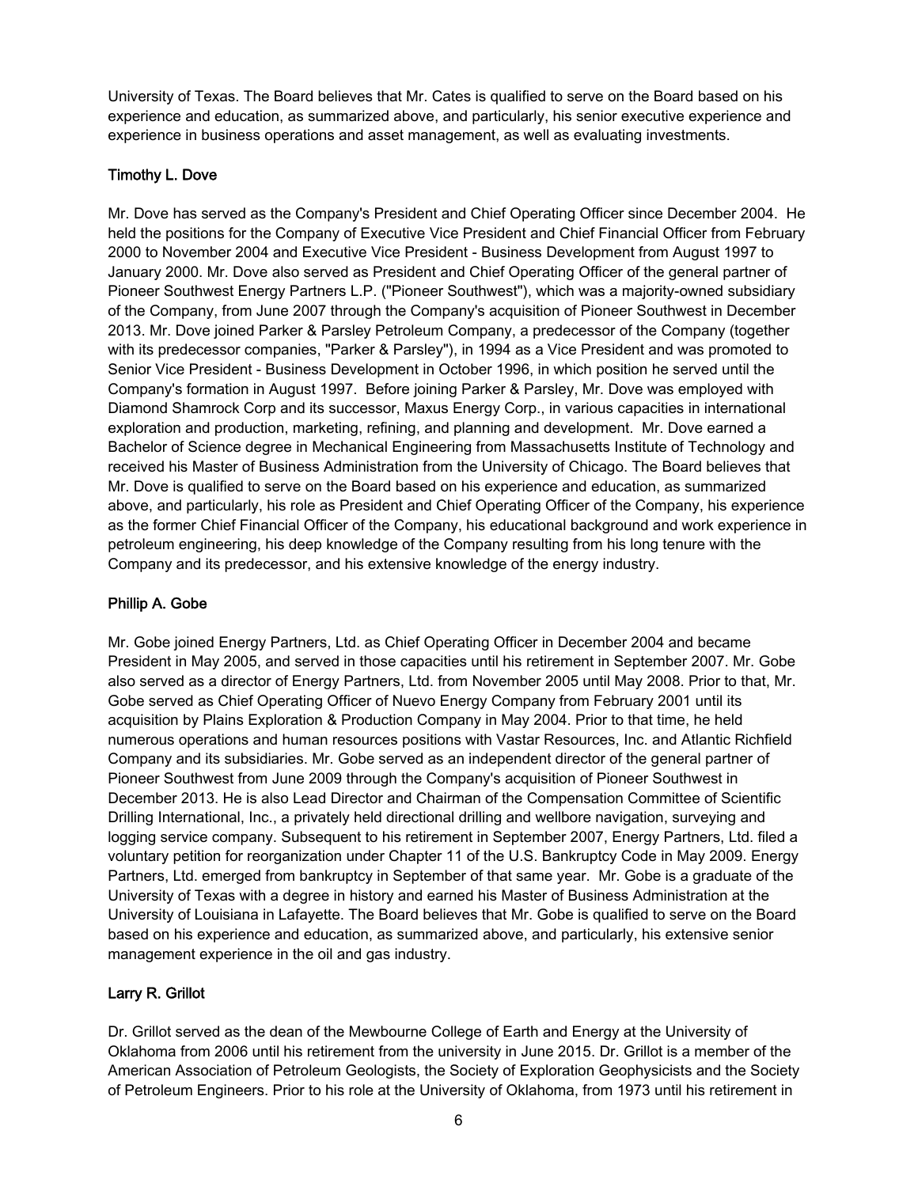University of Texas. The Board believes that Mr. Cates is qualified to serve on the Board based on his experience and education, as summarized above, and particularly, his senior executive experience and experience in business operations and asset management, as well as evaluating investments.

### Timothy L. Dove

Mr. Dove has served as the Company's President and Chief Operating Officer since December 2004. He held the positions for the Company of Executive Vice President and Chief Financial Officer from February 2000 to November 2004 and Executive Vice President - Business Development from August 1997 to January 2000. Mr. Dove also served as President and Chief Operating Officer of the general partner of Pioneer Southwest Energy Partners L.P. ("Pioneer Southwest"), which was a majority-owned subsidiary of the Company, from June 2007 through the Company's acquisition of Pioneer Southwest in December 2013. Mr. Dove joined Parker & Parsley Petroleum Company, a predecessor of the Company (together with its predecessor companies, "Parker & Parsley"), in 1994 as a Vice President and was promoted to Senior Vice President - Business Development in October 1996, in which position he served until the Company's formation in August 1997. Before joining Parker & Parsley, Mr. Dove was employed with Diamond Shamrock Corp and its successor, Maxus Energy Corp., in various capacities in international exploration and production, marketing, refining, and planning and development. Mr. Dove earned a Bachelor of Science degree in Mechanical Engineering from Massachusetts Institute of Technology and received his Master of Business Administration from the University of Chicago. The Board believes that Mr. Dove is qualified to serve on the Board based on his experience and education, as summarized above, and particularly, his role as President and Chief Operating Officer of the Company, his experience as the former Chief Financial Officer of the Company, his educational background and work experience in petroleum engineering, his deep knowledge of the Company resulting from his long tenure with the Company and its predecessor, and his extensive knowledge of the energy industry.

### Phillip A. Gobe

Mr. Gobe joined Energy Partners, Ltd. as Chief Operating Officer in December 2004 and became President in May 2005, and served in those capacities until his retirement in September 2007. Mr. Gobe also served as a director of Energy Partners, Ltd. from November 2005 until May 2008. Prior to that, Mr. Gobe served as Chief Operating Officer of Nuevo Energy Company from February 2001 until its acquisition by Plains Exploration & Production Company in May 2004. Prior to that time, he held numerous operations and human resources positions with Vastar Resources, Inc. and Atlantic Richfield Company and its subsidiaries. Mr. Gobe served as an independent director of the general partner of Pioneer Southwest from June 2009 through the Company's acquisition of Pioneer Southwest in December 2013. He is also Lead Director and Chairman of the Compensation Committee of Scientific Drilling International, Inc., a privately held directional drilling and wellbore navigation, surveying and logging service company. Subsequent to his retirement in September 2007, Energy Partners, Ltd. filed a voluntary petition for reorganization under Chapter 11 of the U.S. Bankruptcy Code in May 2009. Energy Partners, Ltd. emerged from bankruptcy in September of that same year. Mr. Gobe is a graduate of the University of Texas with a degree in history and earned his Master of Business Administration at the University of Louisiana in Lafayette. The Board believes that Mr. Gobe is qualified to serve on the Board based on his experience and education, as summarized above, and particularly, his extensive senior management experience in the oil and gas industry.

### Larry R. Grillot

Dr. Grillot served as the dean of the Mewbourne College of Earth and Energy at the University of Oklahoma from 2006 until his retirement from the university in June 2015. Dr. Grillot is a member of the American Association of Petroleum Geologists, the Society of Exploration Geophysicists and the Society of Petroleum Engineers. Prior to his role at the University of Oklahoma, from 1973 until his retirement in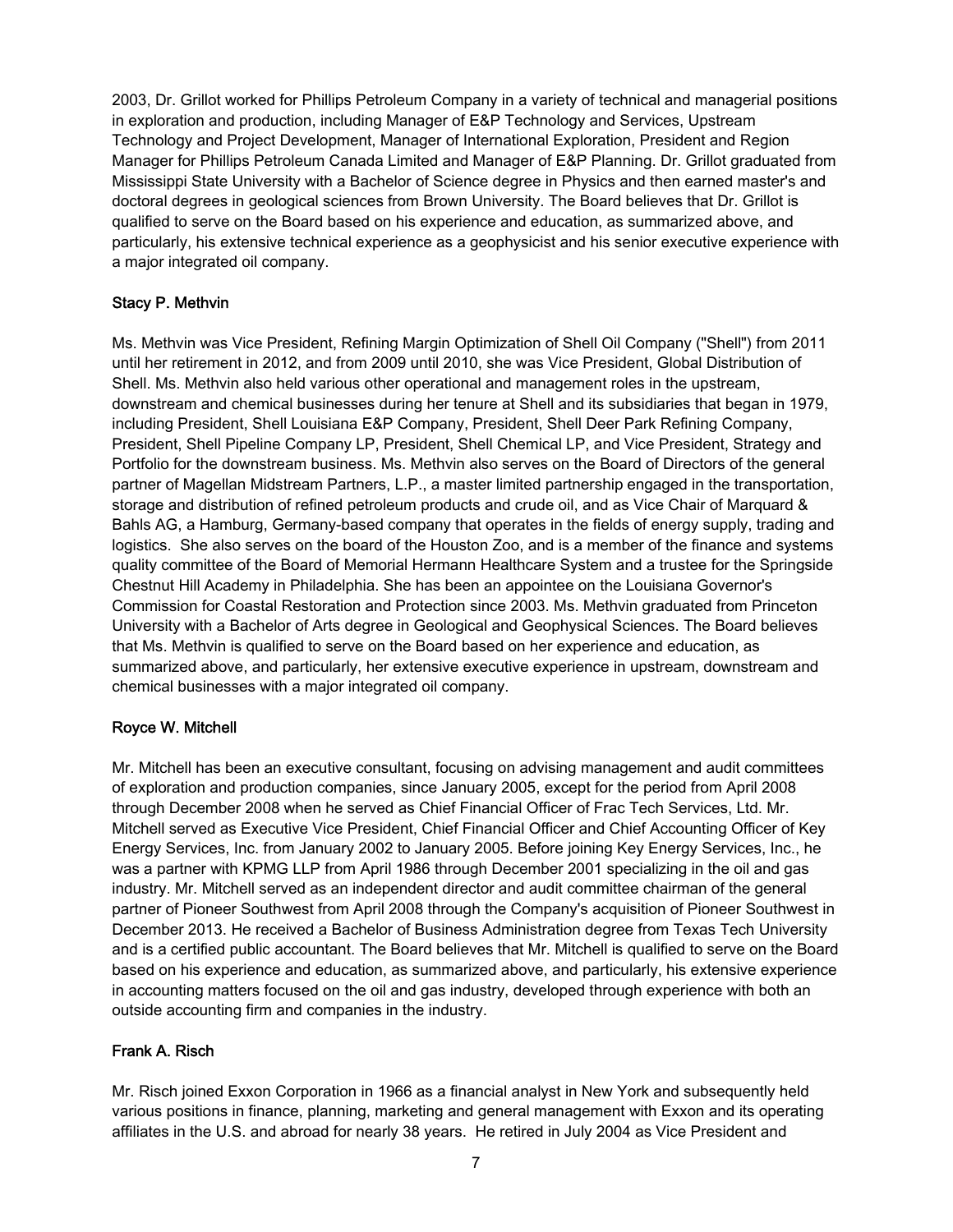2003, Dr. Grillot worked for Phillips Petroleum Company in a variety of technical and managerial positions in exploration and production, including Manager of E&P Technology and Services, Upstream Technology and Project Development, Manager of International Exploration, President and Region Manager for Phillips Petroleum Canada Limited and Manager of E&P Planning. Dr. Grillot graduated from Mississippi State University with a Bachelor of Science degree in Physics and then earned master's and doctoral degrees in geological sciences from Brown University. The Board believes that Dr. Grillot is qualified to serve on the Board based on his experience and education, as summarized above, and particularly, his extensive technical experience as a geophysicist and his senior executive experience with a major integrated oil company.

### Stacy P. Methvin

Ms. Methvin was Vice President, Refining Margin Optimization of Shell Oil Company ("Shell") from 2011 until her retirement in 2012, and from 2009 until 2010, she was Vice President, Global Distribution of Shell. Ms. Methvin also held various other operational and management roles in the upstream, downstream and chemical businesses during her tenure at Shell and its subsidiaries that began in 1979, including President, Shell Louisiana E&P Company, President, Shell Deer Park Refining Company, President, Shell Pipeline Company LP, President, Shell Chemical LP, and Vice President, Strategy and Portfolio for the downstream business. Ms. Methvin also serves on the Board of Directors of the general partner of Magellan Midstream Partners, L.P., a master limited partnership engaged in the transportation, storage and distribution of refined petroleum products and crude oil, and as Vice Chair of Marquard & Bahls AG, a Hamburg, Germany-based company that operates in the fields of energy supply, trading and logistics. She also serves on the board of the Houston Zoo, and is a member of the finance and systems quality committee of the Board of Memorial Hermann Healthcare System and a trustee for the Springside Chestnut Hill Academy in Philadelphia. She has been an appointee on the Louisiana Governor's Commission for Coastal Restoration and Protection since 2003. Ms. Methvin graduated from Princeton University with a Bachelor of Arts degree in Geological and Geophysical Sciences. The Board believes that Ms. Methvin is qualified to serve on the Board based on her experience and education, as summarized above, and particularly, her extensive executive experience in upstream, downstream and chemical businesses with a major integrated oil company.

### Royce W. Mitchell

Mr. Mitchell has been an executive consultant, focusing on advising management and audit committees of exploration and production companies, since January 2005, except for the period from April 2008 through December 2008 when he served as Chief Financial Officer of Frac Tech Services, Ltd. Mr. Mitchell served as Executive Vice President, Chief Financial Officer and Chief Accounting Officer of Key Energy Services, Inc. from January 2002 to January 2005. Before joining Key Energy Services, Inc., he was a partner with KPMG LLP from April 1986 through December 2001 specializing in the oil and gas industry. Mr. Mitchell served as an independent director and audit committee chairman of the general partner of Pioneer Southwest from April 2008 through the Company's acquisition of Pioneer Southwest in December 2013. He received a Bachelor of Business Administration degree from Texas Tech University and is a certified public accountant. The Board believes that Mr. Mitchell is qualified to serve on the Board based on his experience and education, as summarized above, and particularly, his extensive experience in accounting matters focused on the oil and gas industry, developed through experience with both an outside accounting firm and companies in the industry.

### Frank A. Risch

Mr. Risch joined Exxon Corporation in 1966 as a financial analyst in New York and subsequently held various positions in finance, planning, marketing and general management with Exxon and its operating affiliates in the U.S. and abroad for nearly 38 years. He retired in July 2004 as Vice President and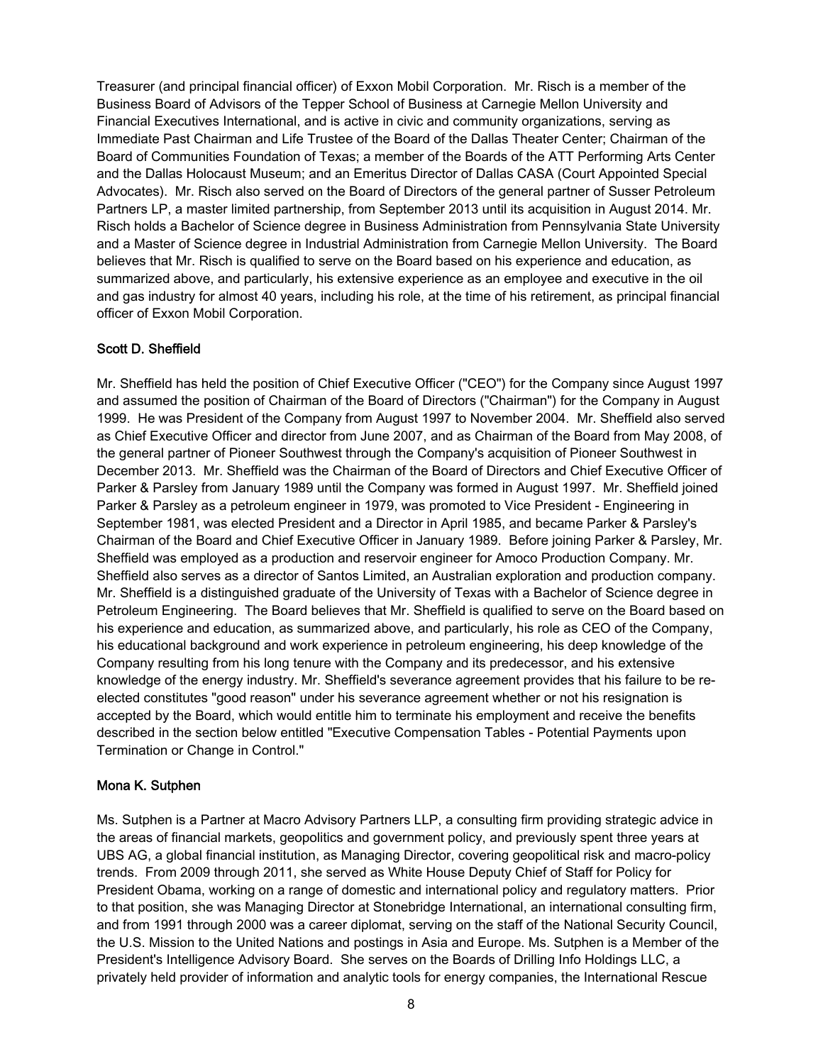Treasurer (and principal financial officer) of Exxon Mobil Corporation. Mr. Risch is a member of the Business Board of Advisors of the Tepper School of Business at Carnegie Mellon University and Financial Executives International, and is active in civic and community organizations, serving as Immediate Past Chairman and Life Trustee of the Board of the Dallas Theater Center; Chairman of the Board of Communities Foundation of Texas; a member of the Boards of the ATT Performing Arts Center and the Dallas Holocaust Museum; and an Emeritus Director of Dallas CASA (Court Appointed Special Advocates). Mr. Risch also served on the Board of Directors of the general partner of Susser Petroleum Partners LP, a master limited partnership, from September 2013 until its acquisition in August 2014. Mr. Risch holds a Bachelor of Science degree in Business Administration from Pennsylvania State University and a Master of Science degree in Industrial Administration from Carnegie Mellon University. The Board believes that Mr. Risch is qualified to serve on the Board based on his experience and education, as summarized above, and particularly, his extensive experience as an employee and executive in the oil and gas industry for almost 40 years, including his role, at the time of his retirement, as principal financial officer of Exxon Mobil Corporation.

### Scott D. Sheffield

Mr. Sheffield has held the position of Chief Executive Officer ("CEO") for the Company since August 1997 and assumed the position of Chairman of the Board of Directors ("Chairman") for the Company in August 1999. He was President of the Company from August 1997 to November 2004. Mr. Sheffield also served as Chief Executive Officer and director from June 2007, and as Chairman of the Board from May 2008, of the general partner of Pioneer Southwest through the Company's acquisition of Pioneer Southwest in December 2013. Mr. Sheffield was the Chairman of the Board of Directors and Chief Executive Officer of Parker & Parsley from January 1989 until the Company was formed in August 1997. Mr. Sheffield joined Parker & Parsley as a petroleum engineer in 1979, was promoted to Vice President - Engineering in September 1981, was elected President and a Director in April 1985, and became Parker & Parsley's Chairman of the Board and Chief Executive Officer in January 1989. Before joining Parker & Parsley, Mr. Sheffield was employed as a production and reservoir engineer for Amoco Production Company. Mr. Sheffield also serves as a director of Santos Limited, an Australian exploration and production company. Mr. Sheffield is a distinguished graduate of the University of Texas with a Bachelor of Science degree in Petroleum Engineering. The Board believes that Mr. Sheffield is qualified to serve on the Board based on his experience and education, as summarized above, and particularly, his role as CEO of the Company, his educational background and work experience in petroleum engineering, his deep knowledge of the Company resulting from his long tenure with the Company and its predecessor, and his extensive knowledge of the energy industry. Mr. Sheffield's severance agreement provides that his failure to be re-elected constitutes "good reason" under his severance agreement whether or not his resignation is accepted by the Board, which would entitle him to terminate his employment and receive the benefits described in the section below entitled "Executive Compensation Tables - Potential Payments upon Termination or Change in Control."

### Mona K. Sutphen

Ms. Sutphen is a Partner at Macro Advisory Partners LLP, a consulting firm providing strategic advice in the areas of financial markets, geopolitics and government policy, and previously spent three years at UBS AG, a global financial institution, as Managing Director, covering geopolitical risk and macro-policy trends. From 2009 through 2011, she served as White House Deputy Chief of Staff for Policy for President Obama, working on a range of domestic and international policy and regulatory matters. Prior to that position, she was Managing Director at Stonebridge International, an international consulting firm, and from 1991 through 2000 was a career diplomat, serving on the staff of the National Security Council, the U.S. Mission to the United Nations and postings in Asia and Europe. Ms. Sutphen is a Member of the President's Intelligence Advisory Board. She serves on the Boards of Drilling Info Holdings LLC, a privately held provider of information and analytic tools for energy companies, the International Rescue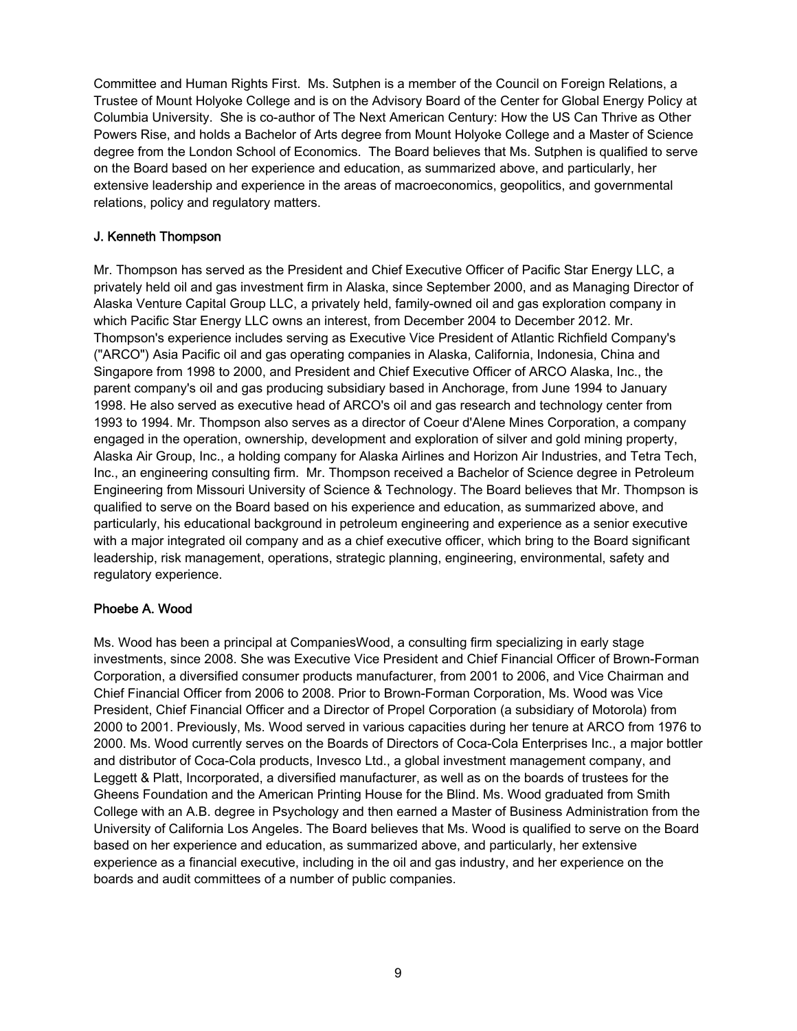Committee and Human Rights First. Ms. Sutphen is a member of the Council on Foreign Relations, a Trustee of Mount Holyoke College and is on the Advisory Board of the Center for Global Energy Policy at Columbia University. She is co-author of The Next American Century: How the US Can Thrive as Other Powers Rise, and holds a Bachelor of Arts degree from Mount Holyoke College and a Master of Science degree from the London School of Economics. The Board believes that Ms. Sutphen is qualified to serve on the Board based on her experience and education, as summarized above, and particularly, her extensive leadership and experience in the areas of macroeconomics, geopolitics, and governmental relations, policy and regulatory matters.

**J. Kenneth Thompson**

Mr. Thompson has served as the President and Chief Executive Officer of Pacific Star Energy LLC, a privately held oil and gas investment firm in Alaska, since September 2000, and as Managing Director of Alaska Venture Capital Group LLC, a privately held, family-owned oil and gas exploration company in which Pacific Star Energy LLC owns an interest, from December 2004 to December 2012. Mr. Thompson's experience includes serving as Executive Vice President of Atlantic Richfield Company's ("ARCO") Asia Pacific oil and gas operating companies in Alaska, California, Indonesia, China and Singapore from 1998 to 2000, and President and Chief Executive Officer of ARCO Alaska, Inc., the parent company's oil and gas producing subsidiary based in Anchorage, from June 1994 to January 1998. He also served as executive head of ARCO's oil and gas research and technology center from 1993 to 1994. Mr. Thompson also serves as a director of Coeur d'Alene Mines Corporation, a company engaged in the operation, ownership, development and exploration of silver and gold mining property, Alaska Air Group, Inc., a holding company for Alaska Airlines and Horizon Air Industries, and Tetra Tech, Inc., an engineering consulting firm. Mr. Thompson received a Bachelor of Science degree in Petroleum Engineering from Missouri University of Science & Technology. The Board believes that Mr. Thompson is qualified to serve on the Board based on his experience and education, as summarized above, and particularly, his educational background in petroleum engineering and experience as a senior executive with a major integrated oil company and as a chief executive officer, which bring to the Board significant leadership, risk management, operations, strategic planning, engineering, environmental, safety and regulatory experience.

**Phoebe A. Wood**

Ms. Wood has been a principal at CompaniesWood, a consulting firm specializing in early stage investments, since 2008. She was Executive Vice President and Chief Financial Officer of Brown-Forman Corporation, a diversified consumer products manufacturer, from 2001 to 2006, and Vice Chairman and Chief Financial Officer from 2006 to 2008. Prior to Brown-Forman Corporation, Ms. Wood was Vice President, Chief Financial Officer and a Director of Propel Corporation (a subsidiary of Motorola) from 2000 to 2001. Previously, Ms. Wood served in various capacities during her tenure at ARCO from 1976 to 2000. Ms. Wood currently serves on the Boards of Directors of Coca-Cola Enterprises Inc., a major bottler and distributor of Coca-Cola products, Invesco Ltd., a global investment management company, and Leggett & Platt, Incorporated, a diversified manufacturer, as well as on the boards of trustees for the Gheens Foundation and the American Printing House for the Blind. Ms. Wood graduated from Smith College with an A.B. degree in Psychology and then earned a Master of Business Administration from the University of California Los Angeles. The Board believes that Ms. Wood is qualified to serve on the Board based on her experience and education, as summarized above, and particularly, her extensive experience as a financial executive, including in the oil and gas industry, and her experience on the boards and audit committees of a number of public companies.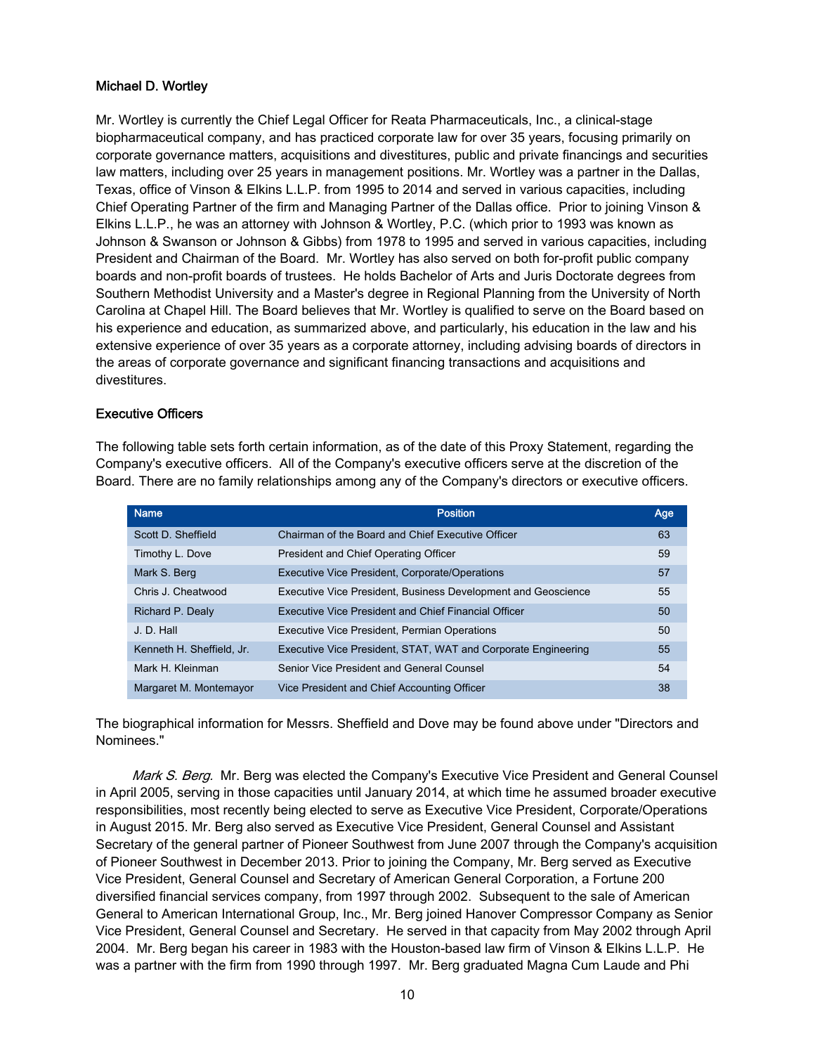Michael D. Wortley

Mr. Wortley is currently the Chief Legal Officer for Reata Pharmaceuticals, Inc., a clinical-stage biopharmaceutical company, and has practiced corporate law for over 35 years, focusing primarily on corporate governance matters, acquisitions and divestitures, public and private financings and securities law matters, including over 25 years in management positions. Mr. Wortley was a partner in the Dallas, Texas, office of Vinson & Elkins L.L.P. from 1995 to 2014 and served in various capacities, including Chief Operating Partner of the firm and Managing Partner of the Dallas office. Prior to joining Vinson & Elkins L.L.P., he was an attorney with Johnson & Wortley, P.C. (which prior to 1993 was known as Johnson & Swanson or Johnson & Gibbs) from 1978 to 1995 and served in various capacities, including President and Chairman of the Board. Mr. Wortley has also served on both for-profit public company boards and non-profit boards of trustees. He holds Bachelor of Arts and Juris Doctorate degrees from Southern Methodist University and a Master's degree in Regional Planning from the University of North Carolina at Chapel Hill. The Board believes that Mr. Wortley is qualified to serve on the Board based on his experience and education, as summarized above, and particularly, his education in the law and his extensive experience of over 35 years as a corporate attorney, including advising boards of directors in the areas of corporate governance and significant financing transactions and acquisitions and divestitures.

Executive Officers

The following table sets forth certain information, as of the date of this Proxy Statement, regarding the Company's executive officers. All of the Company's executive officers serve at the discretion of the Board. There are no family relationships among any of the Company's directors or executive officers.

| Name | Position | Age |
|---|---|---|
| Scott D. Sheffield | Chairman of the Board and Chief Executive Officer | 63 |
| Timothy L. Dove | President and Chief Operating Officer | 59 |
| Mark S. Berg | Executive Vice President, Corporate/Operations | 57 |
| Chris J. Cheatwood | Executive Vice President, Business Development and Geoscience | 55 |
| Richard P. Dealy | Executive Vice President and Chief Financial Officer | 50 |
| J. D. Hall | Executive Vice President, Permian Operations | 50 |
| Kenneth H. Sheffield, Jr. | Executive Vice President, STAT, WAT and Corporate Engineering | 55 |
| Mark H. Kleinman | Senior Vice President and General Counsel | 54 |
| Margaret M. Montemayor | Vice President and Chief Accounting Officer | 38 |

The biographical information for Messrs. Sheffield and Dove may be found above under "Directors and Nominees."

*Mark S. Berg*. Mr. Berg was elected the Company's Executive Vice President and General Counsel in April 2005, serving in those capacities until January 2014, at which time he assumed broader executive responsibilities, most recently being elected to serve as Executive Vice President, Corporate/Operations in August 2015. Mr. Berg also served as Executive Vice President, General Counsel and Assistant Secretary of the general partner of Pioneer Southwest from June 2007 through the Company's acquisition of Pioneer Southwest in December 2013. Prior to joining the Company, Mr. Berg served as Executive Vice President, General Counsel and Secretary of American General Corporation, a Fortune 200 diversified financial services company, from 1997 through 2002. Subsequent to the sale of American General to American International Group, Inc., Mr. Berg joined Hanover Compressor Company as Senior Vice President, General Counsel and Secretary. He served in that capacity from May 2002 through April 2004. Mr. Berg began his career in 1983 with the Houston-based law firm of Vinson & Elkins L.L.P. He was a partner with the firm from 1990 through 1997. Mr. Berg graduated Magna Cum Laude and Phi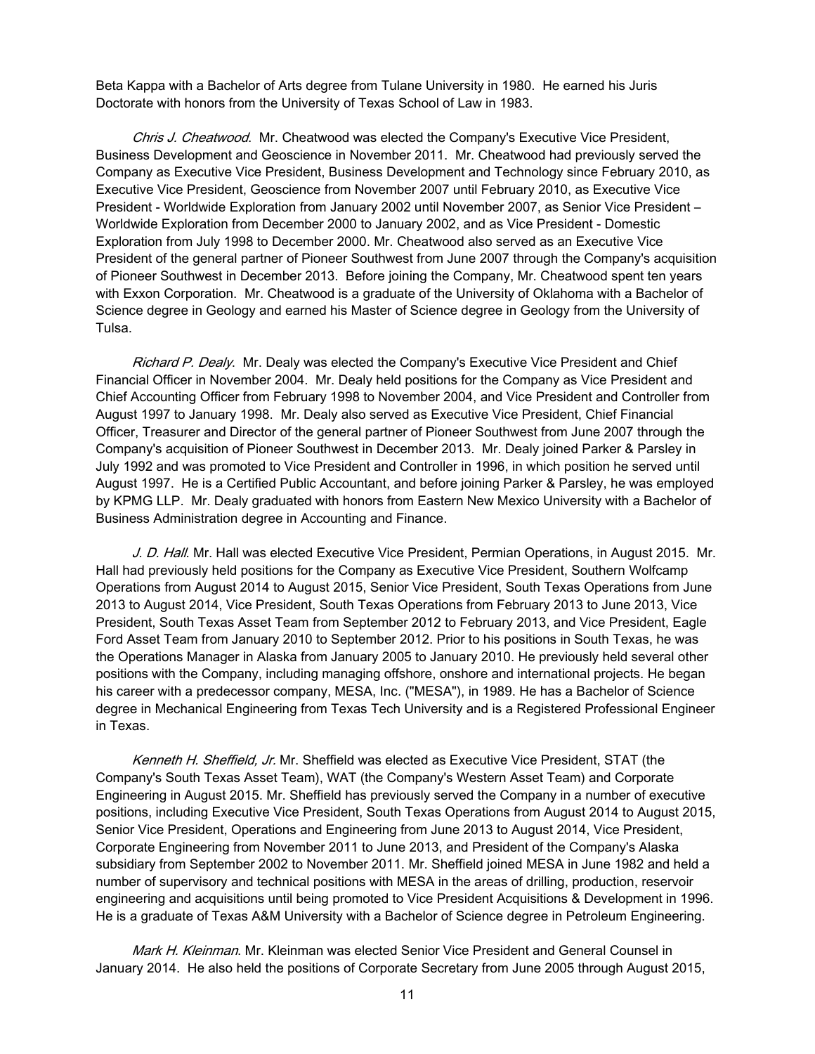Beta Kappa with a Bachelor of Arts degree from Tulane University in 1980. He earned his Juris Doctorate with honors from the University of Texas School of Law in 1983.

*Chris J. Cheatwood*. Mr. Cheatwood was elected the Company's Executive Vice President, Business Development and Geoscience in November 2011. Mr. Cheatwood had previously served the Company as Executive Vice President, Business Development and Technology since February 2010, as Executive Vice President, Geoscience from November 2007 until February 2010, as Executive Vice President - Worldwide Exploration from January 2002 until November 2007, as Senior Vice President – Worldwide Exploration from December 2000 to January 2002, and as Vice President - Domestic Exploration from July 1998 to December 2000. Mr. Cheatwood also served as an Executive Vice President of the general partner of Pioneer Southwest from June 2007 through the Company's acquisition of Pioneer Southwest in December 2013. Before joining the Company, Mr. Cheatwood spent ten years with Exxon Corporation. Mr. Cheatwood is a graduate of the University of Oklahoma with a Bachelor of Science degree in Geology and earned his Master of Science degree in Geology from the University of Tulsa.

*Richard P. Dealy*. Mr. Dealy was elected the Company's Executive Vice President and Chief Financial Officer in November 2004. Mr. Dealy held positions for the Company as Vice President and Chief Accounting Officer from February 1998 to November 2004, and Vice President and Controller from August 1997 to January 1998. Mr. Dealy also served as Executive Vice President, Chief Financial Officer, Treasurer and Director of the general partner of Pioneer Southwest from June 2007 through the Company's acquisition of Pioneer Southwest in December 2013. Mr. Dealy joined Parker & Parsley in July 1992 and was promoted to Vice President and Controller in 1996, in which position he served until August 1997. He is a Certified Public Accountant, and before joining Parker & Parsley, he was employed by KPMG LLP. Mr. Dealy graduated with honors from Eastern New Mexico University with a Bachelor of Business Administration degree in Accounting and Finance.

*J. D. Hall*. Mr. Hall was elected Executive Vice President, Permian Operations, in August 2015. Mr. Hall had previously held positions for the Company as Executive Vice President, Southern Wolfcamp Operations from August 2014 to August 2015, Senior Vice President, South Texas Operations from June 2013 to August 2014, Vice President, South Texas Operations from February 2013 to June 2013, Vice President, South Texas Asset Team from September 2012 to February 2013, and Vice President, Eagle Ford Asset Team from January 2010 to September 2012. Prior to his positions in South Texas, he was the Operations Manager in Alaska from January 2005 to January 2010. He previously held several other positions with the Company, including managing offshore, onshore and international projects. He began his career with a predecessor company, MESA, Inc. ("MESA"), in 1989. He has a Bachelor of Science degree in Mechanical Engineering from Texas Tech University and is a Registered Professional Engineer in Texas.

*Kenneth H. Sheffield, Jr*. Mr. Sheffield was elected as Executive Vice President, STAT (the Company's South Texas Asset Team), WAT (the Company's Western Asset Team) and Corporate Engineering in August 2015. Mr. Sheffield has previously served the Company in a number of executive positions, including Executive Vice President, South Texas Operations from August 2014 to August 2015, Senior Vice President, Operations and Engineering from June 2013 to August 2014, Vice President, Corporate Engineering from November 2011 to June 2013, and President of the Company's Alaska subsidiary from September 2002 to November 2011. Mr. Sheffield joined MESA in June 1982 and held a number of supervisory and technical positions with MESA in the areas of drilling, production, reservoir engineering and acquisitions until being promoted to Vice President Acquisitions & Development in 1996. He is a graduate of Texas A&M University with a Bachelor of Science degree in Petroleum Engineering.

*Mark H. Kleinman*. Mr. Kleinman was elected Senior Vice President and General Counsel in January 2014. He also held the positions of Corporate Secretary from June 2005 through August 2015,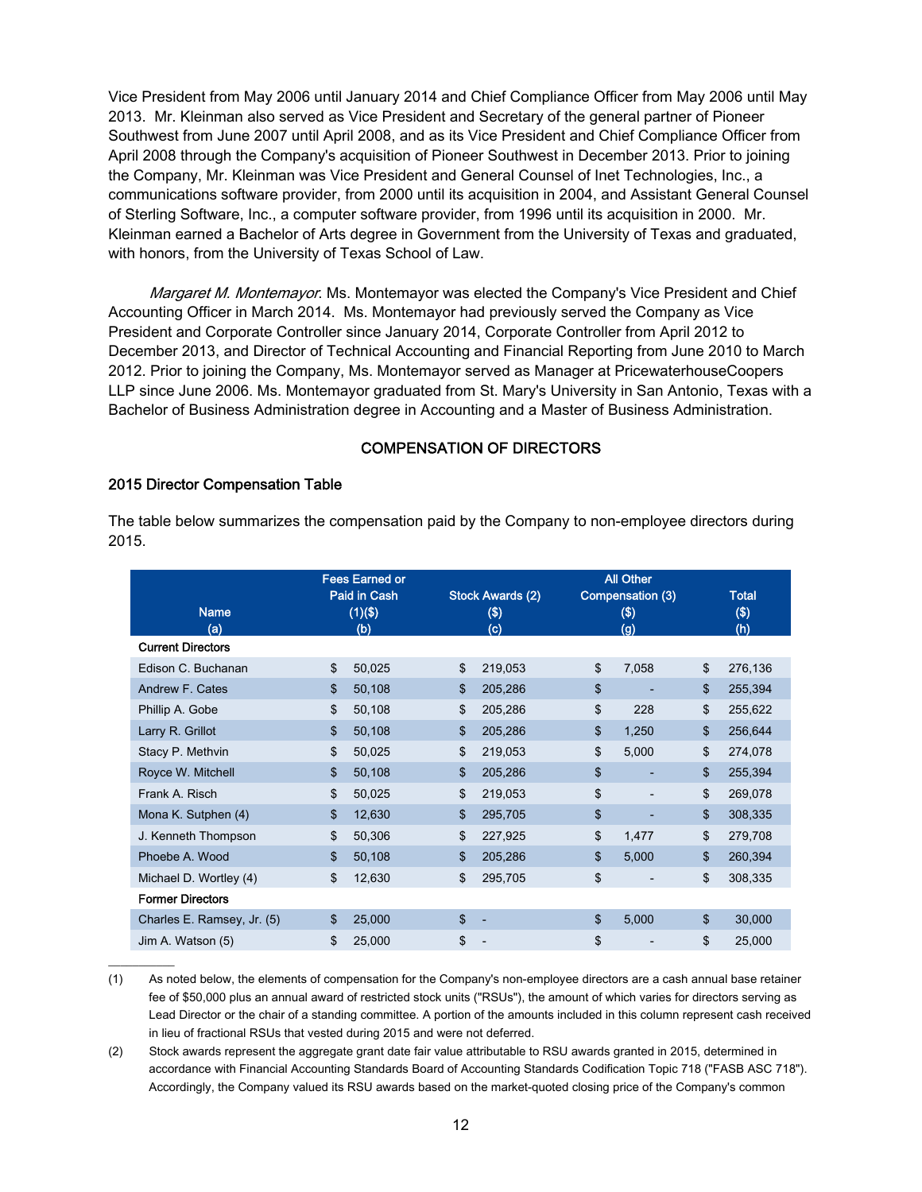Vice President from May 2006 until January 2014 and Chief Compliance Officer from May 2006 until May 2013. Mr. Kleinman also served as Vice President and Secretary of the general partner of Pioneer Southwest from June 2007 until April 2008, and as its Vice President and Chief Compliance Officer from April 2008 through the Company's acquisition of Pioneer Southwest in December 2013. Prior to joining the Company, Mr. Kleinman was Vice President and General Counsel of Inet Technologies, Inc., a communications software provider, from 2000 until its acquisition in 2004, and Assistant General Counsel of Sterling Software, Inc., a computer software provider, from 1996 until its acquisition in 2000. Mr. Kleinman earned a Bachelor of Arts degree in Government from the University of Texas and graduated, with honors, from the University of Texas School of Law.

*Margaret M. Montemayor*. Ms. Montemayor was elected the Company's Vice President and Chief Accounting Officer in March 2014. Ms. Montemayor had previously served the Company as Vice President and Corporate Controller since January 2014, Corporate Controller from April 2012 to December 2013, and Director of Technical Accounting and Financial Reporting from June 2010 to March 2012. Prior to joining the Company, Ms. Montemayor served as Manager at PricewaterhouseCoopers LLP since June 2006. Ms. Montemayor graduated from St. Mary's University in San Antonio, Texas with a Bachelor of Business Administration degree in Accounting and a Master of Business Administration.

## COMPENSATION OF DIRECTORS

### 2015 Director Compensation Table

The table below summarizes the compensation paid by the Company to non-employee directors during 2015.

| Name (a) | Fees Earned or Paid in Cash (1)($) (b) | Stock Awards (2) ($) (c) | All Other Compensation (3) ($) (g) | Total ($) (h) |
|---|---|---|---|---|
| **Current Directors** | | | | |
| Edison C. Buchanan | $ 50,025 | $ 219,053 | $ 7,058 | $ 276,136 |
| Andrew F. Cates | $ 50,108 | $ 205,286 | $ - | $ 255,394 |
| Phillip A. Gobe | $ 50,108 | $ 205,286 | $ 228 | $ 255,622 |
| Larry R. Grillot | $ 50,108 | $ 205,286 | $ 1,250 | $ 256,644 |
| Stacy P. Methvin | $ 50,025 | $ 219,053 | $ 5,000 | $ 274,078 |
| Royce W. Mitchell | $ 50,108 | $ 205,286 | $ - | $ 255,394 |
| Frank A. Risch | $ 50,025 | $ 219,053 | $ - | $ 269,078 |
| Mona K. Sutphen (4) | $ 12,630 | $ 295,705 | $ - | $ 308,335 |
| J. Kenneth Thompson | $ 50,306 | $ 227,925 | $ 1,477 | $ 279,708 |
| Phoebe A. Wood | $ 50,108 | $ 205,286 | $ 5,000 | $ 260,394 |
| Michael D. Wortley (4) | $ 12,630 | $ 295,705 | $ - | $ 308,335 |
| **Former Directors** | | | | |
| Charles E. Ramsey, Jr. (5) | $ 25,000 | $ - | $ 5,000 | $ 30,000 |
| Jim A. Watson (5) | $ 25,000 | $ - | $ - | $ 25,000 |

(1) As noted below, the elements of compensation for the Company's non-employee directors are a cash annual base retainer fee of $50,000 plus an annual award of restricted stock units ("RSUs"), the amount of which varies for directors serving as Lead Director or the chair of a standing committee. A portion of the amounts included in this column represent cash received in lieu of fractional RSUs that vested during 2015 and were not deferred.

(2) Stock awards represent the aggregate grant date fair value attributable to RSU awards granted in 2015, determined in accordance with Financial Accounting Standards Board of Accounting Standards Codification Topic 718 ("FASB ASC 718"). Accordingly, the Company valued its RSU awards based on the market-quoted closing price of the Company's common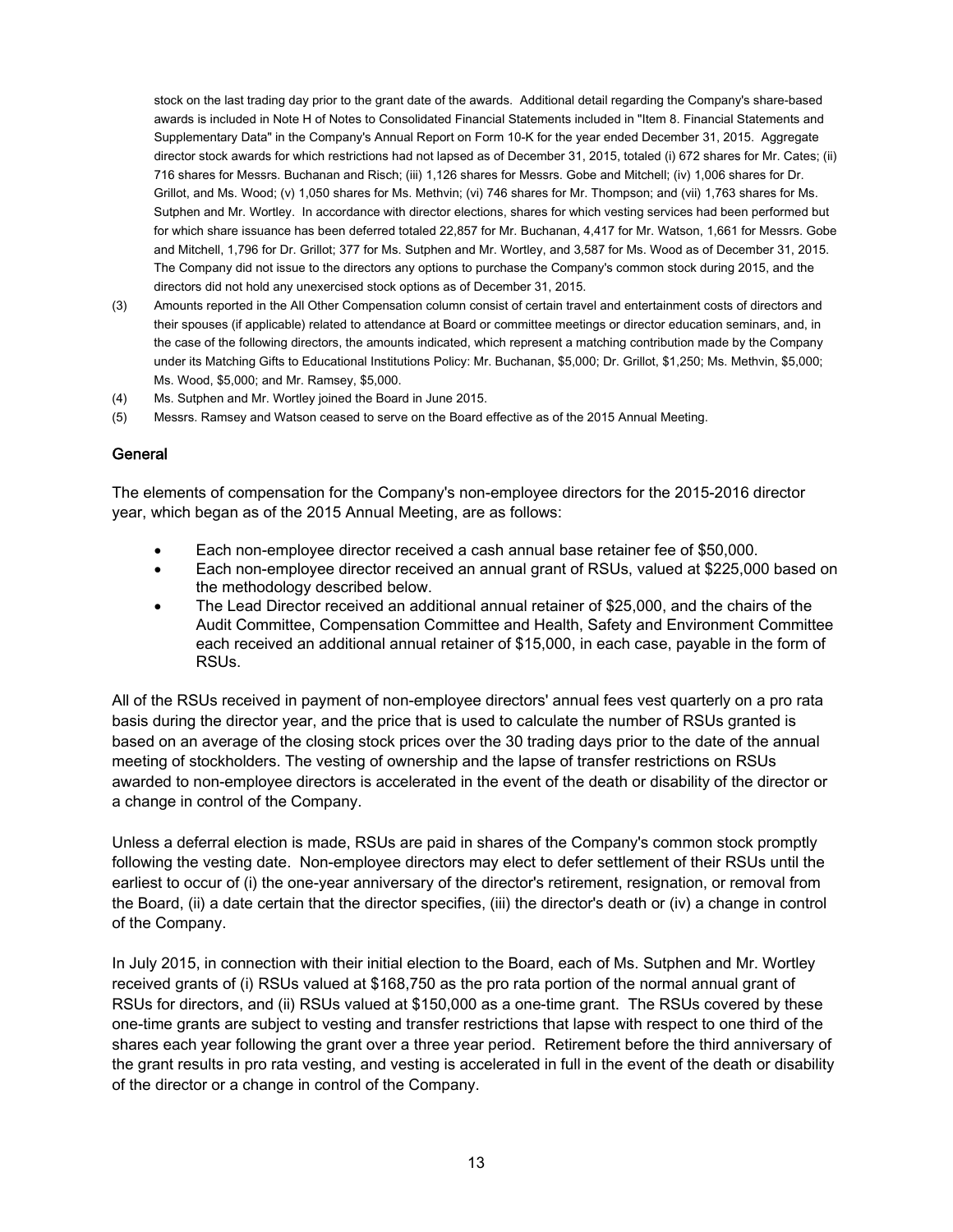stock on the last trading day prior to the grant date of the awards. Additional detail regarding the Company's share-based awards is included in Note H of Notes to Consolidated Financial Statements included in "Item 8. Financial Statements and Supplementary Data" in the Company's Annual Report on Form 10-K for the year ended December 31, 2015. Aggregate director stock awards for which restrictions had not lapsed as of December 31, 2015, totaled (i) 672 shares for Mr. Cates; (ii) 716 shares for Messrs. Buchanan and Risch; (iii) 1,126 shares for Messrs. Gobe and Mitchell; (iv) 1,006 shares for Dr. Grillot, and Ms. Wood; (v) 1,050 shares for Ms. Methvin; (vi) 746 shares for Mr. Thompson; and (vii) 1,763 shares for Ms. Sutphen and Mr. Wortley. In accordance with director elections, shares for which vesting services had been performed but for which share issuance has been deferred totaled 22,857 for Mr. Buchanan, 4,417 for Mr. Watson, 1,661 for Messrs. Gobe and Mitchell, 1,796 for Dr. Grillot; 377 for Ms. Sutphen and Mr. Wortley, and 3,587 for Ms. Wood as of December 31, 2015. The Company did not issue to the directors any options to purchase the Company's common stock during 2015, and the directors did not hold any unexercised stock options as of December 31, 2015.

(3) Amounts reported in the All Other Compensation column consist of certain travel and entertainment costs of directors and their spouses (if applicable) related to attendance at Board or committee meetings or director education seminars, and, in the case of the following directors, the amounts indicated, which represent a matching contribution made by the Company under its Matching Gifts to Educational Institutions Policy: Mr. Buchanan, $5,000; Dr. Grillot, $1,250; Ms. Methvin, $5,000; Ms. Wood, $5,000; and Mr. Ramsey, $5,000.

(4) Ms. Sutphen and Mr. Wortley joined the Board in June 2015.

(5) Messrs. Ramsey and Watson ceased to serve on the Board effective as of the 2015 Annual Meeting.

## General

The elements of compensation for the Company's non-employee directors for the 2015-2016 director year, which began as of the 2015 Annual Meeting, are as follows:

- Each non-employee director received a cash annual base retainer fee of $50,000.
- Each non-employee director received an annual grant of RSUs, valued at $225,000 based on the methodology described below.
- The Lead Director received an additional annual retainer of $25,000, and the chairs of the Audit Committee, Compensation Committee and Health, Safety and Environment Committee each received an additional annual retainer of $15,000, in each case, payable in the form of RSUs.

All of the RSUs received in payment of non-employee directors' annual fees vest quarterly on a pro rata basis during the director year, and the price that is used to calculate the number of RSUs granted is based on an average of the closing stock prices over the 30 trading days prior to the date of the annual meeting of stockholders. The vesting of ownership and the lapse of transfer restrictions on RSUs awarded to non-employee directors is accelerated in the event of the death or disability of the director or a change in control of the Company.

Unless a deferral election is made, RSUs are paid in shares of the Company's common stock promptly following the vesting date. Non-employee directors may elect to defer settlement of their RSUs until the earliest to occur of (i) the one-year anniversary of the director's retirement, resignation, or removal from the Board, (ii) a date certain that the director specifies, (iii) the director's death or (iv) a change in control of the Company.

In July 2015, in connection with their initial election to the Board, each of Ms. Sutphen and Mr. Wortley received grants of (i) RSUs valued at $168,750 as the pro rata portion of the normal annual grant of RSUs for directors, and (ii) RSUs valued at $150,000 as a one-time grant. The RSUs covered by these one-time grants are subject to vesting and transfer restrictions that lapse with respect to one third of the shares each year following the grant over a three year period. Retirement before the third anniversary of the grant results in pro rata vesting, and vesting is accelerated in full in the event of the death or disability of the director or a change in control of the Company.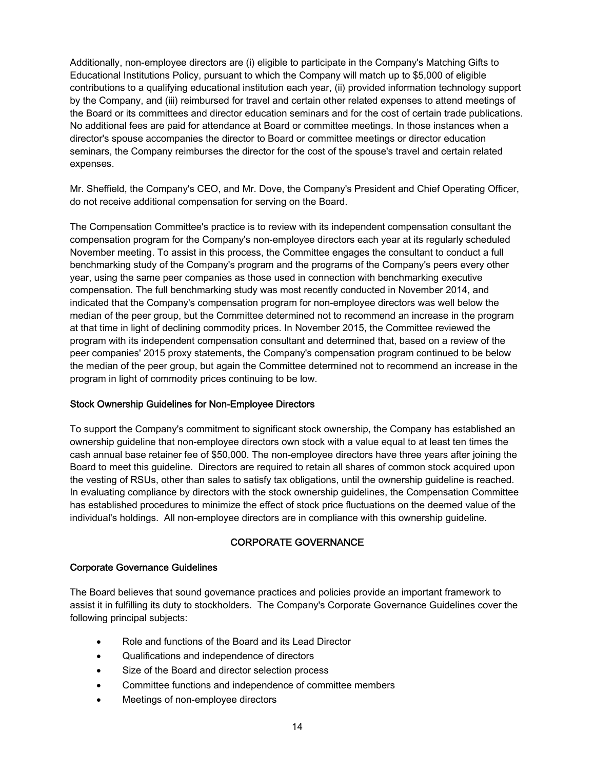Additionally, non-employee directors are (i) eligible to participate in the Company's Matching Gifts to Educational Institutions Policy, pursuant to which the Company will match up to $5,000 of eligible contributions to a qualifying educational institution each year, (ii) provided information technology support by the Company, and (iii) reimbursed for travel and certain other related expenses to attend meetings of the Board or its committees and director education seminars and for the cost of certain trade publications. No additional fees are paid for attendance at Board or committee meetings. In those instances when a director's spouse accompanies the director to Board or committee meetings or director education seminars, the Company reimburses the director for the cost of the spouse's travel and certain related expenses.

Mr. Sheffield, the Company's CEO, and Mr. Dove, the Company's President and Chief Operating Officer, do not receive additional compensation for serving on the Board.

The Compensation Committee's practice is to review with its independent compensation consultant the compensation program for the Company's non-employee directors each year at its regularly scheduled November meeting. To assist in this process, the Committee engages the consultant to conduct a full benchmarking study of the Company's program and the programs of the Company's peers every other year, using the same peer companies as those used in connection with benchmarking executive compensation. The full benchmarking study was most recently conducted in November 2014, and indicated that the Company's compensation program for non-employee directors was well below the median of the peer group, but the Committee determined not to recommend an increase in the program at that time in light of declining commodity prices. In November 2015, the Committee reviewed the program with its independent compensation consultant and determined that, based on a review of the peer companies' 2015 proxy statements, the Company's compensation program continued to be below the median of the peer group, but again the Committee determined not to recommend an increase in the program in light of commodity prices continuing to be low.

### Stock Ownership Guidelines for Non-Employee Directors

To support the Company's commitment to significant stock ownership, the Company has established an ownership guideline that non-employee directors own stock with a value equal to at least ten times the cash annual base retainer fee of $50,000. The non-employee directors have three years after joining the Board to meet this guideline. Directors are required to retain all shares of common stock acquired upon the vesting of RSUs, other than sales to satisfy tax obligations, until the ownership guideline is reached. In evaluating compliance by directors with the stock ownership guidelines, the Compensation Committee has established procedures to minimize the effect of stock price fluctuations on the deemed value of the individual's holdings. All non-employee directors are in compliance with this ownership guideline.

## CORPORATE GOVERNANCE

### Corporate Governance Guidelines

The Board believes that sound governance practices and policies provide an important framework to assist it in fulfilling its duty to stockholders. The Company's Corporate Governance Guidelines cover the following principal subjects:

- Role and functions of the Board and its Lead Director
- Qualifications and independence of directors
- Size of the Board and director selection process
- Committee functions and independence of committee members
- Meetings of non-employee directors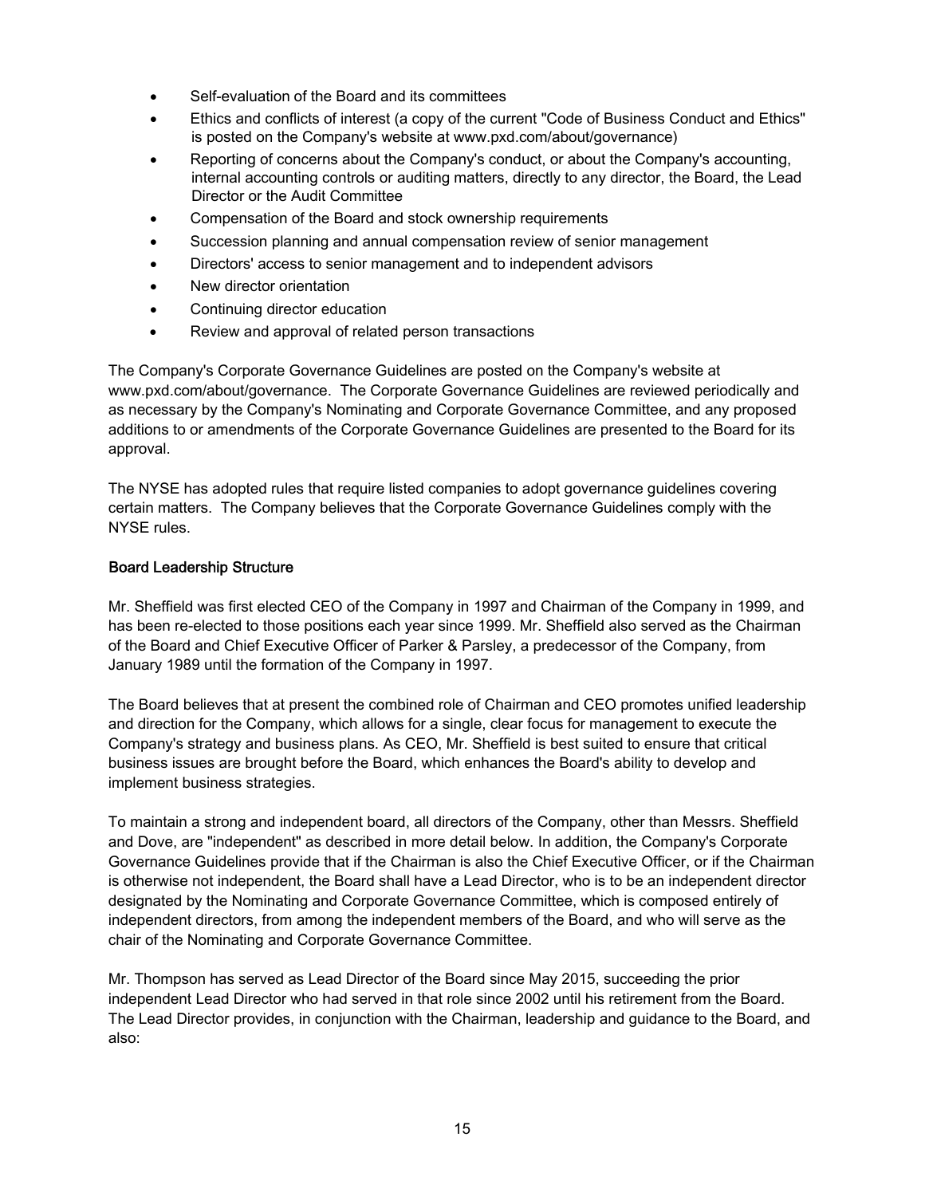- Self-evaluation of the Board and its committees
- Ethics and conflicts of interest (a copy of the current "Code of Business Conduct and Ethics" is posted on the Company's website at www.pxd.com/about/governance)
- Reporting of concerns about the Company's conduct, or about the Company's accounting, internal accounting controls or auditing matters, directly to any director, the Board, the Lead Director or the Audit Committee
- Compensation of the Board and stock ownership requirements
- Succession planning and annual compensation review of senior management
- Directors' access to senior management and to independent advisors
- New director orientation
- Continuing director education
- Review and approval of related person transactions

The Company's Corporate Governance Guidelines are posted on the Company's website at www.pxd.com/about/governance. The Corporate Governance Guidelines are reviewed periodically and as necessary by the Company's Nominating and Corporate Governance Committee, and any proposed additions to or amendments of the Corporate Governance Guidelines are presented to the Board for its approval.

The NYSE has adopted rules that require listed companies to adopt governance guidelines covering certain matters. The Company believes that the Corporate Governance Guidelines comply with the NYSE rules.

### Board Leadership Structure

Mr. Sheffield was first elected CEO of the Company in 1997 and Chairman of the Company in 1999, and has been re-elected to those positions each year since 1999. Mr. Sheffield also served as the Chairman of the Board and Chief Executive Officer of Parker & Parsley, a predecessor of the Company, from January 1989 until the formation of the Company in 1997.

The Board believes that at present the combined role of Chairman and CEO promotes unified leadership and direction for the Company, which allows for a single, clear focus for management to execute the Company's strategy and business plans. As CEO, Mr. Sheffield is best suited to ensure that critical business issues are brought before the Board, which enhances the Board's ability to develop and implement business strategies.

To maintain a strong and independent board, all directors of the Company, other than Messrs. Sheffield and Dove, are "independent" as described in more detail below. In addition, the Company's Corporate Governance Guidelines provide that if the Chairman is also the Chief Executive Officer, or if the Chairman is otherwise not independent, the Board shall have a Lead Director, who is to be an independent director designated by the Nominating and Corporate Governance Committee, which is composed entirely of independent directors, from among the independent members of the Board, and who will serve as the chair of the Nominating and Corporate Governance Committee.

Mr. Thompson has served as Lead Director of the Board since May 2015, succeeding the prior independent Lead Director who had served in that role since 2002 until his retirement from the Board. The Lead Director provides, in conjunction with the Chairman, leadership and guidance to the Board, and also: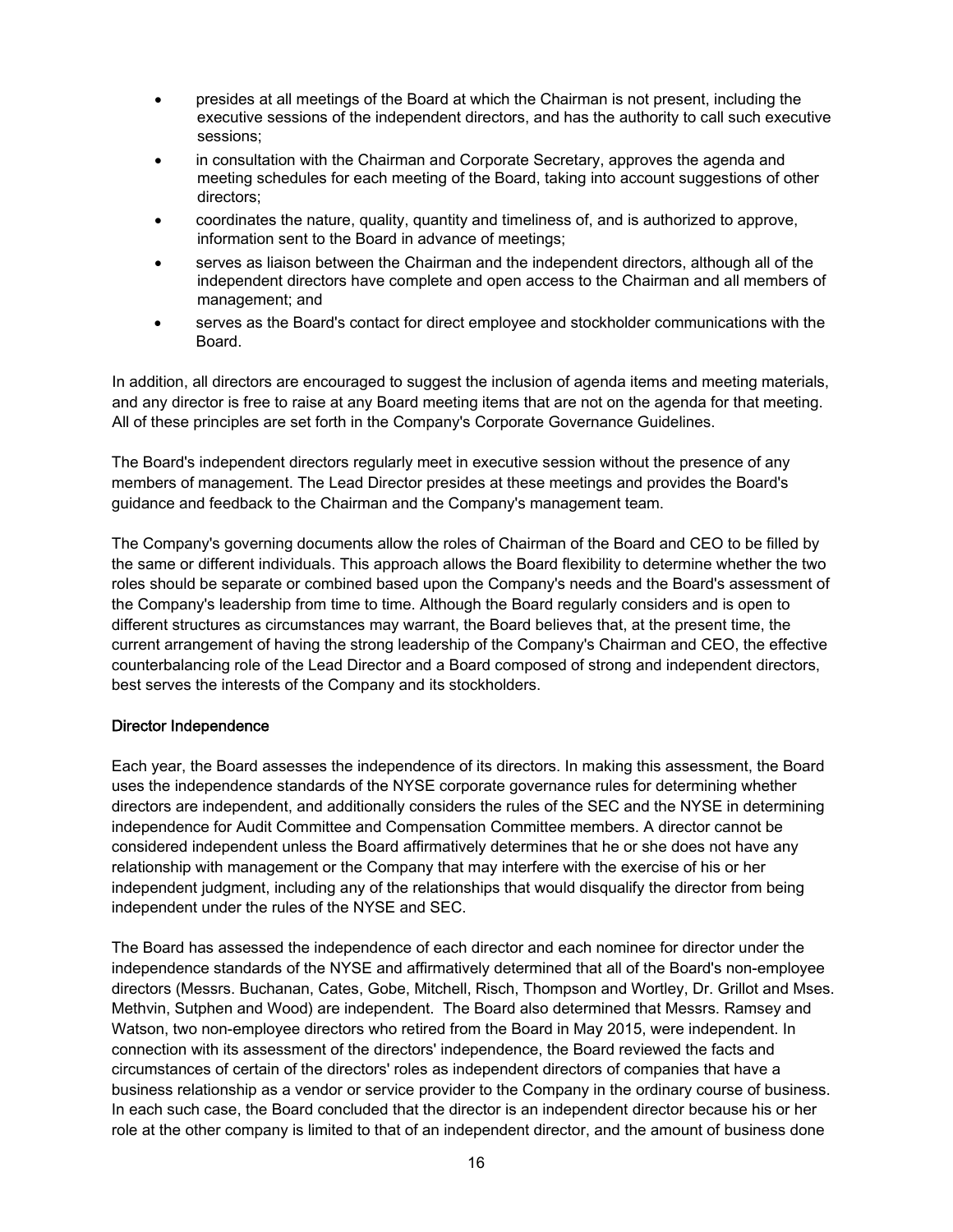- presides at all meetings of the Board at which the Chairman is not present, including the executive sessions of the independent directors, and has the authority to call such executive sessions;
- in consultation with the Chairman and Corporate Secretary, approves the agenda and meeting schedules for each meeting of the Board, taking into account suggestions of other directors;
- coordinates the nature, quality, quantity and timeliness of, and is authorized to approve, information sent to the Board in advance of meetings;
- serves as liaison between the Chairman and the independent directors, although all of the independent directors have complete and open access to the Chairman and all members of management; and
- serves as the Board's contact for direct employee and stockholder communications with the Board.

In addition, all directors are encouraged to suggest the inclusion of agenda items and meeting materials, and any director is free to raise at any Board meeting items that are not on the agenda for that meeting. All of these principles are set forth in the Company's Corporate Governance Guidelines.

The Board's independent directors regularly meet in executive session without the presence of any members of management. The Lead Director presides at these meetings and provides the Board's guidance and feedback to the Chairman and the Company's management team.

The Company's governing documents allow the roles of Chairman of the Board and CEO to be filled by the same or different individuals. This approach allows the Board flexibility to determine whether the two roles should be separate or combined based upon the Company's needs and the Board's assessment of the Company's leadership from time to time. Although the Board regularly considers and is open to different structures as circumstances may warrant, the Board believes that, at the present time, the current arrangement of having the strong leadership of the Company's Chairman and CEO, the effective counterbalancing role of the Lead Director and a Board composed of strong and independent directors, best serves the interests of the Company and its stockholders.

### Director Independence

Each year, the Board assesses the independence of its directors. In making this assessment, the Board uses the independence standards of the NYSE corporate governance rules for determining whether directors are independent, and additionally considers the rules of the SEC and the NYSE in determining independence for Audit Committee and Compensation Committee members. A director cannot be considered independent unless the Board affirmatively determines that he or she does not have any relationship with management or the Company that may interfere with the exercise of his or her independent judgment, including any of the relationships that would disqualify the director from being independent under the rules of the NYSE and SEC.

The Board has assessed the independence of each director and each nominee for director under the independence standards of the NYSE and affirmatively determined that all of the Board's non-employee directors (Messrs. Buchanan, Cates, Gobe, Mitchell, Risch, Thompson and Wortley, Dr. Grillot and Mses. Methvin, Sutphen and Wood) are independent. The Board also determined that Messrs. Ramsey and Watson, two non-employee directors who retired from the Board in May 2015, were independent. In connection with its assessment of the directors' independence, the Board reviewed the facts and circumstances of certain of the directors' roles as independent directors of companies that have a business relationship as a vendor or service provider to the Company in the ordinary course of business. In each such case, the Board concluded that the director is an independent director because his or her role at the other company is limited to that of an independent director, and the amount of business done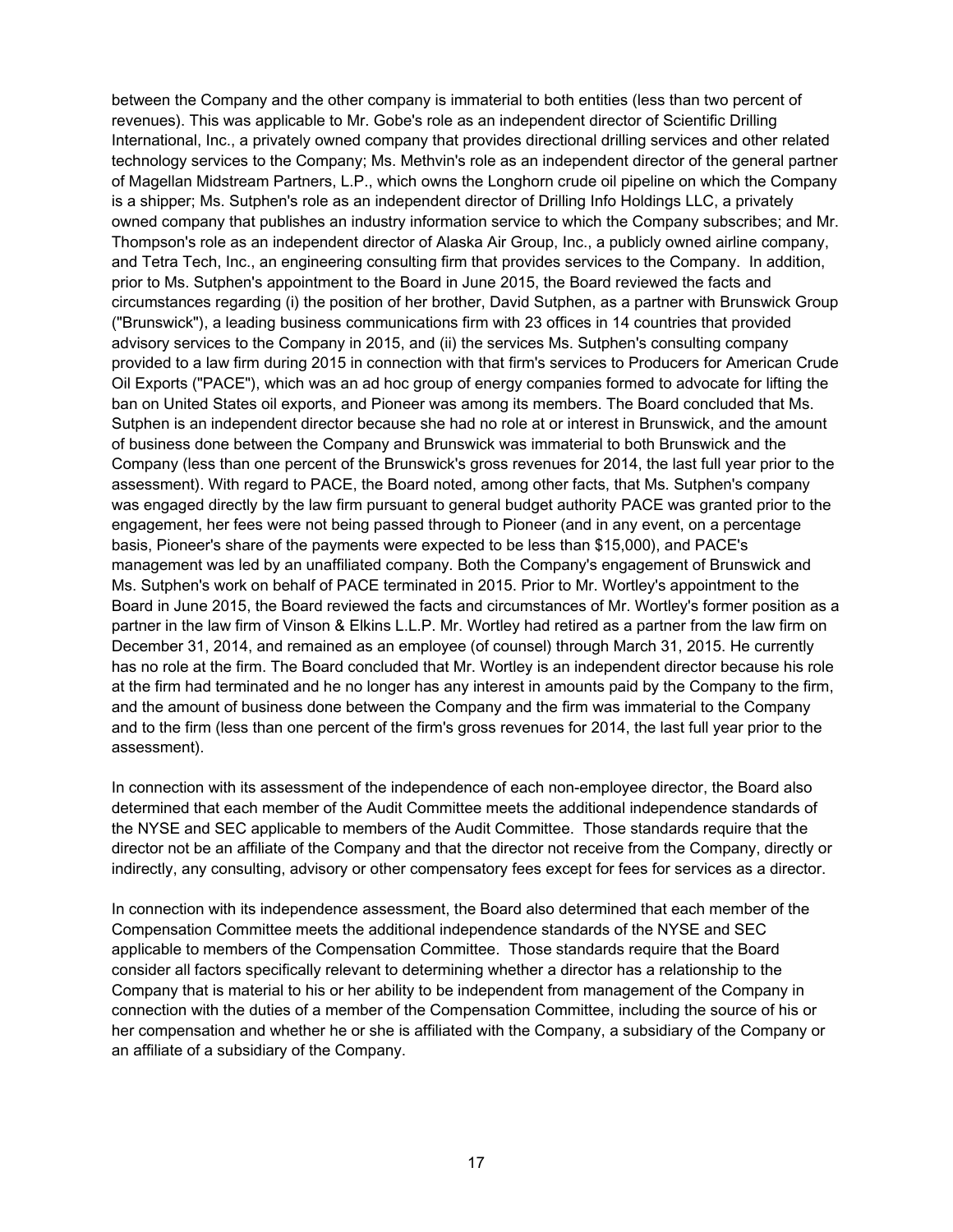between the Company and the other company is immaterial to both entities (less than two percent of revenues). This was applicable to Mr. Gobe's role as an independent director of Scientific Drilling International, Inc., a privately owned company that provides directional drilling services and other related technology services to the Company; Ms. Methvin's role as an independent director of the general partner of Magellan Midstream Partners, L.P., which owns the Longhorn crude oil pipeline on which the Company is a shipper; Ms. Sutphen's role as an independent director of Drilling Info Holdings LLC, a privately owned company that publishes an industry information service to which the Company subscribes; and Mr. Thompson's role as an independent director of Alaska Air Group, Inc., a publicly owned airline company, and Tetra Tech, Inc., an engineering consulting firm that provides services to the Company. In addition, prior to Ms. Sutphen's appointment to the Board in June 2015, the Board reviewed the facts and circumstances regarding (i) the position of her brother, David Sutphen, as a partner with Brunswick Group ("Brunswick"), a leading business communications firm with 23 offices in 14 countries that provided advisory services to the Company in 2015, and (ii) the services Ms. Sutphen's consulting company provided to a law firm during 2015 in connection with that firm's services to Producers for American Crude Oil Exports ("PACE"), which was an ad hoc group of energy companies formed to advocate for lifting the ban on United States oil exports, and Pioneer was among its members. The Board concluded that Ms. Sutphen is an independent director because she had no role at or interest in Brunswick, and the amount of business done between the Company and Brunswick was immaterial to both Brunswick and the Company (less than one percent of the Brunswick's gross revenues for 2014, the last full year prior to the assessment). With regard to PACE, the Board noted, among other facts, that Ms. Sutphen's company was engaged directly by the law firm pursuant to general budget authority PACE was granted prior to the engagement, her fees were not being passed through to Pioneer (and in any event, on a percentage basis, Pioneer's share of the payments were expected to be less than $15,000), and PACE's management was led by an unaffiliated company. Both the Company's engagement of Brunswick and Ms. Sutphen's work on behalf of PACE terminated in 2015. Prior to Mr. Wortley's appointment to the Board in June 2015, the Board reviewed the facts and circumstances of Mr. Wortley's former position as a partner in the law firm of Vinson & Elkins L.L.P. Mr. Wortley had retired as a partner from the law firm on December 31, 2014, and remained as an employee (of counsel) through March 31, 2015. He currently has no role at the firm. The Board concluded that Mr. Wortley is an independent director because his role at the firm had terminated and he no longer has any interest in amounts paid by the Company to the firm, and the amount of business done between the Company and the firm was immaterial to the Company and to the firm (less than one percent of the firm's gross revenues for 2014, the last full year prior to the assessment).

In connection with its assessment of the independence of each non-employee director, the Board also determined that each member of the Audit Committee meets the additional independence standards of the NYSE and SEC applicable to members of the Audit Committee. Those standards require that the director not be an affiliate of the Company and that the director not receive from the Company, directly or indirectly, any consulting, advisory or other compensatory fees except for fees for services as a director.

In connection with its independence assessment, the Board also determined that each member of the Compensation Committee meets the additional independence standards of the NYSE and SEC applicable to members of the Compensation Committee. Those standards require that the Board consider all factors specifically relevant to determining whether a director has a relationship to the Company that is material to his or her ability to be independent from management of the Company in connection with the duties of a member of the Compensation Committee, including the source of his or her compensation and whether he or she is affiliated with the Company, a subsidiary of the Company or an affiliate of a subsidiary of the Company.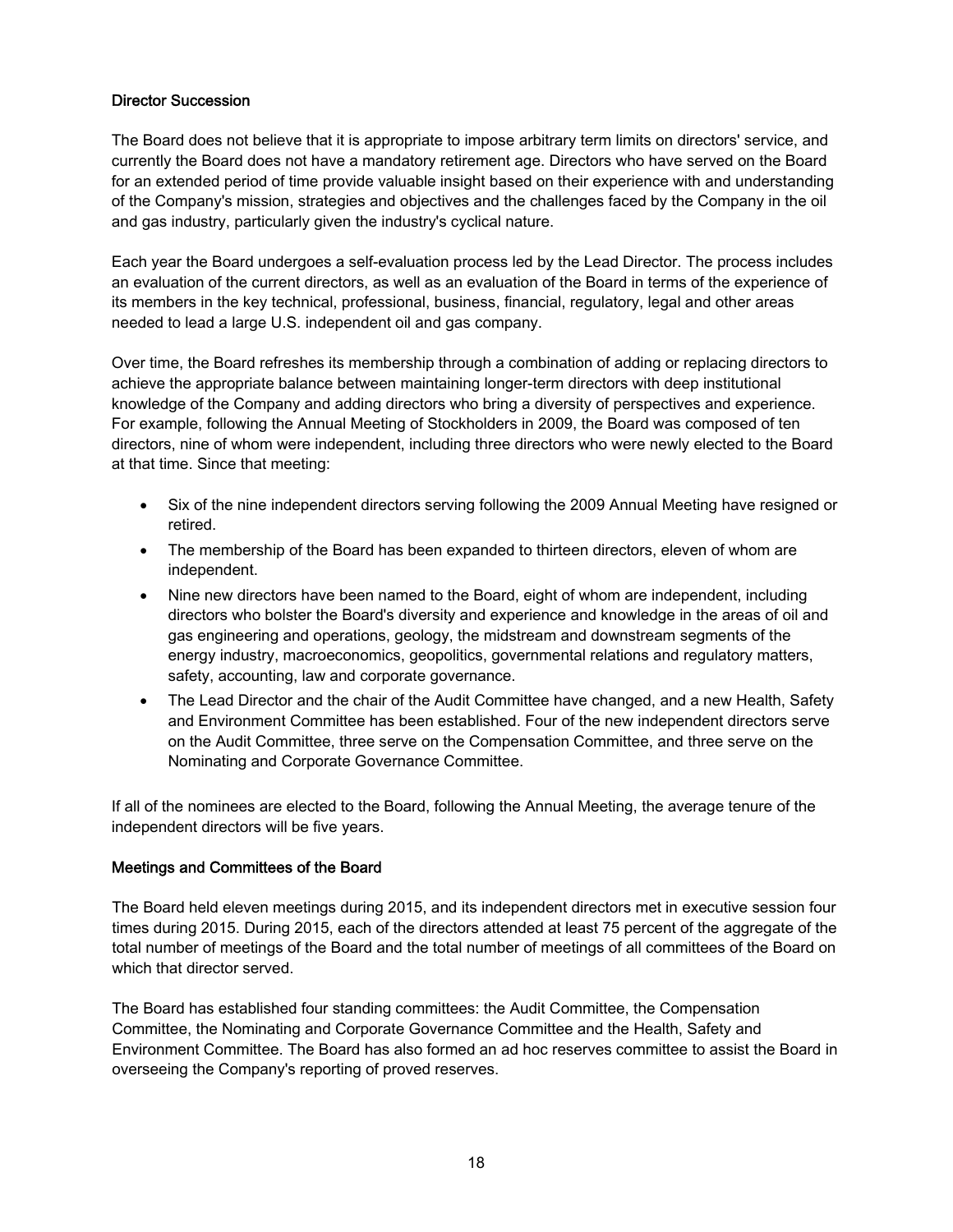### Director Succession

The Board does not believe that it is appropriate to impose arbitrary term limits on directors' service, and currently the Board does not have a mandatory retirement age. Directors who have served on the Board for an extended period of time provide valuable insight based on their experience with and understanding of the Company's mission, strategies and objectives and the challenges faced by the Company in the oil and gas industry, particularly given the industry's cyclical nature.

Each year the Board undergoes a self-evaluation process led by the Lead Director. The process includes an evaluation of the current directors, as well as an evaluation of the Board in terms of the experience of its members in the key technical, professional, business, financial, regulatory, legal and other areas needed to lead a large U.S. independent oil and gas company.

Over time, the Board refreshes its membership through a combination of adding or replacing directors to achieve the appropriate balance between maintaining longer-term directors with deep institutional knowledge of the Company and adding directors who bring a diversity of perspectives and experience. For example, following the Annual Meeting of Stockholders in 2009, the Board was composed of ten directors, nine of whom were independent, including three directors who were newly elected to the Board at that time. Since that meeting:

- Six of the nine independent directors serving following the 2009 Annual Meeting have resigned or retired.
- The membership of the Board has been expanded to thirteen directors, eleven of whom are independent.
- Nine new directors have been named to the Board, eight of whom are independent, including directors who bolster the Board's diversity and experience and knowledge in the areas of oil and gas engineering and operations, geology, the midstream and downstream segments of the energy industry, macroeconomics, geopolitics, governmental relations and regulatory matters, safety, accounting, law and corporate governance.
- The Lead Director and the chair of the Audit Committee have changed, and a new Health, Safety and Environment Committee has been established. Four of the new independent directors serve on the Audit Committee, three serve on the Compensation Committee, and three serve on the Nominating and Corporate Governance Committee.

If all of the nominees are elected to the Board, following the Annual Meeting, the average tenure of the independent directors will be five years.

### Meetings and Committees of the Board

The Board held eleven meetings during 2015, and its independent directors met in executive session four times during 2015. During 2015, each of the directors attended at least 75 percent of the aggregate of the total number of meetings of the Board and the total number of meetings of all committees of the Board on which that director served.

The Board has established four standing committees: the Audit Committee, the Compensation Committee, the Nominating and Corporate Governance Committee and the Health, Safety and Environment Committee. The Board has also formed an ad hoc reserves committee to assist the Board in overseeing the Company's reporting of proved reserves.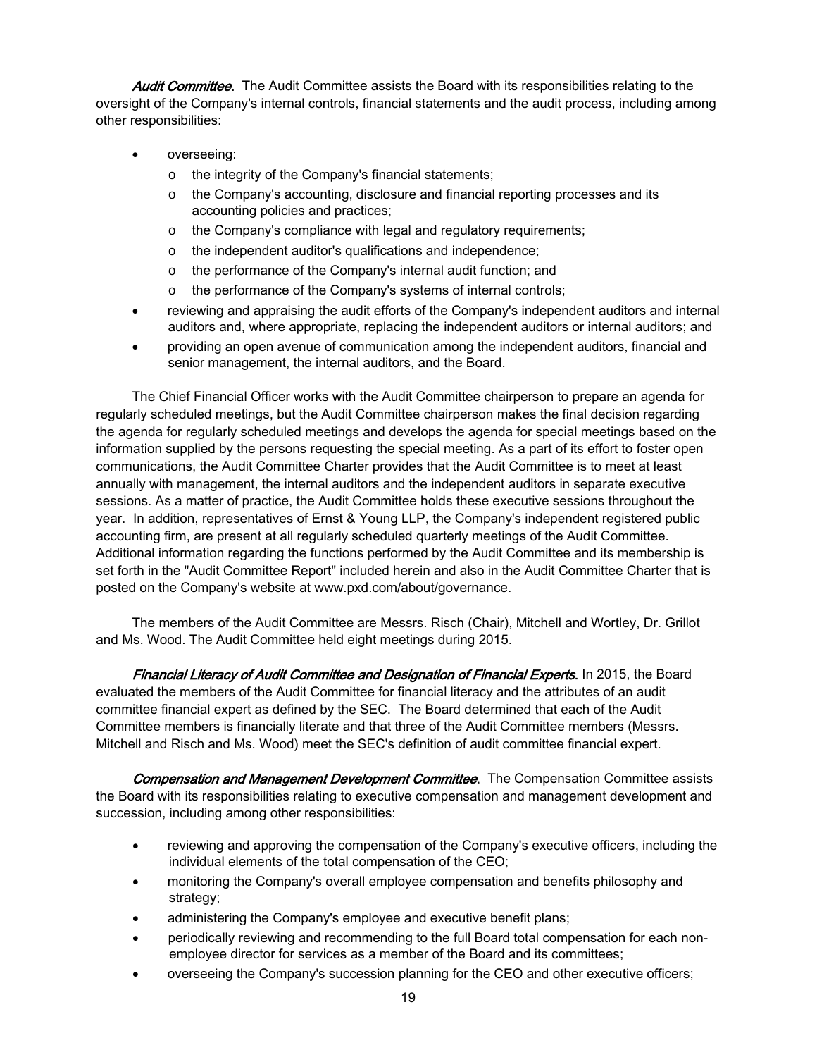***Audit Committee***. The Audit Committee assists the Board with its responsibilities relating to the oversight of the Company's internal controls, financial statements and the audit process, including among other responsibilities:

- overseeing:
  - the integrity of the Company's financial statements;
  - the Company's accounting, disclosure and financial reporting processes and its accounting policies and practices;
  - the Company's compliance with legal and regulatory requirements;
  - the independent auditor's qualifications and independence;
  - the performance of the Company's internal audit function; and
  - the performance of the Company's systems of internal controls;
- reviewing and appraising the audit efforts of the Company's independent auditors and internal auditors and, where appropriate, replacing the independent auditors or internal auditors; and
- providing an open avenue of communication among the independent auditors, financial and senior management, the internal auditors, and the Board.

The Chief Financial Officer works with the Audit Committee chairperson to prepare an agenda for regularly scheduled meetings, but the Audit Committee chairperson makes the final decision regarding the agenda for regularly scheduled meetings and develops the agenda for special meetings based on the information supplied by the persons requesting the special meeting. As a part of its effort to foster open communications, the Audit Committee Charter provides that the Audit Committee is to meet at least annually with management, the internal auditors and the independent auditors in separate executive sessions. As a matter of practice, the Audit Committee holds these executive sessions throughout the year. In addition, representatives of Ernst & Young LLP, the Company's independent registered public accounting firm, are present at all regularly scheduled quarterly meetings of the Audit Committee. Additional information regarding the functions performed by the Audit Committee and its membership is set forth in the "Audit Committee Report" included herein and also in the Audit Committee Charter that is posted on the Company's website at www.pxd.com/about/governance.

The members of the Audit Committee are Messrs. Risch (Chair), Mitchell and Wortley, Dr. Grillot and Ms. Wood. The Audit Committee held eight meetings during 2015.

***Financial Literacy of Audit Committee and Designation of Financial Experts***. In 2015, the Board evaluated the members of the Audit Committee for financial literacy and the attributes of an audit committee financial expert as defined by the SEC. The Board determined that each of the Audit Committee members is financially literate and that three of the Audit Committee members (Messrs. Mitchell and Risch and Ms. Wood) meet the SEC's definition of audit committee financial expert.

***Compensation and Management Development Committee***. The Compensation Committee assists the Board with its responsibilities relating to executive compensation and management development and succession, including among other responsibilities:

- reviewing and approving the compensation of the Company's executive officers, including the individual elements of the total compensation of the CEO;
- monitoring the Company's overall employee compensation and benefits philosophy and strategy;
- administering the Company's employee and executive benefit plans;
- periodically reviewing and recommending to the full Board total compensation for each non-employee director for services as a member of the Board and its committees;
- overseeing the Company's succession planning for the CEO and other executive officers;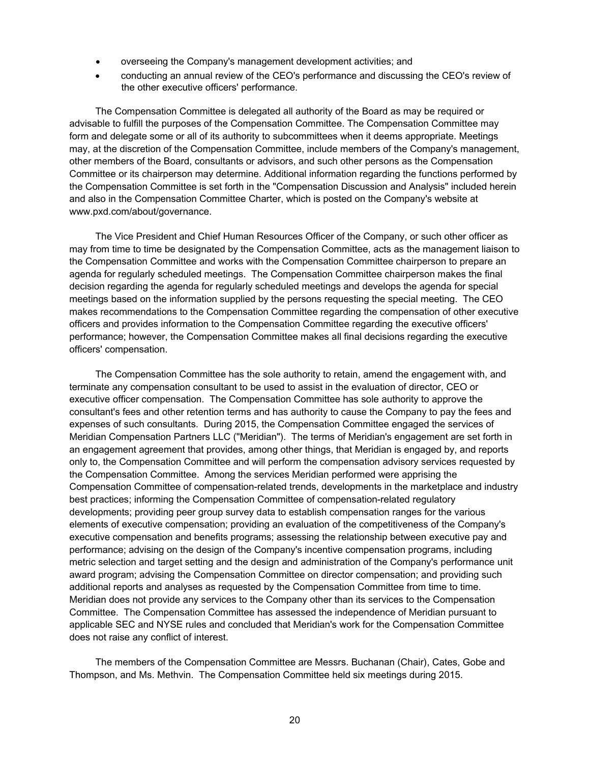- overseeing the Company's management development activities; and
- conducting an annual review of the CEO's performance and discussing the CEO's review of the other executive officers' performance.

The Compensation Committee is delegated all authority of the Board as may be required or advisable to fulfill the purposes of the Compensation Committee. The Compensation Committee may form and delegate some or all of its authority to subcommittees when it deems appropriate. Meetings may, at the discretion of the Compensation Committee, include members of the Company's management, other members of the Board, consultants or advisors, and such other persons as the Compensation Committee or its chairperson may determine. Additional information regarding the functions performed by the Compensation Committee is set forth in the "Compensation Discussion and Analysis" included herein and also in the Compensation Committee Charter, which is posted on the Company's website at www.pxd.com/about/governance.

The Vice President and Chief Human Resources Officer of the Company, or such other officer as may from time to time be designated by the Compensation Committee, acts as the management liaison to the Compensation Committee and works with the Compensation Committee chairperson to prepare an agenda for regularly scheduled meetings. The Compensation Committee chairperson makes the final decision regarding the agenda for regularly scheduled meetings and develops the agenda for special meetings based on the information supplied by the persons requesting the special meeting. The CEO makes recommendations to the Compensation Committee regarding the compensation of other executive officers and provides information to the Compensation Committee regarding the executive officers' performance; however, the Compensation Committee makes all final decisions regarding the executive officers' compensation.

The Compensation Committee has the sole authority to retain, amend the engagement with, and terminate any compensation consultant to be used to assist in the evaluation of director, CEO or executive officer compensation. The Compensation Committee has sole authority to approve the consultant's fees and other retention terms and has authority to cause the Company to pay the fees and expenses of such consultants. During 2015, the Compensation Committee engaged the services of Meridian Compensation Partners LLC ("Meridian"). The terms of Meridian's engagement are set forth in an engagement agreement that provides, among other things, that Meridian is engaged by, and reports only to, the Compensation Committee and will perform the compensation advisory services requested by the Compensation Committee. Among the services Meridian performed were apprising the Compensation Committee of compensation-related trends, developments in the marketplace and industry best practices; informing the Compensation Committee of compensation-related regulatory developments; providing peer group survey data to establish compensation ranges for the various elements of executive compensation; providing an evaluation of the competitiveness of the Company's executive compensation and benefits programs; assessing the relationship between executive pay and performance; advising on the design of the Company's incentive compensation programs, including metric selection and target setting and the design and administration of the Company's performance unit award program; advising the Compensation Committee on director compensation; and providing such additional reports and analyses as requested by the Compensation Committee from time to time. Meridian does not provide any services to the Company other than its services to the Compensation Committee. The Compensation Committee has assessed the independence of Meridian pursuant to applicable SEC and NYSE rules and concluded that Meridian's work for the Compensation Committee does not raise any conflict of interest.

The members of the Compensation Committee are Messrs. Buchanan (Chair), Cates, Gobe and Thompson, and Ms. Methvin. The Compensation Committee held six meetings during 2015.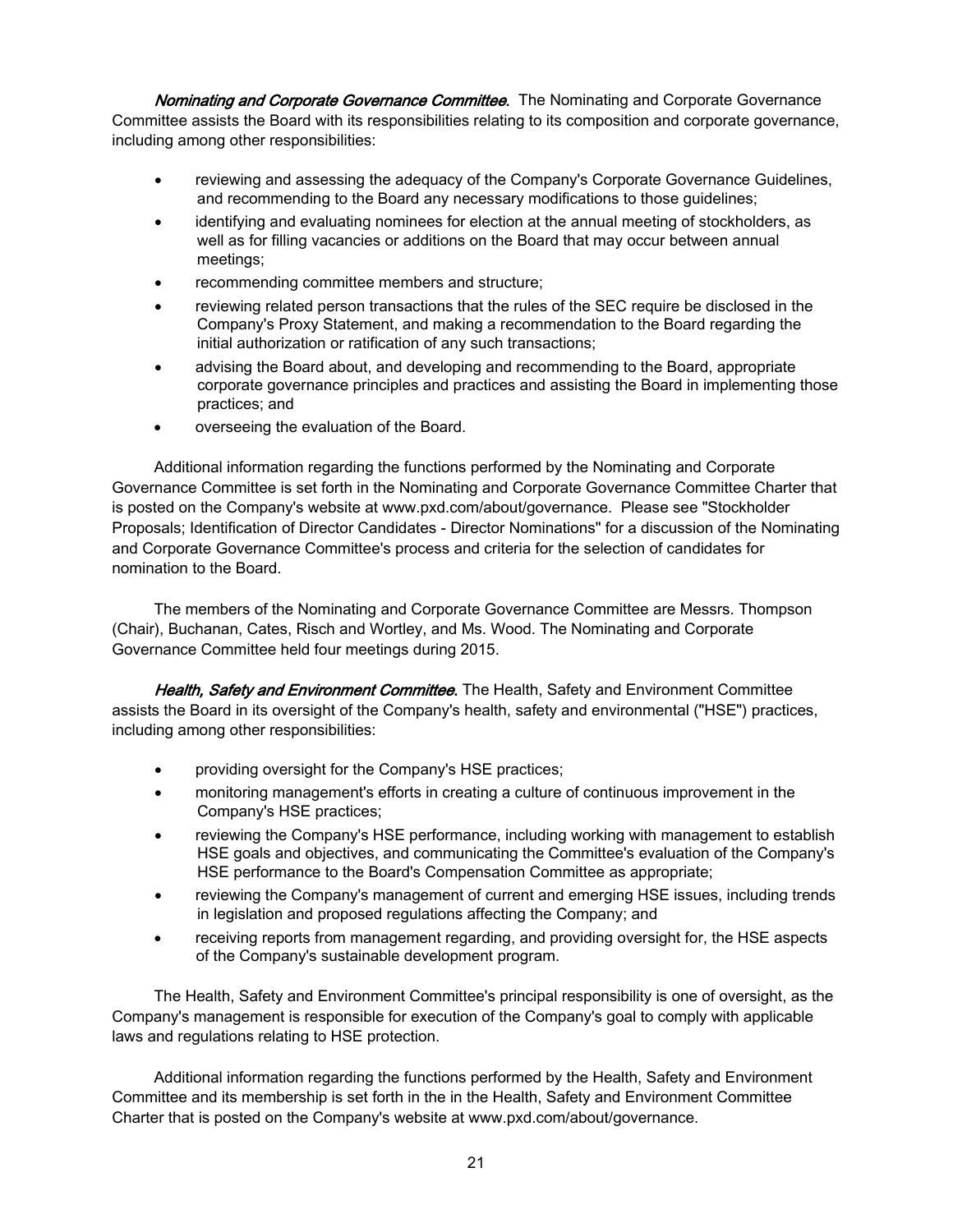***Nominating and Corporate Governance Committee*.** The Nominating and Corporate Governance Committee assists the Board with its responsibilities relating to its composition and corporate governance, including among other responsibilities:

- reviewing and assessing the adequacy of the Company's Corporate Governance Guidelines, and recommending to the Board any necessary modifications to those guidelines;
- identifying and evaluating nominees for election at the annual meeting of stockholders, as well as for filling vacancies or additions on the Board that may occur between annual meetings;
- recommending committee members and structure;
- reviewing related person transactions that the rules of the SEC require be disclosed in the Company's Proxy Statement, and making a recommendation to the Board regarding the initial authorization or ratification of any such transactions;
- advising the Board about, and developing and recommending to the Board, appropriate corporate governance principles and practices and assisting the Board in implementing those practices; and
- overseeing the evaluation of the Board.

Additional information regarding the functions performed by the Nominating and Corporate Governance Committee is set forth in the Nominating and Corporate Governance Committee Charter that is posted on the Company's website at www.pxd.com/about/governance. Please see "Stockholder Proposals; Identification of Director Candidates - Director Nominations" for a discussion of the Nominating and Corporate Governance Committee's process and criteria for the selection of candidates for nomination to the Board.

The members of the Nominating and Corporate Governance Committee are Messrs. Thompson (Chair), Buchanan, Cates, Risch and Wortley, and Ms. Wood. The Nominating and Corporate Governance Committee held four meetings during 2015.

***Health, Safety and Environment Committee*.** The Health, Safety and Environment Committee assists the Board in its oversight of the Company's health, safety and environmental ("HSE") practices, including among other responsibilities:

- providing oversight for the Company's HSE practices;
- monitoring management's efforts in creating a culture of continuous improvement in the Company's HSE practices;
- reviewing the Company's HSE performance, including working with management to establish HSE goals and objectives, and communicating the Committee's evaluation of the Company's HSE performance to the Board's Compensation Committee as appropriate;
- reviewing the Company's management of current and emerging HSE issues, including trends in legislation and proposed regulations affecting the Company; and
- receiving reports from management regarding, and providing oversight for, the HSE aspects of the Company's sustainable development program.

The Health, Safety and Environment Committee's principal responsibility is one of oversight, as the Company's management is responsible for execution of the Company's goal to comply with applicable laws and regulations relating to HSE protection.

Additional information regarding the functions performed by the Health, Safety and Environment Committee and its membership is set forth in the in the Health, Safety and Environment Committee Charter that is posted on the Company's website at www.pxd.com/about/governance.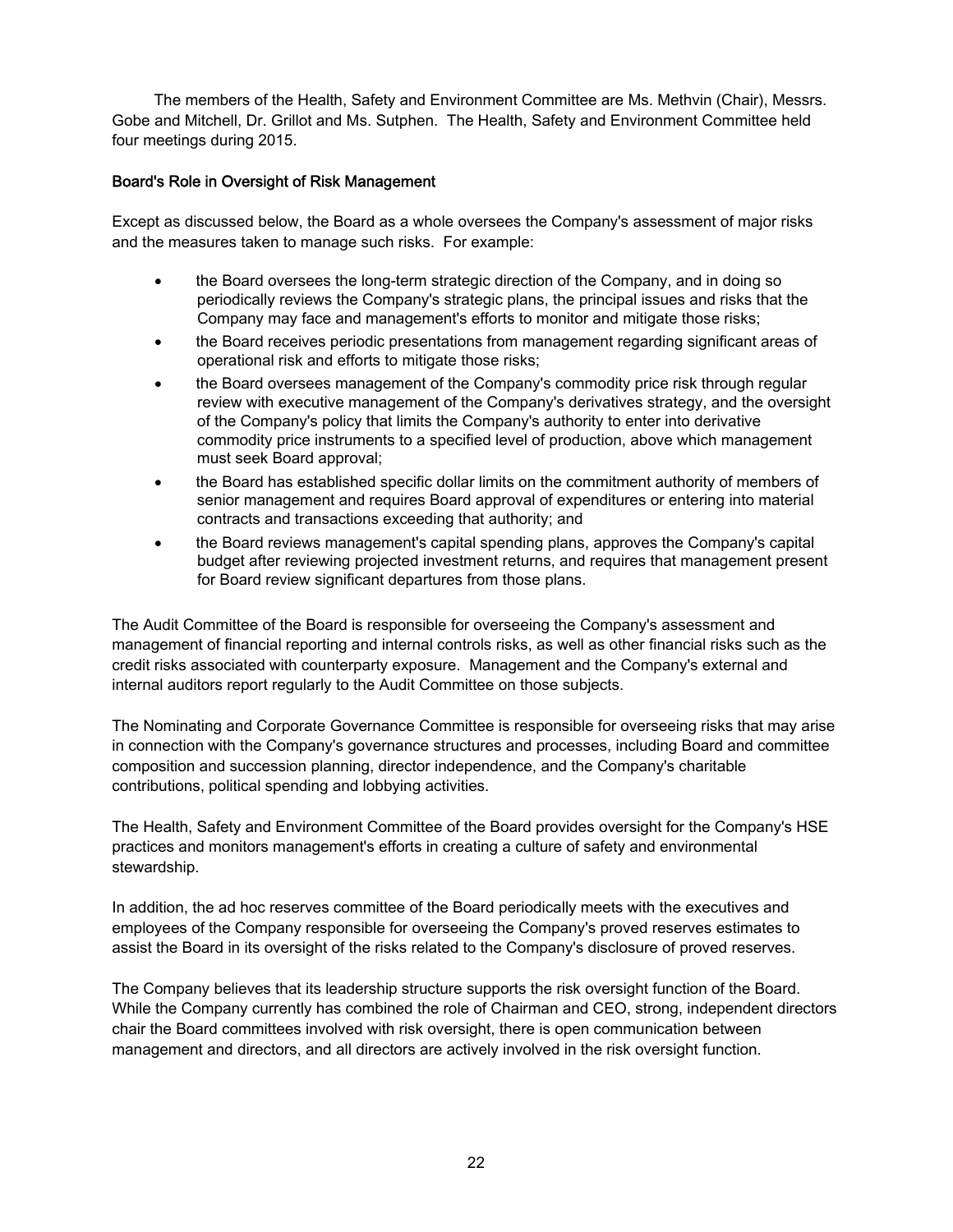The members of the Health, Safety and Environment Committee are Ms. Methvin (Chair), Messrs. Gobe and Mitchell, Dr. Grillot and Ms. Sutphen. The Health, Safety and Environment Committee held four meetings during 2015.

## Board's Role in Oversight of Risk Management

Except as discussed below, the Board as a whole oversees the Company's assessment of major risks and the measures taken to manage such risks. For example:

- the Board oversees the long-term strategic direction of the Company, and in doing so periodically reviews the Company's strategic plans, the principal issues and risks that the Company may face and management's efforts to monitor and mitigate those risks;
- the Board receives periodic presentations from management regarding significant areas of operational risk and efforts to mitigate those risks;
- the Board oversees management of the Company's commodity price risk through regular review with executive management of the Company's derivatives strategy, and the oversight of the Company's policy that limits the Company's authority to enter into derivative commodity price instruments to a specified level of production, above which management must seek Board approval;
- the Board has established specific dollar limits on the commitment authority of members of senior management and requires Board approval of expenditures or entering into material contracts and transactions exceeding that authority; and
- the Board reviews management's capital spending plans, approves the Company's capital budget after reviewing projected investment returns, and requires that management present for Board review significant departures from those plans.

The Audit Committee of the Board is responsible for overseeing the Company's assessment and management of financial reporting and internal controls risks, as well as other financial risks such as the credit risks associated with counterparty exposure. Management and the Company's external and internal auditors report regularly to the Audit Committee on those subjects.

The Nominating and Corporate Governance Committee is responsible for overseeing risks that may arise in connection with the Company's governance structures and processes, including Board and committee composition and succession planning, director independence, and the Company's charitable contributions, political spending and lobbying activities.

The Health, Safety and Environment Committee of the Board provides oversight for the Company's HSE practices and monitors management's efforts in creating a culture of safety and environmental stewardship.

In addition, the ad hoc reserves committee of the Board periodically meets with the executives and employees of the Company responsible for overseeing the Company's proved reserves estimates to assist the Board in its oversight of the risks related to the Company's disclosure of proved reserves.

The Company believes that its leadership structure supports the risk oversight function of the Board. While the Company currently has combined the role of Chairman and CEO, strong, independent directors chair the Board committees involved with risk oversight, there is open communication between management and directors, and all directors are actively involved in the risk oversight function.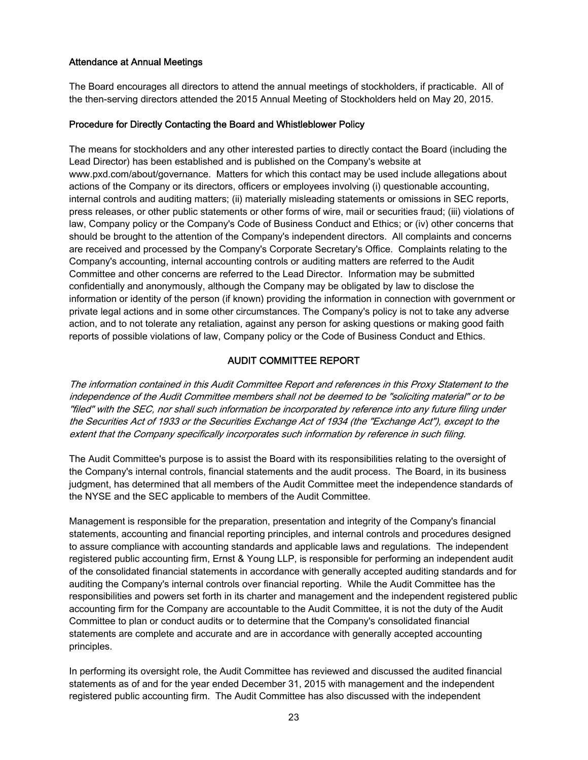### Attendance at Annual Meetings

The Board encourages all directors to attend the annual meetings of stockholders, if practicable. All of the then-serving directors attended the 2015 Annual Meeting of Stockholders held on May 20, 2015.

### Procedure for Directly Contacting the Board and Whistleblower Policy

The means for stockholders and any other interested parties to directly contact the Board (including the Lead Director) has been established and is published on the Company's website at www.pxd.com/about/governance. Matters for which this contact may be used include allegations about actions of the Company or its directors, officers or employees involving (i) questionable accounting, internal controls and auditing matters; (ii) materially misleading statements or omissions in SEC reports, press releases, or other public statements or other forms of wire, mail or securities fraud; (iii) violations of law, Company policy or the Company's Code of Business Conduct and Ethics; or (iv) other concerns that should be brought to the attention of the Company's independent directors. All complaints and concerns are received and processed by the Company's Corporate Secretary's Office. Complaints relating to the Company's accounting, internal accounting controls or auditing matters are referred to the Audit Committee and other concerns are referred to the Lead Director. Information may be submitted confidentially and anonymously, although the Company may be obligated by law to disclose the information or identity of the person (if known) providing the information in connection with government or private legal actions and in some other circumstances. The Company's policy is not to take any adverse action, and to not tolerate any retaliation, against any person for asking questions or making good faith reports of possible violations of law, Company policy or the Code of Business Conduct and Ethics.

## AUDIT COMMITTEE REPORT

*The information contained in this Audit Committee Report and references in this Proxy Statement to the independence of the Audit Committee members shall not be deemed to be "soliciting material" or to be "filed" with the SEC, nor shall such information be incorporated by reference into any future filing under the Securities Act of 1933 or the Securities Exchange Act of 1934 (the "Exchange Act"), except to the extent that the Company specifically incorporates such information by reference in such filing.*

The Audit Committee's purpose is to assist the Board with its responsibilities relating to the oversight of the Company's internal controls, financial statements and the audit process. The Board, in its business judgment, has determined that all members of the Audit Committee meet the independence standards of the NYSE and the SEC applicable to members of the Audit Committee.

Management is responsible for the preparation, presentation and integrity of the Company's financial statements, accounting and financial reporting principles, and internal controls and procedures designed to assure compliance with accounting standards and applicable laws and regulations. The independent registered public accounting firm, Ernst & Young LLP, is responsible for performing an independent audit of the consolidated financial statements in accordance with generally accepted auditing standards and for auditing the Company's internal controls over financial reporting. While the Audit Committee has the responsibilities and powers set forth in its charter and management and the independent registered public accounting firm for the Company are accountable to the Audit Committee, it is not the duty of the Audit Committee to plan or conduct audits or to determine that the Company's consolidated financial statements are complete and accurate and are in accordance with generally accepted accounting principles.

In performing its oversight role, the Audit Committee has reviewed and discussed the audited financial statements as of and for the year ended December 31, 2015 with management and the independent registered public accounting firm. The Audit Committee has also discussed with the independent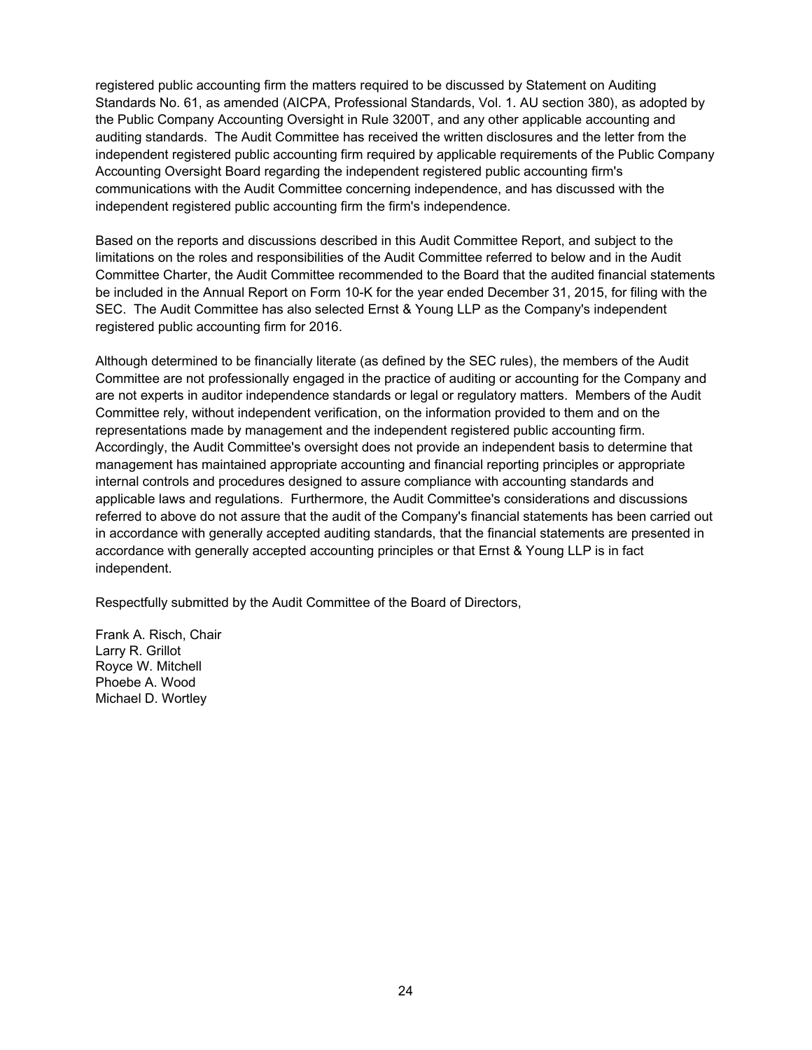registered public accounting firm the matters required to be discussed by Statement on Auditing Standards No. 61, as amended (AICPA, Professional Standards, Vol. 1. AU section 380), as adopted by the Public Company Accounting Oversight in Rule 3200T, and any other applicable accounting and auditing standards. The Audit Committee has received the written disclosures and the letter from the independent registered public accounting firm required by applicable requirements of the Public Company Accounting Oversight Board regarding the independent registered public accounting firm's communications with the Audit Committee concerning independence, and has discussed with the independent registered public accounting firm the firm's independence.

Based on the reports and discussions described in this Audit Committee Report, and subject to the limitations on the roles and responsibilities of the Audit Committee referred to below and in the Audit Committee Charter, the Audit Committee recommended to the Board that the audited financial statements be included in the Annual Report on Form 10-K for the year ended December 31, 2015, for filing with the SEC. The Audit Committee has also selected Ernst & Young LLP as the Company's independent registered public accounting firm for 2016.

Although determined to be financially literate (as defined by the SEC rules), the members of the Audit Committee are not professionally engaged in the practice of auditing or accounting for the Company and are not experts in auditor independence standards or legal or regulatory matters. Members of the Audit Committee rely, without independent verification, on the information provided to them and on the representations made by management and the independent registered public accounting firm. Accordingly, the Audit Committee's oversight does not provide an independent basis to determine that management has maintained appropriate accounting and financial reporting principles or appropriate internal controls and procedures designed to assure compliance with accounting standards and applicable laws and regulations. Furthermore, the Audit Committee's considerations and discussions referred to above do not assure that the audit of the Company's financial statements has been carried out in accordance with generally accepted auditing standards, that the financial statements are presented in accordance with generally accepted accounting principles or that Ernst & Young LLP is in fact independent.

Respectfully submitted by the Audit Committee of the Board of Directors,

Frank A. Risch, Chair
Larry R. Grillot
Royce W. Mitchell
Phoebe A. Wood
Michael D. Wortley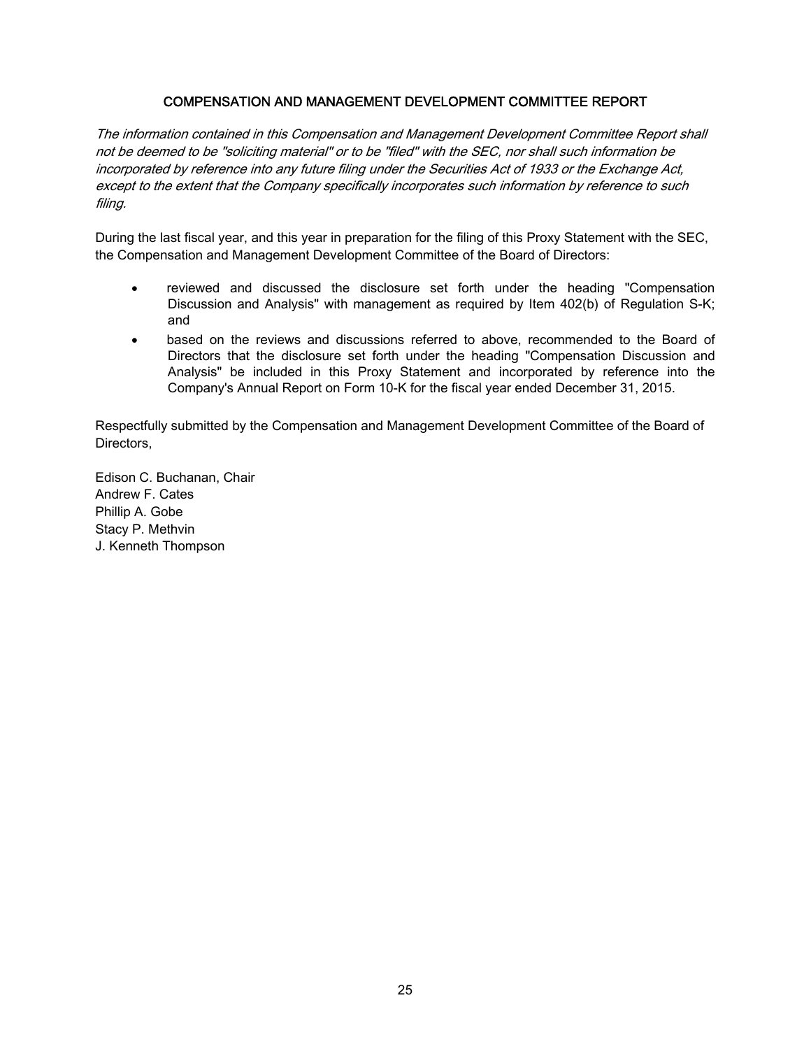## COMPENSATION AND MANAGEMENT DEVELOPMENT COMMITTEE REPORT

*The information contained in this Compensation and Management Development Committee Report shall not be deemed to be "soliciting material" or to be "filed" with the SEC, nor shall such information be incorporated by reference into any future filing under the Securities Act of 1933 or the Exchange Act, except to the extent that the Company specifically incorporates such information by reference to such filing.*

During the last fiscal year, and this year in preparation for the filing of this Proxy Statement with the SEC, the Compensation and Management Development Committee of the Board of Directors:

- reviewed and discussed the disclosure set forth under the heading "Compensation Discussion and Analysis" with management as required by Item 402(b) of Regulation S-K; and
- based on the reviews and discussions referred to above, recommended to the Board of Directors that the disclosure set forth under the heading "Compensation Discussion and Analysis" be included in this Proxy Statement and incorporated by reference into the Company's Annual Report on Form 10-K for the fiscal year ended December 31, 2015.

Respectfully submitted by the Compensation and Management Development Committee of the Board of Directors,

Edison C. Buchanan, Chair
Andrew F. Cates
Phillip A. Gobe
Stacy P. Methvin
J. Kenneth Thompson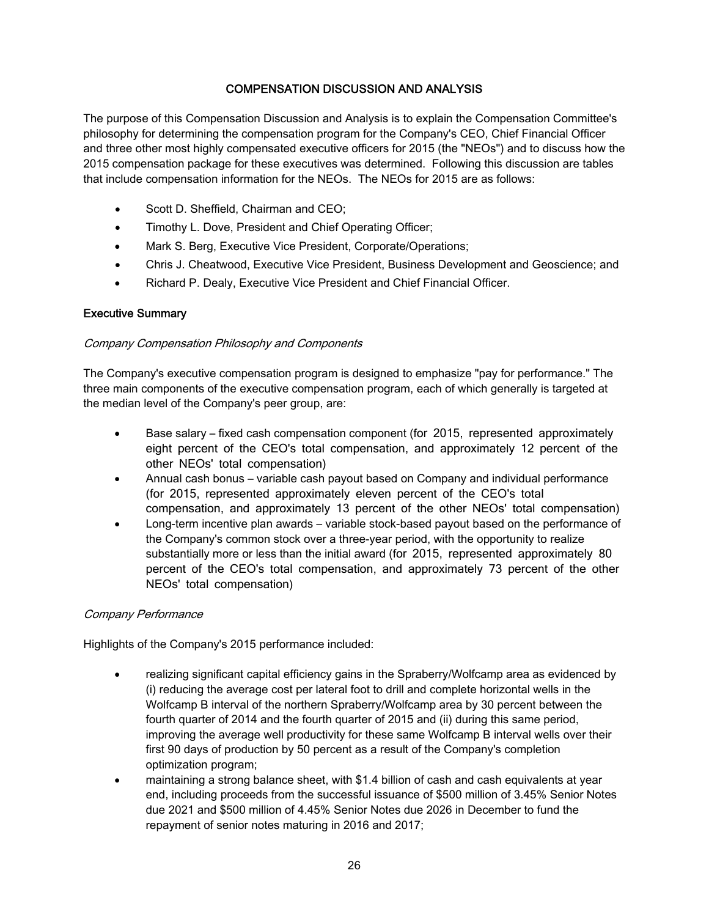## COMPENSATION DISCUSSION AND ANALYSIS

The purpose of this Compensation Discussion and Analysis is to explain the Compensation Committee's philosophy for determining the compensation program for the Company's CEO, Chief Financial Officer and three other most highly compensated executive officers for 2015 (the "NEOs") and to discuss how the 2015 compensation package for these executives was determined. Following this discussion are tables that include compensation information for the NEOs. The NEOs for 2015 are as follows:

- Scott D. Sheffield, Chairman and CEO;
- Timothy L. Dove, President and Chief Operating Officer;
- Mark S. Berg, Executive Vice President, Corporate/Operations;
- Chris J. Cheatwood, Executive Vice President, Business Development and Geoscience; and
- Richard P. Dealy, Executive Vice President and Chief Financial Officer.

### Executive Summary

*Company Compensation Philosophy and Components*

The Company's executive compensation program is designed to emphasize "pay for performance." The three main components of the executive compensation program, each of which generally is targeted at the median level of the Company's peer group, are:

- Base salary – fixed cash compensation component (for 2015, represented approximately eight percent of the CEO's total compensation, and approximately 12 percent of the other NEOs' total compensation)
- Annual cash bonus – variable cash payout based on Company and individual performance (for 2015, represented approximately eleven percent of the CEO's total compensation, and approximately 13 percent of the other NEOs' total compensation)
- Long-term incentive plan awards – variable stock-based payout based on the performance of the Company's common stock over a three-year period, with the opportunity to realize substantially more or less than the initial award (for 2015, represented approximately 80 percent of the CEO's total compensation, and approximately 73 percent of the other NEOs' total compensation)

*Company Performance*

Highlights of the Company's 2015 performance included:

- realizing significant capital efficiency gains in the Spraberry/Wolfcamp area as evidenced by (i) reducing the average cost per lateral foot to drill and complete horizontal wells in the Wolfcamp B interval of the northern Spraberry/Wolfcamp area by 30 percent between the fourth quarter of 2014 and the fourth quarter of 2015 and (ii) during this same period, improving the average well productivity for these same Wolfcamp B interval wells over their first 90 days of production by 50 percent as a result of the Company's completion optimization program;
- maintaining a strong balance sheet, with $1.4 billion of cash and cash equivalents at year end, including proceeds from the successful issuance of $500 million of 3.45% Senior Notes due 2021 and $500 million of 4.45% Senior Notes due 2026 in December to fund the repayment of senior notes maturing in 2016 and 2017;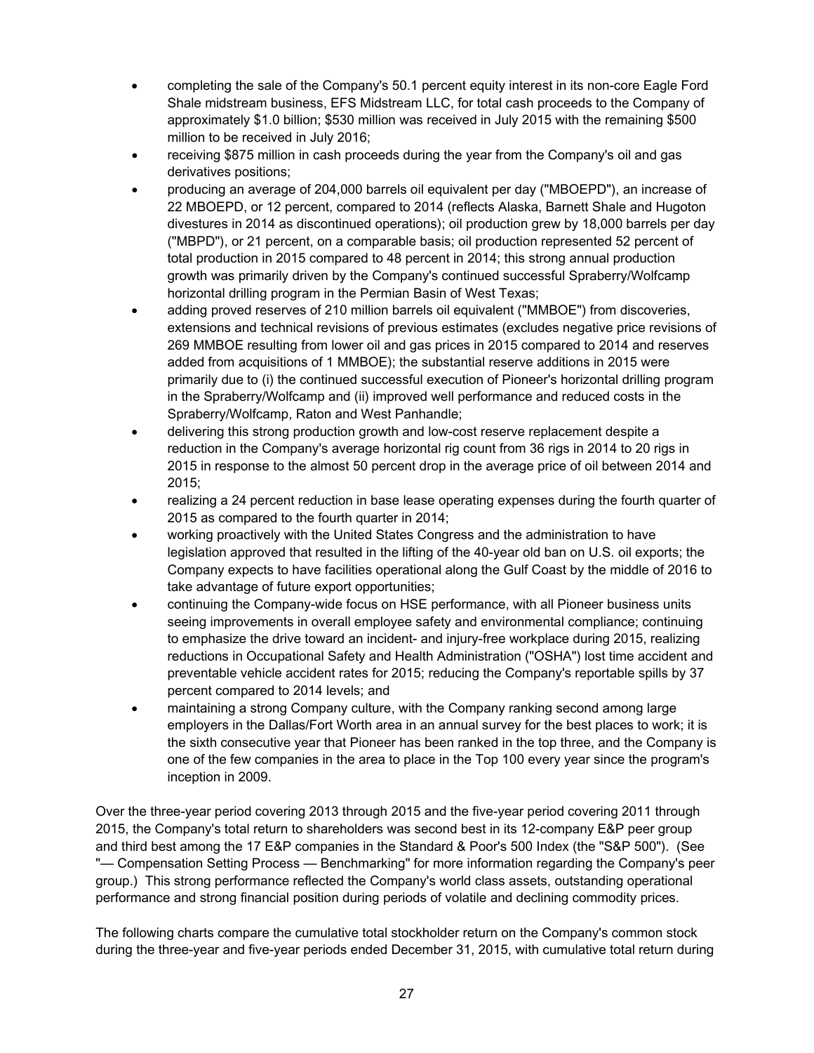- completing the sale of the Company's 50.1 percent equity interest in its non-core Eagle Ford Shale midstream business, EFS Midstream LLC, for total cash proceeds to the Company of approximately $1.0 billion; $530 million was received in July 2015 with the remaining $500 million to be received in July 2016;
- receiving $875 million in cash proceeds during the year from the Company's oil and gas derivatives positions;
- producing an average of 204,000 barrels oil equivalent per day ("MBOEPD"), an increase of 22 MBOEPD, or 12 percent, compared to 2014 (reflects Alaska, Barnett Shale and Hugoton divestures in 2014 as discontinued operations); oil production grew by 18,000 barrels per day ("MBPD"), or 21 percent, on a comparable basis; oil production represented 52 percent of total production in 2015 compared to 48 percent in 2014; this strong annual production growth was primarily driven by the Company's continued successful Spraberry/Wolfcamp horizontal drilling program in the Permian Basin of West Texas;
- adding proved reserves of 210 million barrels oil equivalent ("MMBOE") from discoveries, extensions and technical revisions of previous estimates (excludes negative price revisions of 269 MMBOE resulting from lower oil and gas prices in 2015 compared to 2014 and reserves added from acquisitions of 1 MMBOE); the substantial reserve additions in 2015 were primarily due to (i) the continued successful execution of Pioneer's horizontal drilling program in the Spraberry/Wolfcamp and (ii) improved well performance and reduced costs in the Spraberry/Wolfcamp, Raton and West Panhandle;
- delivering this strong production growth and low-cost reserve replacement despite a reduction in the Company's average horizontal rig count from 36 rigs in 2014 to 20 rigs in 2015 in response to the almost 50 percent drop in the average price of oil between 2014 and 2015;
- realizing a 24 percent reduction in base lease operating expenses during the fourth quarter of 2015 as compared to the fourth quarter in 2014;
- working proactively with the United States Congress and the administration to have legislation approved that resulted in the lifting of the 40-year old ban on U.S. oil exports; the Company expects to have facilities operational along the Gulf Coast by the middle of 2016 to take advantage of future export opportunities;
- continuing the Company-wide focus on HSE performance, with all Pioneer business units seeing improvements in overall employee safety and environmental compliance; continuing to emphasize the drive toward an incident- and injury-free workplace during 2015, realizing reductions in Occupational Safety and Health Administration ("OSHA") lost time accident and preventable vehicle accident rates for 2015; reducing the Company's reportable spills by 37 percent compared to 2014 levels; and
- maintaining a strong Company culture, with the Company ranking second among large employers in the Dallas/Fort Worth area in an annual survey for the best places to work; it is the sixth consecutive year that Pioneer has been ranked in the top three, and the Company is one of the few companies in the area to place in the Top 100 every year since the program's inception in 2009.

Over the three-year period covering 2013 through 2015 and the five-year period covering 2011 through 2015, the Company's total return to shareholders was second best in its 12-company E&P peer group and third best among the 17 E&P companies in the Standard & Poor's 500 Index (the "S&P 500"). (See "— Compensation Setting Process — Benchmarking" for more information regarding the Company's peer group.) This strong performance reflected the Company's world class assets, outstanding operational performance and strong financial position during periods of volatile and declining commodity prices.

The following charts compare the cumulative total stockholder return on the Company's common stock during the three-year and five-year periods ended December 31, 2015, with cumulative total return during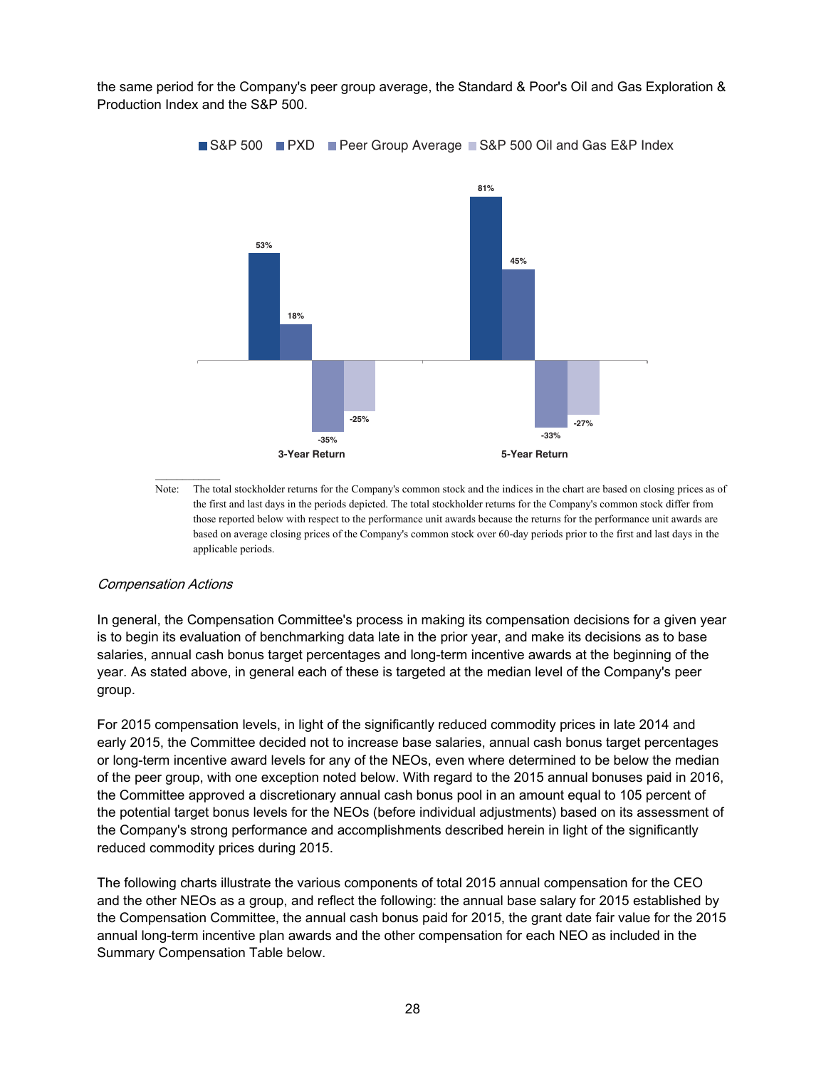the same period for the Company's peer group average, the Standard & Poor's Oil and Gas Exploration & Production Index and the S&P 500.

| | S&P 500 | PXD | Peer Group Average | S&P 500 Oil and Gas E&P Index |
|---|---|---|---|---|
| 3-Year Return | 53% | 18% | -35% | -25% |
| 5-Year Return | 81% | 45% | -33% | -27% |

Note: The total stockholder returns for the Company's common stock and the indices in the chart are based on closing prices as of the first and last days in the periods depicted. The total stockholder returns for the Company's common stock differ from those reported below with respect to the performance unit awards because the returns for the performance unit awards are based on average closing prices of the Company's common stock over 60-day periods prior to the first and last days in the applicable periods.

*Compensation Actions*

In general, the Compensation Committee's process in making its compensation decisions for a given year is to begin its evaluation of benchmarking data late in the prior year, and make its decisions as to base salaries, annual cash bonus target percentages and long-term incentive awards at the beginning of the year. As stated above, in general each of these is targeted at the median level of the Company's peer group.

For 2015 compensation levels, in light of the significantly reduced commodity prices in late 2014 and early 2015, the Committee decided not to increase base salaries, annual cash bonus target percentages or long-term incentive award levels for any of the NEOs, even where determined to be below the median of the peer group, with one exception noted below. With regard to the 2015 annual bonuses paid in 2016, the Committee approved a discretionary annual cash bonus pool in an amount equal to 105 percent of the potential target bonus levels for the NEOs (before individual adjustments) based on its assessment of the Company's strong performance and accomplishments described herein in light of the significantly reduced commodity prices during 2015.

The following charts illustrate the various components of total 2015 annual compensation for the CEO and the other NEOs as a group, and reflect the following: the annual base salary for 2015 established by the Compensation Committee, the annual cash bonus paid for 2015, the grant date fair value for the 2015 annual long-term incentive plan awards and the other compensation for each NEO as included in the Summary Compensation Table below.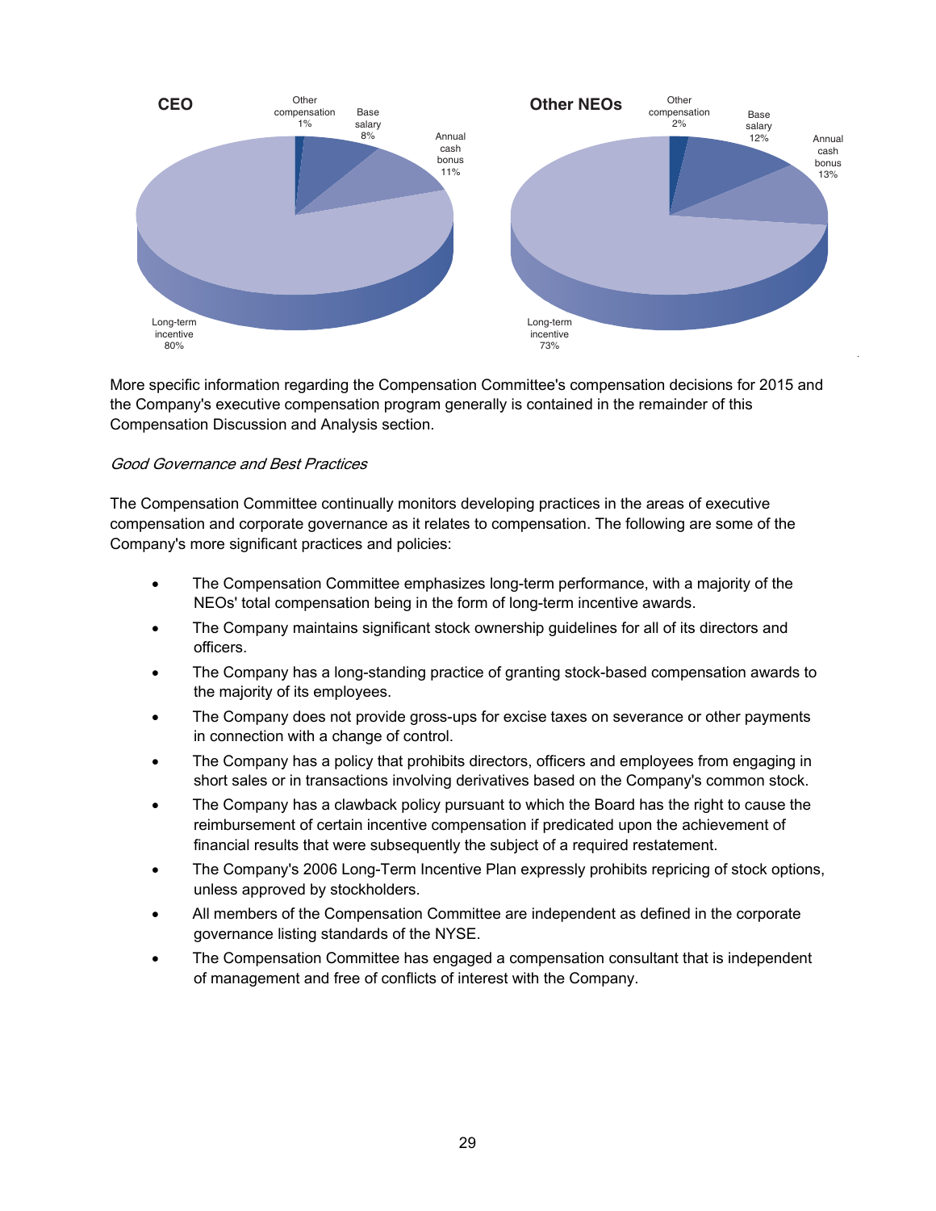**CEO**

Other compensation 1%
Base salary 8%
Annual cash bonus 11%
Long-term incentive 80%

**Other NEOs**

Other compensation 2%
Base salary 12%
Annual cash bonus 13%
Long-term incentive 73%

More specific information regarding the Compensation Committee's compensation decisions for 2015 and the Company's executive compensation program generally is contained in the remainder of this Compensation Discussion and Analysis section.

*Good Governance and Best Practices*

The Compensation Committee continually monitors developing practices in the areas of executive compensation and corporate governance as it relates to compensation. The following are some of the Company's more significant practices and policies:

- The Compensation Committee emphasizes long-term performance, with a majority of the NEOs' total compensation being in the form of long-term incentive awards.
- The Company maintains significant stock ownership guidelines for all of its directors and officers.
- The Company has a long-standing practice of granting stock-based compensation awards to the majority of its employees.
- The Company does not provide gross-ups for excise taxes on severance or other payments in connection with a change of control.
- The Company has a policy that prohibits directors, officers and employees from engaging in short sales or in transactions involving derivatives based on the Company's common stock.
- The Company has a clawback policy pursuant to which the Board has the right to cause the reimbursement of certain incentive compensation if predicated upon the achievement of financial results that were subsequently the subject of a required restatement.
- The Company's 2006 Long-Term Incentive Plan expressly prohibits repricing of stock options, unless approved by stockholders.
- All members of the Compensation Committee are independent as defined in the corporate governance listing standards of the NYSE.
- The Compensation Committee has engaged a compensation consultant that is independent of management and free of conflicts of interest with the Company.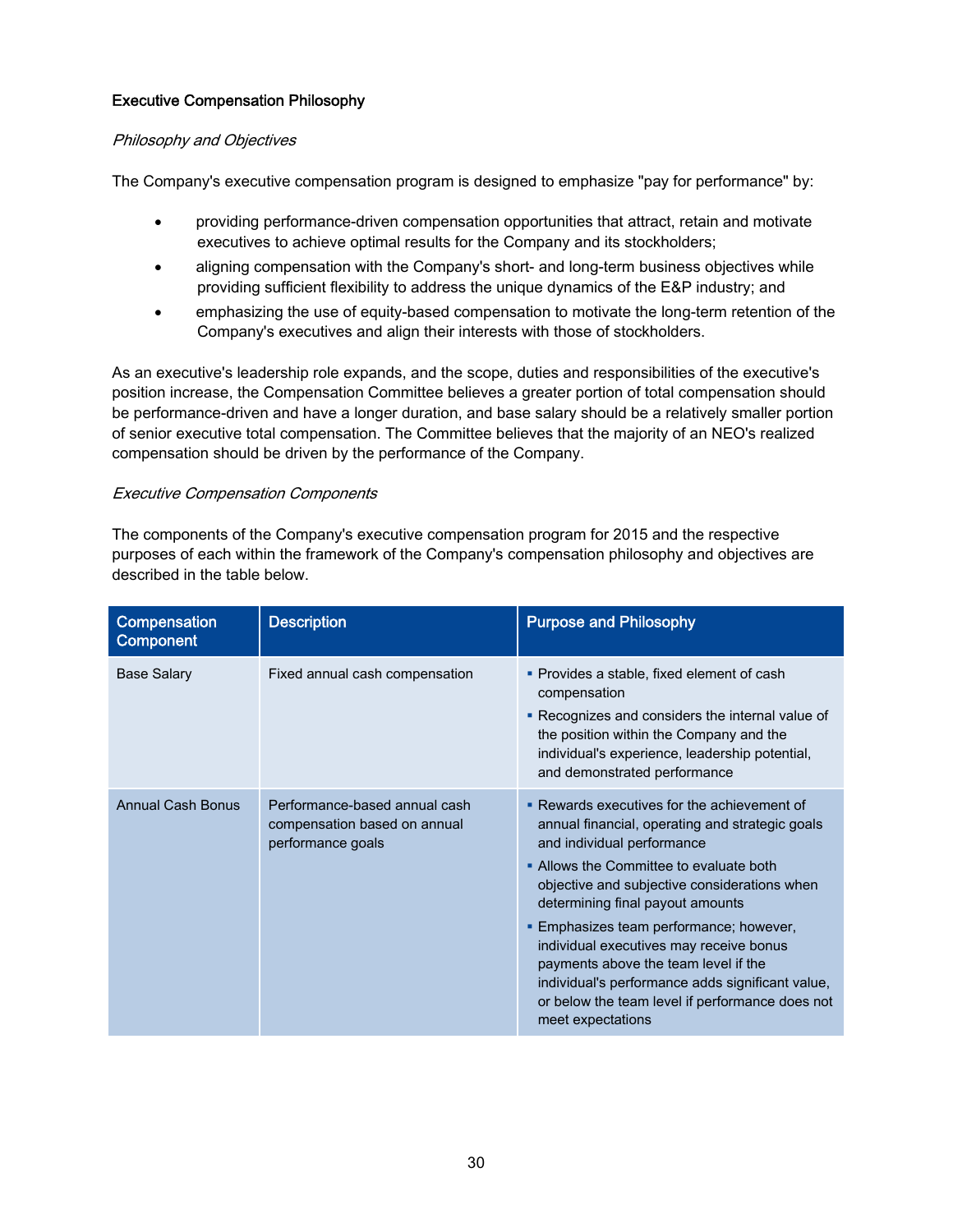**Executive Compensation Philosophy**

*Philosophy and Objectives*

The Company's executive compensation program is designed to emphasize "pay for performance" by:

- providing performance-driven compensation opportunities that attract, retain and motivate executives to achieve optimal results for the Company and its stockholders;
- aligning compensation with the Company's short- and long-term business objectives while providing sufficient flexibility to address the unique dynamics of the E&P industry; and
- emphasizing the use of equity-based compensation to motivate the long-term retention of the Company's executives and align their interests with those of stockholders.

As an executive's leadership role expands, and the scope, duties and responsibilities of the executive's position increase, the Compensation Committee believes a greater portion of total compensation should be performance-driven and have a longer duration, and base salary should be a relatively smaller portion of senior executive total compensation. The Committee believes that the majority of an NEO's realized compensation should be driven by the performance of the Company.

*Executive Compensation Components*

The components of the Company's executive compensation program for 2015 and the respective purposes of each within the framework of the Company's compensation philosophy and objectives are described in the table below.

| Compensation Component | Description | Purpose and Philosophy |
|---|---|---|
| Base Salary | Fixed annual cash compensation | ▪ Provides a stable, fixed element of cash compensation<br>▪ Recognizes and considers the internal value of the position within the Company and the individual's experience, leadership potential, and demonstrated performance |
| Annual Cash Bonus | Performance-based annual cash compensation based on annual performance goals | ▪ Rewards executives for the achievement of annual financial, operating and strategic goals and individual performance<br>▪ Allows the Committee to evaluate both objective and subjective considerations when determining final payout amounts<br>▪ Emphasizes team performance; however, individual executives may receive bonus payments above the team level if the individual's performance adds significant value, or below the team level if performance does not meet expectations |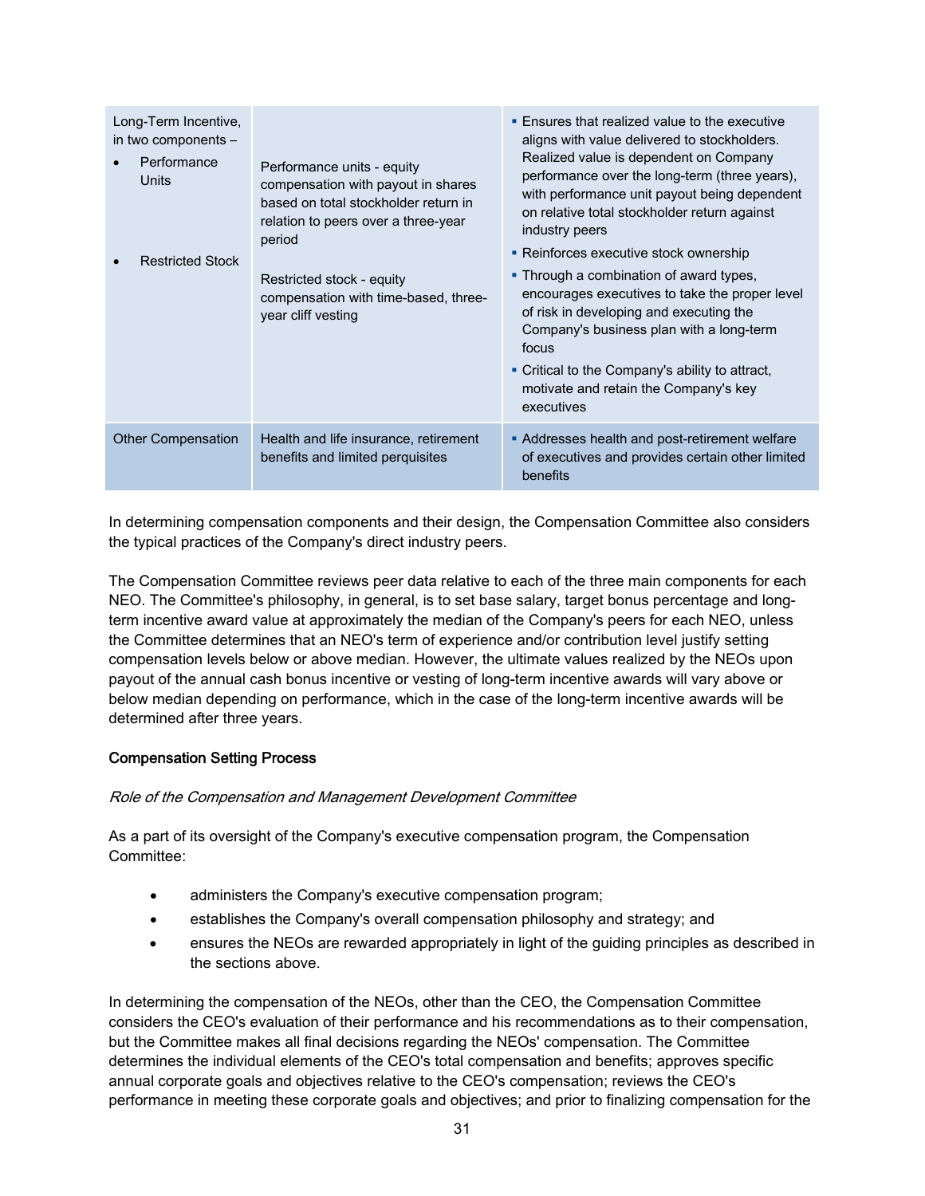| | | |
|---|---|---|
| Long-Term Incentive, in two components – <br>• Performance Units<br>• Restricted Stock | Performance units - equity compensation with payout in shares based on total stockholder return in relation to peers over a three-year period<br><br>Restricted stock - equity compensation with time-based, three-year cliff vesting | ▪ Ensures that realized value to the executive aligns with value delivered to stockholders. Realized value is dependent on Company performance over the long-term (three years), with performance unit payout being dependent on relative total stockholder return against industry peers<br>▪ Reinforces executive stock ownership<br>▪ Through a combination of award types, encourages executives to take the proper level of risk in developing and executing the Company's business plan with a long-term focus<br>▪ Critical to the Company's ability to attract, motivate and retain the Company's key executives |
| Other Compensation | Health and life insurance, retirement benefits and limited perquisites | ▪ Addresses health and post-retirement welfare of executives and provides certain other limited benefits |

In determining compensation components and their design, the Compensation Committee also considers the typical practices of the Company's direct industry peers.

The Compensation Committee reviews peer data relative to each of the three main components for each NEO. The Committee's philosophy, in general, is to set base salary, target bonus percentage and long-term incentive award value at approximately the median of the Company's peers for each NEO, unless the Committee determines that an NEO's term of experience and/or contribution level justify setting compensation levels below or above median. However, the ultimate values realized by the NEOs upon payout of the annual cash bonus incentive or vesting of long-term incentive awards will vary above or below median depending on performance, which in the case of the long-term incentive awards will be determined after three years.

**Compensation Setting Process**

*Role of the Compensation and Management Development Committee*

As a part of its oversight of the Company's executive compensation program, the Compensation Committee:

- administers the Company's executive compensation program;
- establishes the Company's overall compensation philosophy and strategy; and
- ensures the NEOs are rewarded appropriately in light of the guiding principles as described in the sections above.

In determining the compensation of the NEOs, other than the CEO, the Compensation Committee considers the CEO's evaluation of their performance and his recommendations as to their compensation, but the Committee makes all final decisions regarding the NEOs' compensation. The Committee determines the individual elements of the CEO's total compensation and benefits; approves specific annual corporate goals and objectives relative to the CEO's compensation; reviews the CEO's performance in meeting these corporate goals and objectives; and prior to finalizing compensation for the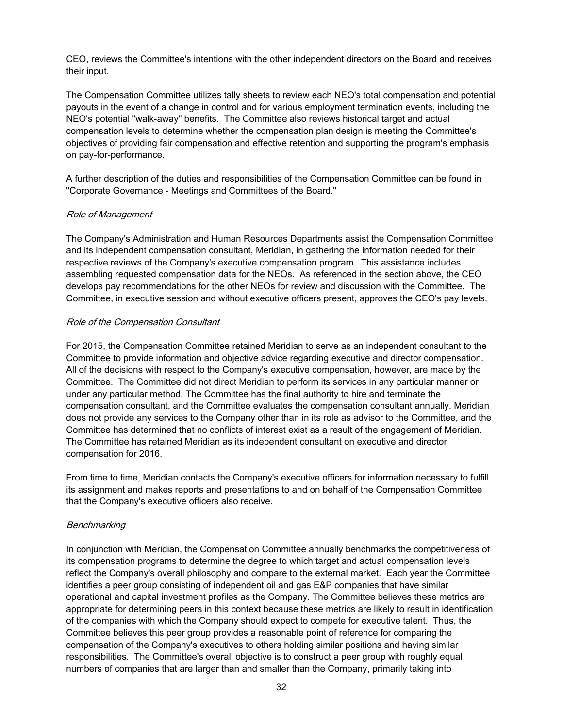CEO, reviews the Committee's intentions with the other independent directors on the Board and receives their input.

The Compensation Committee utilizes tally sheets to review each NEO's total compensation and potential payouts in the event of a change in control and for various employment termination events, including the NEO's potential "walk-away" benefits. The Committee also reviews historical target and actual compensation levels to determine whether the compensation plan design is meeting the Committee's objectives of providing fair compensation and effective retention and supporting the program's emphasis on pay-for-performance.

A further description of the duties and responsibilities of the Compensation Committee can be found in "Corporate Governance - Meetings and Committees of the Board."

*Role of Management*

The Company's Administration and Human Resources Departments assist the Compensation Committee and its independent compensation consultant, Meridian, in gathering the information needed for their respective reviews of the Company's executive compensation program. This assistance includes assembling requested compensation data for the NEOs. As referenced in the section above, the CEO develops pay recommendations for the other NEOs for review and discussion with the Committee. The Committee, in executive session and without executive officers present, approves the CEO's pay levels.

*Role of the Compensation Consultant*

For 2015, the Compensation Committee retained Meridian to serve as an independent consultant to the Committee to provide information and objective advice regarding executive and director compensation. All of the decisions with respect to the Company's executive compensation, however, are made by the Committee. The Committee did not direct Meridian to perform its services in any particular manner or under any particular method. The Committee has the final authority to hire and terminate the compensation consultant, and the Committee evaluates the compensation consultant annually. Meridian does not provide any services to the Company other than in its role as advisor to the Committee, and the Committee has determined that no conflicts of interest exist as a result of the engagement of Meridian. The Committee has retained Meridian as its independent consultant on executive and director compensation for 2016.

From time to time, Meridian contacts the Company's executive officers for information necessary to fulfill its assignment and makes reports and presentations to and on behalf of the Compensation Committee that the Company's executive officers also receive.

*Benchmarking*

In conjunction with Meridian, the Compensation Committee annually benchmarks the competitiveness of its compensation programs to determine the degree to which target and actual compensation levels reflect the Company's overall philosophy and compare to the external market. Each year the Committee identifies a peer group consisting of independent oil and gas E&P companies that have similar operational and capital investment profiles as the Company. The Committee believes these metrics are appropriate for determining peers in this context because these metrics are likely to result in identification of the companies with which the Company should expect to compete for executive talent. Thus, the Committee believes this peer group provides a reasonable point of reference for comparing the compensation of the Company's executives to others holding similar positions and having similar responsibilities. The Committee's overall objective is to construct a peer group with roughly equal numbers of companies that are larger than and smaller than the Company, primarily taking into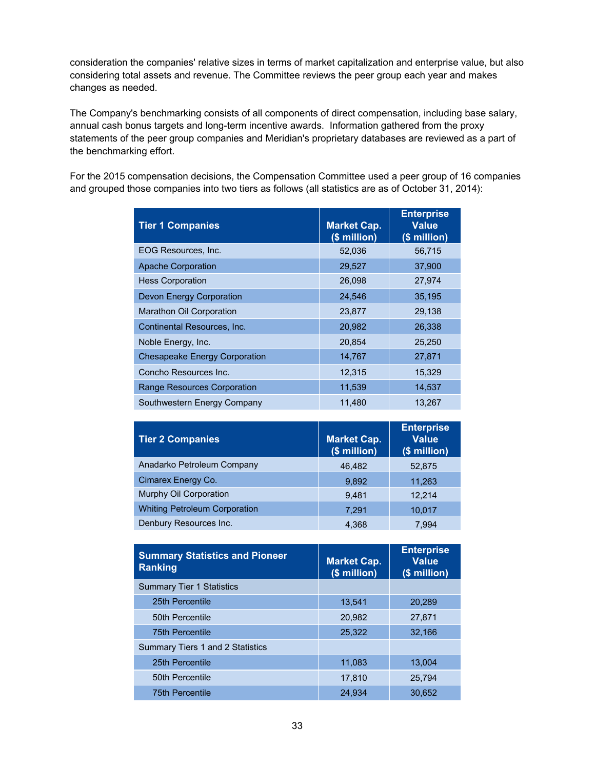consideration the companies' relative sizes in terms of market capitalization and enterprise value, but also considering total assets and revenue. The Committee reviews the peer group each year and makes changes as needed.

The Company's benchmarking consists of all components of direct compensation, including base salary, annual cash bonus targets and long-term incentive awards. Information gathered from the proxy statements of the peer group companies and Meridian's proprietary databases are reviewed as a part of the benchmarking effort.

For the 2015 compensation decisions, the Compensation Committee used a peer group of 16 companies and grouped those companies into two tiers as follows (all statistics are as of October 31, 2014):

| Tier 1 Companies | Market Cap. ($ million) | Enterprise Value ($ million) |
|---|---|---|
| EOG Resources, Inc. | 52,036 | 56,715 |
| Apache Corporation | 29,527 | 37,900 |
| Hess Corporation | 26,098 | 27,974 |
| Devon Energy Corporation | 24,546 | 35,195 |
| Marathon Oil Corporation | 23,877 | 29,138 |
| Continental Resources, Inc. | 20,982 | 26,338 |
| Noble Energy, Inc. | 20,854 | 25,250 |
| Chesapeake Energy Corporation | 14,767 | 27,871 |
| Concho Resources Inc. | 12,315 | 15,329 |
| Range Resources Corporation | 11,539 | 14,537 |
| Southwestern Energy Company | 11,480 | 13,267 |

| Tier 2 Companies | Market Cap. ($ million) | Enterprise Value ($ million) |
|---|---|---|
| Anadarko Petroleum Company | 46,482 | 52,875 |
| Cimarex Energy Co. | 9,892 | 11,263 |
| Murphy Oil Corporation | 9,481 | 12,214 |
| Whiting Petroleum Corporation | 7,291 | 10,017 |
| Denbury Resources Inc. | 4,368 | 7,994 |

| Summary Statistics and Pioneer Ranking | Market Cap. ($ million) | Enterprise Value ($ million) |
|---|---|---|
| Summary Tier 1 Statistics | | |
| 25th Percentile | 13,541 | 20,289 |
| 50th Percentile | 20,982 | 27,871 |
| 75th Percentile | 25,322 | 32,166 |
| Summary Tiers 1 and 2 Statistics | | |
| 25th Percentile | 11,083 | 13,004 |
| 50th Percentile | 17,810 | 25,794 |
| 75th Percentile | 24,934 | 30,652 |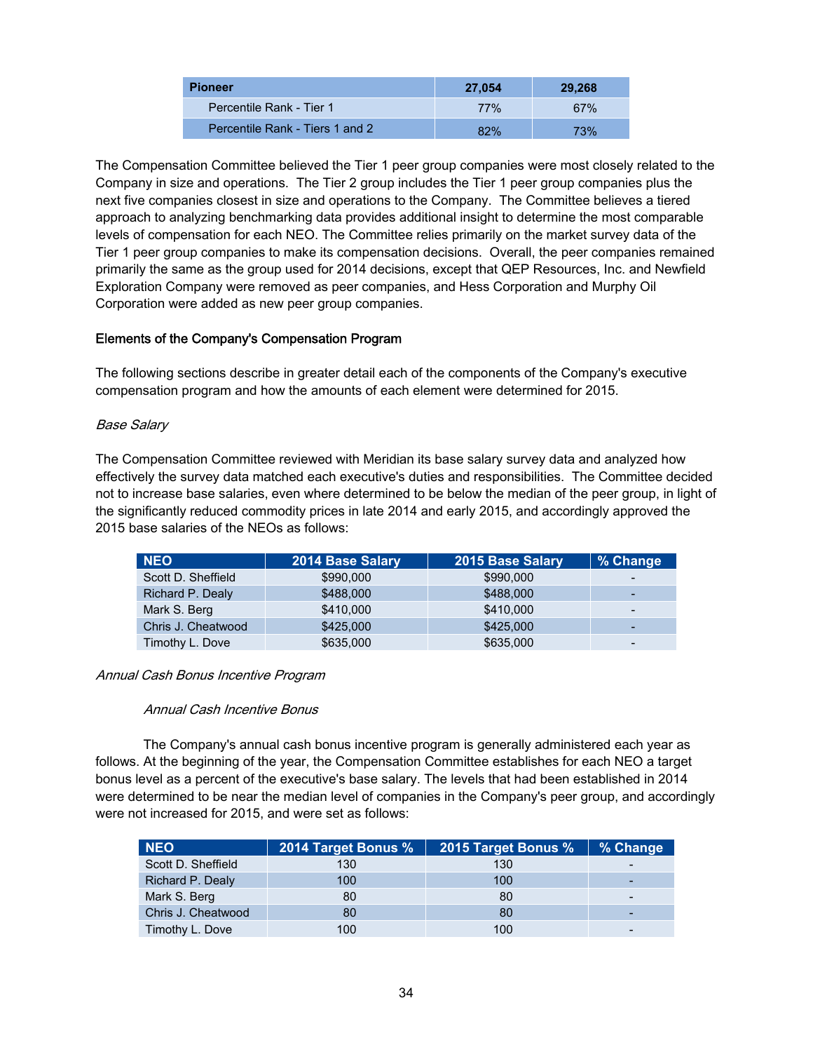| Pioneer | 27,054 | 29,268 |
| --- | --- | --- |
| Percentile Rank - Tier 1 | 77% | 67% |
| Percentile Rank - Tiers 1 and 2 | 82% | 73% |

The Compensation Committee believed the Tier 1 peer group companies were most closely related to the Company in size and operations. The Tier 2 group includes the Tier 1 peer group companies plus the next five companies closest in size and operations to the Company. The Committee believes a tiered approach to analyzing benchmarking data provides additional insight to determine the most comparable levels of compensation for each NEO. The Committee relies primarily on the market survey data of the Tier 1 peer group companies to make its compensation decisions. Overall, the peer companies remained primarily the same as the group used for 2014 decisions, except that QEP Resources, Inc. and Newfield Exploration Company were removed as peer companies, and Hess Corporation and Murphy Oil Corporation were added as new peer group companies.

### Elements of the Company's Compensation Program

The following sections describe in greater detail each of the components of the Company's executive compensation program and how the amounts of each element were determined for 2015.

*Base Salary*

The Compensation Committee reviewed with Meridian its base salary survey data and analyzed how effectively the survey data matched each executive's duties and responsibilities. The Committee decided not to increase base salaries, even where determined to be below the median of the peer group, in light of the significantly reduced commodity prices in late 2014 and early 2015, and accordingly approved the 2015 base salaries of the NEOs as follows:

| NEO | 2014 Base Salary | 2015 Base Salary | % Change |
| --- | --- | --- | --- |
| Scott D. Sheffield | $990,000 | $990,000 | - |
| Richard P. Dealy | $488,000 | $488,000 | - |
| Mark S. Berg | $410,000 | $410,000 | - |
| Chris J. Cheatwood | $425,000 | $425,000 | - |
| Timothy L. Dove | $635,000 | $635,000 | - |

*Annual Cash Bonus Incentive Program*

*Annual Cash Incentive Bonus*

The Company's annual cash bonus incentive program is generally administered each year as follows. At the beginning of the year, the Compensation Committee establishes for each NEO a target bonus level as a percent of the executive's base salary. The levels that had been established in 2014 were determined to be near the median level of companies in the Company's peer group, and accordingly were not increased for 2015, and were set as follows:

| NEO | 2014 Target Bonus % | 2015 Target Bonus % | % Change |
| --- | --- | --- | --- |
| Scott D. Sheffield | 130 | 130 | - |
| Richard P. Dealy | 100 | 100 | - |
| Mark S. Berg | 80 | 80 | - |
| Chris J. Cheatwood | 80 | 80 | - |
| Timothy L. Dove | 100 | 100 | - |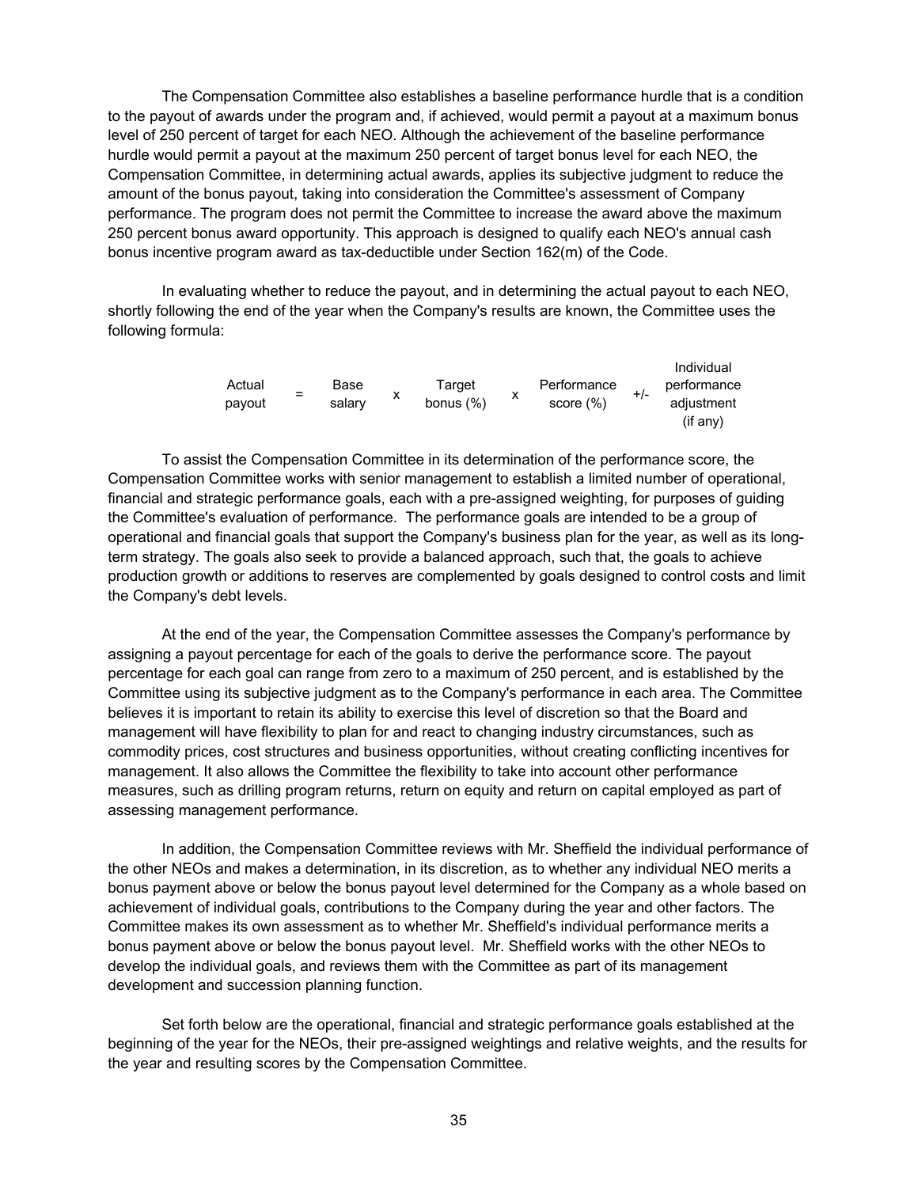The Compensation Committee also establishes a baseline performance hurdle that is a condition to the payout of awards under the program and, if achieved, would permit a payout at a maximum bonus level of 250 percent of target for each NEO. Although the achievement of the baseline performance hurdle would permit a payout at the maximum 250 percent of target bonus level for each NEO, the Compensation Committee, in determining actual awards, applies its subjective judgment to reduce the amount of the bonus payout, taking into consideration the Committee's assessment of Company performance. The program does not permit the Committee to increase the award above the maximum 250 percent bonus award opportunity. This approach is designed to qualify each NEO's annual cash bonus incentive program award as tax-deductible under Section 162(m) of the Code.

In evaluating whether to reduce the payout, and in determining the actual payout to each NEO, shortly following the end of the year when the Company's results are known, the Committee uses the following formula:

$$\text{Actual payout} = \text{Base salary} \times \text{Target bonus (\%)} \times \text{Performance score (\%)} \pm \text{Individual performance adjustment (if any)}$$

To assist the Compensation Committee in its determination of the performance score, the Compensation Committee works with senior management to establish a limited number of operational, financial and strategic performance goals, each with a pre-assigned weighting, for purposes of guiding the Committee's evaluation of performance. The performance goals are intended to be a group of operational and financial goals that support the Company's business plan for the year, as well as its long-term strategy. The goals also seek to provide a balanced approach, such that, the goals to achieve production growth or additions to reserves are complemented by goals designed to control costs and limit the Company's debt levels.

At the end of the year, the Compensation Committee assesses the Company's performance by assigning a payout percentage for each of the goals to derive the performance score. The payout percentage for each goal can range from zero to a maximum of 250 percent, and is established by the Committee using its subjective judgment as to the Company's performance in each area. The Committee believes it is important to retain its ability to exercise this level of discretion so that the Board and management will have flexibility to plan for and react to changing industry circumstances, such as commodity prices, cost structures and business opportunities, without creating conflicting incentives for management. It also allows the Committee the flexibility to take into account other performance measures, such as drilling program returns, return on equity and return on capital employed as part of assessing management performance.

In addition, the Compensation Committee reviews with Mr. Sheffield the individual performance of the other NEOs and makes a determination, in its discretion, as to whether any individual NEO merits a bonus payment above or below the bonus payout level determined for the Company as a whole based on achievement of individual goals, contributions to the Company during the year and other factors. The Committee makes its own assessment as to whether Mr. Sheffield's individual performance merits a bonus payment above or below the bonus payout level. Mr. Sheffield works with the other NEOs to develop the individual goals, and reviews them with the Committee as part of its management development and succession planning function.

Set forth below are the operational, financial and strategic performance goals established at the beginning of the year for the NEOs, their pre-assigned weightings and relative weights, and the results for the year and resulting scores by the Compensation Committee.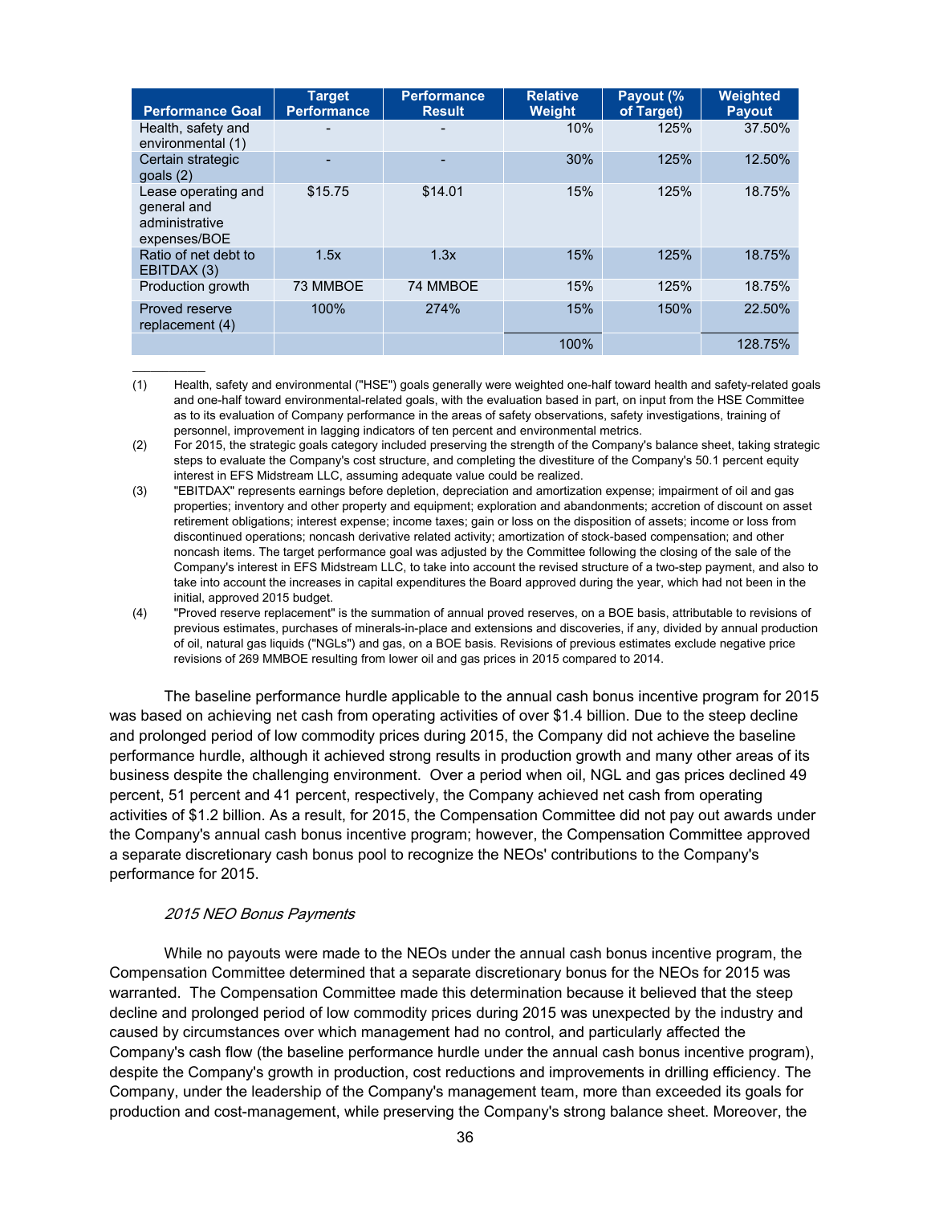| Performance Goal | Target Performance | Performance Result | Relative Weight | Payout (% of Target) | Weighted Payout |
|---|---|---|---|---|---|
| Health, safety and environmental (1) | - | - | 10% | 125% | 37.50% |
| Certain strategic goals (2) | - | - | 30% | 125% | 12.50% |
| Lease operating and general and administrative expenses/BOE | $15.75 | $14.01 | 15% | 125% | 18.75% |
| Ratio of net debt to EBITDAX (3) | 1.5x | 1.3x | 15% | 125% | 18.75% |
| Production growth | 73 MMBOE | 74 MMBOE | 15% | 125% | 18.75% |
| Proved reserve replacement (4) | 100% | 274% | 15% | 150% | 22.50% |
| | | | 100% | | 128.75% |

(1) Health, safety and environmental ("HSE") goals generally were weighted one-half toward health and safety-related goals and one-half toward environmental-related goals, with the evaluation based in part, on input from the HSE Committee as to its evaluation of Company performance in the areas of safety observations, safety investigations, training of personnel, improvement in lagging indicators of ten percent and environmental metrics.

(2) For 2015, the strategic goals category included preserving the strength of the Company's balance sheet, taking strategic steps to evaluate the Company's cost structure, and completing the divestiture of the Company's 50.1 percent equity interest in EFS Midstream LLC, assuming adequate value could be realized.

(3) "EBITDAX" represents earnings before depletion, depreciation and amortization expense; impairment of oil and gas properties; inventory and other property and equipment; exploration and abandonments; accretion of discount on asset retirement obligations; interest expense; income taxes; gain or loss on the disposition of assets; income or loss from discontinued operations; noncash derivative related activity; amortization of stock-based compensation; and other noncash items. The target performance goal was adjusted by the Committee following the closing of the sale of the Company's interest in EFS Midstream LLC, to take into account the revised structure of a two-step payment, and also to take into account the increases in capital expenditures the Board approved during the year, which had not been in the initial, approved 2015 budget.

(4) "Proved reserve replacement" is the summation of annual proved reserves, on a BOE basis, attributable to revisions of previous estimates, purchases of minerals-in-place and extensions and discoveries, if any, divided by annual production of oil, natural gas liquids ("NGLs") and gas, on a BOE basis. Revisions of previous estimates exclude negative price revisions of 269 MMBOE resulting from lower oil and gas prices in 2015 compared to 2014.

The baseline performance hurdle applicable to the annual cash bonus incentive program for 2015 was based on achieving net cash from operating activities of over $1.4 billion. Due to the steep decline and prolonged period of low commodity prices during 2015, the Company did not achieve the baseline performance hurdle, although it achieved strong results in production growth and many other areas of its business despite the challenging environment. Over a period when oil, NGL and gas prices declined 49 percent, 51 percent and 41 percent, respectively, the Company achieved net cash from operating activities of $1.2 billion. As a result, for 2015, the Compensation Committee did not pay out awards under the Company's annual cash bonus incentive program; however, the Compensation Committee approved a separate discretionary cash bonus pool to recognize the NEOs' contributions to the Company's performance for 2015.

*2015 NEO Bonus Payments*

While no payouts were made to the NEOs under the annual cash bonus incentive program, the Compensation Committee determined that a separate discretionary bonus for the NEOs for 2015 was warranted. The Compensation Committee made this determination because it believed that the steep decline and prolonged period of low commodity prices during 2015 was unexpected by the industry and caused by circumstances over which management had no control, and particularly affected the Company's cash flow (the baseline performance hurdle under the annual cash bonus incentive program), despite the Company's growth in production, cost reductions and improvements in drilling efficiency. The Company, under the leadership of the Company's management team, more than exceeded its goals for production and cost-management, while preserving the Company's strong balance sheet. Moreover, the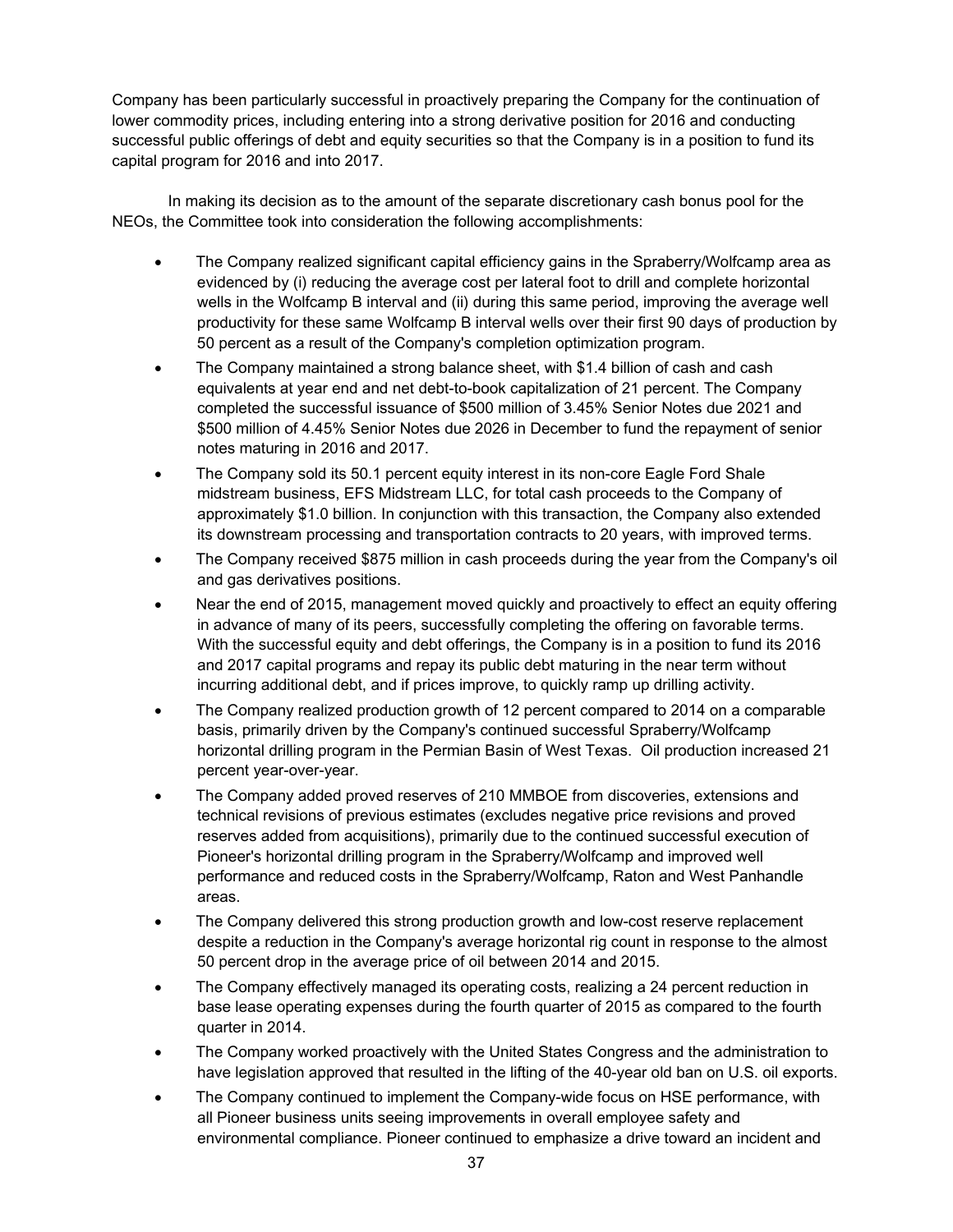Company has been particularly successful in proactively preparing the Company for the continuation of lower commodity prices, including entering into a strong derivative position for 2016 and conducting successful public offerings of debt and equity securities so that the Company is in a position to fund its capital program for 2016 and into 2017.

In making its decision as to the amount of the separate discretionary cash bonus pool for the NEOs, the Committee took into consideration the following accomplishments:

- The Company realized significant capital efficiency gains in the Spraberry/Wolfcamp area as evidenced by (i) reducing the average cost per lateral foot to drill and complete horizontal wells in the Wolfcamp B interval and (ii) during this same period, improving the average well productivity for these same Wolfcamp B interval wells over their first 90 days of production by 50 percent as a result of the Company's completion optimization program.
- The Company maintained a strong balance sheet, with $1.4 billion of cash and cash equivalents at year end and net debt-to-book capitalization of 21 percent. The Company completed the successful issuance of $500 million of 3.45% Senior Notes due 2021 and $500 million of 4.45% Senior Notes due 2026 in December to fund the repayment of senior notes maturing in 2016 and 2017.
- The Company sold its 50.1 percent equity interest in its non-core Eagle Ford Shale midstream business, EFS Midstream LLC, for total cash proceeds to the Company of approximately $1.0 billion. In conjunction with this transaction, the Company also extended its downstream processing and transportation contracts to 20 years, with improved terms.
- The Company received $875 million in cash proceeds during the year from the Company's oil and gas derivatives positions.
- Near the end of 2015, management moved quickly and proactively to effect an equity offering in advance of many of its peers, successfully completing the offering on favorable terms. With the successful equity and debt offerings, the Company is in a position to fund its 2016 and 2017 capital programs and repay its public debt maturing in the near term without incurring additional debt, and if prices improve, to quickly ramp up drilling activity.
- The Company realized production growth of 12 percent compared to 2014 on a comparable basis, primarily driven by the Company's continued successful Spraberry/Wolfcamp horizontal drilling program in the Permian Basin of West Texas. Oil production increased 21 percent year-over-year.
- The Company added proved reserves of 210 MMBOE from discoveries, extensions and technical revisions of previous estimates (excludes negative price revisions and proved reserves added from acquisitions), primarily due to the continued successful execution of Pioneer's horizontal drilling program in the Spraberry/Wolfcamp and improved well performance and reduced costs in the Spraberry/Wolfcamp, Raton and West Panhandle areas.
- The Company delivered this strong production growth and low-cost reserve replacement despite a reduction in the Company's average horizontal rig count in response to the almost 50 percent drop in the average price of oil between 2014 and 2015.
- The Company effectively managed its operating costs, realizing a 24 percent reduction in base lease operating expenses during the fourth quarter of 2015 as compared to the fourth quarter in 2014.
- The Company worked proactively with the United States Congress and the administration to have legislation approved that resulted in the lifting of the 40-year old ban on U.S. oil exports.
- The Company continued to implement the Company-wide focus on HSE performance, with all Pioneer business units seeing improvements in overall employee safety and environmental compliance. Pioneer continued to emphasize a drive toward an incident and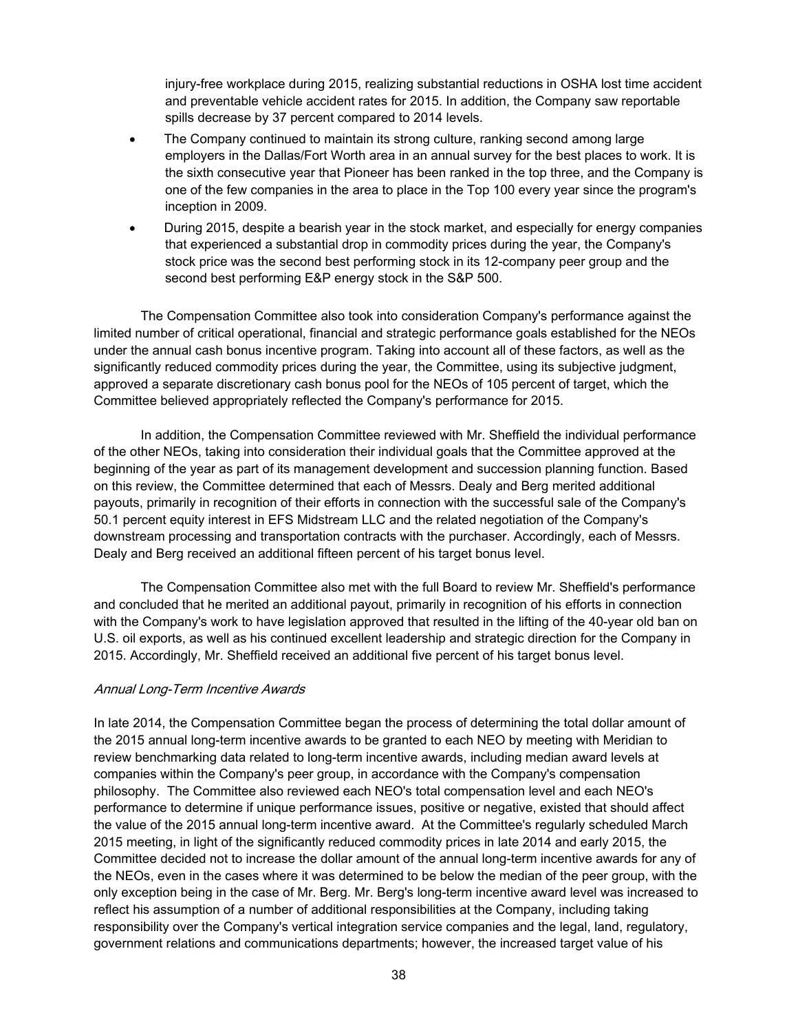injury-free workplace during 2015, realizing substantial reductions in OSHA lost time accident and preventable vehicle accident rates for 2015. In addition, the Company saw reportable spills decrease by 37 percent compared to 2014 levels.

- The Company continued to maintain its strong culture, ranking second among large employers in the Dallas/Fort Worth area in an annual survey for the best places to work. It is the sixth consecutive year that Pioneer has been ranked in the top three, and the Company is one of the few companies in the area to place in the Top 100 every year since the program's inception in 2009.
- During 2015, despite a bearish year in the stock market, and especially for energy companies that experienced a substantial drop in commodity prices during the year, the Company's stock price was the second best performing stock in its 12-company peer group and the second best performing E&P energy stock in the S&P 500.

The Compensation Committee also took into consideration Company's performance against the limited number of critical operational, financial and strategic performance goals established for the NEOs under the annual cash bonus incentive program. Taking into account all of these factors, as well as the significantly reduced commodity prices during the year, the Committee, using its subjective judgment, approved a separate discretionary cash bonus pool for the NEOs of 105 percent of target, which the Committee believed appropriately reflected the Company's performance for 2015.

In addition, the Compensation Committee reviewed with Mr. Sheffield the individual performance of the other NEOs, taking into consideration their individual goals that the Committee approved at the beginning of the year as part of its management development and succession planning function. Based on this review, the Committee determined that each of Messrs. Dealy and Berg merited additional payouts, primarily in recognition of their efforts in connection with the successful sale of the Company's 50.1 percent equity interest in EFS Midstream LLC and the related negotiation of the Company's downstream processing and transportation contracts with the purchaser. Accordingly, each of Messrs. Dealy and Berg received an additional fifteen percent of his target bonus level.

The Compensation Committee also met with the full Board to review Mr. Sheffield's performance and concluded that he merited an additional payout, primarily in recognition of his efforts in connection with the Company's work to have legislation approved that resulted in the lifting of the 40-year old ban on U.S. oil exports, as well as his continued excellent leadership and strategic direction for the Company in 2015. Accordingly, Mr. Sheffield received an additional five percent of his target bonus level.

*Annual Long-Term Incentive Awards*

In late 2014, the Compensation Committee began the process of determining the total dollar amount of the 2015 annual long-term incentive awards to be granted to each NEO by meeting with Meridian to review benchmarking data related to long-term incentive awards, including median award levels at companies within the Company's peer group, in accordance with the Company's compensation philosophy. The Committee also reviewed each NEO's total compensation level and each NEO's performance to determine if unique performance issues, positive or negative, existed that should affect the value of the 2015 annual long-term incentive award. At the Committee's regularly scheduled March 2015 meeting, in light of the significantly reduced commodity prices in late 2014 and early 2015, the Committee decided not to increase the dollar amount of the annual long-term incentive awards for any of the NEOs, even in the cases where it was determined to be below the median of the peer group, with the only exception being in the case of Mr. Berg. Mr. Berg's long-term incentive award level was increased to reflect his assumption of a number of additional responsibilities at the Company, including taking responsibility over the Company's vertical integration service companies and the legal, land, regulatory, government relations and communications departments; however, the increased target value of his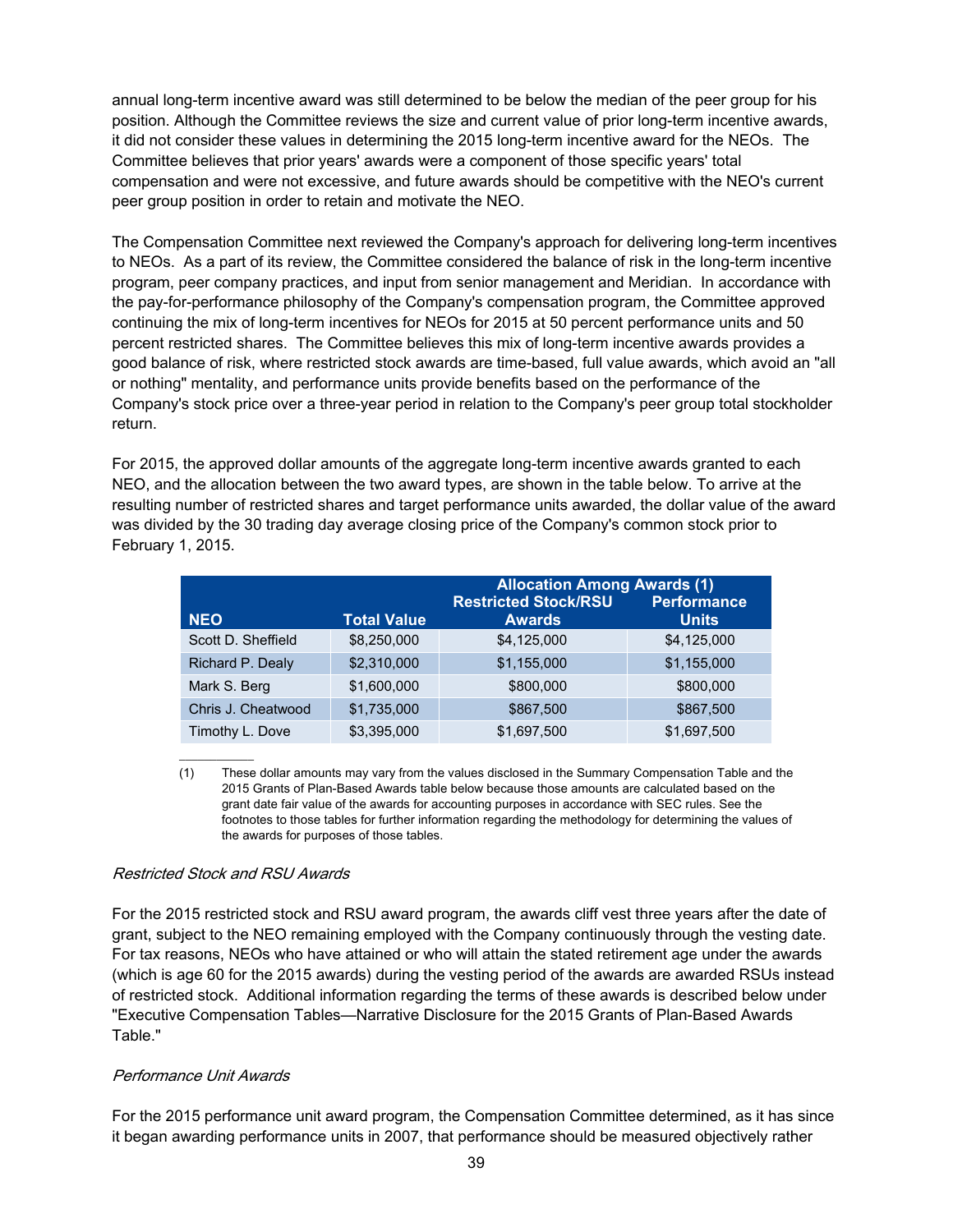annual long-term incentive award was still determined to be below the median of the peer group for his position. Although the Committee reviews the size and current value of prior long-term incentive awards, it did not consider these values in determining the 2015 long-term incentive award for the NEOs. The Committee believes that prior years' awards were a component of those specific years' total compensation and were not excessive, and future awards should be competitive with the NEO's current peer group position in order to retain and motivate the NEO.

The Compensation Committee next reviewed the Company's approach for delivering long-term incentives to NEOs. As a part of its review, the Committee considered the balance of risk in the long-term incentive program, peer company practices, and input from senior management and Meridian. In accordance with the pay-for-performance philosophy of the Company's compensation program, the Committee approved continuing the mix of long-term incentives for NEOs for 2015 at 50 percent performance units and 50 percent restricted shares. The Committee believes this mix of long-term incentive awards provides a good balance of risk, where restricted stock awards are time-based, full value awards, which avoid an "all or nothing" mentality, and performance units provide benefits based on the performance of the Company's stock price over a three-year period in relation to the Company's peer group total stockholder return.

For 2015, the approved dollar amounts of the aggregate long-term incentive awards granted to each NEO, and the allocation between the two award types, are shown in the table below. To arrive at the resulting number of restricted shares and target performance units awarded, the dollar value of the award was divided by the 30 trading day average closing price of the Company's common stock prior to February 1, 2015.

| | | Allocation Among Awards (1) | |
|---|---|---|---|
| NEO | Total Value | Restricted Stock/RSU Awards | Performance Units |
| Scott D. Sheffield | $8,250,000 | $4,125,000 | $4,125,000 |
| Richard P. Dealy | $2,310,000 | $1,155,000 | $1,155,000 |
| Mark S. Berg | $1,600,000 | $800,000 | $800,000 |
| Chris J. Cheatwood | $1,735,000 | $867,500 | $867,500 |
| Timothy L. Dove | $3,395,000 | $1,697,500 | $1,697,500 |

(1) These dollar amounts may vary from the values disclosed in the Summary Compensation Table and the 2015 Grants of Plan-Based Awards table below because those amounts are calculated based on the grant date fair value of the awards for accounting purposes in accordance with SEC rules. See the footnotes to those tables for further information regarding the methodology for determining the values of the awards for purposes of those tables.

*Restricted Stock and RSU Awards*

For the 2015 restricted stock and RSU award program, the awards cliff vest three years after the date of grant, subject to the NEO remaining employed with the Company continuously through the vesting date. For tax reasons, NEOs who have attained or who will attain the stated retirement age under the awards (which is age 60 for the 2015 awards) during the vesting period of the awards are awarded RSUs instead of restricted stock. Additional information regarding the terms of these awards is described below under "Executive Compensation Tables—Narrative Disclosure for the 2015 Grants of Plan-Based Awards Table."

*Performance Unit Awards*

For the 2015 performance unit award program, the Compensation Committee determined, as it has since it began awarding performance units in 2007, that performance should be measured objectively rather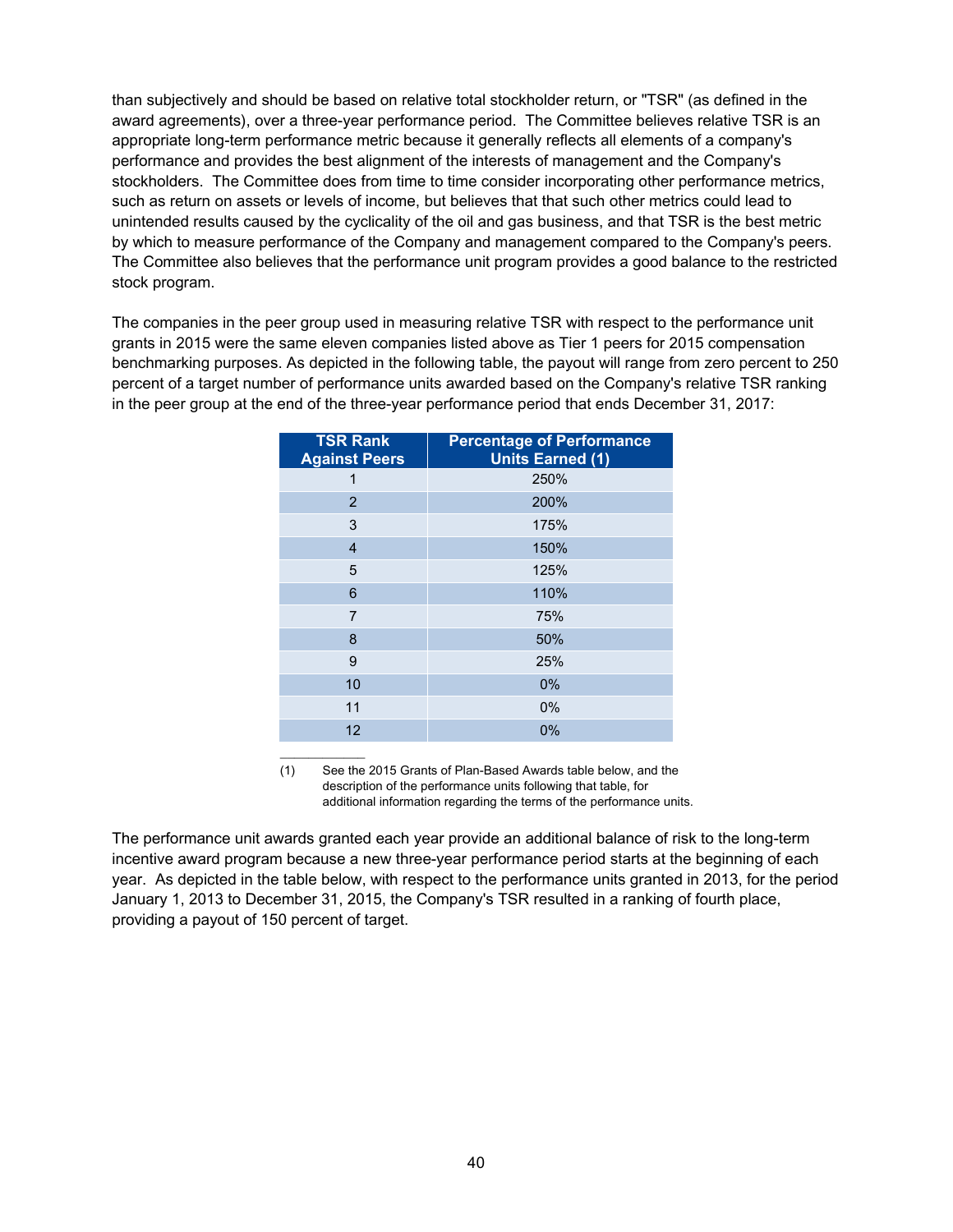than subjectively and should be based on relative total stockholder return, or "TSR" (as defined in the award agreements), over a three-year performance period. The Committee believes relative TSR is an appropriate long-term performance metric because it generally reflects all elements of a company's performance and provides the best alignment of the interests of management and the Company's stockholders. The Committee does from time to time consider incorporating other performance metrics, such as return on assets or levels of income, but believes that that such other metrics could lead to unintended results caused by the cyclicality of the oil and gas business, and that TSR is the best metric by which to measure performance of the Company and management compared to the Company's peers. The Committee also believes that the performance unit program provides a good balance to the restricted stock program.

The companies in the peer group used in measuring relative TSR with respect to the performance unit grants in 2015 were the same eleven companies listed above as Tier 1 peers for 2015 compensation benchmarking purposes. As depicted in the following table, the payout will range from zero percent to 250 percent of a target number of performance units awarded based on the Company's relative TSR ranking in the peer group at the end of the three-year performance period that ends December 31, 2017:

| TSR Rank Against Peers | Percentage of Performance Units Earned (1) |
|---|---|
| 1 | 250% |
| 2 | 200% |
| 3 | 175% |
| 4 | 150% |
| 5 | 125% |
| 6 | 110% |
| 7 | 75% |
| 8 | 50% |
| 9 | 25% |
| 10 | 0% |
| 11 | 0% |
| 12 | 0% |

(1) See the 2015 Grants of Plan-Based Awards table below, and the description of the performance units following that table, for additional information regarding the terms of the performance units.

The performance unit awards granted each year provide an additional balance of risk to the long-term incentive award program because a new three-year performance period starts at the beginning of each year. As depicted in the table below, with respect to the performance units granted in 2013, for the period January 1, 2013 to December 31, 2015, the Company's TSR resulted in a ranking of fourth place, providing a payout of 150 percent of target.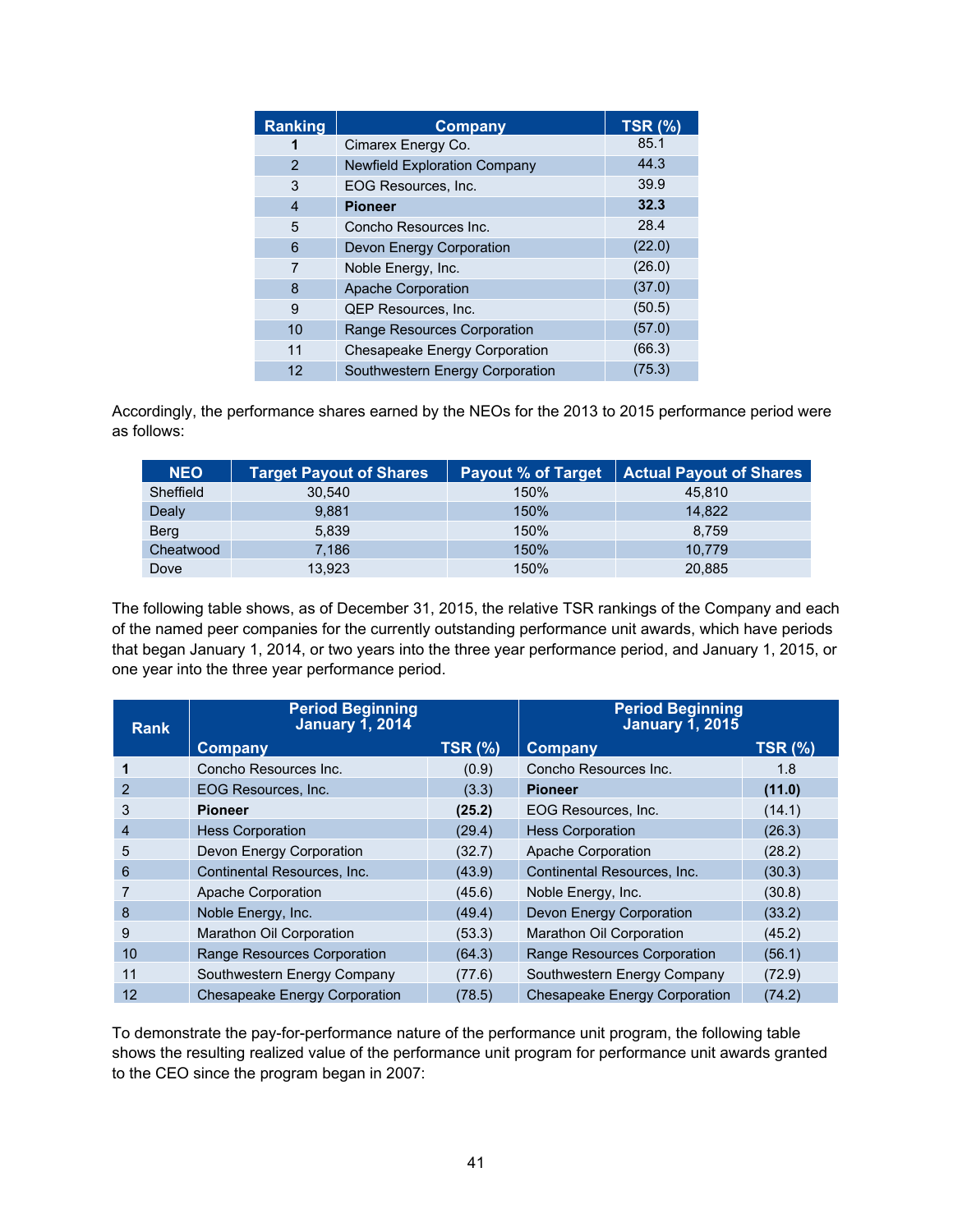| Ranking | Company | TSR (%) |
|---|---|---|
| **1** | Cimarex Energy Co. | 85.1 |
| 2 | Newfield Exploration Company | 44.3 |
| 3 | EOG Resources, Inc. | 39.9 |
| 4 | **Pioneer** | **32.3** |
| 5 | Concho Resources Inc. | 28.4 |
| 6 | Devon Energy Corporation | (22.0) |
| 7 | Noble Energy, Inc. | (26.0) |
| 8 | Apache Corporation | (37.0) |
| 9 | QEP Resources, Inc. | (50.5) |
| 10 | Range Resources Corporation | (57.0) |
| 11 | Chesapeake Energy Corporation | (66.3) |
| 12 | Southwestern Energy Corporation | (75.3) |

Accordingly, the performance shares earned by the NEOs for the 2013 to 2015 performance period were as follows:

| NEO | Target Payout of Shares | Payout % of Target | Actual Payout of Shares |
|---|---|---|---|
| Sheffield | 30,540 | 150% | 45,810 |
| Dealy | 9,881 | 150% | 14,822 |
| Berg | 5,839 | 150% | 8,759 |
| Cheatwood | 7,186 | 150% | 10,779 |
| Dove | 13,923 | 150% | 20,885 |

The following table shows, as of December 31, 2015, the relative TSR rankings of the Company and each of the named peer companies for the currently outstanding performance unit awards, which have periods that began January 1, 2014, or two years into the three year performance period, and January 1, 2015, or one year into the three year performance period.

| Rank | Period Beginning January 1, 2014 | | Period Beginning January 1, 2015 | |
|---|---|---|---|---|
| | Company | TSR (%) | Company | TSR (%) |
| **1** | Concho Resources Inc. | (0.9) | Concho Resources Inc. | 1.8 |
| 2 | EOG Resources, Inc. | (3.3) | **Pioneer** | **(11.0)** |
| 3 | **Pioneer** | **(25.2)** | EOG Resources, Inc. | (14.1) |
| 4 | Hess Corporation | (29.4) | Hess Corporation | (26.3) |
| 5 | Devon Energy Corporation | (32.7) | Apache Corporation | (28.2) |
| 6 | Continental Resources, Inc. | (43.9) | Continental Resources, Inc. | (30.3) |
| 7 | Apache Corporation | (45.6) | Noble Energy, Inc. | (30.8) |
| 8 | Noble Energy, Inc. | (49.4) | Devon Energy Corporation | (33.2) |
| 9 | Marathon Oil Corporation | (53.3) | Marathon Oil Corporation | (45.2) |
| 10 | Range Resources Corporation | (64.3) | Range Resources Corporation | (56.1) |
| 11 | Southwestern Energy Company | (77.6) | Southwestern Energy Company | (72.9) |
| 12 | Chesapeake Energy Corporation | (78.5) | Chesapeake Energy Corporation | (74.2) |

To demonstrate the pay-for-performance nature of the performance unit program, the following table shows the resulting realized value of the performance unit program for performance unit awards granted to the CEO since the program began in 2007: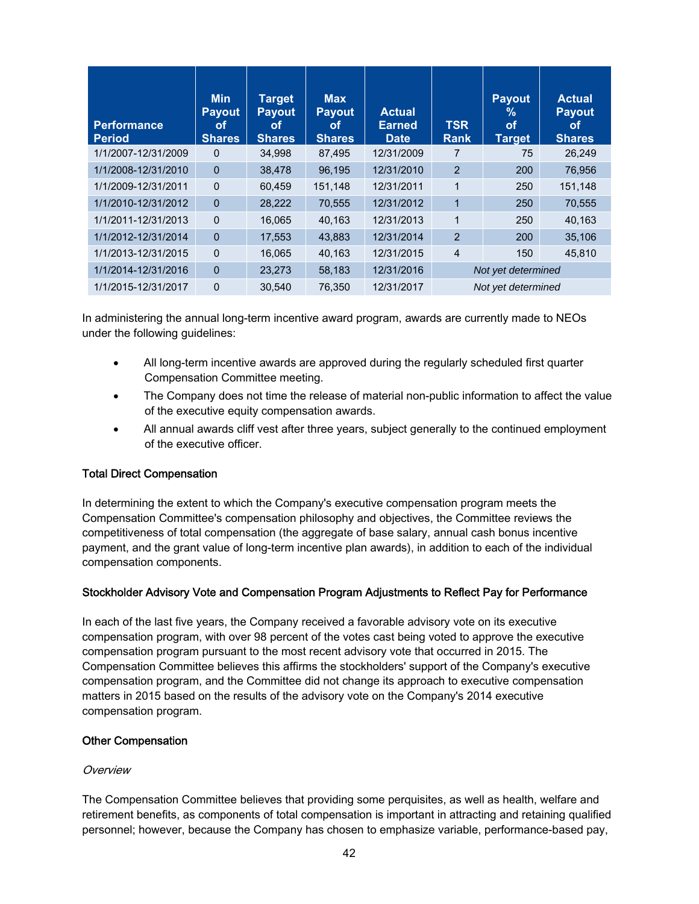| Performance Period | Min Payout of Shares | Target Payout of Shares | Max Payout of Shares | Actual Earned Date | TSR Rank | Payout % of Target | Actual Payout of Shares |
|---|---|---|---|---|---|---|---|
| 1/1/2007-12/31/2009 | 0 | 34,998 | 87,495 | 12/31/2009 | 7 | 75 | 26,249 |
| 1/1/2008-12/31/2010 | 0 | 38,478 | 96,195 | 12/31/2010 | 2 | 200 | 76,956 |
| 1/1/2009-12/31/2011 | 0 | 60,459 | 151,148 | 12/31/2011 | 1 | 250 | 151,148 |
| 1/1/2010-12/31/2012 | 0 | 28,222 | 70,555 | 12/31/2012 | 1 | 250 | 70,555 |
| 1/1/2011-12/31/2013 | 0 | 16,065 | 40,163 | 12/31/2013 | 1 | 250 | 40,163 |
| 1/1/2012-12/31/2014 | 0 | 17,553 | 43,883 | 12/31/2014 | 2 | 200 | 35,106 |
| 1/1/2013-12/31/2015 | 0 | 16,065 | 40,163 | 12/31/2015 | 4 | 150 | 45,810 |
| 1/1/2014-12/31/2016 | 0 | 23,273 | 58,183 | 12/31/2016 | *Not yet determined* | | |
| 1/1/2015-12/31/2017 | 0 | 30,540 | 76,350 | 12/31/2017 | *Not yet determined* | | |

In administering the annual long-term incentive award program, awards are currently made to NEOs under the following guidelines:

- All long-term incentive awards are approved during the regularly scheduled first quarter Compensation Committee meeting.
- The Company does not time the release of material non-public information to affect the value of the executive equity compensation awards.
- All annual awards cliff vest after three years, subject generally to the continued employment of the executive officer.

Total Direct Compensation

In determining the extent to which the Company's executive compensation program meets the Compensation Committee's compensation philosophy and objectives, the Committee reviews the competitiveness of total compensation (the aggregate of base salary, annual cash bonus incentive payment, and the grant value of long-term incentive plan awards), in addition to each of the individual compensation components.

Stockholder Advisory Vote and Compensation Program Adjustments to Reflect Pay for Performance

In each of the last five years, the Company received a favorable advisory vote on its executive compensation program, with over 98 percent of the votes cast being voted to approve the executive compensation program pursuant to the most recent advisory vote that occurred in 2015. The Compensation Committee believes this affirms the stockholders' support of the Company's executive compensation program, and the Committee did not change its approach to executive compensation matters in 2015 based on the results of the advisory vote on the Company's 2014 executive compensation program.

Other Compensation

*Overview*

The Compensation Committee believes that providing some perquisites, as well as health, welfare and retirement benefits, as components of total compensation is important in attracting and retaining qualified personnel; however, because the Company has chosen to emphasize variable, performance-based pay,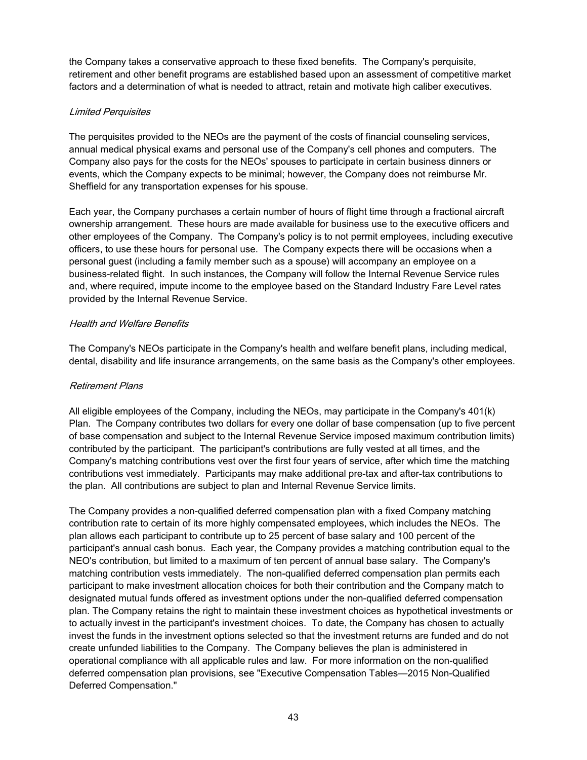the Company takes a conservative approach to these fixed benefits. The Company's perquisite, retirement and other benefit programs are established based upon an assessment of competitive market factors and a determination of what is needed to attract, retain and motivate high caliber executives.

*Limited Perquisites*

The perquisites provided to the NEOs are the payment of the costs of financial counseling services, annual medical physical exams and personal use of the Company's cell phones and computers. The Company also pays for the costs for the NEOs' spouses to participate in certain business dinners or events, which the Company expects to be minimal; however, the Company does not reimburse Mr. Sheffield for any transportation expenses for his spouse.

Each year, the Company purchases a certain number of hours of flight time through a fractional aircraft ownership arrangement. These hours are made available for business use to the executive officers and other employees of the Company. The Company's policy is to not permit employees, including executive officers, to use these hours for personal use. The Company expects there will be occasions when a personal guest (including a family member such as a spouse) will accompany an employee on a business-related flight. In such instances, the Company will follow the Internal Revenue Service rules and, where required, impute income to the employee based on the Standard Industry Fare Level rates provided by the Internal Revenue Service.

*Health and Welfare Benefits*

The Company's NEOs participate in the Company's health and welfare benefit plans, including medical, dental, disability and life insurance arrangements, on the same basis as the Company's other employees.

*Retirement Plans*

All eligible employees of the Company, including the NEOs, may participate in the Company's 401(k) Plan. The Company contributes two dollars for every one dollar of base compensation (up to five percent of base compensation and subject to the Internal Revenue Service imposed maximum contribution limits) contributed by the participant. The participant's contributions are fully vested at all times, and the Company's matching contributions vest over the first four years of service, after which time the matching contributions vest immediately. Participants may make additional pre-tax and after-tax contributions to the plan. All contributions are subject to plan and Internal Revenue Service limits.

The Company provides a non-qualified deferred compensation plan with a fixed Company matching contribution rate to certain of its more highly compensated employees, which includes the NEOs. The plan allows each participant to contribute up to 25 percent of base salary and 100 percent of the participant's annual cash bonus. Each year, the Company provides a matching contribution equal to the NEO's contribution, but limited to a maximum of ten percent of annual base salary. The Company's matching contribution vests immediately. The non-qualified deferred compensation plan permits each participant to make investment allocation choices for both their contribution and the Company match to designated mutual funds offered as investment options under the non-qualified deferred compensation plan. The Company retains the right to maintain these investment choices as hypothetical investments or to actually invest in the participant's investment choices. To date, the Company has chosen to actually invest the funds in the investment options selected so that the investment returns are funded and do not create unfunded liabilities to the Company. The Company believes the plan is administered in operational compliance with all applicable rules and law. For more information on the non-qualified deferred compensation plan provisions, see "Executive Compensation Tables—2015 Non-Qualified Deferred Compensation."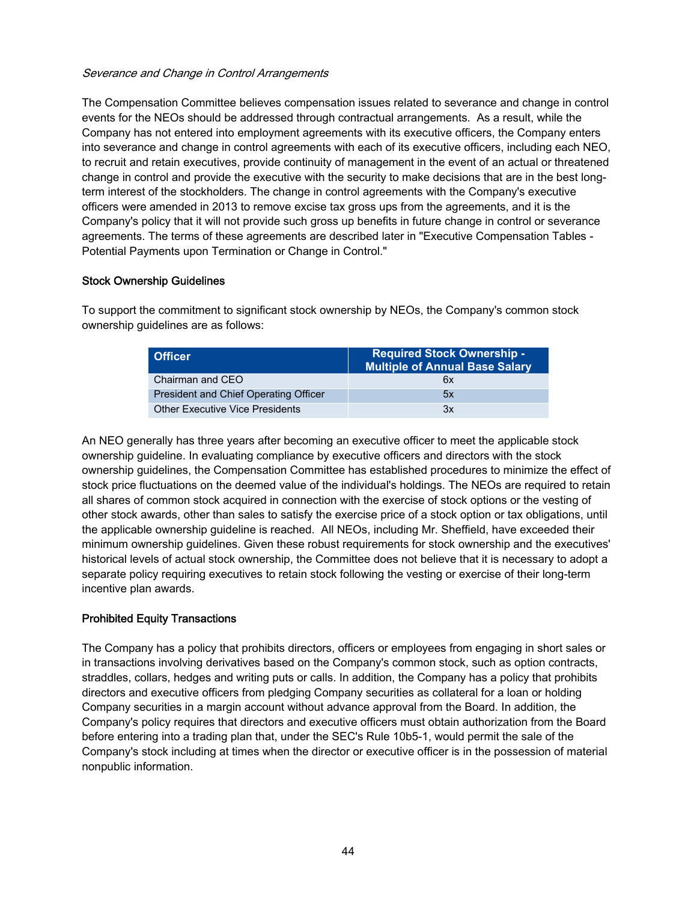*Severance and Change in Control Arrangements*

The Compensation Committee believes compensation issues related to severance and change in control events for the NEOs should be addressed through contractual arrangements. As a result, while the Company has not entered into employment agreements with its executive officers, the Company enters into severance and change in control agreements with each of its executive officers, including each NEO, to recruit and retain executives, provide continuity of management in the event of an actual or threatened change in control and provide the executive with the security to make decisions that are in the best long-term interest of the stockholders. The change in control agreements with the Company's executive officers were amended in 2013 to remove excise tax gross ups from the agreements, and it is the Company's policy that it will not provide such gross up benefits in future change in control or severance agreements. The terms of these agreements are described later in "Executive Compensation Tables - Potential Payments upon Termination or Change in Control."

### Stock Ownership Guidelines

To support the commitment to significant stock ownership by NEOs, the Company's common stock ownership guidelines are as follows:

| Officer | Required Stock Ownership - Multiple of Annual Base Salary |
|---|---|
| Chairman and CEO | 6x |
| President and Chief Operating Officer | 5x |
| Other Executive Vice Presidents | 3x |

An NEO generally has three years after becoming an executive officer to meet the applicable stock ownership guideline. In evaluating compliance by executive officers and directors with the stock ownership guidelines, the Compensation Committee has established procedures to minimize the effect of stock price fluctuations on the deemed value of the individual's holdings. The NEOs are required to retain all shares of common stock acquired in connection with the exercise of stock options or the vesting of other stock awards, other than sales to satisfy the exercise price of a stock option or tax obligations, until the applicable ownership guideline is reached. All NEOs, including Mr. Sheffield, have exceeded their minimum ownership guidelines. Given these robust requirements for stock ownership and the executives' historical levels of actual stock ownership, the Committee does not believe that it is necessary to adopt a separate policy requiring executives to retain stock following the vesting or exercise of their long-term incentive plan awards.

### Prohibited Equity Transactions

The Company has a policy that prohibits directors, officers or employees from engaging in short sales or in transactions involving derivatives based on the Company's common stock, such as option contracts, straddles, collars, hedges and writing puts or calls. In addition, the Company has a policy that prohibits directors and executive officers from pledging Company securities as collateral for a loan or holding Company securities in a margin account without advance approval from the Board. In addition, the Company's policy requires that directors and executive officers must obtain authorization from the Board before entering into a trading plan that, under the SEC's Rule 10b5-1, would permit the sale of the Company's stock including at times when the director or executive officer is in the possession of material nonpublic information.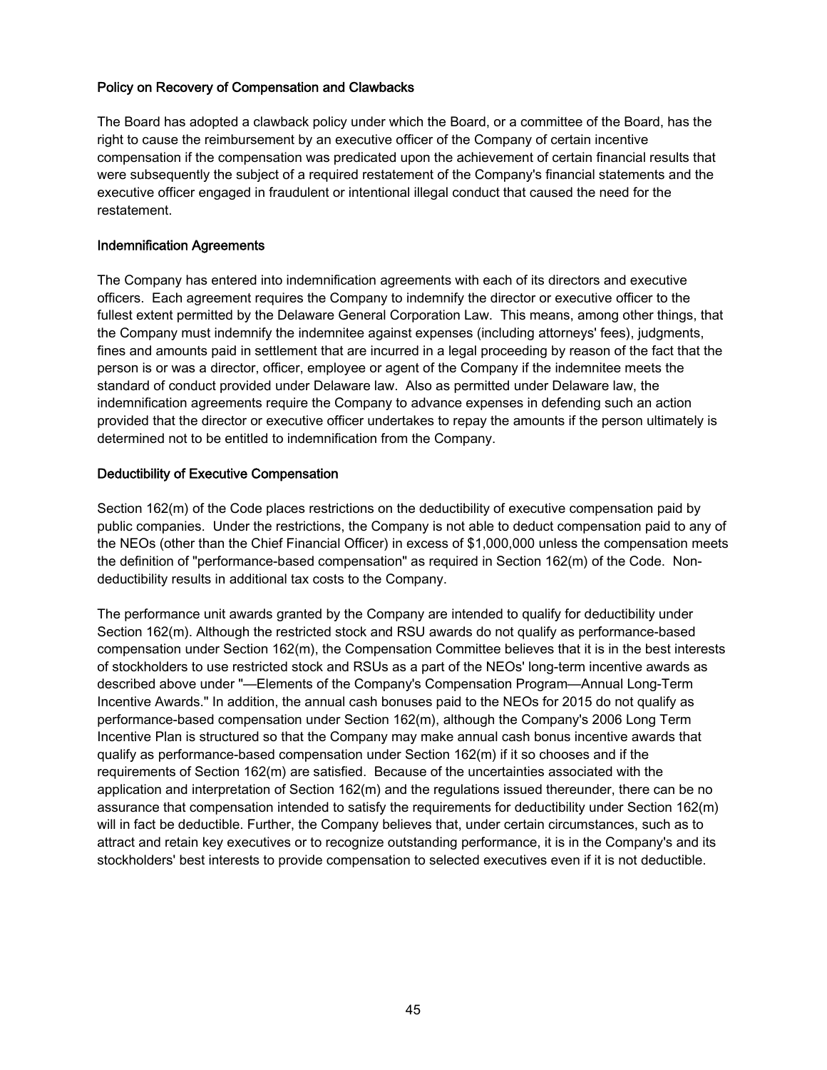### Policy on Recovery of Compensation and Clawbacks

The Board has adopted a clawback policy under which the Board, or a committee of the Board, has the right to cause the reimbursement by an executive officer of the Company of certain incentive compensation if the compensation was predicated upon the achievement of certain financial results that were subsequently the subject of a required restatement of the Company's financial statements and the executive officer engaged in fraudulent or intentional illegal conduct that caused the need for the restatement.

### Indemnification Agreements

The Company has entered into indemnification agreements with each of its directors and executive officers. Each agreement requires the Company to indemnify the director or executive officer to the fullest extent permitted by the Delaware General Corporation Law. This means, among other things, that the Company must indemnify the indemnitee against expenses (including attorneys' fees), judgments, fines and amounts paid in settlement that are incurred in a legal proceeding by reason of the fact that the person is or was a director, officer, employee or agent of the Company if the indemnitee meets the standard of conduct provided under Delaware law. Also as permitted under Delaware law, the indemnification agreements require the Company to advance expenses in defending such an action provided that the director or executive officer undertakes to repay the amounts if the person ultimately is determined not to be entitled to indemnification from the Company.

### Deductibility of Executive Compensation

Section 162(m) of the Code places restrictions on the deductibility of executive compensation paid by public companies. Under the restrictions, the Company is not able to deduct compensation paid to any of the NEOs (other than the Chief Financial Officer) in excess of $1,000,000 unless the compensation meets the definition of "performance-based compensation" as required in Section 162(m) of the Code. Non-deductibility results in additional tax costs to the Company.

The performance unit awards granted by the Company are intended to qualify for deductibility under Section 162(m). Although the restricted stock and RSU awards do not qualify as performance-based compensation under Section 162(m), the Compensation Committee believes that it is in the best interests of stockholders to use restricted stock and RSUs as a part of the NEOs' long-term incentive awards as described above under "—Elements of the Company's Compensation Program—Annual Long-Term Incentive Awards." In addition, the annual cash bonuses paid to the NEOs for 2015 do not qualify as performance-based compensation under Section 162(m), although the Company's 2006 Long Term Incentive Plan is structured so that the Company may make annual cash bonus incentive awards that qualify as performance-based compensation under Section 162(m) if it so chooses and if the requirements of Section 162(m) are satisfied. Because of the uncertainties associated with the application and interpretation of Section 162(m) and the regulations issued thereunder, there can be no assurance that compensation intended to satisfy the requirements for deductibility under Section 162(m) will in fact be deductible. Further, the Company believes that, under certain circumstances, such as to attract and retain key executives or to recognize outstanding performance, it is in the Company's and its stockholders' best interests to provide compensation to selected executives even if it is not deductible.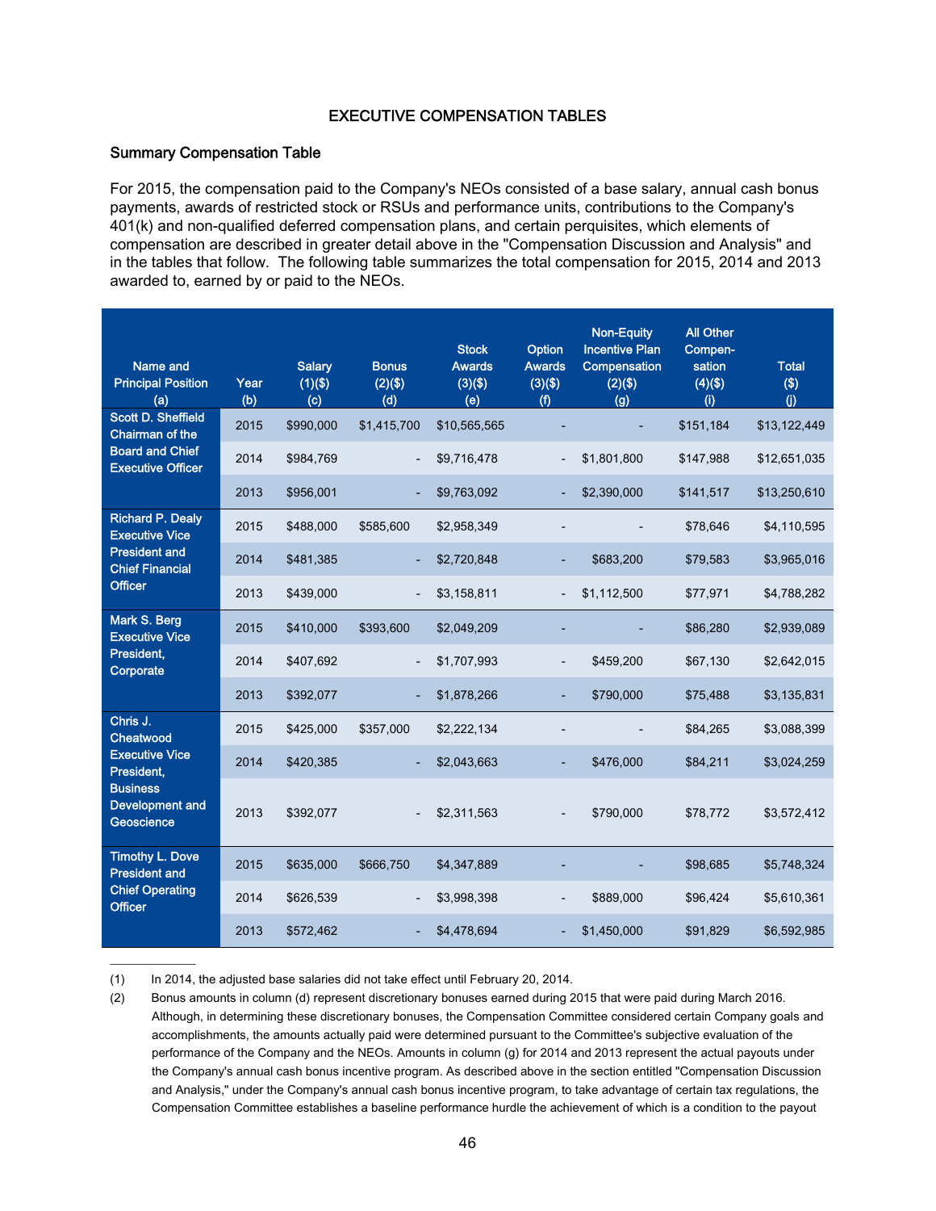# EXECUTIVE COMPENSATION TABLES

## Summary Compensation Table

For 2015, the compensation paid to the Company's NEOs consisted of a base salary, annual cash bonus payments, awards of restricted stock or RSUs and performance units, contributions to the Company's 401(k) and non-qualified deferred compensation plans, and certain perquisites, which elements of compensation are described in greater detail above in the "Compensation Discussion and Analysis" and in the tables that follow. The following table summarizes the total compensation for 2015, 2014 and 2013 awarded to, earned by or paid to the NEOs.

| Name and Principal Position (a) | Year (b) | Salary (1)($) (c) | Bonus (2)($) (d) | Stock Awards (3)($) (e) | Option Awards (3)($) (f) | Non-Equity Incentive Plan Compensation (2)($) (g) | All Other Compen-sation (4)($) (i) | Total ($) (j) |
|---|---|---|---|---|---|---|---|---|
| Scott D. Sheffield Chairman of the Board and Chief Executive Officer | 2015 | $990,000 | $1,415,700 | $10,565,565 | - | - | $151,184 | $13,122,449 |
| | 2014 | $984,769 | - | $9,716,478 | - | $1,801,800 | $147,988 | $12,651,035 |
| | 2013 | $956,001 | - | $9,763,092 | - | $2,390,000 | $141,517 | $13,250,610 |
| Richard P. Dealy Executive Vice President and Chief Financial Officer | 2015 | $488,000 | $585,600 | $2,958,349 | - | - | $78,646 | $4,110,595 |
| | 2014 | $481,385 | - | $2,720,848 | - | $683,200 | $79,583 | $3,965,016 |
| | 2013 | $439,000 | - | $3,158,811 | - | $1,112,500 | $77,971 | $4,788,282 |
| Mark S. Berg Executive Vice President, Corporate | 2015 | $410,000 | $393,600 | $2,049,209 | - | - | $86,280 | $2,939,089 |
| | 2014 | $407,692 | - | $1,707,993 | - | $459,200 | $67,130 | $2,642,015 |
| | 2013 | $392,077 | - | $1,878,266 | - | $790,000 | $75,488 | $3,135,831 |
| Chris J. Cheatwood Executive Vice President, Business Development and Geoscience | 2015 | $425,000 | $357,000 | $2,222,134 | - | - | $84,265 | $3,088,399 |
| | 2014 | $420,385 | - | $2,043,663 | - | $476,000 | $84,211 | $3,024,259 |
| | 2013 | $392,077 | - | $2,311,563 | - | $790,000 | $78,772 | $3,572,412 |
| Timothy L. Dove President and Chief Operating Officer | 2015 | $635,000 | $666,750 | $4,347,889 | - | - | $98,685 | $5,748,324 |
| | 2014 | $626,539 | - | $3,998,398 | - | $889,000 | $96,424 | $5,610,361 |
| | 2013 | $572,462 | - | $4,478,694 | - | $1,450,000 | $91,829 | $6,592,985 |

(1) In 2014, the adjusted base salaries did not take effect until February 20, 2014.

(2) Bonus amounts in column (d) represent discretionary bonuses earned during 2015 that were paid during March 2016. Although, in determining these discretionary bonuses, the Compensation Committee considered certain Company goals and accomplishments, the amounts actually paid were determined pursuant to the Committee's subjective evaluation of the performance of the Company and the NEOs. Amounts in column (g) for 2014 and 2013 represent the actual payouts under the Company's annual cash bonus incentive program. As described above in the section entitled "Compensation Discussion and Analysis," under the Company's annual cash bonus incentive program, to take advantage of certain tax regulations, the Compensation Committee establishes a baseline performance hurdle the achievement of which is a condition to the payout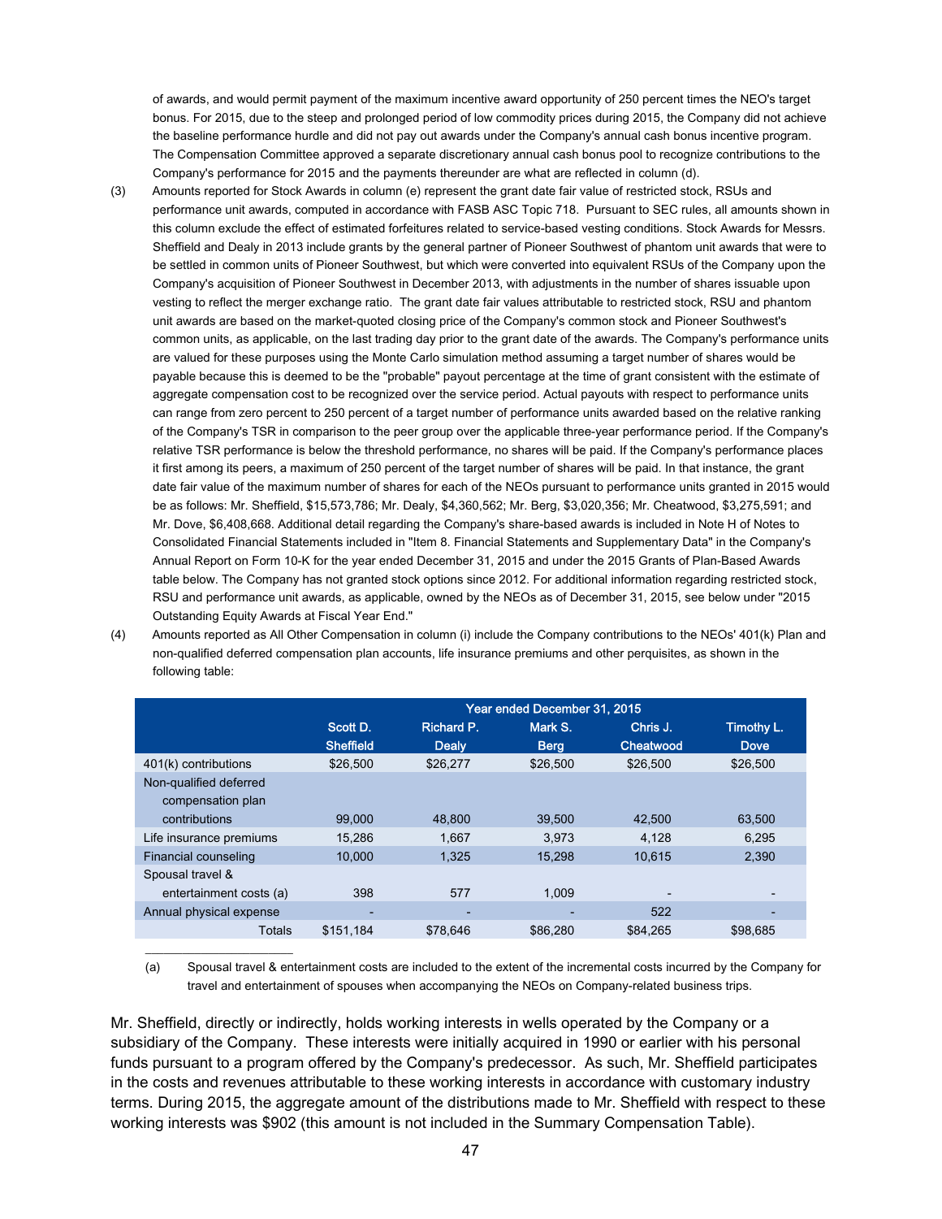of awards, and would permit payment of the maximum incentive award opportunity of 250 percent times the NEO's target bonus. For 2015, due to the steep and prolonged period of low commodity prices during 2015, the Company did not achieve the baseline performance hurdle and did not pay out awards under the Company's annual cash bonus incentive program. The Compensation Committee approved a separate discretionary annual cash bonus pool to recognize contributions to the Company's performance for 2015 and the payments thereunder are what are reflected in column (d).

(3) Amounts reported for Stock Awards in column (e) represent the grant date fair value of restricted stock, RSUs and performance unit awards, computed in accordance with FASB ASC Topic 718. Pursuant to SEC rules, all amounts shown in this column exclude the effect of estimated forfeitures related to service-based vesting conditions. Stock Awards for Messrs. Sheffield and Dealy in 2013 include grants by the general partner of Pioneer Southwest of phantom unit awards that were to be settled in common units of Pioneer Southwest, but which were converted into equivalent RSUs of the Company upon the Company's acquisition of Pioneer Southwest in December 2013, with adjustments in the number of shares issuable upon vesting to reflect the merger exchange ratio. The grant date fair values attributable to restricted stock, RSU and phantom unit awards are based on the market-quoted closing price of the Company's common stock and Pioneer Southwest's common units, as applicable, on the last trading day prior to the grant date of the awards. The Company's performance units are valued for these purposes using the Monte Carlo simulation method assuming a target number of shares would be payable because this is deemed to be the "probable" payout percentage at the time of grant consistent with the estimate of aggregate compensation cost to be recognized over the service period. Actual payouts with respect to performance units can range from zero percent to 250 percent of a target number of performance units awarded based on the relative ranking of the Company's TSR in comparison to the peer group over the applicable three-year performance period. If the Company's relative TSR performance is below the threshold performance, no shares will be paid. If the Company's performance places it first among its peers, a maximum of 250 percent of the target number of shares will be paid. In that instance, the grant date fair value of the maximum number of shares for each of the NEOs pursuant to performance units granted in 2015 would be as follows: Mr. Sheffield, $15,573,786; Mr. Dealy, $4,360,562; Mr. Berg, $3,020,356; Mr. Cheatwood, $3,275,591; and Mr. Dove, $6,408,668. Additional detail regarding the Company's share-based awards is included in Note H of Notes to Consolidated Financial Statements included in "Item 8. Financial Statements and Supplementary Data" in the Company's Annual Report on Form 10-K for the year ended December 31, 2015 and under the 2015 Grants of Plan-Based Awards table below. The Company has not granted stock options since 2012. For additional information regarding restricted stock, RSU and performance unit awards, as applicable, owned by the NEOs as of December 31, 2015, see below under "2015 Outstanding Equity Awards at Fiscal Year End."

(4) Amounts reported as All Other Compensation in column (i) include the Company contributions to the NEOs' 401(k) Plan and non-qualified deferred compensation plan accounts, life insurance premiums and other perquisites, as shown in the following table:

| | Year ended December 31, 2015 | | | | |
|---|---|---|---|---|---|
| | Scott D. Sheffield | Richard P. Dealy | Mark S. Berg | Chris J. Cheatwood | Timothy L. Dove |
| 401(k) contributions | $26,500 | $26,277 | $26,500 | $26,500 | $26,500 |
| Non-qualified deferred compensation plan contributions | 99,000 | 48,800 | 39,500 | 42,500 | 63,500 |
| Life insurance premiums | 15,286 | 1,667 | 3,973 | 4,128 | 6,295 |
| Financial counseling | 10,000 | 1,325 | 15,298 | 10,615 | 2,390 |
| Spousal travel & entertainment costs (a) | 398 | 577 | 1,009 | - | - |
| Annual physical expense | - | - | - | 522 | - |
| Totals | $151,184 | $78,646 | $86,280 | $84,265 | $98,685 |

(a) Spousal travel & entertainment costs are included to the extent of the incremental costs incurred by the Company for travel and entertainment of spouses when accompanying the NEOs on Company-related business trips.

Mr. Sheffield, directly or indirectly, holds working interests in wells operated by the Company or a subsidiary of the Company. These interests were initially acquired in 1990 or earlier with his personal funds pursuant to a program offered by the Company's predecessor. As such, Mr. Sheffield participates in the costs and revenues attributable to these working interests in accordance with customary industry terms. During 2015, the aggregate amount of the distributions made to Mr. Sheffield with respect to these working interests was $902 (this amount is not included in the Summary Compensation Table).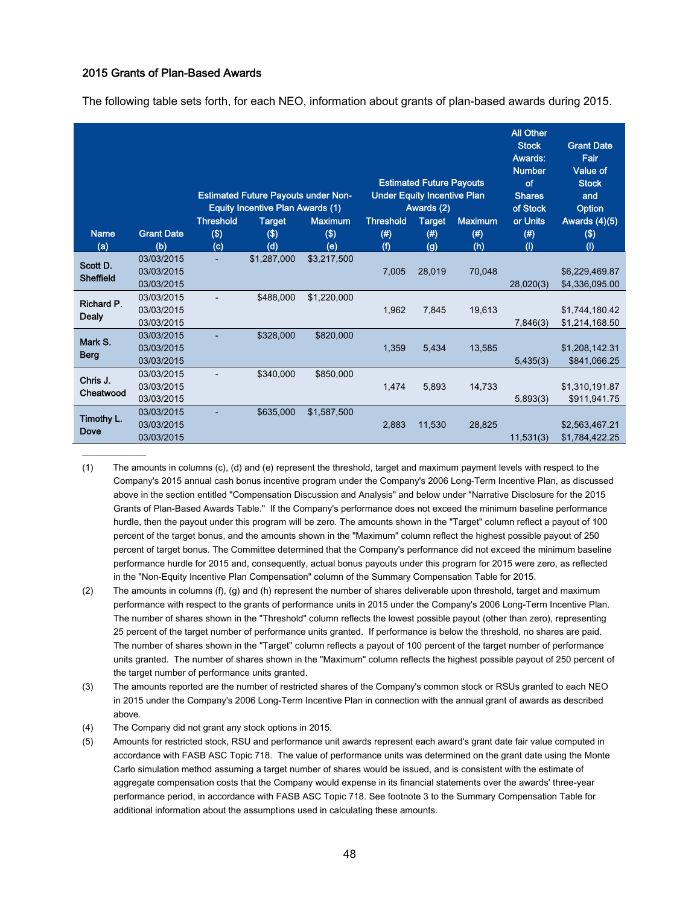## 2015 Grants of Plan-Based Awards

The following table sets forth, for each NEO, information about grants of plan-based awards during 2015.

| Name (a) | Grant Date (b) | Estimated Future Payouts under Non-Equity Incentive Plan Awards (1) Threshold ($) (c) | Target ($) (d) | Maximum ($) (e) | Estimated Future Payouts Under Equity Incentive Plan Awards (2) Threshold (#) (f) | Target (#) (g) | Maximum (#) (h) | All Other Stock Awards: Number of Shares of Stock or Units (#) (i) | Grant Date Fair Value of Stock and Option Awards (4)(5) ($) (l) |
|---|---|---|---|---|---|---|---|---|---|
| Scott D. Sheffield | 03/03/2015 | - | $1,287,000 | $3,217,500 | | | | | |
| | 03/03/2015 | | | | 7,005 | 28,019 | 70,048 | | $6,229,469.87 |
| | 03/03/2015 | | | | | | | 28,020(3) | $4,336,095.00 |
| Richard P. Dealy | 03/03/2015 | - | $488,000 | $1,220,000 | | | | | |
| | 03/03/2015 | | | | 1,962 | 7,845 | 19,613 | | $1,744,180.42 |
| | 03/03/2015 | | | | | | | 7,846(3) | $1,214,168.50 |
| Mark S. Berg | 03/03/2015 | - | $328,000 | $820,000 | | | | | |
| | 03/03/2015 | | | | 1,359 | 5,434 | 13,585 | | $1,208,142.31 |
| | 03/03/2015 | | | | | | | 5,435(3) | $841,066.25 |
| Chris J. Cheatwood | 03/03/2015 | - | $340,000 | $850,000 | | | | | |
| | 03/03/2015 | | | | 1,474 | 5,893 | 14,733 | | $1,310,191.87 |
| | 03/03/2015 | | | | | | | 5,893(3) | $911,941.75 |
| Timothy L. Dove | 03/03/2015 | - | $635,000 | $1,587,500 | | | | | |
| | 03/03/2015 | | | | 2,883 | 11,530 | 28,825 | | $2,563,467.21 |
| | 03/03/2015 | | | | | | | 11,531(3) | $1,784,422.25 |

---

(1) The amounts in columns (c), (d) and (e) represent the threshold, target and maximum payment levels with respect to the Company's 2015 annual cash bonus incentive program under the Company's 2006 Long-Term Incentive Plan, as discussed above in the section entitled "Compensation Discussion and Analysis" and below under "Narrative Disclosure for the 2015 Grants of Plan-Based Awards Table." If the Company's performance does not exceed the minimum baseline performance hurdle, then the payout under this program will be zero. The amounts shown in the "Target" column reflect a payout of 100 percent of the target bonus, and the amounts shown in the "Maximum" column reflect the highest possible payout of 250 percent of target bonus. The Committee determined that the Company's performance did not exceed the minimum baseline performance hurdle for 2015 and, consequently, actual bonus payouts under this program for 2015 were zero, as reflected in the "Non-Equity Incentive Plan Compensation" column of the Summary Compensation Table for 2015.

(2) The amounts in columns (f), (g) and (h) represent the number of shares deliverable upon threshold, target and maximum performance with respect to the grants of performance units in 2015 under the Company's 2006 Long-Term Incentive Plan. The number of shares shown in the "Threshold" column reflects the lowest possible payout (other than zero), representing 25 percent of the target number of performance units granted. If performance is below the threshold, no shares are paid. The number of shares shown in the "Target" column reflects a payout of 100 percent of the target number of performance units granted. The number of shares shown in the "Maximum" column reflects the highest possible payout of 250 percent of the target number of performance units granted.

(3) The amounts reported are the number of restricted shares of the Company's common stock or RSUs granted to each NEO in 2015 under the Company's 2006 Long-Term Incentive Plan in connection with the annual grant of awards as described above.

(4) The Company did not grant any stock options in 2015.

(5) Amounts for restricted stock, RSU and performance unit awards represent each award's grant date fair value computed in accordance with FASB ASC Topic 718. The value of performance units was determined on the grant date using the Monte Carlo simulation method assuming a target number of shares would be issued, and is consistent with the estimate of aggregate compensation costs that the Company would expense in its financial statements over the awards' three-year performance period, in accordance with FASB ASC Topic 718. See footnote 3 to the Summary Compensation Table for additional information about the assumptions used in calculating these amounts.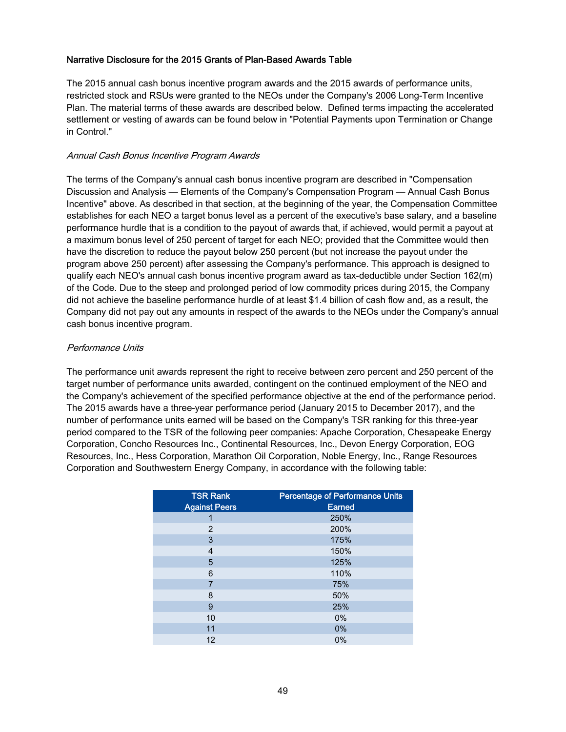**Narrative Disclosure for the 2015 Grants of Plan-Based Awards Table**

The 2015 annual cash bonus incentive program awards and the 2015 awards of performance units, restricted stock and RSUs were granted to the NEOs under the Company's 2006 Long-Term Incentive Plan. The material terms of these awards are described below. Defined terms impacting the accelerated settlement or vesting of awards can be found below in "Potential Payments upon Termination or Change in Control."

*Annual Cash Bonus Incentive Program Awards*

The terms of the Company's annual cash bonus incentive program are described in "Compensation Discussion and Analysis — Elements of the Company's Compensation Program — Annual Cash Bonus Incentive" above. As described in that section, at the beginning of the year, the Compensation Committee establishes for each NEO a target bonus level as a percent of the executive's base salary, and a baseline performance hurdle that is a condition to the payout of awards that, if achieved, would permit a payout at a maximum bonus level of 250 percent of target for each NEO; provided that the Committee would then have the discretion to reduce the payout below 250 percent (but not increase the payout under the program above 250 percent) after assessing the Company's performance. This approach is designed to qualify each NEO's annual cash bonus incentive program award as tax-deductible under Section 162(m) of the Code. Due to the steep and prolonged period of low commodity prices during 2015, the Company did not achieve the baseline performance hurdle of at least $1.4 billion of cash flow and, as a result, the Company did not pay out any amounts in respect of the awards to the NEOs under the Company's annual cash bonus incentive program.

*Performance Units*

The performance unit awards represent the right to receive between zero percent and 250 percent of the target number of performance units awarded, contingent on the continued employment of the NEO and the Company's achievement of the specified performance objective at the end of the performance period. The 2015 awards have a three-year performance period (January 2015 to December 2017), and the number of performance units earned will be based on the Company's TSR ranking for this three-year period compared to the TSR of the following peer companies: Apache Corporation, Chesapeake Energy Corporation, Concho Resources Inc., Continental Resources, Inc., Devon Energy Corporation, EOG Resources, Inc., Hess Corporation, Marathon Oil Corporation, Noble Energy, Inc., Range Resources Corporation and Southwestern Energy Company, in accordance with the following table:

| TSR Rank Against Peers | Percentage of Performance Units Earned |
|---|---|
| 1 | 250% |
| 2 | 200% |
| 3 | 175% |
| 4 | 150% |
| 5 | 125% |
| 6 | 110% |
| 7 | 75% |
| 8 | 50% |
| 9 | 25% |
| 10 | 0% |
| 11 | 0% |
| 12 | 0% |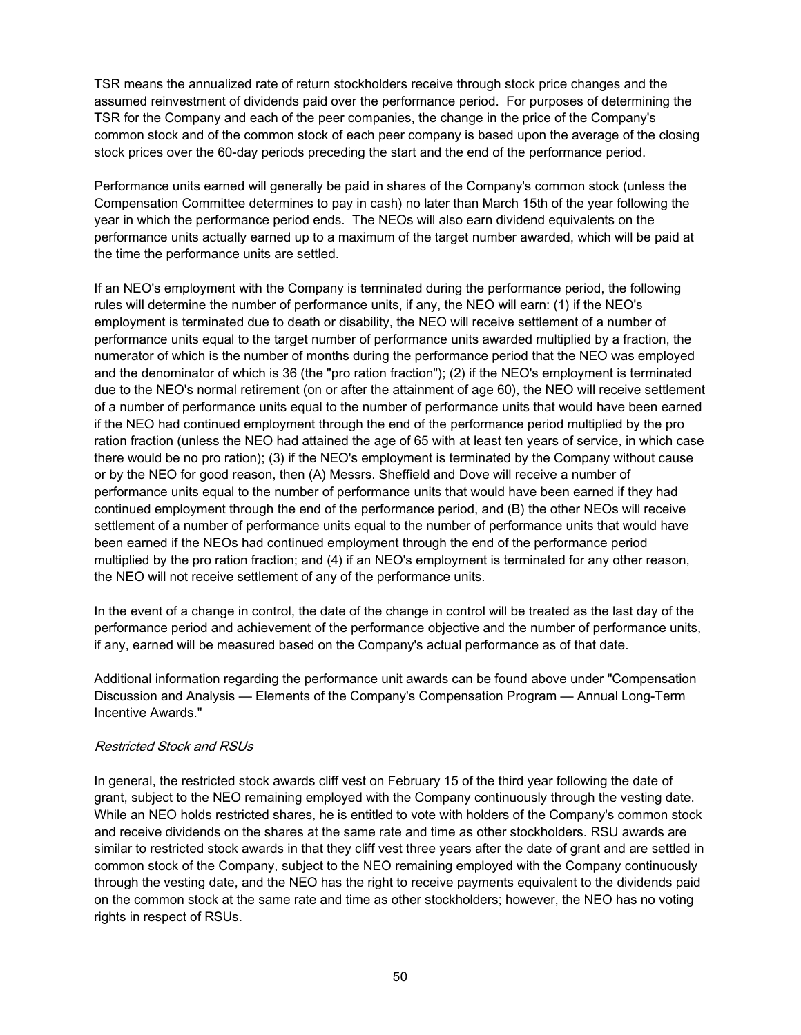TSR means the annualized rate of return stockholders receive through stock price changes and the assumed reinvestment of dividends paid over the performance period. For purposes of determining the TSR for the Company and each of the peer companies, the change in the price of the Company's common stock and of the common stock of each peer company is based upon the average of the closing stock prices over the 60-day periods preceding the start and the end of the performance period.

Performance units earned will generally be paid in shares of the Company's common stock (unless the Compensation Committee determines to pay in cash) no later than March 15th of the year following the year in which the performance period ends. The NEOs will also earn dividend equivalents on the performance units actually earned up to a maximum of the target number awarded, which will be paid at the time the performance units are settled.

If an NEO's employment with the Company is terminated during the performance period, the following rules will determine the number of performance units, if any, the NEO will earn: (1) if the NEO's employment is terminated due to death or disability, the NEO will receive settlement of a number of performance units equal to the target number of performance units awarded multiplied by a fraction, the numerator of which is the number of months during the performance period that the NEO was employed and the denominator of which is 36 (the "pro ration fraction"); (2) if the NEO's employment is terminated due to the NEO's normal retirement (on or after the attainment of age 60), the NEO will receive settlement of a number of performance units equal to the number of performance units that would have been earned if the NEO had continued employment through the end of the performance period multiplied by the pro ration fraction (unless the NEO had attained the age of 65 with at least ten years of service, in which case there would be no pro ration); (3) if the NEO's employment is terminated by the Company without cause or by the NEO for good reason, then (A) Messrs. Sheffield and Dove will receive a number of performance units equal to the number of performance units that would have been earned if they had continued employment through the end of the performance period, and (B) the other NEOs will receive settlement of a number of performance units equal to the number of performance units that would have been earned if the NEOs had continued employment through the end of the performance period multiplied by the pro ration fraction; and (4) if an NEO's employment is terminated for any other reason, the NEO will not receive settlement of any of the performance units.

In the event of a change in control, the date of the change in control will be treated as the last day of the performance period and achievement of the performance objective and the number of performance units, if any, earned will be measured based on the Company's actual performance as of that date.

Additional information regarding the performance unit awards can be found above under "Compensation Discussion and Analysis — Elements of the Company's Compensation Program — Annual Long-Term Incentive Awards."

*Restricted Stock and RSUs*

In general, the restricted stock awards cliff vest on February 15 of the third year following the date of grant, subject to the NEO remaining employed with the Company continuously through the vesting date. While an NEO holds restricted shares, he is entitled to vote with holders of the Company's common stock and receive dividends on the shares at the same rate and time as other stockholders. RSU awards are similar to restricted stock awards in that they cliff vest three years after the date of grant and are settled in common stock of the Company, subject to the NEO remaining employed with the Company continuously through the vesting date, and the NEO has the right to receive payments equivalent to the dividends paid on the common stock at the same rate and time as other stockholders; however, the NEO has no voting rights in respect of RSUs.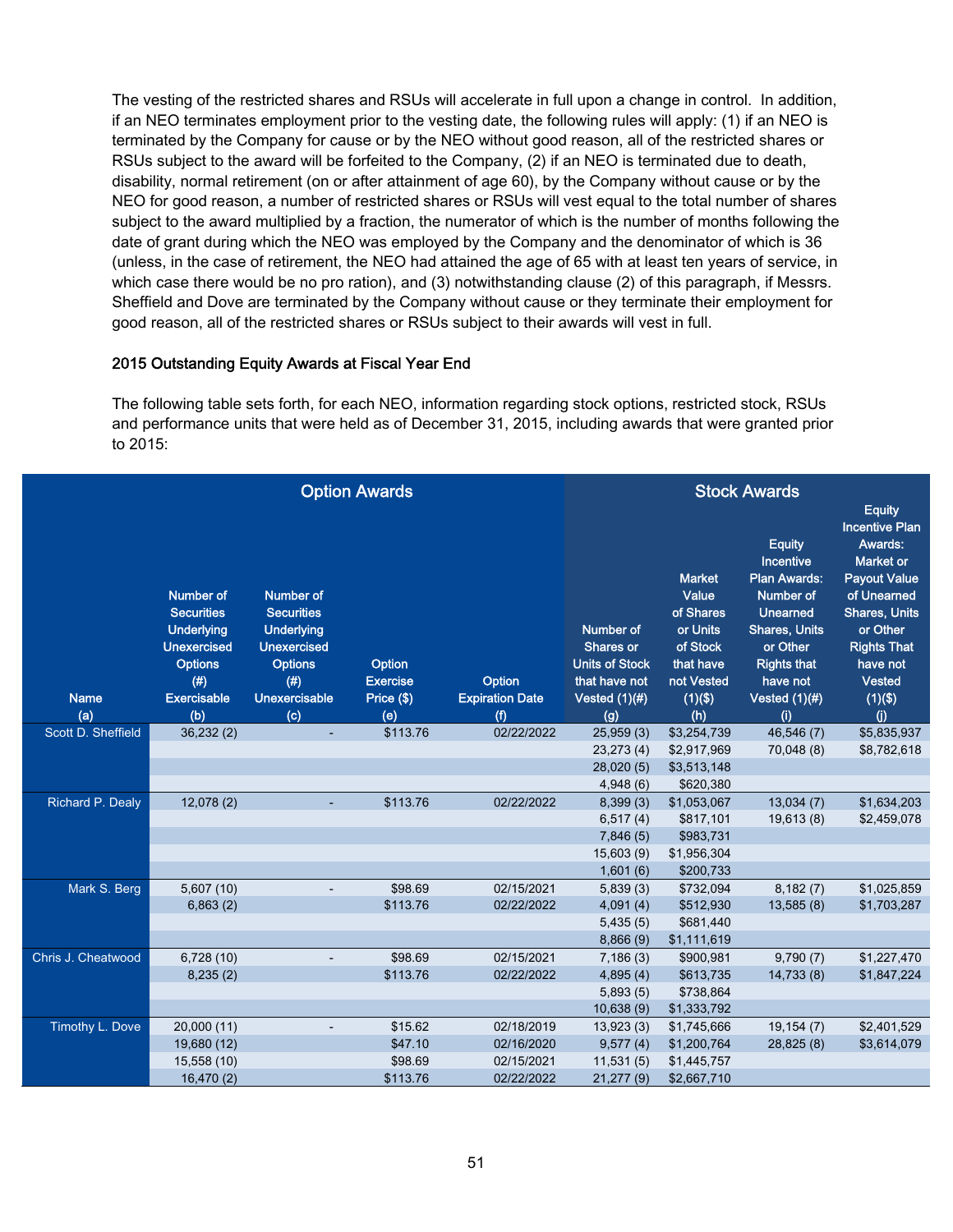The vesting of the restricted shares and RSUs will accelerate in full upon a change in control. In addition, if an NEO terminates employment prior to the vesting date, the following rules will apply: (1) if an NEO is terminated by the Company for cause or by the NEO without good reason, all of the restricted shares or RSUs subject to the award will be forfeited to the Company, (2) if an NEO is terminated due to death, disability, normal retirement (on or after attainment of age 60), by the Company without cause or by the NEO for good reason, a number of restricted shares or RSUs will vest equal to the total number of shares subject to the award multiplied by a fraction, the numerator of which is the number of months following the date of grant during which the NEO was employed by the Company and the denominator of which is 36 (unless, in the case of retirement, the NEO had attained the age of 65 with at least ten years of service, in which case there would be no pro ration), and (3) notwithstanding clause (2) of this paragraph, if Messrs. Sheffield and Dove are terminated by the Company without cause or they terminate their employment for good reason, all of the restricted shares or RSUs subject to their awards will vest in full.

### 2015 Outstanding Equity Awards at Fiscal Year End

The following table sets forth, for each NEO, information regarding stock options, restricted stock, RSUs and performance units that were held as of December 31, 2015, including awards that were granted prior to 2015:

| | Option Awards | | | | Stock Awards | | | |
|---|---|---|---|---|---|---|---|---|
| Name (a) | Number of Securities Underlying Unexercised Options (#) Exercisable (b) | Number of Securities Underlying Unexercised Options (#) Unexercisable (c) | Option Exercise Price ($) (e) | Option Expiration Date (f) | Number of Shares or Units of Stock that have not Vested (1)(#) (g) | Market Value of Shares or Units of Stock that have not Vested (1)($) (h) | Equity Incentive Plan Awards: Number of Unearned Shares, Units or Other Rights that have not Vested (1)(#) (i) | Equity Incentive Plan Awards: Market or Payout Value of Unearned Shares, Units or Other Rights That have not Vested (1)($) (j) |
| Scott D. Sheffield | 36,232 (2) | - | $113.76 | 02/22/2022 | 25,959 (3) | $3,254,739 | 46,546 (7) | $5,835,937 |
| | | | | | 23,273 (4) | $2,917,969 | 70,048 (8) | $8,782,618 |
| | | | | | 28,020 (5) | $3,513,148 | | |
| | | | | | 4,948 (6) | $620,380 | | |
| Richard P. Dealy | 12,078 (2) | - | $113.76 | 02/22/2022 | 8,399 (3) | $1,053,067 | 13,034 (7) | $1,634,203 |
| | | | | | 6,517 (4) | $817,101 | 19,613 (8) | $2,459,078 |
| | | | | | 7,846 (5) | $983,731 | | |
| | | | | | 15,603 (9) | $1,956,304 | | |
| | | | | | 1,601 (6) | $200,733 | | |
| Mark S. Berg | 5,607 (10) | - | $98.69 | 02/15/2021 | 5,839 (3) | $732,094 | 8,182 (7) | $1,025,859 |
| | 6,863 (2) | | $113.76 | 02/22/2022 | 4,091 (4) | $512,930 | 13,585 (8) | $1,703,287 |
| | | | | | 5,435 (5) | $681,440 | | |
| | | | | | 8,866 (9) | $1,111,619 | | |
| Chris J. Cheatwood | 6,728 (10) | - | $98.69 | 02/15/2021 | 7,186 (3) | $900,981 | 9,790 (7) | $1,227,470 |
| | 8,235 (2) | | $113.76 | 02/22/2022 | 4,895 (4) | $613,735 | 14,733 (8) | $1,847,224 |
| | | | | | 5,893 (5) | $738,864 | | |
| | | | | | 10,638 (9) | $1,333,792 | | |
| Timothy L. Dove | 20,000 (11) | - | $15.62 | 02/18/2019 | 13,923 (3) | $1,745,666 | 19,154 (7) | $2,401,529 |
| | 19,680 (12) | | $47.10 | 02/16/2020 | 9,577 (4) | $1,200,764 | 28,825 (8) | $3,614,079 |
| | 15,558 (10) | | $98.69 | 02/15/2021 | 11,531 (5) | $1,445,757 | | |
| | 16,470 (2) | | $113.76 | 02/22/2022 | 21,277 (9) | $2,667,710 | | |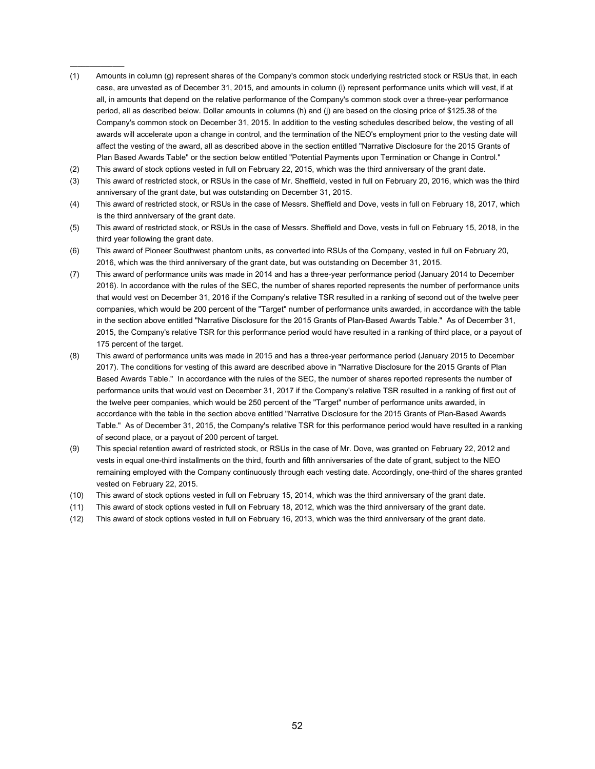---

(1) Amounts in column (g) represent shares of the Company's common stock underlying restricted stock or RSUs that, in each case, are unvested as of December 31, 2015, and amounts in column (i) represent performance units which will vest, if at all, in amounts that depend on the relative performance of the Company's common stock over a three-year performance period, all as described below. Dollar amounts in columns (h) and (j) are based on the closing price of $125.38 of the Company's common stock on December 31, 2015. In addition to the vesting schedules described below, the vesting of all awards will accelerate upon a change in control, and the termination of the NEO's employment prior to the vesting date will affect the vesting of the award, all as described above in the section entitled "Narrative Disclosure for the 2015 Grants of Plan Based Awards Table" or the section below entitled "Potential Payments upon Termination or Change in Control."

(2) This award of stock options vested in full on February 22, 2015, which was the third anniversary of the grant date.

(3) This award of restricted stock, or RSUs in the case of Mr. Sheffield, vested in full on February 20, 2016, which was the third anniversary of the grant date, but was outstanding on December 31, 2015.

(4) This award of restricted stock, or RSUs in the case of Messrs. Sheffield and Dove, vests in full on February 18, 2017, which is the third anniversary of the grant date.

(5) This award of restricted stock, or RSUs in the case of Messrs. Sheffield and Dove, vests in full on February 15, 2018, in the third year following the grant date.

(6) This award of Pioneer Southwest phantom units, as converted into RSUs of the Company, vested in full on February 20, 2016, which was the third anniversary of the grant date, but was outstanding on December 31, 2015.

(7) This award of performance units was made in 2014 and has a three-year performance period (January 2014 to December 2016). In accordance with the rules of the SEC, the number of shares reported represents the number of performance units that would vest on December 31, 2016 if the Company's relative TSR resulted in a ranking of second out of the twelve peer companies, which would be 200 percent of the "Target" number of performance units awarded, in accordance with the table in the section above entitled "Narrative Disclosure for the 2015 Grants of Plan-Based Awards Table." As of December 31, 2015, the Company's relative TSR for this performance period would have resulted in a ranking of third place, or a payout of 175 percent of the target.

(8) This award of performance units was made in 2015 and has a three-year performance period (January 2015 to December 2017). The conditions for vesting of this award are described above in "Narrative Disclosure for the 2015 Grants of Plan Based Awards Table." In accordance with the rules of the SEC, the number of shares reported represents the number of performance units that would vest on December 31, 2017 if the Company's relative TSR resulted in a ranking of first out of the twelve peer companies, which would be 250 percent of the "Target" number of performance units awarded, in accordance with the table in the section above entitled "Narrative Disclosure for the 2015 Grants of Plan-Based Awards Table." As of December 31, 2015, the Company's relative TSR for this performance period would have resulted in a ranking of second place, or a payout of 200 percent of target.

(9) This special retention award of restricted stock, or RSUs in the case of Mr. Dove, was granted on February 22, 2012 and vests in equal one-third installments on the third, fourth and fifth anniversaries of the date of grant, subject to the NEO remaining employed with the Company continuously through each vesting date. Accordingly, one-third of the shares granted vested on February 22, 2015.

(10) This award of stock options vested in full on February 15, 2014, which was the third anniversary of the grant date.

(11) This award of stock options vested in full on February 18, 2012, which was the third anniversary of the grant date.

(12) This award of stock options vested in full on February 16, 2013, which was the third anniversary of the grant date.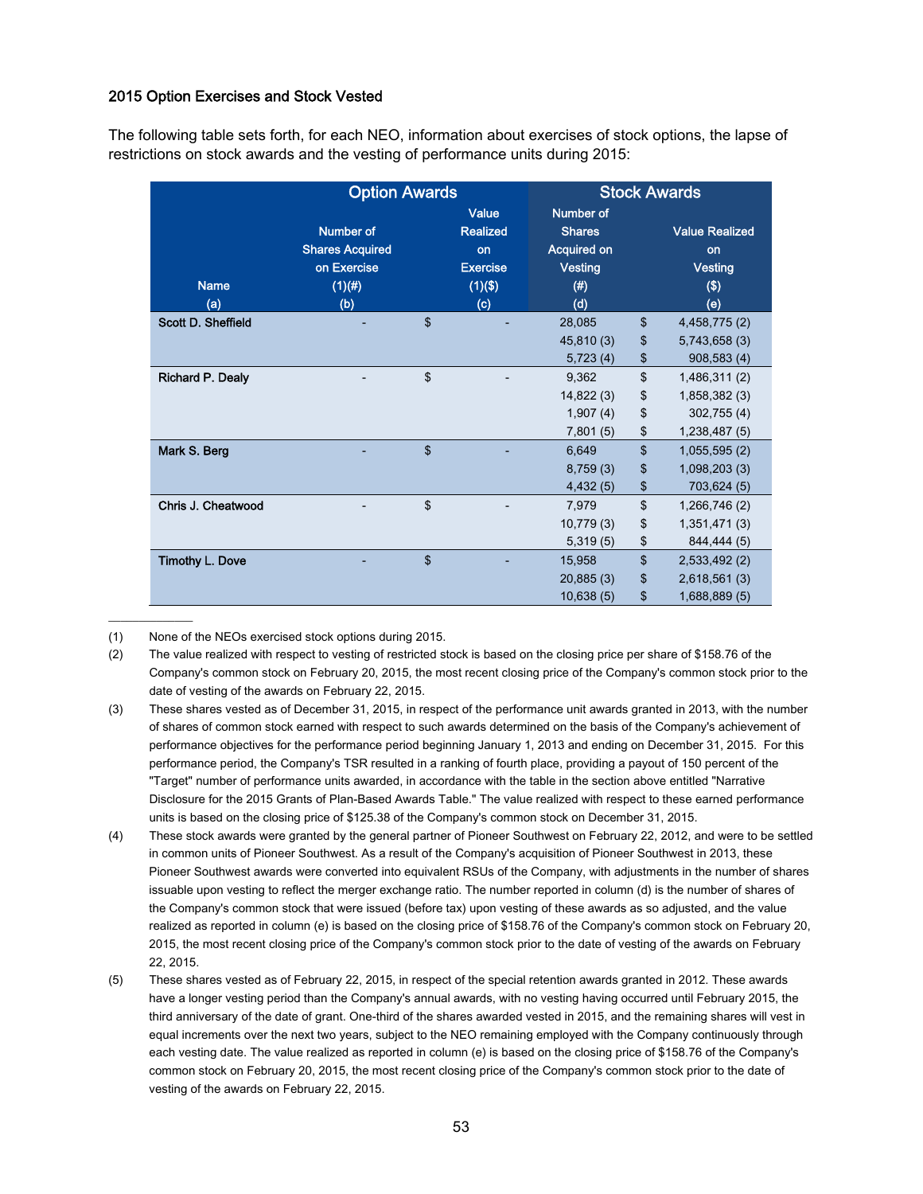### 2015 Option Exercises and Stock Vested

The following table sets forth, for each NEO, information about exercises of stock options, the lapse of restrictions on stock awards and the vesting of performance units during 2015:

| | Option Awards | | Stock Awards | |
|---|---|---|---|---|
| Name (a) | Number of Shares Acquired on Exercise (1)(#) (b) | Value Realized on Exercise (1)($) (c) | Number of Shares Acquired on Vesting (#) (d) | Value Realized on Vesting ($) (e) |
| Scott D. Sheffield | - | $ - | 28,085 | $ 4,458,775 (2) |
| | | | 45,810 (3) | $ 5,743,658 (3) |
| | | | 5,723 (4) | $ 908,583 (4) |
| Richard P. Dealy | - | $ - | 9,362 | $ 1,486,311 (2) |
| | | | 14,822 (3) | $ 1,858,382 (3) |
| | | | 1,907 (4) | $ 302,755 (4) |
| | | | 7,801 (5) | $ 1,238,487 (5) |
| Mark S. Berg | - | $ - | 6,649 | $ 1,055,595 (2) |
| | | | 8,759 (3) | $ 1,098,203 (3) |
| | | | 4,432 (5) | $ 703,624 (5) |
| Chris J. Cheatwood | - | $ - | 7,979 | $ 1,266,746 (2) |
| | | | 10,779 (3) | $ 1,351,471 (3) |
| | | | 5,319 (5) | $ 844,444 (5) |
| Timothy L. Dove | - | $ - | 15,958 | $ 2,533,492 (2) |
| | | | 20,885 (3) | $ 2,618,561 (3) |
| | | | 10,638 (5) | $ 1,688,889 (5) |

(1) None of the NEOs exercised stock options during 2015.

(2) The value realized with respect to vesting of restricted stock is based on the closing price per share of $158.76 of the Company's common stock on February 20, 2015, the most recent closing price of the Company's common stock prior to the date of vesting of the awards on February 22, 2015.

(3) These shares vested as of December 31, 2015, in respect of the performance unit awards granted in 2013, with the number of shares of common stock earned with respect to such awards determined on the basis of the Company's achievement of performance objectives for the performance period beginning January 1, 2013 and ending on December 31, 2015. For this performance period, the Company's TSR resulted in a ranking of fourth place, providing a payout of 150 percent of the "Target" number of performance units awarded, in accordance with the table in the section above entitled "Narrative Disclosure for the 2015 Grants of Plan-Based Awards Table." The value realized with respect to these earned performance units is based on the closing price of $125.38 of the Company's common stock on December 31, 2015.

(4) These stock awards were granted by the general partner of Pioneer Southwest on February 22, 2012, and were to be settled in common units of Pioneer Southwest. As a result of the Company's acquisition of Pioneer Southwest in 2013, these Pioneer Southwest awards were converted into equivalent RSUs of the Company, with adjustments in the number of shares issuable upon vesting to reflect the merger exchange ratio. The number reported in column (d) is the number of shares of the Company's common stock that were issued (before tax) upon vesting of these awards as so adjusted, and the value realized as reported in column (e) is based on the closing price of $158.76 of the Company's common stock on February 20, 2015, the most recent closing price of the Company's common stock prior to the date of vesting of the awards on February 22, 2015.

(5) These shares vested as of February 22, 2015, in respect of the special retention awards granted in 2012. These awards have a longer vesting period than the Company's annual awards, with no vesting having occurred until February 2015, the third anniversary of the date of grant. One-third of the shares awarded vested in 2015, and the remaining shares will vest in equal increments over the next two years, subject to the NEO remaining employed with the Company continuously through each vesting date. The value realized as reported in column (e) is based on the closing price of $158.76 of the Company's common stock on February 20, 2015, the most recent closing price of the Company's common stock prior to the date of vesting of the awards on February 22, 2015.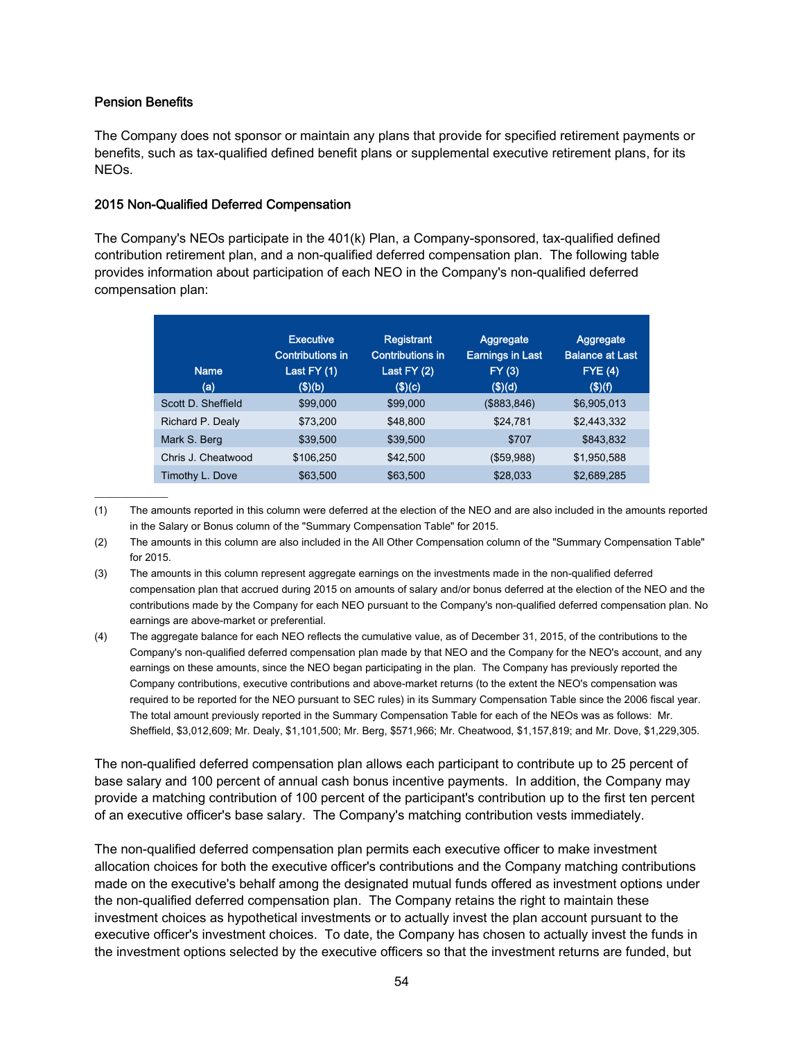### Pension Benefits

The Company does not sponsor or maintain any plans that provide for specified retirement payments or benefits, such as tax-qualified defined benefit plans or supplemental executive retirement plans, for its NEOs.

### 2015 Non-Qualified Deferred Compensation

The Company's NEOs participate in the 401(k) Plan, a Company-sponsored, tax-qualified defined contribution retirement plan, and a non-qualified deferred compensation plan. The following table provides information about participation of each NEO in the Company's non-qualified deferred compensation plan:

| Name (a) | Executive Contributions in Last FY (1) ($)(b) | Registrant Contributions in Last FY (2) ($)(c) | Aggregate Earnings in Last FY (3) ($)(d) | Aggregate Balance at Last FYE (4) ($)(f) |
|---|---|---|---|---|
| Scott D. Sheffield | $99,000 | $99,000 | ($883,846) | $6,905,013 |
| Richard P. Dealy | $73,200 | $48,800 | $24,781 | $2,443,332 |
| Mark S. Berg | $39,500 | $39,500 | $707 | $843,832 |
| Chris J. Cheatwood | $106,250 | $42,500 | ($59,988) | $1,950,588 |
| Timothy L. Dove | $63,500 | $63,500 | $28,033 | $2,689,285 |

(1) The amounts reported in this column were deferred at the election of the NEO and are also included in the amounts reported in the Salary or Bonus column of the "Summary Compensation Table" for 2015.

(2) The amounts in this column are also included in the All Other Compensation column of the "Summary Compensation Table" for 2015.

(3) The amounts in this column represent aggregate earnings on the investments made in the non-qualified deferred compensation plan that accrued during 2015 on amounts of salary and/or bonus deferred at the election of the NEO and the contributions made by the Company for each NEO pursuant to the Company's non-qualified deferred compensation plan. No earnings are above-market or preferential.

(4) The aggregate balance for each NEO reflects the cumulative value, as of December 31, 2015, of the contributions to the Company's non-qualified deferred compensation plan made by that NEO and the Company for the NEO's account, and any earnings on these amounts, since the NEO began participating in the plan. The Company has previously reported the Company contributions, executive contributions and above-market returns (to the extent the NEO's compensation was required to be reported for the NEO pursuant to SEC rules) in its Summary Compensation Table since the 2006 fiscal year. The total amount previously reported in the Summary Compensation Table for each of the NEOs was as follows: Mr. Sheffield, $3,012,609; Mr. Dealy, $1,101,500; Mr. Berg, $571,966; Mr. Cheatwood, $1,157,819; and Mr. Dove, $1,229,305.

The non-qualified deferred compensation plan allows each participant to contribute up to 25 percent of base salary and 100 percent of annual cash bonus incentive payments. In addition, the Company may provide a matching contribution of 100 percent of the participant's contribution up to the first ten percent of an executive officer's base salary. The Company's matching contribution vests immediately.

The non-qualified deferred compensation plan permits each executive officer to make investment allocation choices for both the executive officer's contributions and the Company matching contributions made on the executive's behalf among the designated mutual funds offered as investment options under the non-qualified deferred compensation plan. The Company retains the right to maintain these investment choices as hypothetical investments or to actually invest the plan account pursuant to the executive officer's investment choices. To date, the Company has chosen to actually invest the funds in the investment options selected by the executive officers so that the investment returns are funded, but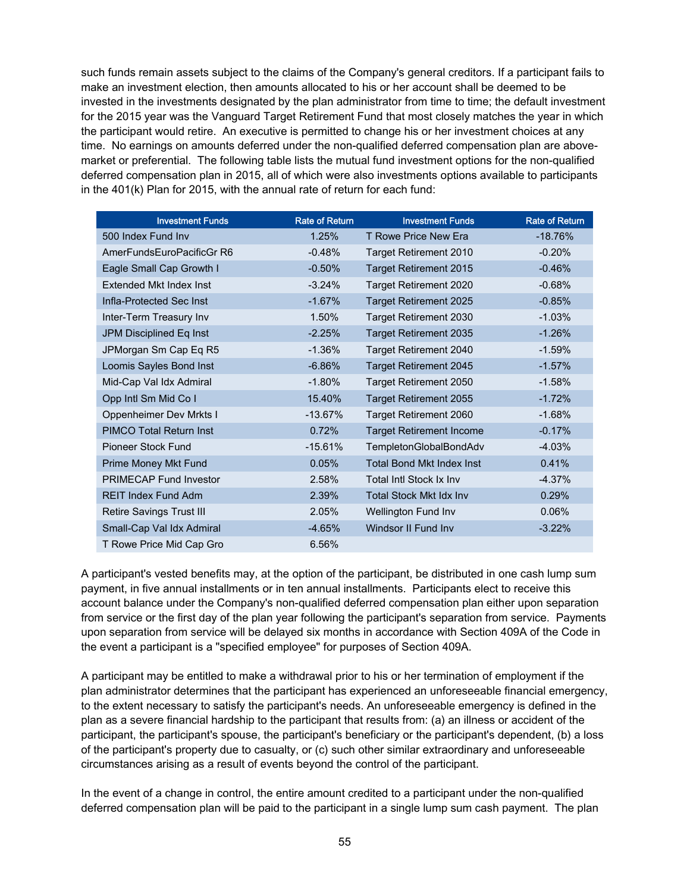such funds remain assets subject to the claims of the Company's general creditors. If a participant fails to make an investment election, then amounts allocated to his or her account shall be deemed to be invested in the investments designated by the plan administrator from time to time; the default investment for the 2015 year was the Vanguard Target Retirement Fund that most closely matches the year in which the participant would retire. An executive is permitted to change his or her investment choices at any time. No earnings on amounts deferred under the non-qualified deferred compensation plan are above-market or preferential. The following table lists the mutual fund investment options for the non-qualified deferred compensation plan in 2015, all of which were also investments options available to participants in the 401(k) Plan for 2015, with the annual rate of return for each fund:

| Investment Funds | Rate of Return | Investment Funds | Rate of Return |
|---|---|---|---|
| 500 Index Fund Inv | 1.25% | T Rowe Price New Era | -18.76% |
| AmerFundsEuroPacificGr R6 | -0.48% | Target Retirement 2010 | -0.20% |
| Eagle Small Cap Growth I | -0.50% | Target Retirement 2015 | -0.46% |
| Extended Mkt Index Inst | -3.24% | Target Retirement 2020 | -0.68% |
| Infla-Protected Sec Inst | -1.67% | Target Retirement 2025 | -0.85% |
| Inter-Term Treasury Inv | 1.50% | Target Retirement 2030 | -1.03% |
| JPM Disciplined Eq Inst | -2.25% | Target Retirement 2035 | -1.26% |
| JPMorgan Sm Cap Eq R5 | -1.36% | Target Retirement 2040 | -1.59% |
| Loomis Sayles Bond Inst | -6.86% | Target Retirement 2045 | -1.57% |
| Mid-Cap Val Idx Admiral | -1.80% | Target Retirement 2050 | -1.58% |
| Opp Intl Sm Mid Co I | 15.40% | Target Retirement 2055 | -1.72% |
| Oppenheimer Dev Mrkts I | -13.67% | Target Retirement 2060 | -1.68% |
| PIMCO Total Return Inst | 0.72% | Target Retirement Income | -0.17% |
| Pioneer Stock Fund | -15.61% | TempletonGlobalBondAdv | -4.03% |
| Prime Money Mkt Fund | 0.05% | Total Bond Mkt Index Inst | 0.41% |
| PRIMECAP Fund Investor | 2.58% | Total Intl Stock Ix Inv | -4.37% |
| REIT Index Fund Adm | 2.39% | Total Stock Mkt Idx Inv | 0.29% |
| Retire Savings Trust III | 2.05% | Wellington Fund Inv | 0.06% |
| Small-Cap Val Idx Admiral | -4.65% | Windsor II Fund Inv | -3.22% |
| T Rowe Price Mid Cap Gro | 6.56% | | |

A participant's vested benefits may, at the option of the participant, be distributed in one cash lump sum payment, in five annual installments or in ten annual installments. Participants elect to receive this account balance under the Company's non-qualified deferred compensation plan either upon separation from service or the first day of the plan year following the participant's separation from service. Payments upon separation from service will be delayed six months in accordance with Section 409A of the Code in the event a participant is a "specified employee" for purposes of Section 409A.

A participant may be entitled to make a withdrawal prior to his or her termination of employment if the plan administrator determines that the participant has experienced an unforeseeable financial emergency, to the extent necessary to satisfy the participant's needs. An unforeseeable emergency is defined in the plan as a severe financial hardship to the participant that results from: (a) an illness or accident of the participant, the participant's spouse, the participant's beneficiary or the participant's dependent, (b) a loss of the participant's property due to casualty, or (c) such other similar extraordinary and unforeseeable circumstances arising as a result of events beyond the control of the participant.

In the event of a change in control, the entire amount credited to a participant under the non-qualified deferred compensation plan will be paid to the participant in a single lump sum cash payment. The plan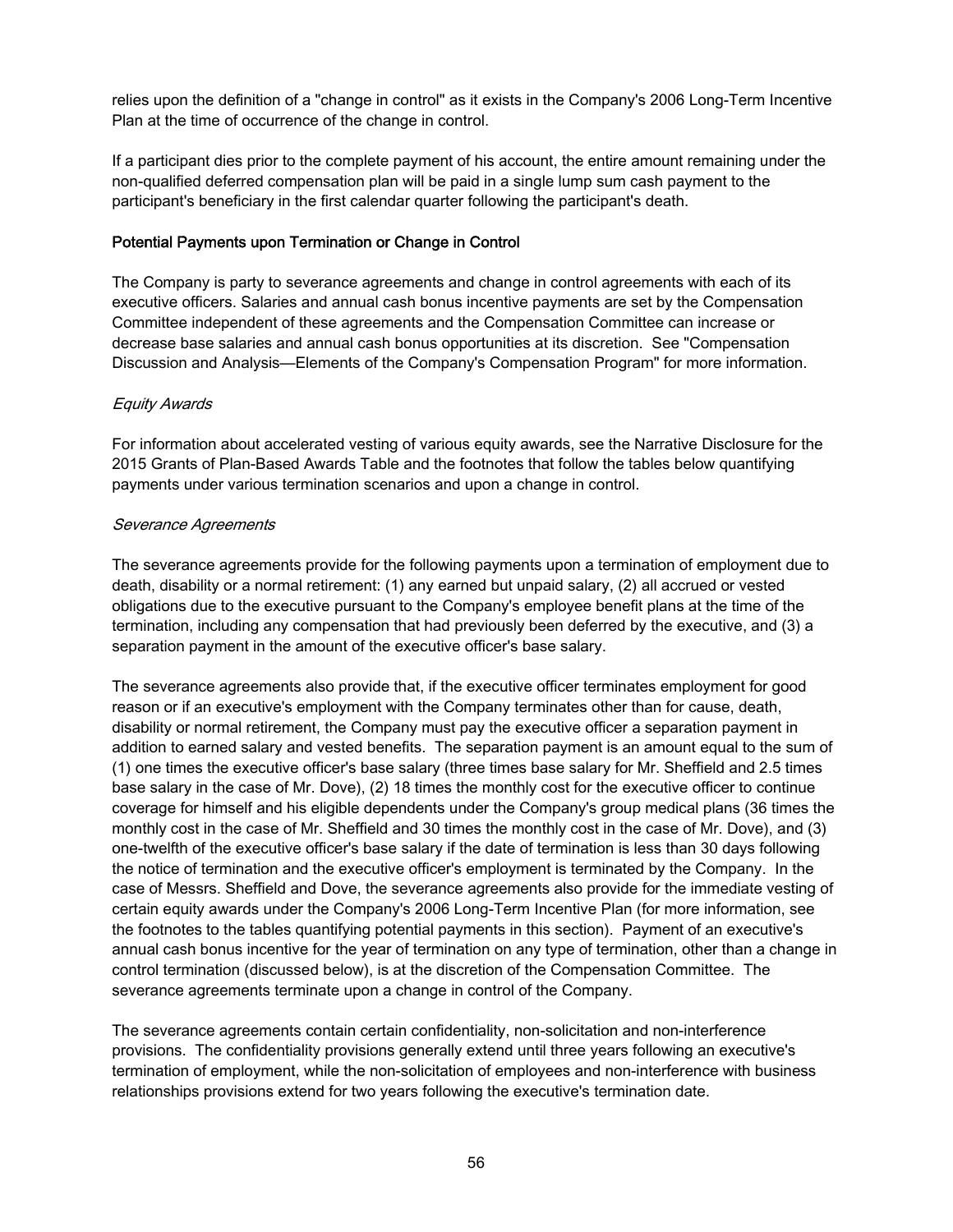relies upon the definition of a "change in control" as it exists in the Company's 2006 Long-Term Incentive Plan at the time of occurrence of the change in control.

If a participant dies prior to the complete payment of his account, the entire amount remaining under the non-qualified deferred compensation plan will be paid in a single lump sum cash payment to the participant's beneficiary in the first calendar quarter following the participant's death.

### Potential Payments upon Termination or Change in Control

The Company is party to severance agreements and change in control agreements with each of its executive officers. Salaries and annual cash bonus incentive payments are set by the Compensation Committee independent of these agreements and the Compensation Committee can increase or decrease base salaries and annual cash bonus opportunities at its discretion. See "Compensation Discussion and Analysis—Elements of the Company's Compensation Program" for more information.

*Equity Awards*

For information about accelerated vesting of various equity awards, see the Narrative Disclosure for the 2015 Grants of Plan-Based Awards Table and the footnotes that follow the tables below quantifying payments under various termination scenarios and upon a change in control.

*Severance Agreements*

The severance agreements provide for the following payments upon a termination of employment due to death, disability or a normal retirement: (1) any earned but unpaid salary, (2) all accrued or vested obligations due to the executive pursuant to the Company's employee benefit plans at the time of the termination, including any compensation that had previously been deferred by the executive, and (3) a separation payment in the amount of the executive officer's base salary.

The severance agreements also provide that, if the executive officer terminates employment for good reason or if an executive's employment with the Company terminates other than for cause, death, disability or normal retirement, the Company must pay the executive officer a separation payment in addition to earned salary and vested benefits. The separation payment is an amount equal to the sum of (1) one times the executive officer's base salary (three times base salary for Mr. Sheffield and 2.5 times base salary in the case of Mr. Dove), (2) 18 times the monthly cost for the executive officer to continue coverage for himself and his eligible dependents under the Company's group medical plans (36 times the monthly cost in the case of Mr. Sheffield and 30 times the monthly cost in the case of Mr. Dove), and (3) one-twelfth of the executive officer's base salary if the date of termination is less than 30 days following the notice of termination and the executive officer's employment is terminated by the Company. In the case of Messrs. Sheffield and Dove, the severance agreements also provide for the immediate vesting of certain equity awards under the Company's 2006 Long-Term Incentive Plan (for more information, see the footnotes to the tables quantifying potential payments in this section). Payment of an executive's annual cash bonus incentive for the year of termination on any type of termination, other than a change in control termination (discussed below), is at the discretion of the Compensation Committee. The severance agreements terminate upon a change in control of the Company.

The severance agreements contain certain confidentiality, non-solicitation and non-interference provisions. The confidentiality provisions generally extend until three years following an executive's termination of employment, while the non-solicitation of employees and non-interference with business relationships provisions extend for two years following the executive's termination date.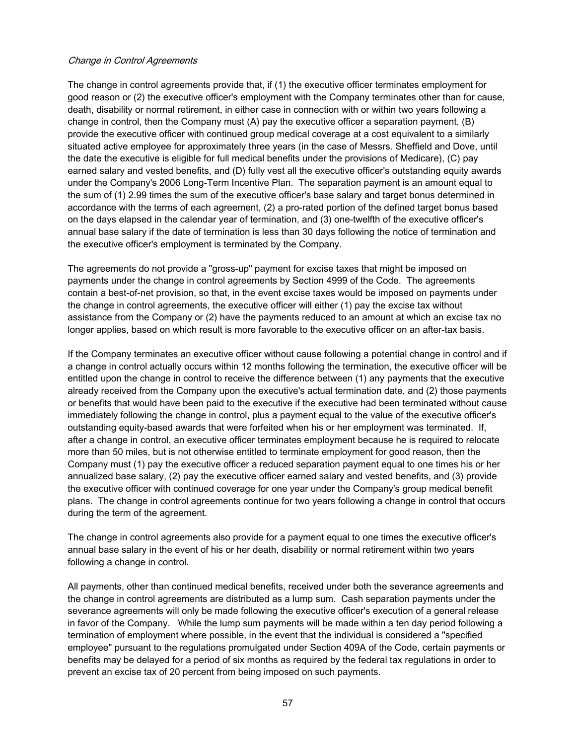*Change in Control Agreements*

The change in control agreements provide that, if (1) the executive officer terminates employment for good reason or (2) the executive officer's employment with the Company terminates other than for cause, death, disability or normal retirement, in either case in connection with or within two years following a change in control, then the Company must (A) pay the executive officer a separation payment, (B) provide the executive officer with continued group medical coverage at a cost equivalent to a similarly situated active employee for approximately three years (in the case of Messrs. Sheffield and Dove, until the date the executive is eligible for full medical benefits under the provisions of Medicare), (C) pay earned salary and vested benefits, and (D) fully vest all the executive officer's outstanding equity awards under the Company's 2006 Long-Term Incentive Plan. The separation payment is an amount equal to the sum of (1) 2.99 times the sum of the executive officer's base salary and target bonus determined in accordance with the terms of each agreement, (2) a pro-rated portion of the defined target bonus based on the days elapsed in the calendar year of termination, and (3) one-twelfth of the executive officer's annual base salary if the date of termination is less than 30 days following the notice of termination and the executive officer's employment is terminated by the Company.

The agreements do not provide a "gross-up" payment for excise taxes that might be imposed on payments under the change in control agreements by Section 4999 of the Code. The agreements contain a best-of-net provision, so that, in the event excise taxes would be imposed on payments under the change in control agreements, the executive officer will either (1) pay the excise tax without assistance from the Company or (2) have the payments reduced to an amount at which an excise tax no longer applies, based on which result is more favorable to the executive officer on an after-tax basis.

If the Company terminates an executive officer without cause following a potential change in control and if a change in control actually occurs within 12 months following the termination, the executive officer will be entitled upon the change in control to receive the difference between (1) any payments that the executive already received from the Company upon the executive's actual termination date, and (2) those payments or benefits that would have been paid to the executive if the executive had been terminated without cause immediately following the change in control, plus a payment equal to the value of the executive officer's outstanding equity-based awards that were forfeited when his or her employment was terminated. If, after a change in control, an executive officer terminates employment because he is required to relocate more than 50 miles, but is not otherwise entitled to terminate employment for good reason, then the Company must (1) pay the executive officer a reduced separation payment equal to one times his or her annualized base salary, (2) pay the executive officer earned salary and vested benefits, and (3) provide the executive officer with continued coverage for one year under the Company's group medical benefit plans. The change in control agreements continue for two years following a change in control that occurs during the term of the agreement.

The change in control agreements also provide for a payment equal to one times the executive officer's annual base salary in the event of his or her death, disability or normal retirement within two years following a change in control.

All payments, other than continued medical benefits, received under both the severance agreements and the change in control agreements are distributed as a lump sum. Cash separation payments under the severance agreements will only be made following the executive officer's execution of a general release in favor of the Company. While the lump sum payments will be made within a ten day period following a termination of employment where possible, in the event that the individual is considered a "specified employee" pursuant to the regulations promulgated under Section 409A of the Code, certain payments or benefits may be delayed for a period of six months as required by the federal tax regulations in order to prevent an excise tax of 20 percent from being imposed on such payments.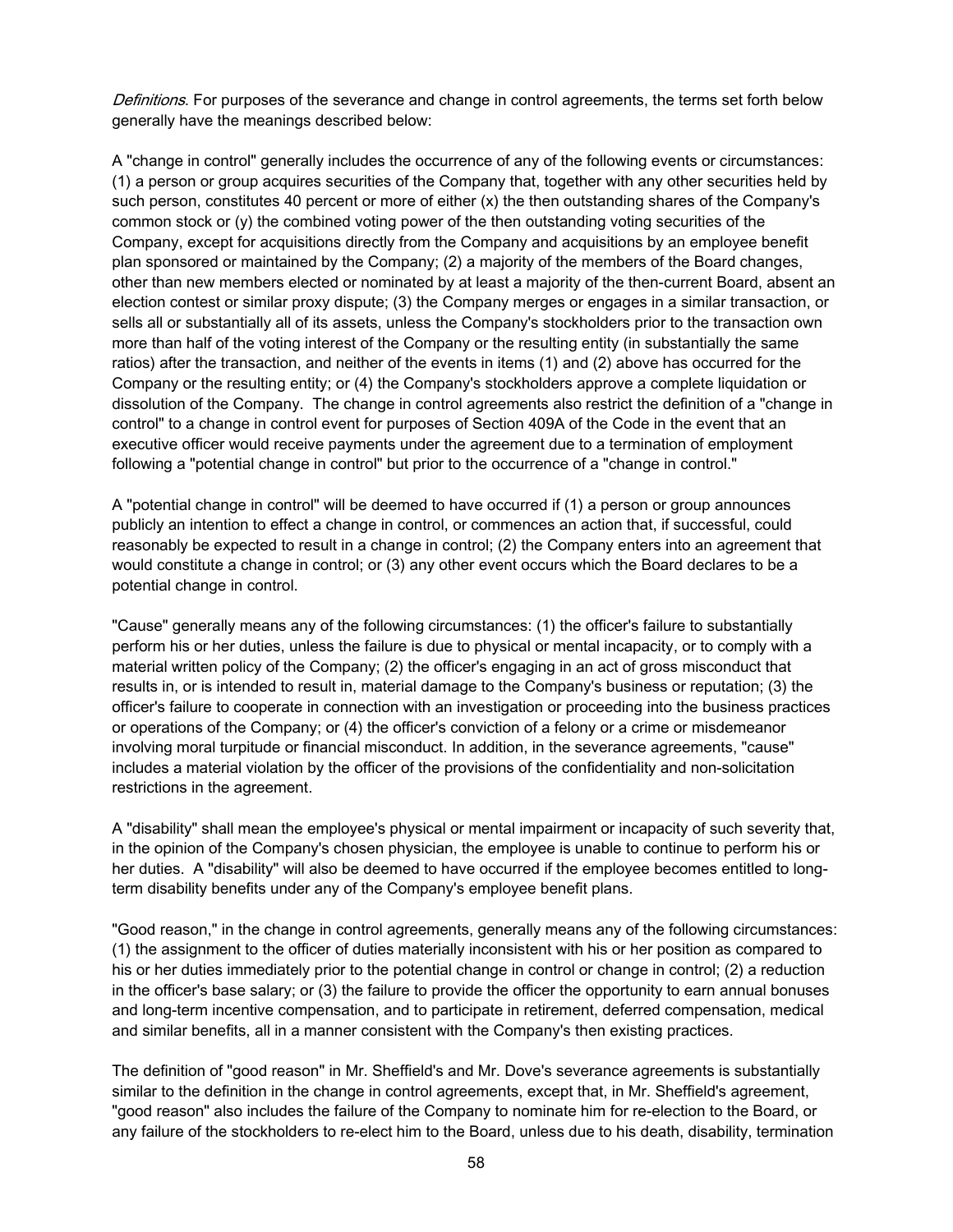*Definitions*. For purposes of the severance and change in control agreements, the terms set forth below generally have the meanings described below:

A "change in control" generally includes the occurrence of any of the following events or circumstances: (1) a person or group acquires securities of the Company that, together with any other securities held by such person, constitutes 40 percent or more of either (x) the then outstanding shares of the Company's common stock or (y) the combined voting power of the then outstanding voting securities of the Company, except for acquisitions directly from the Company and acquisitions by an employee benefit plan sponsored or maintained by the Company; (2) a majority of the members of the Board changes, other than new members elected or nominated by at least a majority of the then-current Board, absent an election contest or similar proxy dispute; (3) the Company merges or engages in a similar transaction, or sells all or substantially all of its assets, unless the Company's stockholders prior to the transaction own more than half of the voting interest of the Company or the resulting entity (in substantially the same ratios) after the transaction, and neither of the events in items (1) and (2) above has occurred for the Company or the resulting entity; or (4) the Company's stockholders approve a complete liquidation or dissolution of the Company. The change in control agreements also restrict the definition of a "change in control" to a change in control event for purposes of Section 409A of the Code in the event that an executive officer would receive payments under the agreement due to a termination of employment following a "potential change in control" but prior to the occurrence of a "change in control."

A "potential change in control" will be deemed to have occurred if (1) a person or group announces publicly an intention to effect a change in control, or commences an action that, if successful, could reasonably be expected to result in a change in control; (2) the Company enters into an agreement that would constitute a change in control; or (3) any other event occurs which the Board declares to be a potential change in control.

"Cause" generally means any of the following circumstances: (1) the officer's failure to substantially perform his or her duties, unless the failure is due to physical or mental incapacity, or to comply with a material written policy of the Company; (2) the officer's engaging in an act of gross misconduct that results in, or is intended to result in, material damage to the Company's business or reputation; (3) the officer's failure to cooperate in connection with an investigation or proceeding into the business practices or operations of the Company; or (4) the officer's conviction of a felony or a crime or misdemeanor involving moral turpitude or financial misconduct. In addition, in the severance agreements, "cause" includes a material violation by the officer of the provisions of the confidentiality and non-solicitation restrictions in the agreement.

A "disability" shall mean the employee's physical or mental impairment or incapacity of such severity that, in the opinion of the Company's chosen physician, the employee is unable to continue to perform his or her duties. A "disability" will also be deemed to have occurred if the employee becomes entitled to long-term disability benefits under any of the Company's employee benefit plans.

"Good reason," in the change in control agreements, generally means any of the following circumstances: (1) the assignment to the officer of duties materially inconsistent with his or her position as compared to his or her duties immediately prior to the potential change in control or change in control; (2) a reduction in the officer's base salary; or (3) the failure to provide the officer the opportunity to earn annual bonuses and long-term incentive compensation, and to participate in retirement, deferred compensation, medical and similar benefits, all in a manner consistent with the Company's then existing practices.

The definition of "good reason" in Mr. Sheffield's and Mr. Dove's severance agreements is substantially similar to the definition in the change in control agreements, except that, in Mr. Sheffield's agreement, "good reason" also includes the failure of the Company to nominate him for re-election to the Board, or any failure of the stockholders to re-elect him to the Board, unless due to his death, disability, termination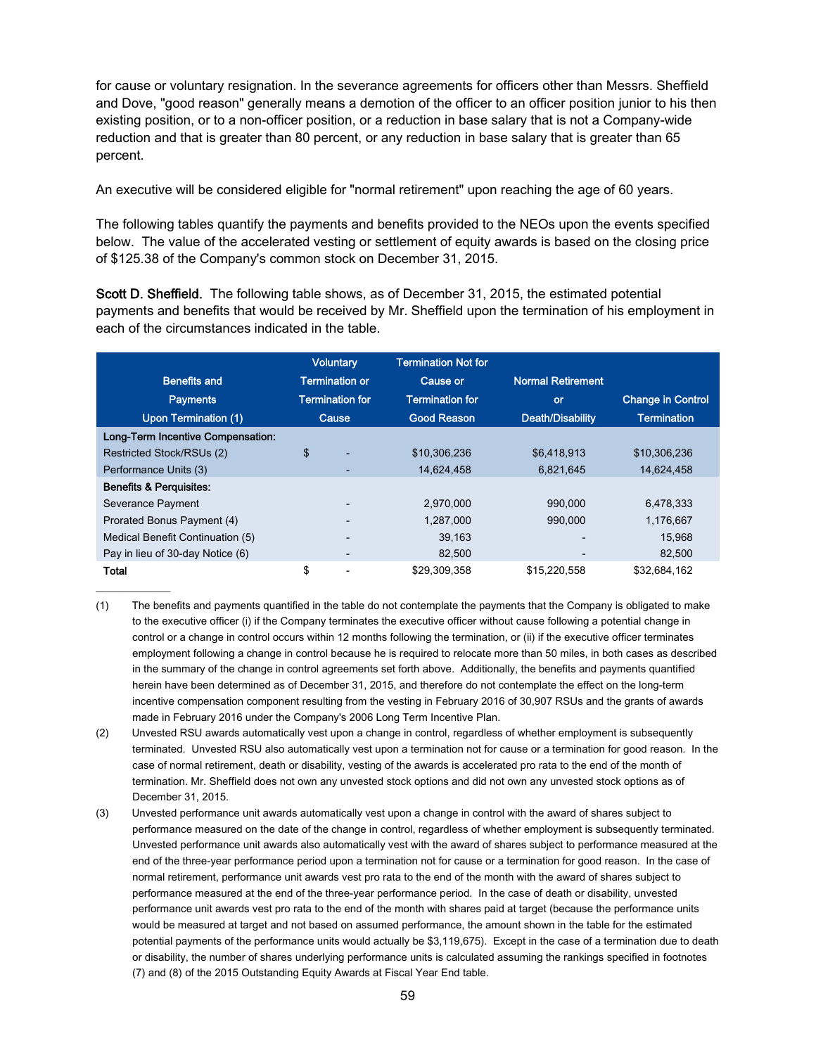for cause or voluntary resignation. In the severance agreements for officers other than Messrs. Sheffield and Dove, "good reason" generally means a demotion of the officer to an officer position junior to his then existing position, or to a non-officer position, or a reduction in base salary that is not a Company-wide reduction and that is greater than 80 percent, or any reduction in base salary that is greater than 65 percent.

An executive will be considered eligible for "normal retirement" upon reaching the age of 60 years.

The following tables quantify the payments and benefits provided to the NEOs upon the events specified below. The value of the accelerated vesting or settlement of equity awards is based on the closing price of $125.38 of the Company's common stock on December 31, 2015.

**Scott D. Sheffield.** The following table shows, as of December 31, 2015, the estimated potential payments and benefits that would be received by Mr. Sheffield upon the termination of his employment in each of the circumstances indicated in the table.

| Benefits and Payments Upon Termination (1) | Voluntary Termination or Termination for Cause | Termination Not for Cause or Termination for Good Reason | Normal Retirement or Death/Disability | Change in Control Termination |
|---|---|---|---|---|
| **Long-Term Incentive Compensation:** | | | | |
| Restricted Stock/RSUs (2) | $ - | $10,306,236 | $6,418,913 | $10,306,236 |
| Performance Units (3) | - | 14,624,458 | 6,821,645 | 14,624,458 |
| **Benefits & Perquisites:** | | | | |
| Severance Payment | - | 2,970,000 | 990,000 | 6,478,333 |
| Prorated Bonus Payment (4) | - | 1,287,000 | 990,000 | 1,176,667 |
| Medical Benefit Continuation (5) | - | 39,163 | - | 15,968 |
| Pay in lieu of 30-day Notice (6) | - | 82,500 | - | 82,500 |
| **Total** | $ - | $29,309,358 | $15,220,558 | $32,684,162 |

(1) The benefits and payments quantified in the table do not contemplate the payments that the Company is obligated to make to the executive officer (i) if the Company terminates the executive officer without cause following a potential change in control or a change in control occurs within 12 months following the termination, or (ii) if the executive officer terminates employment following a change in control because he is required to relocate more than 50 miles, in both cases as described in the summary of the change in control agreements set forth above. Additionally, the benefits and payments quantified herein have been determined as of December 31, 2015, and therefore do not contemplate the effect on the long-term incentive compensation component resulting from the vesting in February 2016 of 30,907 RSUs and the grants of awards made in February 2016 under the Company's 2006 Long Term Incentive Plan.

(2) Unvested RSU awards automatically vest upon a change in control, regardless of whether employment is subsequently terminated. Unvested RSU also automatically vest upon a termination not for cause or a termination for good reason. In the case of normal retirement, death or disability, vesting of the awards is accelerated pro rata to the end of the month of termination. Mr. Sheffield does not own any unvested stock options and did not own any unvested stock options as of December 31, 2015.

(3) Unvested performance unit awards automatically vest upon a change in control with the award of shares subject to performance measured on the date of the change in control, regardless of whether employment is subsequently terminated. Unvested performance unit awards also automatically vest with the award of shares subject to performance measured at the end of the three-year performance period upon a termination not for cause or a termination for good reason. In the case of normal retirement, performance unit awards vest pro rata to the end of the month with the award of shares subject to performance measured at the end of the three-year performance period. In the case of death or disability, unvested performance unit awards vest pro rata to the end of the month with shares paid at target (because the performance units would be measured at target and not based on assumed performance, the amount shown in the table for the estimated potential payments of the performance units would actually be $3,119,675). Except in the case of a termination due to death or disability, the number of shares underlying performance units is calculated assuming the rankings specified in footnotes (7) and (8) of the 2015 Outstanding Equity Awards at Fiscal Year End table.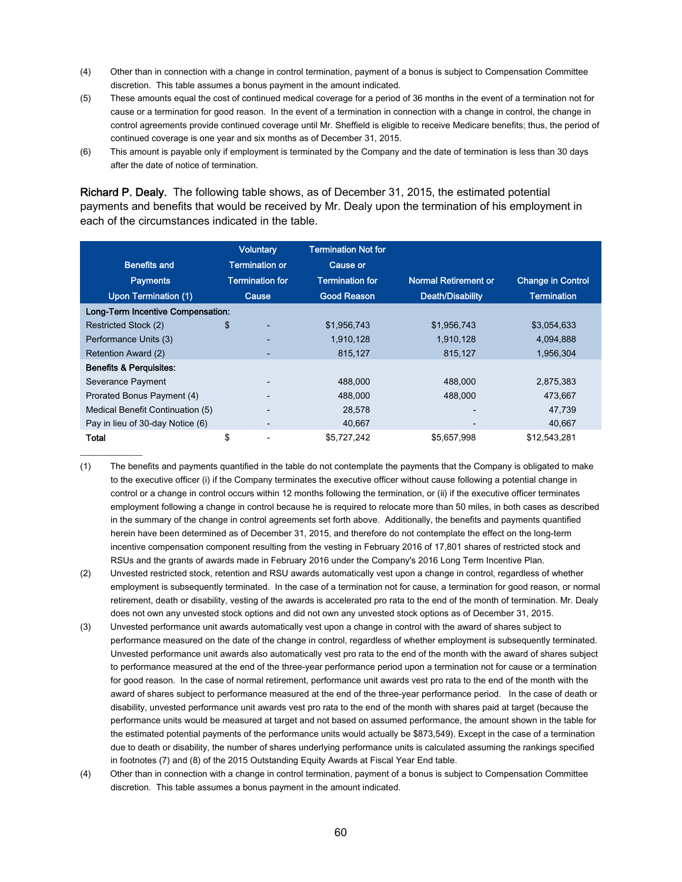(4) Other than in connection with a change in control termination, payment of a bonus is subject to Compensation Committee discretion. This table assumes a bonus payment in the amount indicated.

(5) These amounts equal the cost of continued medical coverage for a period of 36 months in the event of a termination not for cause or a termination for good reason. In the event of a termination in connection with a change in control, the change in control agreements provide continued coverage until Mr. Sheffield is eligible to receive Medicare benefits; thus, the period of continued coverage is one year and six months as of December 31, 2015.

(6) This amount is payable only if employment is terminated by the Company and the date of termination is less than 30 days after the date of notice of termination.

**Richard P. Dealy.** The following table shows, as of December 31, 2015, the estimated potential payments and benefits that would be received by Mr. Dealy upon the termination of his employment in each of the circumstances indicated in the table.

| Benefits and Payments Upon Termination (1) | Voluntary Termination or Termination for Cause | Termination Not for Cause or Termination for Good Reason | Normal Retirement or Death/Disability | Change in Control Termination |
|---|---|---|---|---|
| **Long-Term Incentive Compensation:** | | | | |
| Restricted Stock (2) | $ - | $1,956,743 | $1,956,743 | $3,054,633 |
| Performance Units (3) | - | 1,910,128 | 1,910,128 | 4,094,888 |
| Retention Award (2) | - | 815,127 | 815,127 | 1,956,304 |
| **Benefits & Perquisites:** | | | | |
| Severance Payment | - | 488,000 | 488,000 | 2,875,383 |
| Prorated Bonus Payment (4) | - | 488,000 | 488,000 | 473,667 |
| Medical Benefit Continuation (5) | - | 28,578 | - | 47,739 |
| Pay in lieu of 30-day Notice (6) | - | 40,667 | - | 40,667 |
| **Total** | $ - | $5,727,242 | $5,657,998 | $12,543,281 |

(1) The benefits and payments quantified in the table do not contemplate the payments that the Company is obligated to make to the executive officer (i) if the Company terminates the executive officer without cause following a potential change in control or a change in control occurs within 12 months following the termination, or (ii) if the executive officer terminates employment following a change in control because he is required to relocate more than 50 miles, in both cases as described in the summary of the change in control agreements set forth above. Additionally, the benefits and payments quantified herein have been determined as of December 31, 2015, and therefore do not contemplate the effect on the long-term incentive compensation component resulting from the vesting in February 2016 of 17,801 shares of restricted stock and RSUs and the grants of awards made in February 2016 under the Company's 2016 Long Term Incentive Plan.

(2) Unvested restricted stock, retention and RSU awards automatically vest upon a change in control, regardless of whether employment is subsequently terminated. In the case of a termination not for cause, a termination for good reason, or normal retirement, death or disability, vesting of the awards is accelerated pro rata to the end of the month of termination. Mr. Dealy does not own any unvested stock options and did not own any unvested stock options as of December 31, 2015.

(3) Unvested performance unit awards automatically vest upon a change in control with the award of shares subject to performance measured on the date of the change in control, regardless of whether employment is subsequently terminated. Unvested performance unit awards also automatically vest pro rata to the end of the month with the award of shares subject to performance measured at the end of the three-year performance period upon a termination not for cause or a termination for good reason. In the case of normal retirement, performance unit awards vest pro rata to the end of the month with the award of shares subject to performance measured at the end of the three-year performance period. In the case of death or disability, unvested performance unit awards vest pro rata to the end of the month with shares paid at target (because the performance units would be measured at target and not based on assumed performance, the amount shown in the table for the estimated potential payments of the performance units would actually be $873,549). Except in the case of a termination due to death or disability, the number of shares underlying performance units is calculated assuming the rankings specified in footnotes (7) and (8) of the 2015 Outstanding Equity Awards at Fiscal Year End table.

(4) Other than in connection with a change in control termination, payment of a bonus is subject to Compensation Committee discretion. This table assumes a bonus payment in the amount indicated.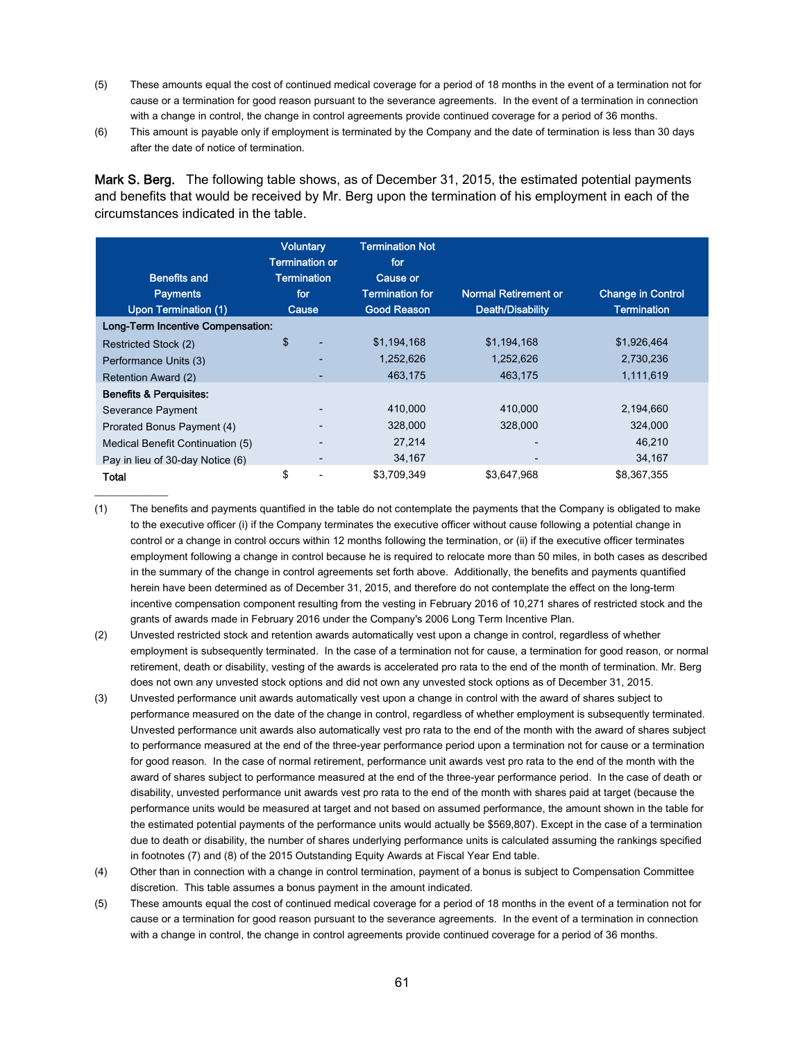(5) These amounts equal the cost of continued medical coverage for a period of 18 months in the event of a termination not for cause or a termination for good reason pursuant to the severance agreements. In the event of a termination in connection with a change in control, the change in control agreements provide continued coverage for a period of 36 months.

(6) This amount is payable only if employment is terminated by the Company and the date of termination is less than 30 days after the date of notice of termination.

**Mark S. Berg.** The following table shows, as of December 31, 2015, the estimated potential payments and benefits that would be received by Mr. Berg upon the termination of his employment in each of the circumstances indicated in the table.

| Benefits and Payments Upon Termination (1) | Voluntary Termination or Termination for Cause | Termination Not for Cause or Termination for Good Reason | Normal Retirement or Death/Disability | Change in Control Termination |
|---|---|---|---|---|
| **Long-Term Incentive Compensation:** | | | | |
| Restricted Stock (2) | $ - | $1,194,168 | $1,194,168 | $1,926,464 |
| Performance Units (3) | - | 1,252,626 | 1,252,626 | 2,730,236 |
| Retention Award (2) | - | 463,175 | 463,175 | 1,111,619 |
| **Benefits & Perquisites:** | | | | |
| Severance Payment | - | 410,000 | 410,000 | 2,194,660 |
| Prorated Bonus Payment (4) | - | 328,000 | 328,000 | 324,000 |
| Medical Benefit Continuation (5) | - | 27,214 | - | 46,210 |
| Pay in lieu of 30-day Notice (6) | - | 34,167 | - | 34,167 |
| Total | $ - | $3,709,349 | $3,647,968 | $8,367,355 |

---

(1) The benefits and payments quantified in the table do not contemplate the payments that the Company is obligated to make to the executive officer (i) if the Company terminates the executive officer without cause following a potential change in control or a change in control occurs within 12 months following the termination, or (ii) if the executive officer terminates employment following a change in control because he is required to relocate more than 50 miles, in both cases as described in the summary of the change in control agreements set forth above. Additionally, the benefits and payments quantified herein have been determined as of December 31, 2015, and therefore do not contemplate the effect on the long-term incentive compensation component resulting from the vesting in February 2016 of 10,271 shares of restricted stock and the grants of awards made in February 2016 under the Company's 2006 Long Term Incentive Plan.

(2) Unvested restricted stock and retention awards automatically vest upon a change in control, regardless of whether employment is subsequently terminated. In the case of a termination not for cause, a termination for good reason, or normal retirement, death or disability, vesting of the awards is accelerated pro rata to the end of the month of termination. Mr. Berg does not own any unvested stock options and did not own any unvested stock options as of December 31, 2015.

(3) Unvested performance unit awards automatically vest upon a change in control with the award of shares subject to performance measured on the date of the change in control, regardless of whether employment is subsequently terminated. Unvested performance unit awards also automatically vest pro rata to the end of the month with the award of shares subject to performance measured at the end of the three-year performance period upon a termination not for cause or a termination for good reason. In the case of normal retirement, performance unit awards vest pro rata to the end of the month with the award of shares subject to performance measured at the end of the three-year performance period. In the case of death or disability, unvested performance unit awards vest pro rata to the end of the month with shares paid at target (because the performance units would be measured at target and not based on assumed performance, the amount shown in the table for the estimated potential payments of the performance units would actually be $569,807). Except in the case of a termination due to death or disability, the number of shares underlying performance units is calculated assuming the rankings specified in footnotes (7) and (8) of the 2015 Outstanding Equity Awards at Fiscal Year End table.

(4) Other than in connection with a change in control termination, payment of a bonus is subject to Compensation Committee discretion. This table assumes a bonus payment in the amount indicated.

(5) These amounts equal the cost of continued medical coverage for a period of 18 months in the event of a termination not for cause or a termination for good reason pursuant to the severance agreements. In the event of a termination in connection with a change in control, the change in control agreements provide continued coverage for a period of 36 months.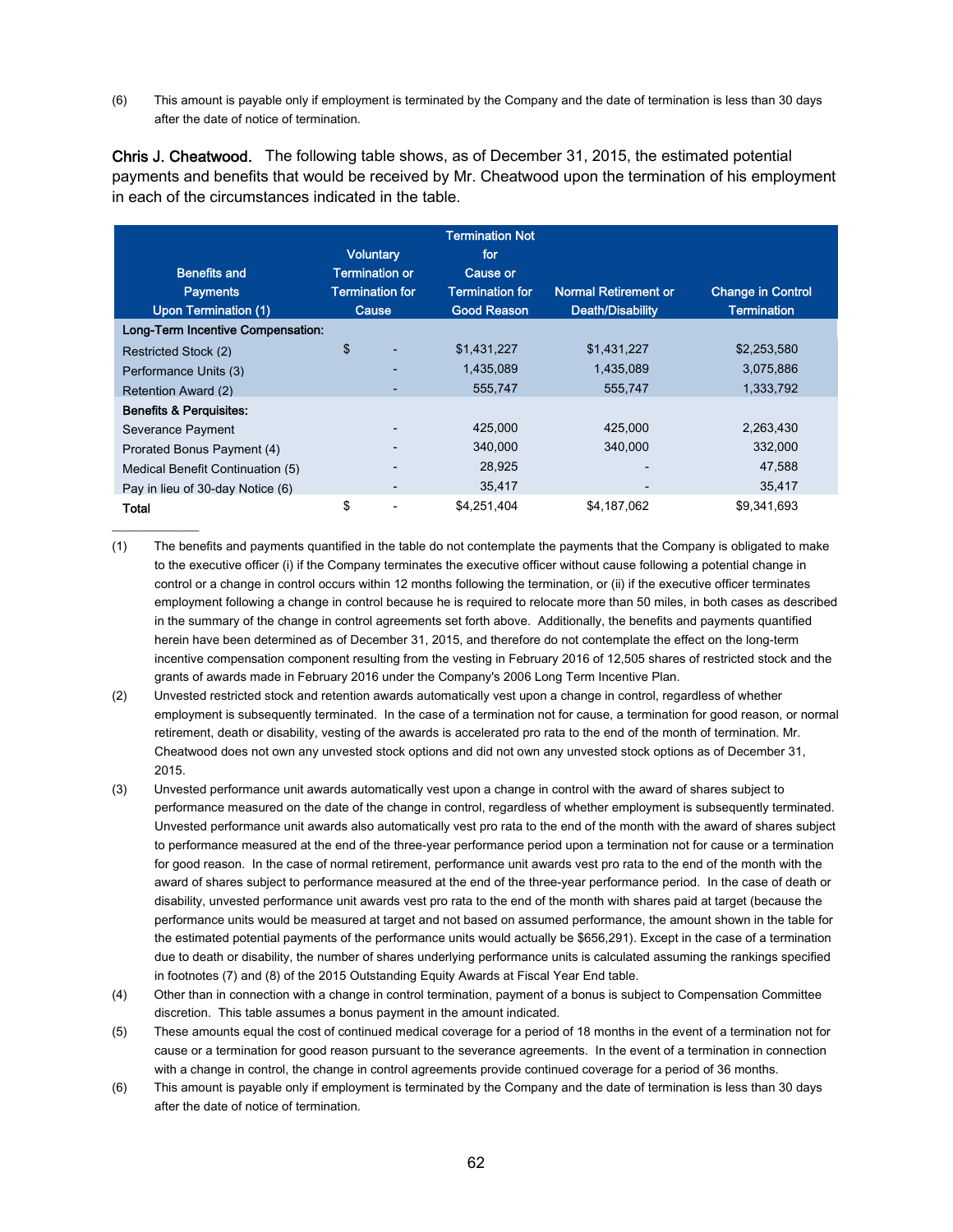(6) This amount is payable only if employment is terminated by the Company and the date of termination is less than 30 days after the date of notice of termination.

**Chris J. Cheatwood.** The following table shows, as of December 31, 2015, the estimated potential payments and benefits that would be received by Mr. Cheatwood upon the termination of his employment in each of the circumstances indicated in the table.

| Benefits and Payments Upon Termination (1) | Voluntary Termination or Termination for Cause | Termination Not for Cause or Termination for Good Reason | Normal Retirement or Death/Disability | Change in Control Termination |
|---|---|---|---|---|
| **Long-Term Incentive Compensation:** | | | | |
| Restricted Stock (2) | $ - | $1,431,227 | $1,431,227 | $2,253,580 |
| Performance Units (3) | - | 1,435,089 | 1,435,089 | 3,075,886 |
| Retention Award (2) | - | 555,747 | 555,747 | 1,333,792 |
| **Benefits & Perquisites:** | | | | |
| Severance Payment | - | 425,000 | 425,000 | 2,263,430 |
| Prorated Bonus Payment (4) | - | 340,000 | 340,000 | 332,000 |
| Medical Benefit Continuation (5) | - | 28,925 | - | 47,588 |
| Pay in lieu of 30-day Notice (6) | - | 35,417 | - | 35,417 |
| **Total** | $ - | $4,251,404 | $4,187,062 | $9,341,693 |

(1) The benefits and payments quantified in the table do not contemplate the payments that the Company is obligated to make to the executive officer (i) if the Company terminates the executive officer without cause following a potential change in control or a change in control occurs within 12 months following the termination, or (ii) if the executive officer terminates employment following a change in control because he is required to relocate more than 50 miles, in both cases as described in the summary of the change in control agreements set forth above. Additionally, the benefits and payments quantified herein have been determined as of December 31, 2015, and therefore do not contemplate the effect on the long-term incentive compensation component resulting from the vesting in February 2016 of 12,505 shares of restricted stock and the grants of awards made in February 2016 under the Company's 2006 Long Term Incentive Plan.

(2) Unvested restricted stock and retention awards automatically vest upon a change in control, regardless of whether employment is subsequently terminated. In the case of a termination not for cause, a termination for good reason, or normal retirement, death or disability, vesting of the awards is accelerated pro rata to the end of the month of termination. Mr. Cheatwood does not own any unvested stock options and did not own any unvested stock options as of December 31, 2015.

(3) Unvested performance unit awards automatically vest upon a change in control with the award of shares subject to performance measured on the date of the change in control, regardless of whether employment is subsequently terminated. Unvested performance unit awards also automatically vest pro rata to the end of the month with the award of shares subject to performance measured at the end of the three-year performance period upon a termination not for cause or a termination for good reason. In the case of normal retirement, performance unit awards vest pro rata to the end of the month with the award of shares subject to performance measured at the end of the three-year performance period. In the case of death or disability, unvested performance unit awards vest pro rata to the end of the month with shares paid at target (because the performance units would be measured at target and not based on assumed performance, the amount shown in the table for the estimated potential payments of the performance units would actually be $656,291). Except in the case of a termination due to death or disability, the number of shares underlying performance units is calculated assuming the rankings specified in footnotes (7) and (8) of the 2015 Outstanding Equity Awards at Fiscal Year End table.

(4) Other than in connection with a change in control termination, payment of a bonus is subject to Compensation Committee discretion. This table assumes a bonus payment in the amount indicated.

(5) These amounts equal the cost of continued medical coverage for a period of 18 months in the event of a termination not for cause or a termination for good reason pursuant to the severance agreements. In the event of a termination in connection with a change in control, the change in control agreements provide continued coverage for a period of 36 months.

(6) This amount is payable only if employment is terminated by the Company and the date of termination is less than 30 days after the date of notice of termination.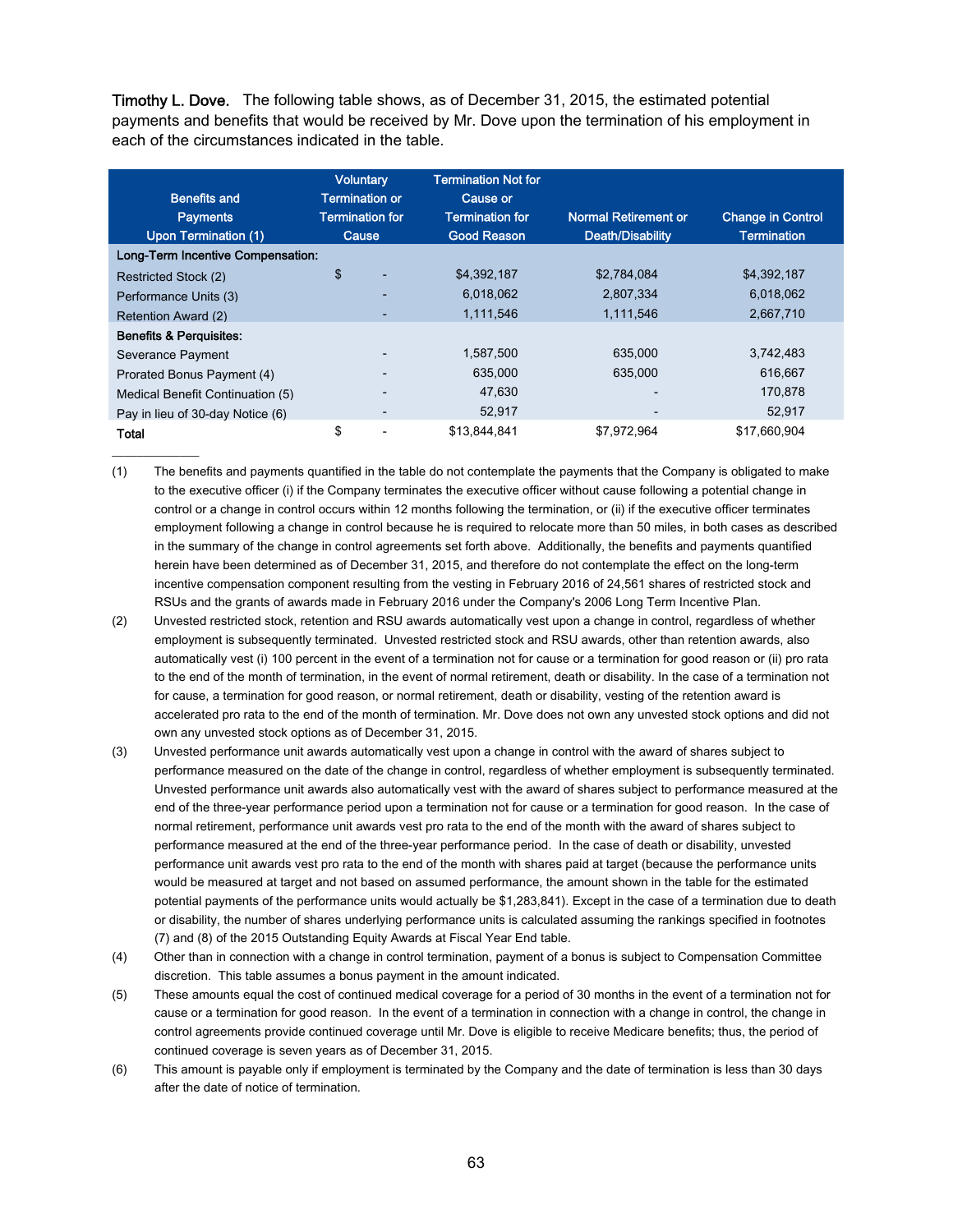**Timothy L. Dove.** The following table shows, as of December 31, 2015, the estimated potential payments and benefits that would be received by Mr. Dove upon the termination of his employment in each of the circumstances indicated in the table.

| Benefits and Payments Upon Termination (1) | Voluntary Termination or Termination for Cause | Termination Not for Cause or Termination for Good Reason | Normal Retirement or Death/Disability | Change in Control Termination |
|---|---|---|---|---|
| **Long-Term Incentive Compensation:** | | | | |
| Restricted Stock (2) | $ - | $4,392,187 | $2,784,084 | $4,392,187 |
| Performance Units (3) | - | 6,018,062 | 2,807,334 | 6,018,062 |
| Retention Award (2) | - | 1,111,546 | 1,111,546 | 2,667,710 |
| **Benefits & Perquisites:** | | | | |
| Severance Payment | - | 1,587,500 | 635,000 | 3,742,483 |
| Prorated Bonus Payment (4) | - | 635,000 | 635,000 | 616,667 |
| Medical Benefit Continuation (5) | - | 47,630 | - | 170,878 |
| Pay in lieu of 30-day Notice (6) | - | 52,917 | - | 52,917 |
| **Total** | $ - | $13,844,841 | $7,972,964 | $17,660,904 |

(1) The benefits and payments quantified in the table do not contemplate the payments that the Company is obligated to make to the executive officer (i) if the Company terminates the executive officer without cause following a potential change in control or a change in control occurs within 12 months following the termination, or (ii) if the executive officer terminates employment following a change in control because he is required to relocate more than 50 miles, in both cases as described in the summary of the change in control agreements set forth above. Additionally, the benefits and payments quantified herein have been determined as of December 31, 2015, and therefore do not contemplate the effect on the long-term incentive compensation component resulting from the vesting in February 2016 of 24,561 shares of restricted stock and RSUs and the grants of awards made in February 2016 under the Company's 2006 Long Term Incentive Plan.

(2) Unvested restricted stock, retention and RSU awards automatically vest upon a change in control, regardless of whether employment is subsequently terminated. Unvested restricted stock and RSU awards, other than retention awards, also automatically vest (i) 100 percent in the event of a termination not for cause or a termination for good reason or (ii) pro rata to the end of the month of termination, in the event of normal retirement, death or disability. In the case of a termination not for cause, a termination for good reason, or normal retirement, death or disability, vesting of the retention award is accelerated pro rata to the end of the month of termination. Mr. Dove does not own any unvested stock options and did not own any unvested stock options as of December 31, 2015.

(3) Unvested performance unit awards automatically vest upon a change in control with the award of shares subject to performance measured on the date of the change in control, regardless of whether employment is subsequently terminated. Unvested performance unit awards also automatically vest with the award of shares subject to performance measured at the end of the three-year performance period upon a termination not for cause or a termination for good reason. In the case of normal retirement, performance unit awards vest pro rata to the end of the month with the award of shares subject to performance measured at the end of the three-year performance period. In the case of death or disability, unvested performance unit awards vest pro rata to the end of the month with shares paid at target (because the performance units would be measured at target and not based on assumed performance, the amount shown in the table for the estimated potential payments of the performance units would actually be $1,283,841). Except in the case of a termination due to death or disability, the number of shares underlying performance units is calculated assuming the rankings specified in footnotes (7) and (8) of the 2015 Outstanding Equity Awards at Fiscal Year End table.

(4) Other than in connection with a change in control termination, payment of a bonus is subject to Compensation Committee discretion. This table assumes a bonus payment in the amount indicated.

(5) These amounts equal the cost of continued medical coverage for a period of 30 months in the event of a termination not for cause or a termination for good reason. In the event of a termination in connection with a change in control, the change in control agreements provide continued coverage until Mr. Dove is eligible to receive Medicare benefits; thus, the period of continued coverage is seven years as of December 31, 2015.

(6) This amount is payable only if employment is terminated by the Company and the date of termination is less than 30 days after the date of notice of termination.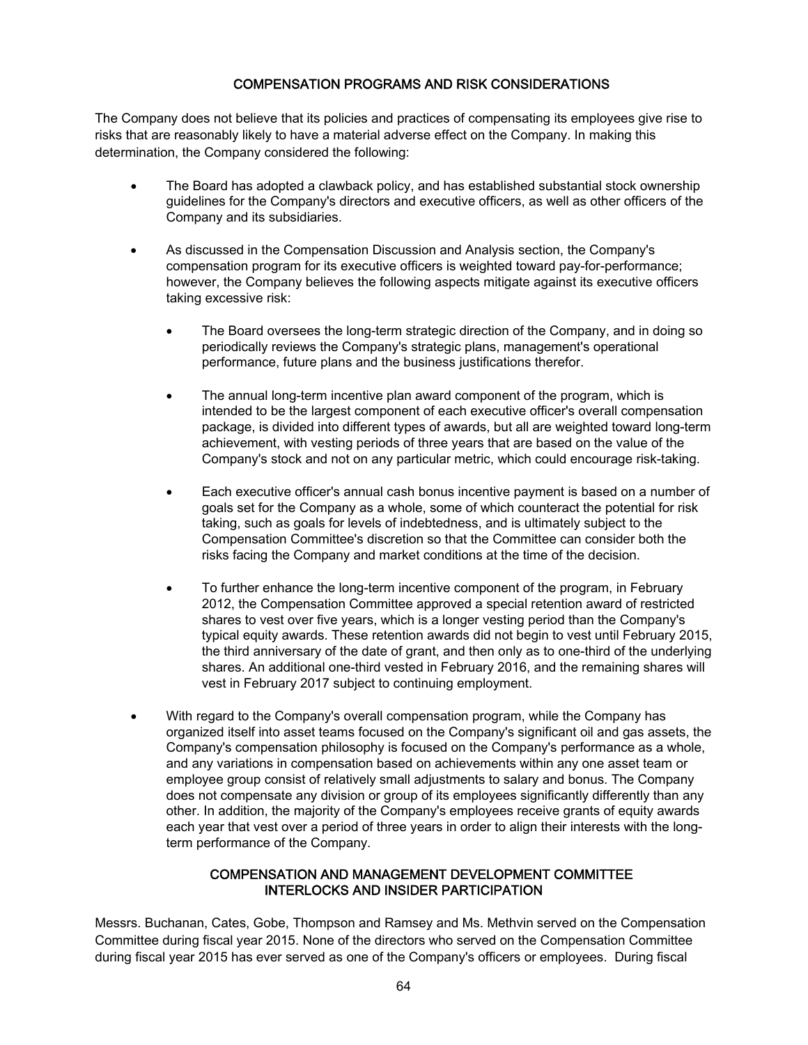## COMPENSATION PROGRAMS AND RISK CONSIDERATIONS

The Company does not believe that its policies and practices of compensating its employees give rise to risks that are reasonably likely to have a material adverse effect on the Company. In making this determination, the Company considered the following:

- The Board has adopted a clawback policy, and has established substantial stock ownership guidelines for the Company's directors and executive officers, as well as other officers of the Company and its subsidiaries.
- As discussed in the Compensation Discussion and Analysis section, the Company's compensation program for its executive officers is weighted toward pay-for-performance; however, the Company believes the following aspects mitigate against its executive officers taking excessive risk:
  - The Board oversees the long-term strategic direction of the Company, and in doing so periodically reviews the Company's strategic plans, management's operational performance, future plans and the business justifications therefor.
  - The annual long-term incentive plan award component of the program, which is intended to be the largest component of each executive officer's overall compensation package, is divided into different types of awards, but all are weighted toward long-term achievement, with vesting periods of three years that are based on the value of the Company's stock and not on any particular metric, which could encourage risk-taking.
  - Each executive officer's annual cash bonus incentive payment is based on a number of goals set for the Company as a whole, some of which counteract the potential for risk taking, such as goals for levels of indebtedness, and is ultimately subject to the Compensation Committee's discretion so that the Committee can consider both the risks facing the Company and market conditions at the time of the decision.
  - To further enhance the long-term incentive component of the program, in February 2012, the Compensation Committee approved a special retention award of restricted shares to vest over five years, which is a longer vesting period than the Company's typical equity awards. These retention awards did not begin to vest until February 2015, the third anniversary of the date of grant, and then only as to one-third of the underlying shares. An additional one-third vested in February 2016, and the remaining shares will vest in February 2017 subject to continuing employment.
- With regard to the Company's overall compensation program, while the Company has organized itself into asset teams focused on the Company's significant oil and gas assets, the Company's compensation philosophy is focused on the Company's performance as a whole, and any variations in compensation based on achievements within any one asset team or employee group consist of relatively small adjustments to salary and bonus. The Company does not compensate any division or group of its employees significantly differently than any other. In addition, the majority of the Company's employees receive grants of equity awards each year that vest over a period of three years in order to align their interests with the long-term performance of the Company.

## COMPENSATION AND MANAGEMENT DEVELOPMENT COMMITTEE INTERLOCKS AND INSIDER PARTICIPATION

Messrs. Buchanan, Cates, Gobe, Thompson and Ramsey and Ms. Methvin served on the Compensation Committee during fiscal year 2015. None of the directors who served on the Compensation Committee during fiscal year 2015 has ever served as one of the Company's officers or employees. During fiscal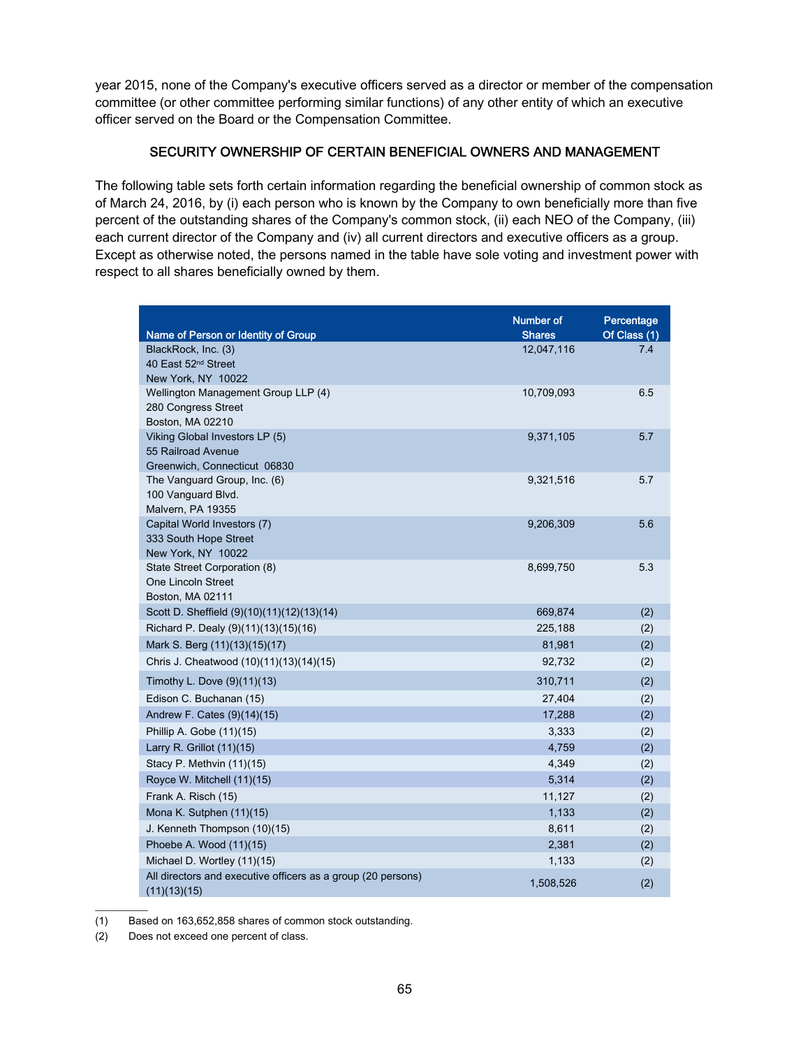year 2015, none of the Company's executive officers served as a director or member of the compensation committee (or other committee performing similar functions) of any other entity of which an executive officer served on the Board or the Compensation Committee.

## SECURITY OWNERSHIP OF CERTAIN BENEFICIAL OWNERS AND MANAGEMENT

The following table sets forth certain information regarding the beneficial ownership of common stock as of March 24, 2016, by (i) each person who is known by the Company to own beneficially more than five percent of the outstanding shares of the Company's common stock, (ii) each NEO of the Company, (iii) each current director of the Company and (iv) all current directors and executive officers as a group. Except as otherwise noted, the persons named in the table have sole voting and investment power with respect to all shares beneficially owned by them.

| Name of Person or Identity of Group | Number of Shares | Percentage Of Class (1) |
|---|---|---|
| BlackRock, Inc. (3)<br>40 East 52nd Street<br>New York, NY 10022 | 12,047,116 | 7.4 |
| Wellington Management Group LLP (4)<br>280 Congress Street<br>Boston, MA 02210 | 10,709,093 | 6.5 |
| Viking Global Investors LP (5)<br>55 Railroad Avenue<br>Greenwich, Connecticut 06830 | 9,371,105 | 5.7 |
| The Vanguard Group, Inc. (6)<br>100 Vanguard Blvd.<br>Malvern, PA 19355 | 9,321,516 | 5.7 |
| Capital World Investors (7)<br>333 South Hope Street<br>New York, NY 10022 | 9,206,309 | 5.6 |
| State Street Corporation (8)<br>One Lincoln Street<br>Boston, MA 02111 | 8,699,750 | 5.3 |
| Scott D. Sheffield (9)(10)(11)(12)(13)(14) | 669,874 | (2) |
| Richard P. Dealy (9)(11)(13)(15)(16) | 225,188 | (2) |
| Mark S. Berg (11)(13)(15)(17) | 81,981 | (2) |
| Chris J. Cheatwood (10)(11)(13)(14)(15) | 92,732 | (2) |
| Timothy L. Dove (9)(11)(13) | 310,711 | (2) |
| Edison C. Buchanan (15) | 27,404 | (2) |
| Andrew F. Cates (9)(14)(15) | 17,288 | (2) |
| Phillip A. Gobe (11)(15) | 3,333 | (2) |
| Larry R. Grillot (11)(15) | 4,759 | (2) |
| Stacy P. Methvin (11)(15) | 4,349 | (2) |
| Royce W. Mitchell (11)(15) | 5,314 | (2) |
| Frank A. Risch (15) | 11,127 | (2) |
| Mona K. Sutphen (11)(15) | 1,133 | (2) |
| J. Kenneth Thompson (10)(15) | 8,611 | (2) |
| Phoebe A. Wood (11)(15) | 2,381 | (2) |
| Michael D. Wortley (11)(15) | 1,133 | (2) |
| All directors and executive officers as a group (20 persons) (11)(13)(15) | 1,508,526 | (2) |

(1) Based on 163,652,858 shares of common stock outstanding.

(2) Does not exceed one percent of class.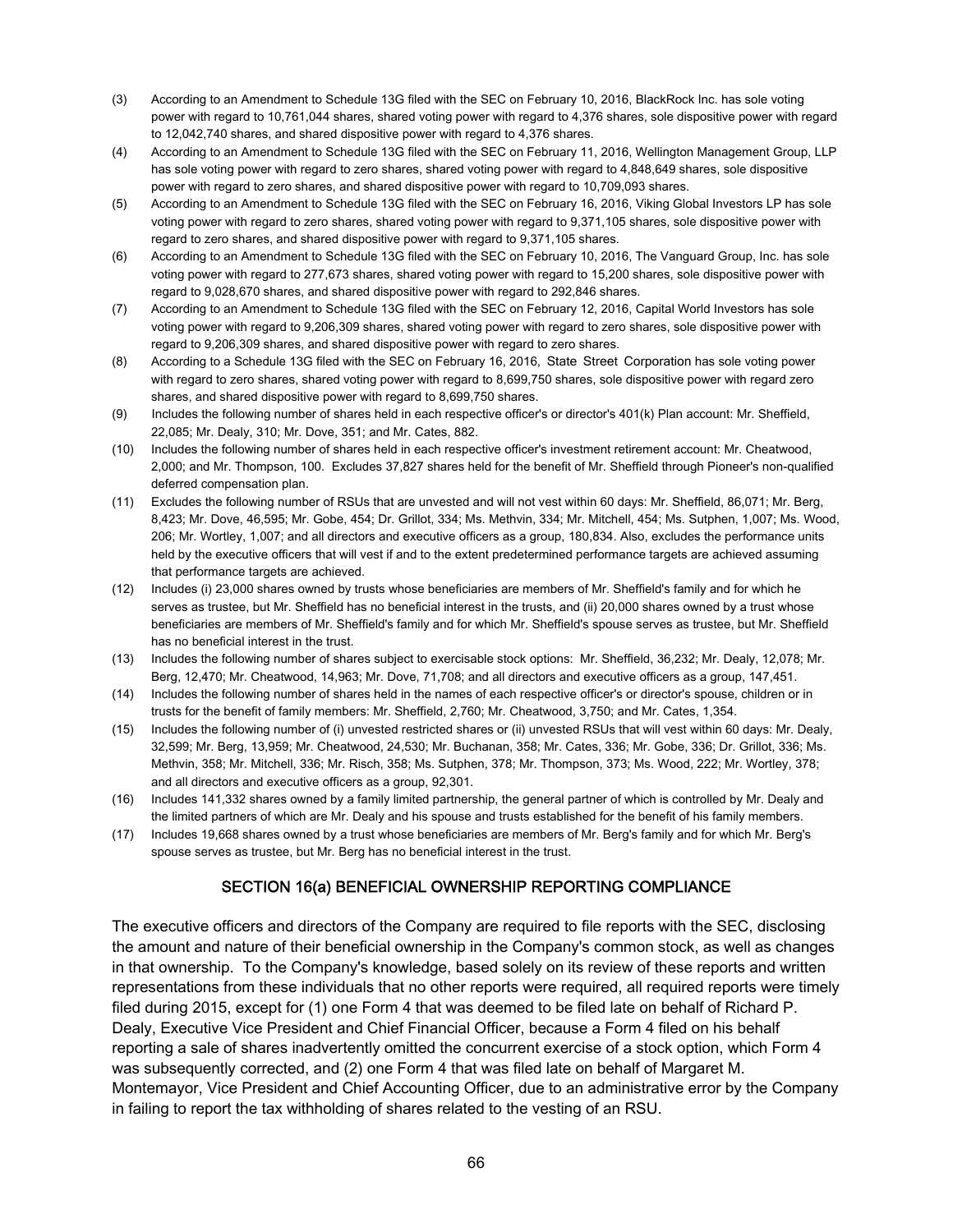(3) According to an Amendment to Schedule 13G filed with the SEC on February 10, 2016, BlackRock Inc. has sole voting power with regard to 10,761,044 shares, shared voting power with regard to 4,376 shares, sole dispositive power with regard to 12,042,740 shares, and shared dispositive power with regard to 4,376 shares.

(4) According to an Amendment to Schedule 13G filed with the SEC on February 11, 2016, Wellington Management Group, LLP has sole voting power with regard to zero shares, shared voting power with regard to 4,848,649 shares, sole dispositive power with regard to zero shares, and shared dispositive power with regard to 10,709,093 shares.

(5) According to an Amendment to Schedule 13G filed with the SEC on February 16, 2016, Viking Global Investors LP has sole voting power with regard to zero shares, shared voting power with regard to 9,371,105 shares, sole dispositive power with regard to zero shares, and shared dispositive power with regard to 9,371,105 shares.

(6) According to an Amendment to Schedule 13G filed with the SEC on February 10, 2016, The Vanguard Group, Inc. has sole voting power with regard to 277,673 shares, shared voting power with regard to 15,200 shares, sole dispositive power with regard to 9,028,670 shares, and shared dispositive power with regard to 292,846 shares.

(7) According to an Amendment to Schedule 13G filed with the SEC on February 12, 2016, Capital World Investors has sole voting power with regard to 9,206,309 shares, shared voting power with regard to zero shares, sole dispositive power with regard to 9,206,309 shares, and shared dispositive power with regard to zero shares.

(8) According to a Schedule 13G filed with the SEC on February 16, 2016, State Street Corporation has sole voting power with regard to zero shares, shared voting power with regard to 8,699,750 shares, sole dispositive power with regard zero shares, and shared dispositive power with regard to 8,699,750 shares.

(9) Includes the following number of shares held in each respective officer's or director's 401(k) Plan account: Mr. Sheffield, 22,085; Mr. Dealy, 310; Mr. Dove, 351; and Mr. Cates, 882.

(10) Includes the following number of shares held in each respective officer's investment retirement account: Mr. Cheatwood, 2,000; and Mr. Thompson, 100. Excludes 37,827 shares held for the benefit of Mr. Sheffield through Pioneer's non-qualified deferred compensation plan.

(11) Excludes the following number of RSUs that are unvested and will not vest within 60 days: Mr. Sheffield, 86,071; Mr. Berg, 8,423; Mr. Dove, 46,595; Mr. Gobe, 454; Dr. Grillot, 334; Ms. Methvin, 334; Mr. Mitchell, 454; Ms. Sutphen, 1,007; Ms. Wood, 206; Mr. Wortley, 1,007; and all directors and executive officers as a group, 180,834. Also, excludes the performance units held by the executive officers that will vest if and to the extent predetermined performance targets are achieved assuming that performance targets are achieved.

(12) Includes (i) 23,000 shares owned by trusts whose beneficiaries are members of Mr. Sheffield's family and for which he serves as trustee, but Mr. Sheffield has no beneficial interest in the trusts, and (ii) 20,000 shares owned by a trust whose beneficiaries are members of Mr. Sheffield's family and for which Mr. Sheffield's spouse serves as trustee, but Mr. Sheffield has no beneficial interest in the trust.

(13) Includes the following number of shares subject to exercisable stock options: Mr. Sheffield, 36,232; Mr. Dealy, 12,078; Mr. Berg, 12,470; Mr. Cheatwood, 14,963; Mr. Dove, 71,708; and all directors and executive officers as a group, 147,451.

(14) Includes the following number of shares held in the names of each respective officer's or director's spouse, children or in trusts for the benefit of family members: Mr. Sheffield, 2,760; Mr. Cheatwood, 3,750; and Mr. Cates, 1,354.

(15) Includes the following number of (i) unvested restricted shares or (ii) unvested RSUs that will vest within 60 days: Mr. Dealy, 32,599; Mr. Berg, 13,959; Mr. Cheatwood, 24,530; Mr. Buchanan, 358; Mr. Cates, 336; Mr. Gobe, 336; Dr. Grillot, 336; Ms. Methvin, 358; Mr. Mitchell, 336; Mr. Risch, 358; Ms. Sutphen, 378; Mr. Thompson, 373; Ms. Wood, 222; Mr. Wortley, 378; and all directors and executive officers as a group, 92,301.

(16) Includes 141,332 shares owned by a family limited partnership, the general partner of which is controlled by Mr. Dealy and the limited partners of which are Mr. Dealy and his spouse and trusts established for the benefit of his family members.

(17) Includes 19,668 shares owned by a trust whose beneficiaries are members of Mr. Berg's family and for which Mr. Berg's spouse serves as trustee, but Mr. Berg has no beneficial interest in the trust.

## SECTION 16(a) BENEFICIAL OWNERSHIP REPORTING COMPLIANCE

The executive officers and directors of the Company are required to file reports with the SEC, disclosing the amount and nature of their beneficial ownership in the Company's common stock, as well as changes in that ownership. To the Company's knowledge, based solely on its review of these reports and written representations from these individuals that no other reports were required, all required reports were timely filed during 2015, except for (1) one Form 4 that was deemed to be filed late on behalf of Richard P. Dealy, Executive Vice President and Chief Financial Officer, because a Form 4 filed on his behalf reporting a sale of shares inadvertently omitted the concurrent exercise of a stock option, which Form 4 was subsequently corrected, and (2) one Form 4 that was filed late on behalf of Margaret M. Montemayor, Vice President and Chief Accounting Officer, due to an administrative error by the Company in failing to report the tax withholding of shares related to the vesting of an RSU.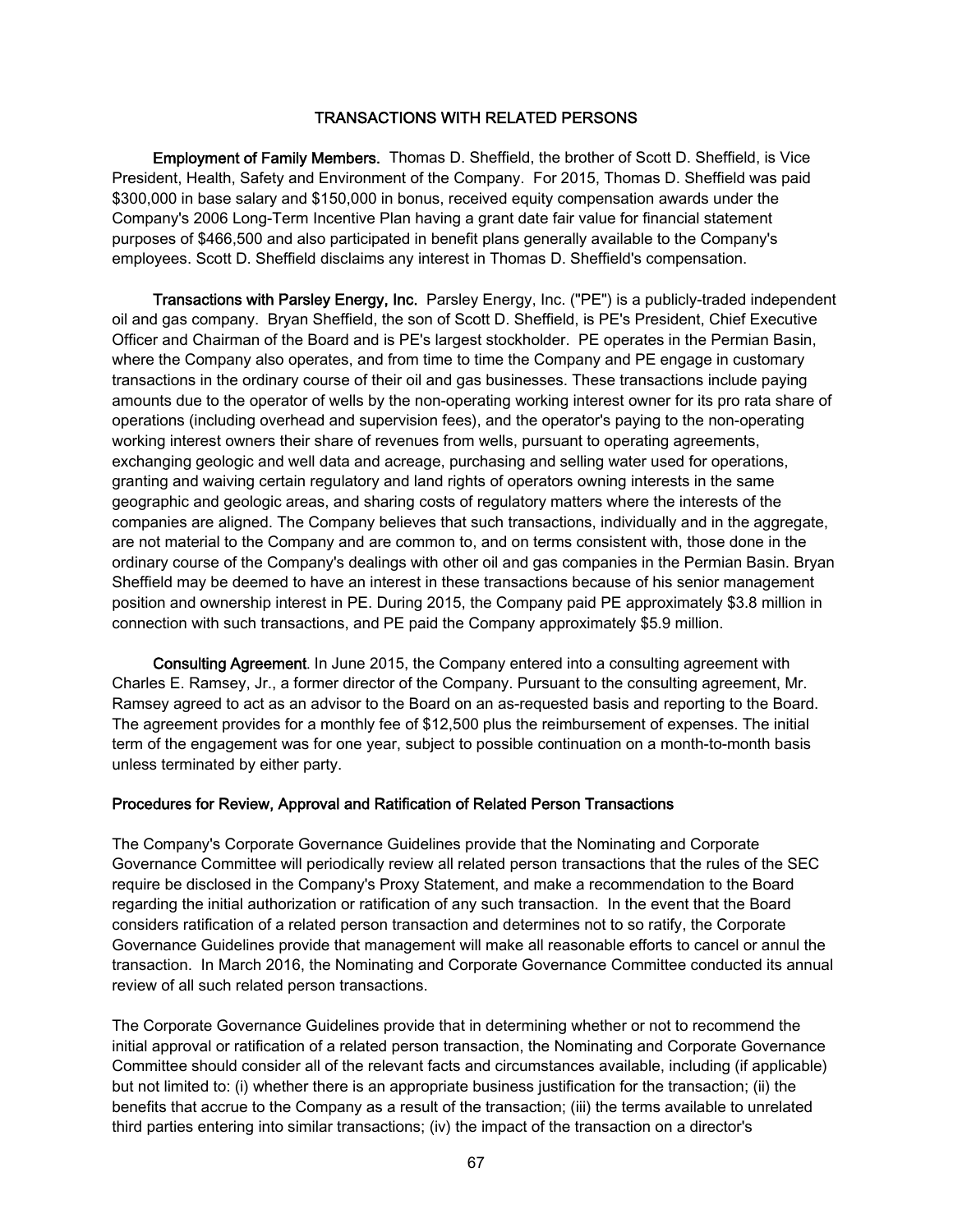## TRANSACTIONS WITH RELATED PERSONS

**Employment of Family Members.** Thomas D. Sheffield, the brother of Scott D. Sheffield, is Vice President, Health, Safety and Environment of the Company. For 2015, Thomas D. Sheffield was paid $300,000 in base salary and $150,000 in bonus, received equity compensation awards under the Company's 2006 Long-Term Incentive Plan having a grant date fair value for financial statement purposes of $466,500 and also participated in benefit plans generally available to the Company's employees. Scott D. Sheffield disclaims any interest in Thomas D. Sheffield's compensation.

**Transactions with Parsley Energy, Inc.** Parsley Energy, Inc. ("PE") is a publicly-traded independent oil and gas company. Bryan Sheffield, the son of Scott D. Sheffield, is PE's President, Chief Executive Officer and Chairman of the Board and is PE's largest stockholder. PE operates in the Permian Basin, where the Company also operates, and from time to time the Company and PE engage in customary transactions in the ordinary course of their oil and gas businesses. These transactions include paying amounts due to the operator of wells by the non-operating working interest owner for its pro rata share of operations (including overhead and supervision fees), and the operator's paying to the non-operating working interest owners their share of revenues from wells, pursuant to operating agreements, exchanging geologic and well data and acreage, purchasing and selling water used for operations, granting and waiving certain regulatory and land rights of operators owning interests in the same geographic and geologic areas, and sharing costs of regulatory matters where the interests of the companies are aligned. The Company believes that such transactions, individually and in the aggregate, are not material to the Company and are common to, and on terms consistent with, those done in the ordinary course of the Company's dealings with other oil and gas companies in the Permian Basin. Bryan Sheffield may be deemed to have an interest in these transactions because of his senior management position and ownership interest in PE. During 2015, the Company paid PE approximately $3.8 million in connection with such transactions, and PE paid the Company approximately $5.9 million.

**Consulting Agreement**. In June 2015, the Company entered into a consulting agreement with Charles E. Ramsey, Jr., a former director of the Company. Pursuant to the consulting agreement, Mr. Ramsey agreed to act as an advisor to the Board on an as-requested basis and reporting to the Board. The agreement provides for a monthly fee of $12,500 plus the reimbursement of expenses. The initial term of the engagement was for one year, subject to possible continuation on a month-to-month basis unless terminated by either party.

### Procedures for Review, Approval and Ratification of Related Person Transactions

The Company's Corporate Governance Guidelines provide that the Nominating and Corporate Governance Committee will periodically review all related person transactions that the rules of the SEC require be disclosed in the Company's Proxy Statement, and make a recommendation to the Board regarding the initial authorization or ratification of any such transaction. In the event that the Board considers ratification of a related person transaction and determines not to so ratify, the Corporate Governance Guidelines provide that management will make all reasonable efforts to cancel or annul the transaction. In March 2016, the Nominating and Corporate Governance Committee conducted its annual review of all such related person transactions.

The Corporate Governance Guidelines provide that in determining whether or not to recommend the initial approval or ratification of a related person transaction, the Nominating and Corporate Governance Committee should consider all of the relevant facts and circumstances available, including (if applicable) but not limited to: (i) whether there is an appropriate business justification for the transaction; (ii) the benefits that accrue to the Company as a result of the transaction; (iii) the terms available to unrelated third parties entering into similar transactions; (iv) the impact of the transaction on a director's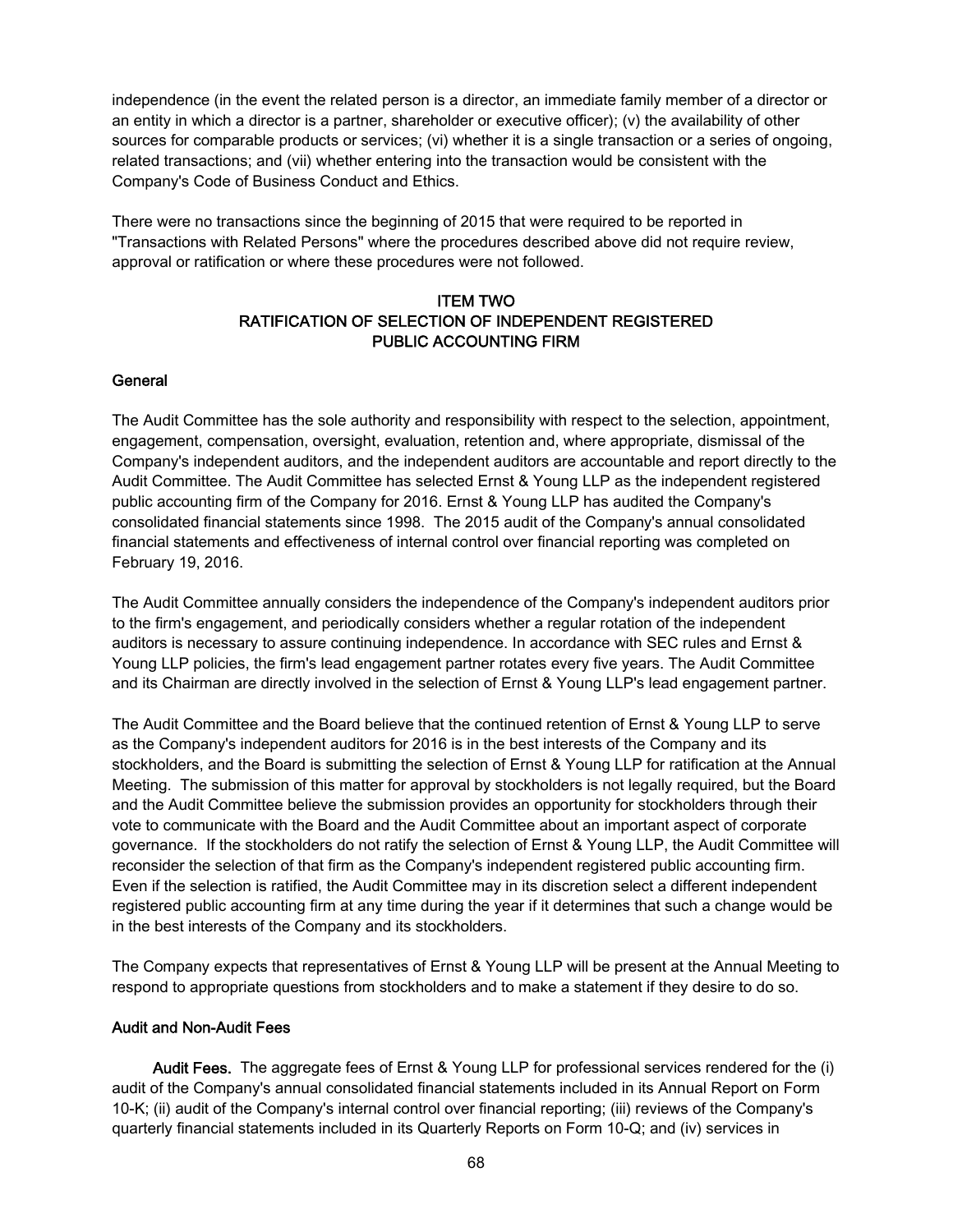independence (in the event the related person is a director, an immediate family member of a director or an entity in which a director is a partner, shareholder or executive officer); (v) the availability of other sources for comparable products or services; (vi) whether it is a single transaction or a series of ongoing, related transactions; and (vii) whether entering into the transaction would be consistent with the Company's Code of Business Conduct and Ethics.

There were no transactions since the beginning of 2015 that were required to be reported in "Transactions with Related Persons" where the procedures described above did not require review, approval or ratification or where these procedures were not followed.

## ITEM TWO
## RATIFICATION OF SELECTION OF INDEPENDENT REGISTERED PUBLIC ACCOUNTING FIRM

### General

The Audit Committee has the sole authority and responsibility with respect to the selection, appointment, engagement, compensation, oversight, evaluation, retention and, where appropriate, dismissal of the Company's independent auditors, and the independent auditors are accountable and report directly to the Audit Committee. The Audit Committee has selected Ernst & Young LLP as the independent registered public accounting firm of the Company for 2016. Ernst & Young LLP has audited the Company's consolidated financial statements since 1998. The 2015 audit of the Company's annual consolidated financial statements and effectiveness of internal control over financial reporting was completed on February 19, 2016.

The Audit Committee annually considers the independence of the Company's independent auditors prior to the firm's engagement, and periodically considers whether a regular rotation of the independent auditors is necessary to assure continuing independence. In accordance with SEC rules and Ernst & Young LLP policies, the firm's lead engagement partner rotates every five years. The Audit Committee and its Chairman are directly involved in the selection of Ernst & Young LLP's lead engagement partner.

The Audit Committee and the Board believe that the continued retention of Ernst & Young LLP to serve as the Company's independent auditors for 2016 is in the best interests of the Company and its stockholders, and the Board is submitting the selection of Ernst & Young LLP for ratification at the Annual Meeting. The submission of this matter for approval by stockholders is not legally required, but the Board and the Audit Committee believe the submission provides an opportunity for stockholders through their vote to communicate with the Board and the Audit Committee about an important aspect of corporate governance. If the stockholders do not ratify the selection of Ernst & Young LLP, the Audit Committee will reconsider the selection of that firm as the Company's independent registered public accounting firm. Even if the selection is ratified, the Audit Committee may in its discretion select a different independent registered public accounting firm at any time during the year if it determines that such a change would be in the best interests of the Company and its stockholders.

The Company expects that representatives of Ernst & Young LLP will be present at the Annual Meeting to respond to appropriate questions from stockholders and to make a statement if they desire to do so.

### Audit and Non-Audit Fees

**Audit Fees.** The aggregate fees of Ernst & Young LLP for professional services rendered for the (i) audit of the Company's annual consolidated financial statements included in its Annual Report on Form 10-K; (ii) audit of the Company's internal control over financial reporting; (iii) reviews of the Company's quarterly financial statements included in its Quarterly Reports on Form 10-Q; and (iv) services in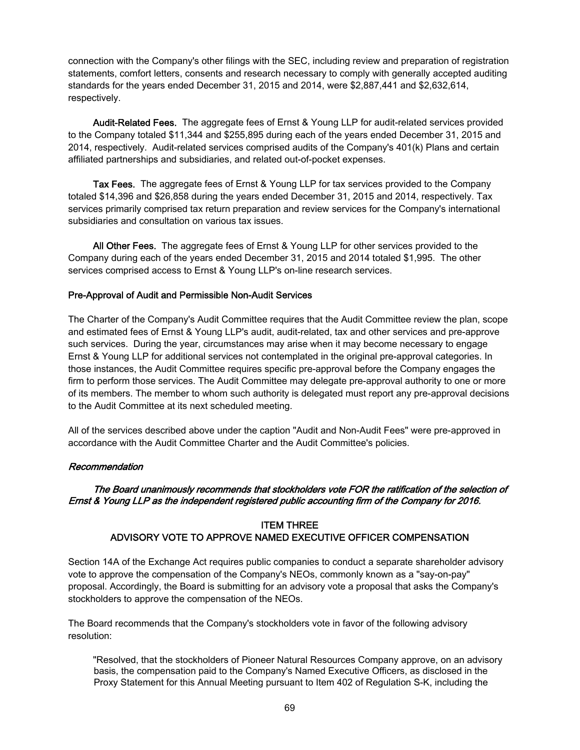connection with the Company's other filings with the SEC, including review and preparation of registration statements, comfort letters, consents and research necessary to comply with generally accepted auditing standards for the years ended December 31, 2015 and 2014, were $2,887,441 and $2,632,614, respectively.

**Audit-Related Fees.** The aggregate fees of Ernst & Young LLP for audit-related services provided to the Company totaled $11,344 and $255,895 during each of the years ended December 31, 2015 and 2014, respectively. Audit-related services comprised audits of the Company's 401(k) Plans and certain affiliated partnerships and subsidiaries, and related out-of-pocket expenses.

**Tax Fees.** The aggregate fees of Ernst & Young LLP for tax services provided to the Company totaled $14,396 and $26,858 during the years ended December 31, 2015 and 2014, respectively. Tax services primarily comprised tax return preparation and review services for the Company's international subsidiaries and consultation on various tax issues.

**All Other Fees.** The aggregate fees of Ernst & Young LLP for other services provided to the Company during each of the years ended December 31, 2015 and 2014 totaled $1,995. The other services comprised access to Ernst & Young LLP's on-line research services.

#### Pre-Approval of Audit and Permissible Non-Audit Services

The Charter of the Company's Audit Committee requires that the Audit Committee review the plan, scope and estimated fees of Ernst & Young LLP's audit, audit-related, tax and other services and pre-approve such services. During the year, circumstances may arise when it may become necessary to engage Ernst & Young LLP for additional services not contemplated in the original pre-approval categories. In those instances, the Audit Committee requires specific pre-approval before the Company engages the firm to perform those services. The Audit Committee may delegate pre-approval authority to one or more of its members. The member to whom such authority is delegated must report any pre-approval decisions to the Audit Committee at its next scheduled meeting.

All of the services described above under the caption "Audit and Non-Audit Fees" were pre-approved in accordance with the Audit Committee Charter and the Audit Committee's policies.

#### *Recommendation*

***The Board unanimously recommends that stockholders vote FOR the ratification of the selection of Ernst & Young LLP as the independent registered public accounting firm of the Company for 2016.***

## ITEM THREE
## ADVISORY VOTE TO APPROVE NAMED EXECUTIVE OFFICER COMPENSATION

Section 14A of the Exchange Act requires public companies to conduct a separate shareholder advisory vote to approve the compensation of the Company's NEOs, commonly known as a "say-on-pay" proposal. Accordingly, the Board is submitting for an advisory vote a proposal that asks the Company's stockholders to approve the compensation of the NEOs.

The Board recommends that the Company's stockholders vote in favor of the following advisory resolution:

> "Resolved, that the stockholders of Pioneer Natural Resources Company approve, on an advisory basis, the compensation paid to the Company's Named Executive Officers, as disclosed in the Proxy Statement for this Annual Meeting pursuant to Item 402 of Regulation S-K, including the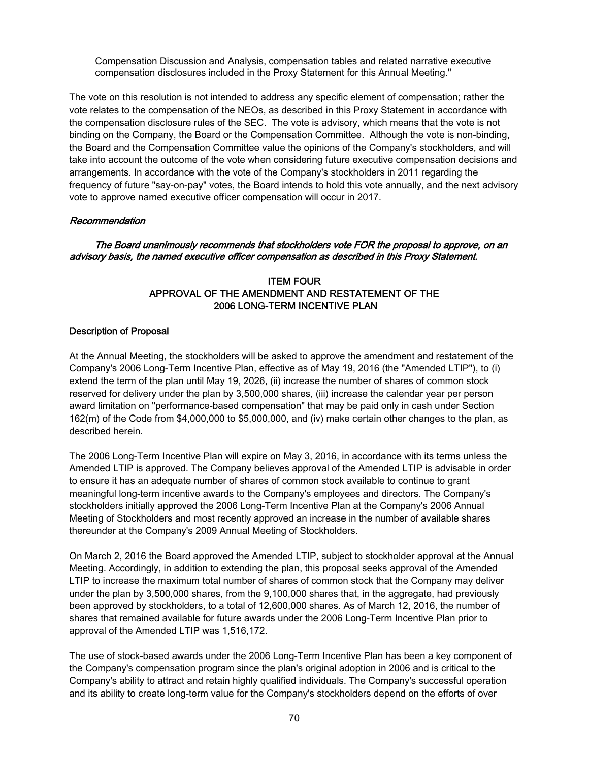Compensation Discussion and Analysis, compensation tables and related narrative executive compensation disclosures included in the Proxy Statement for this Annual Meeting."

The vote on this resolution is not intended to address any specific element of compensation; rather the vote relates to the compensation of the NEOs, as described in this Proxy Statement in accordance with the compensation disclosure rules of the SEC. The vote is advisory, which means that the vote is not binding on the Company, the Board or the Compensation Committee. Although the vote is non-binding, the Board and the Compensation Committee value the opinions of the Company's stockholders, and will take into account the outcome of the vote when considering future executive compensation decisions and arrangements. In accordance with the vote of the Company's stockholders in 2011 regarding the frequency of future "say-on-pay" votes, the Board intends to hold this vote annually, and the next advisory vote to approve named executive officer compensation will occur in 2017.

*Recommendation*

***The Board unanimously recommends that stockholders vote FOR the proposal to approve, on an advisory basis, the named executive officer compensation as described in this Proxy Statement.***

## ITEM FOUR
## APPROVAL OF THE AMENDMENT AND RESTATEMENT OF THE 2006 LONG-TERM INCENTIVE PLAN

### Description of Proposal

At the Annual Meeting, the stockholders will be asked to approve the amendment and restatement of the Company's 2006 Long-Term Incentive Plan, effective as of May 19, 2016 (the "Amended LTIP"), to (i) extend the term of the plan until May 19, 2026, (ii) increase the number of shares of common stock reserved for delivery under the plan by 3,500,000 shares, (iii) increase the calendar year per person award limitation on "performance-based compensation" that may be paid only in cash under Section 162(m) of the Code from $4,000,000 to $5,000,000, and (iv) make certain other changes to the plan, as described herein.

The 2006 Long-Term Incentive Plan will expire on May 3, 2016, in accordance with its terms unless the Amended LTIP is approved. The Company believes approval of the Amended LTIP is advisable in order to ensure it has an adequate number of shares of common stock available to continue to grant meaningful long-term incentive awards to the Company's employees and directors. The Company's stockholders initially approved the 2006 Long-Term Incentive Plan at the Company's 2006 Annual Meeting of Stockholders and most recently approved an increase in the number of available shares thereunder at the Company's 2009 Annual Meeting of Stockholders.

On March 2, 2016 the Board approved the Amended LTIP, subject to stockholder approval at the Annual Meeting. Accordingly, in addition to extending the plan, this proposal seeks approval of the Amended LTIP to increase the maximum total number of shares of common stock that the Company may deliver under the plan by 3,500,000 shares, from the 9,100,000 shares that, in the aggregate, had previously been approved by stockholders, to a total of 12,600,000 shares. As of March 12, 2016, the number of shares that remained available for future awards under the 2006 Long-Term Incentive Plan prior to approval of the Amended LTIP was 1,516,172.

The use of stock-based awards under the 2006 Long-Term Incentive Plan has been a key component of the Company's compensation program since the plan's original adoption in 2006 and is critical to the Company's ability to attract and retain highly qualified individuals. The Company's successful operation and its ability to create long-term value for the Company's stockholders depend on the efforts of over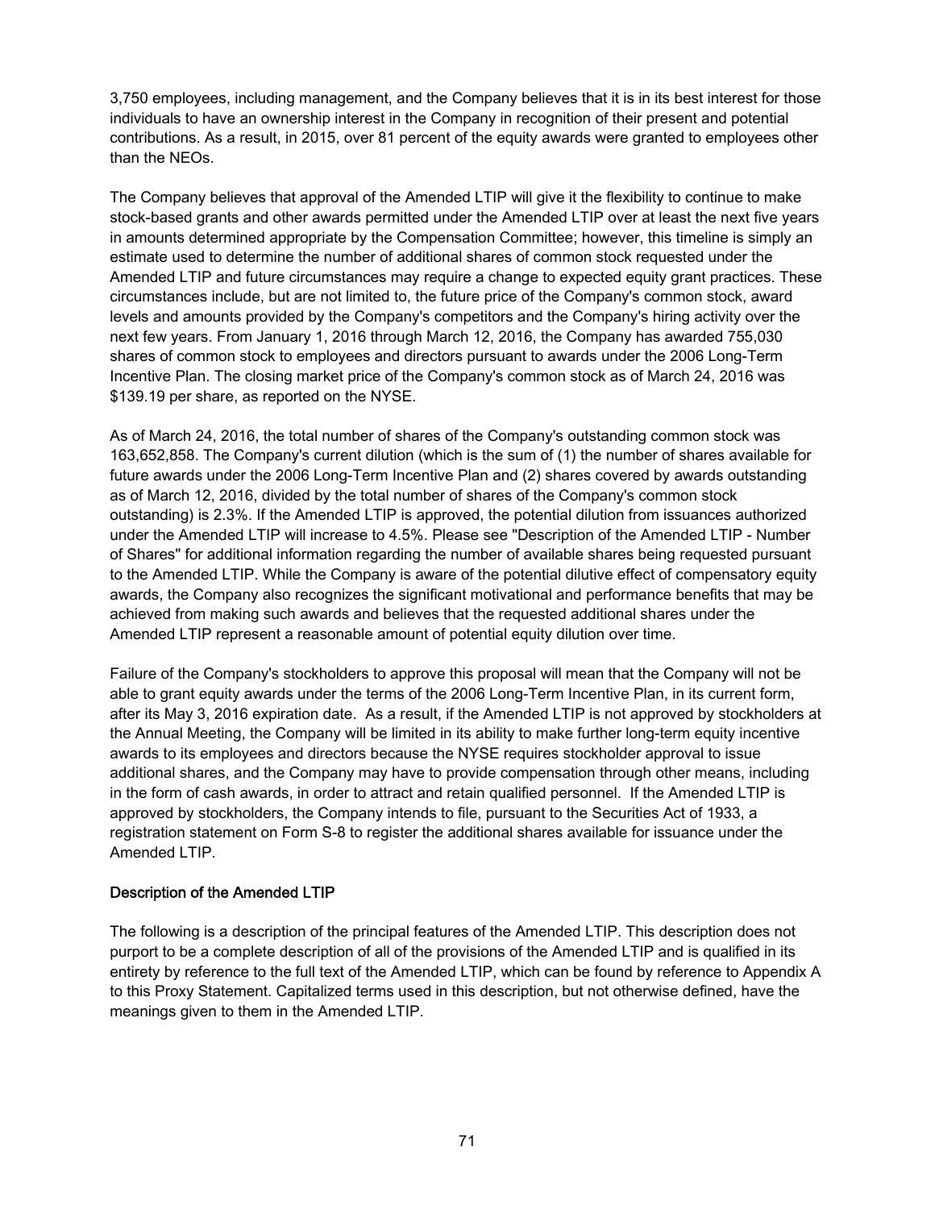3,750 employees, including management, and the Company believes that it is in its best interest for those individuals to have an ownership interest in the Company in recognition of their present and potential contributions. As a result, in 2015, over 81 percent of the equity awards were granted to employees other than the NEOs.

The Company believes that approval of the Amended LTIP will give it the flexibility to continue to make stock-based grants and other awards permitted under the Amended LTIP over at least the next five years in amounts determined appropriate by the Compensation Committee; however, this timeline is simply an estimate used to determine the number of additional shares of common stock requested under the Amended LTIP and future circumstances may require a change to expected equity grant practices. These circumstances include, but are not limited to, the future price of the Company's common stock, award levels and amounts provided by the Company's competitors and the Company's hiring activity over the next few years. From January 1, 2016 through March 12, 2016, the Company has awarded 755,030 shares of common stock to employees and directors pursuant to awards under the 2006 Long-Term Incentive Plan. The closing market price of the Company's common stock as of March 24, 2016 was $139.19 per share, as reported on the NYSE.

As of March 24, 2016, the total number of shares of the Company's outstanding common stock was 163,652,858. The Company's current dilution (which is the sum of (1) the number of shares available for future awards under the 2006 Long-Term Incentive Plan and (2) shares covered by awards outstanding as of March 12, 2016, divided by the total number of shares of the Company's common stock outstanding) is 2.3%. If the Amended LTIP is approved, the potential dilution from issuances authorized under the Amended LTIP will increase to 4.5%. Please see "Description of the Amended LTIP - Number of Shares" for additional information regarding the number of available shares being requested pursuant to the Amended LTIP. While the Company is aware of the potential dilutive effect of compensatory equity awards, the Company also recognizes the significant motivational and performance benefits that may be achieved from making such awards and believes that the requested additional shares under the Amended LTIP represent a reasonable amount of potential equity dilution over time.

Failure of the Company's stockholders to approve this proposal will mean that the Company will not be able to grant equity awards under the terms of the 2006 Long-Term Incentive Plan, in its current form, after its May 3, 2016 expiration date. As a result, if the Amended LTIP is not approved by stockholders at the Annual Meeting, the Company will be limited in its ability to make further long-term equity incentive awards to its employees and directors because the NYSE requires stockholder approval to issue additional shares, and the Company may have to provide compensation through other means, including in the form of cash awards, in order to attract and retain qualified personnel. If the Amended LTIP is approved by stockholders, the Company intends to file, pursuant to the Securities Act of 1933, a registration statement on Form S-8 to register the additional shares available for issuance under the Amended LTIP.

## Description of the Amended LTIP

The following is a description of the principal features of the Amended LTIP. This description does not purport to be a complete description of all of the provisions of the Amended LTIP and is qualified in its entirety by reference to the full text of the Amended LTIP, which can be found by reference to Appendix A to this Proxy Statement. Capitalized terms used in this description, but not otherwise defined, have the meanings given to them in the Amended LTIP.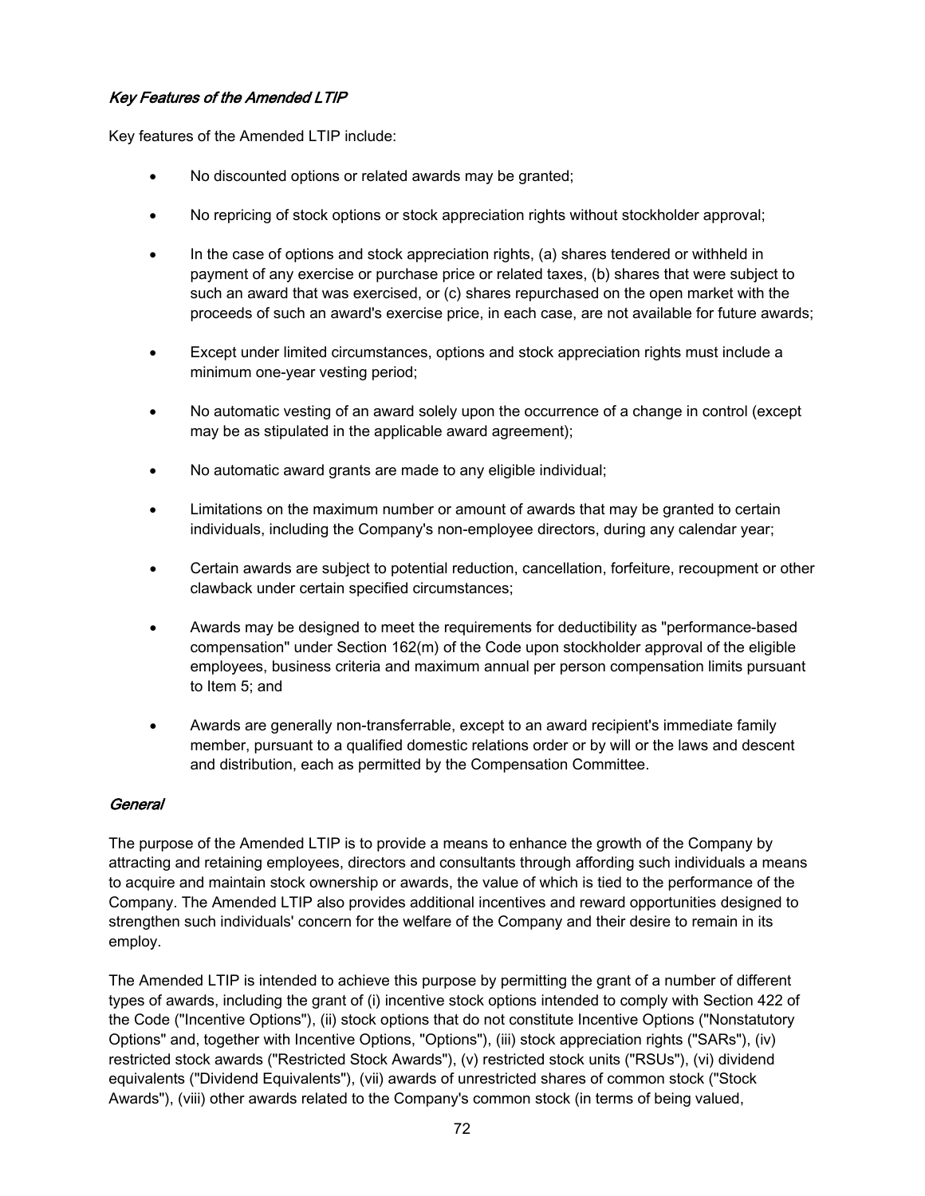### *Key Features of the Amended LTIP*

Key features of the Amended LTIP include:

- No discounted options or related awards may be granted;
- No repricing of stock options or stock appreciation rights without stockholder approval;
- In the case of options and stock appreciation rights, (a) shares tendered or withheld in payment of any exercise or purchase price or related taxes, (b) shares that were subject to such an award that was exercised, or (c) shares repurchased on the open market with the proceeds of such an award's exercise price, in each case, are not available for future awards;
- Except under limited circumstances, options and stock appreciation rights must include a minimum one-year vesting period;
- No automatic vesting of an award solely upon the occurrence of a change in control (except may be as stipulated in the applicable award agreement);
- No automatic award grants are made to any eligible individual;
- Limitations on the maximum number or amount of awards that may be granted to certain individuals, including the Company's non-employee directors, during any calendar year;
- Certain awards are subject to potential reduction, cancellation, forfeiture, recoupment or other clawback under certain specified circumstances;
- Awards may be designed to meet the requirements for deductibility as "performance-based compensation" under Section 162(m) of the Code upon stockholder approval of the eligible employees, business criteria and maximum annual per person compensation limits pursuant to Item 5; and
- Awards are generally non-transferrable, except to an award recipient's immediate family member, pursuant to a qualified domestic relations order or by will or the laws and descent and distribution, each as permitted by the Compensation Committee.

### *General*

The purpose of the Amended LTIP is to provide a means to enhance the growth of the Company by attracting and retaining employees, directors and consultants through affording such individuals a means to acquire and maintain stock ownership or awards, the value of which is tied to the performance of the Company. The Amended LTIP also provides additional incentives and reward opportunities designed to strengthen such individuals' concern for the welfare of the Company and their desire to remain in its employ.

The Amended LTIP is intended to achieve this purpose by permitting the grant of a number of different types of awards, including the grant of (i) incentive stock options intended to comply with Section 422 of the Code ("Incentive Options"), (ii) stock options that do not constitute Incentive Options ("Nonstatutory Options" and, together with Incentive Options, "Options"), (iii) stock appreciation rights ("SARs"), (iv) restricted stock awards ("Restricted Stock Awards"), (v) restricted stock units ("RSUs"), (vi) dividend equivalents ("Dividend Equivalents"), (vii) awards of unrestricted shares of common stock ("Stock Awards"), (viii) other awards related to the Company's common stock (in terms of being valued,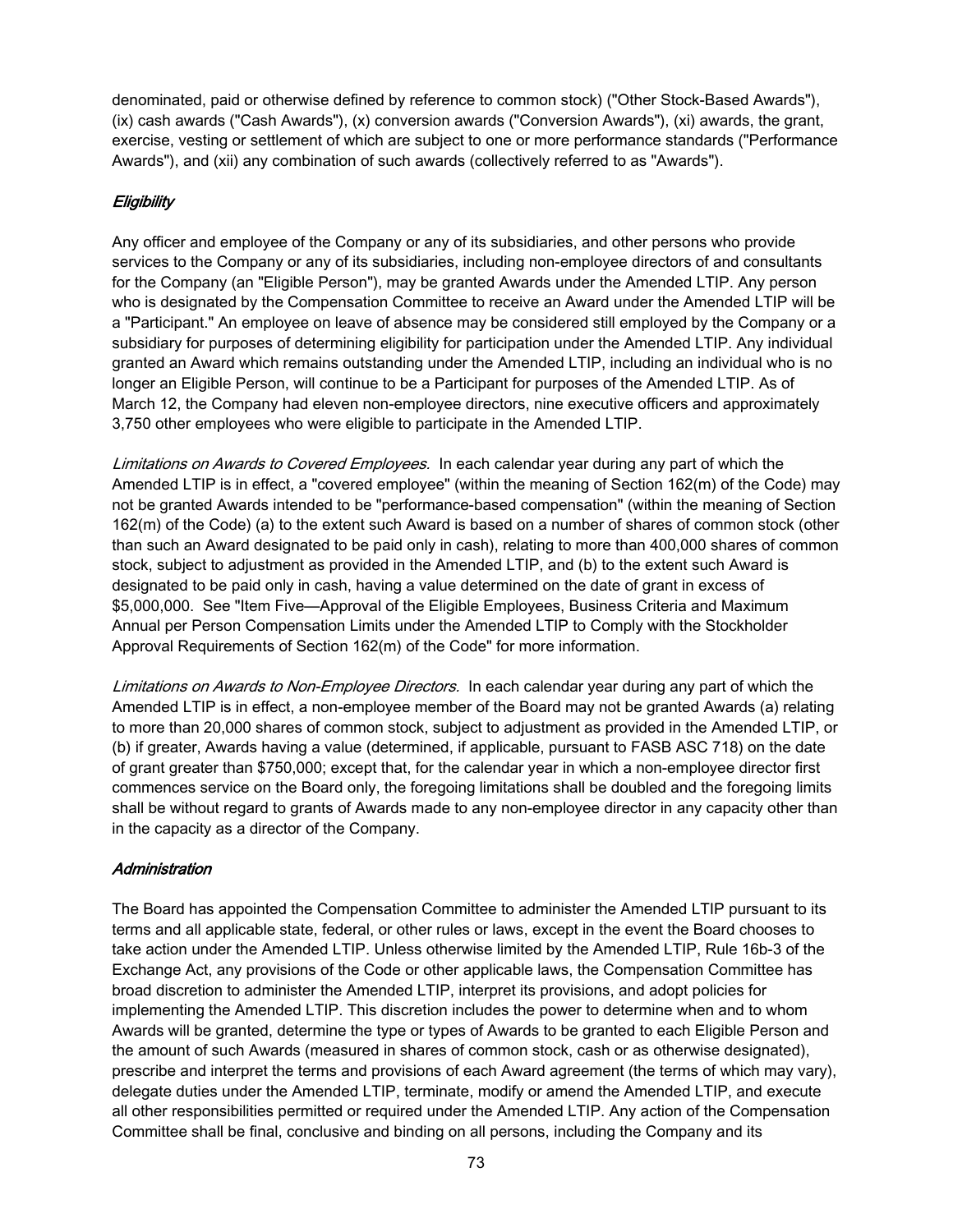denominated, paid or otherwise defined by reference to common stock) ("Other Stock-Based Awards"), (ix) cash awards ("Cash Awards"), (x) conversion awards ("Conversion Awards"), (xi) awards, the grant, exercise, vesting or settlement of which are subject to one or more performance standards ("Performance Awards"), and (xii) any combination of such awards (collectively referred to as "Awards").

### *Eligibility*

Any officer and employee of the Company or any of its subsidiaries, and other persons who provide services to the Company or any of its subsidiaries, including non-employee directors of and consultants for the Company (an "Eligible Person"), may be granted Awards under the Amended LTIP. Any person who is designated by the Compensation Committee to receive an Award under the Amended LTIP will be a "Participant." An employee on leave of absence may be considered still employed by the Company or a subsidiary for purposes of determining eligibility for participation under the Amended LTIP. Any individual granted an Award which remains outstanding under the Amended LTIP, including an individual who is no longer an Eligible Person, will continue to be a Participant for purposes of the Amended LTIP. As of March 12, the Company had eleven non-employee directors, nine executive officers and approximately 3,750 other employees who were eligible to participate in the Amended LTIP.

*Limitations on Awards to Covered Employees.* In each calendar year during any part of which the Amended LTIP is in effect, a "covered employee" (within the meaning of Section 162(m) of the Code) may not be granted Awards intended to be "performance-based compensation" (within the meaning of Section 162(m) of the Code) (a) to the extent such Award is based on a number of shares of common stock (other than such an Award designated to be paid only in cash), relating to more than 400,000 shares of common stock, subject to adjustment as provided in the Amended LTIP, and (b) to the extent such Award is designated to be paid only in cash, having a value determined on the date of grant in excess of $5,000,000. See "Item Five—Approval of the Eligible Employees, Business Criteria and Maximum Annual per Person Compensation Limits under the Amended LTIP to Comply with the Stockholder Approval Requirements of Section 162(m) of the Code" for more information.

*Limitations on Awards to Non-Employee Directors.* In each calendar year during any part of which the Amended LTIP is in effect, a non-employee member of the Board may not be granted Awards (a) relating to more than 20,000 shares of common stock, subject to adjustment as provided in the Amended LTIP, or (b) if greater, Awards having a value (determined, if applicable, pursuant to FASB ASC 718) on the date of grant greater than $750,000; except that, for the calendar year in which a non-employee director first commences service on the Board only, the foregoing limitations shall be doubled and the foregoing limits shall be without regard to grants of Awards made to any non-employee director in any capacity other than in the capacity as a director of the Company.

### *Administration*

The Board has appointed the Compensation Committee to administer the Amended LTIP pursuant to its terms and all applicable state, federal, or other rules or laws, except in the event the Board chooses to take action under the Amended LTIP. Unless otherwise limited by the Amended LTIP, Rule 16b-3 of the Exchange Act, any provisions of the Code or other applicable laws, the Compensation Committee has broad discretion to administer the Amended LTIP, interpret its provisions, and adopt policies for implementing the Amended LTIP. This discretion includes the power to determine when and to whom Awards will be granted, determine the type or types of Awards to be granted to each Eligible Person and the amount of such Awards (measured in shares of common stock, cash or as otherwise designated), prescribe and interpret the terms and provisions of each Award agreement (the terms of which may vary), delegate duties under the Amended LTIP, terminate, modify or amend the Amended LTIP, and execute all other responsibilities permitted or required under the Amended LTIP. Any action of the Compensation Committee shall be final, conclusive and binding on all persons, including the Company and its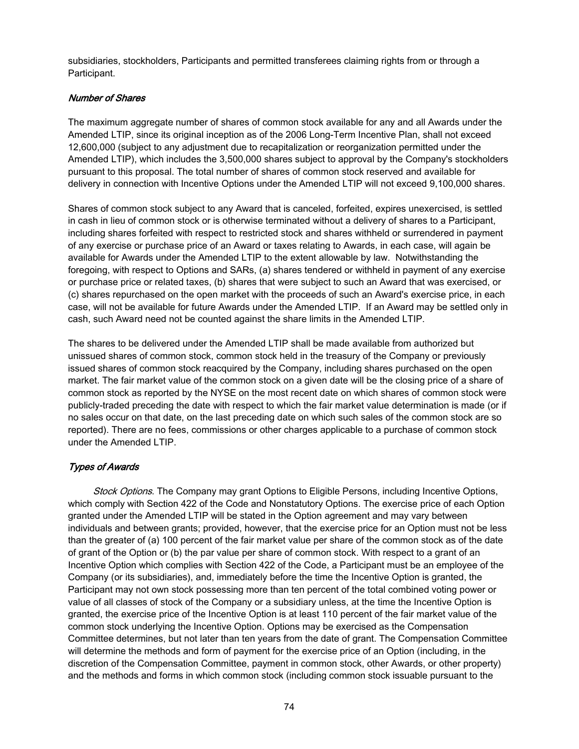subsidiaries, stockholders, Participants and permitted transferees claiming rights from or through a Participant.

### *Number of Shares*

The maximum aggregate number of shares of common stock available for any and all Awards under the Amended LTIP, since its original inception as of the 2006 Long-Term Incentive Plan, shall not exceed 12,600,000 (subject to any adjustment due to recapitalization or reorganization permitted under the Amended LTIP), which includes the 3,500,000 shares subject to approval by the Company's stockholders pursuant to this proposal. The total number of shares of common stock reserved and available for delivery in connection with Incentive Options under the Amended LTIP will not exceed 9,100,000 shares.

Shares of common stock subject to any Award that is canceled, forfeited, expires unexercised, is settled in cash in lieu of common stock or is otherwise terminated without a delivery of shares to a Participant, including shares forfeited with respect to restricted stock and shares withheld or surrendered in payment of any exercise or purchase price of an Award or taxes relating to Awards, in each case, will again be available for Awards under the Amended LTIP to the extent allowable by law. Notwithstanding the foregoing, with respect to Options and SARs, (a) shares tendered or withheld in payment of any exercise or purchase price or related taxes, (b) shares that were subject to such an Award that was exercised, or (c) shares repurchased on the open market with the proceeds of such an Award's exercise price, in each case, will not be available for future Awards under the Amended LTIP. If an Award may be settled only in cash, such Award need not be counted against the share limits in the Amended LTIP.

The shares to be delivered under the Amended LTIP shall be made available from authorized but unissued shares of common stock, common stock held in the treasury of the Company or previously issued shares of common stock reacquired by the Company, including shares purchased on the open market. The fair market value of the common stock on a given date will be the closing price of a share of common stock as reported by the NYSE on the most recent date on which shares of common stock were publicly-traded preceding the date with respect to which the fair market value determination is made (or if no sales occur on that date, on the last preceding date on which such sales of the common stock are so reported). There are no fees, commissions or other charges applicable to a purchase of common stock under the Amended LTIP.

### *Types of Awards*

*Stock Options*. The Company may grant Options to Eligible Persons, including Incentive Options, which comply with Section 422 of the Code and Nonstatutory Options. The exercise price of each Option granted under the Amended LTIP will be stated in the Option agreement and may vary between individuals and between grants; provided, however, that the exercise price for an Option must not be less than the greater of (a) 100 percent of the fair market value per share of the common stock as of the date of grant of the Option or (b) the par value per share of common stock. With respect to a grant of an Incentive Option which complies with Section 422 of the Code, a Participant must be an employee of the Company (or its subsidiaries), and, immediately before the time the Incentive Option is granted, the Participant may not own stock possessing more than ten percent of the total combined voting power or value of all classes of stock of the Company or a subsidiary unless, at the time the Incentive Option is granted, the exercise price of the Incentive Option is at least 110 percent of the fair market value of the common stock underlying the Incentive Option. Options may be exercised as the Compensation Committee determines, but not later than ten years from the date of grant. The Compensation Committee will determine the methods and form of payment for the exercise price of an Option (including, in the discretion of the Compensation Committee, payment in common stock, other Awards, or other property) and the methods and forms in which common stock (including common stock issuable pursuant to the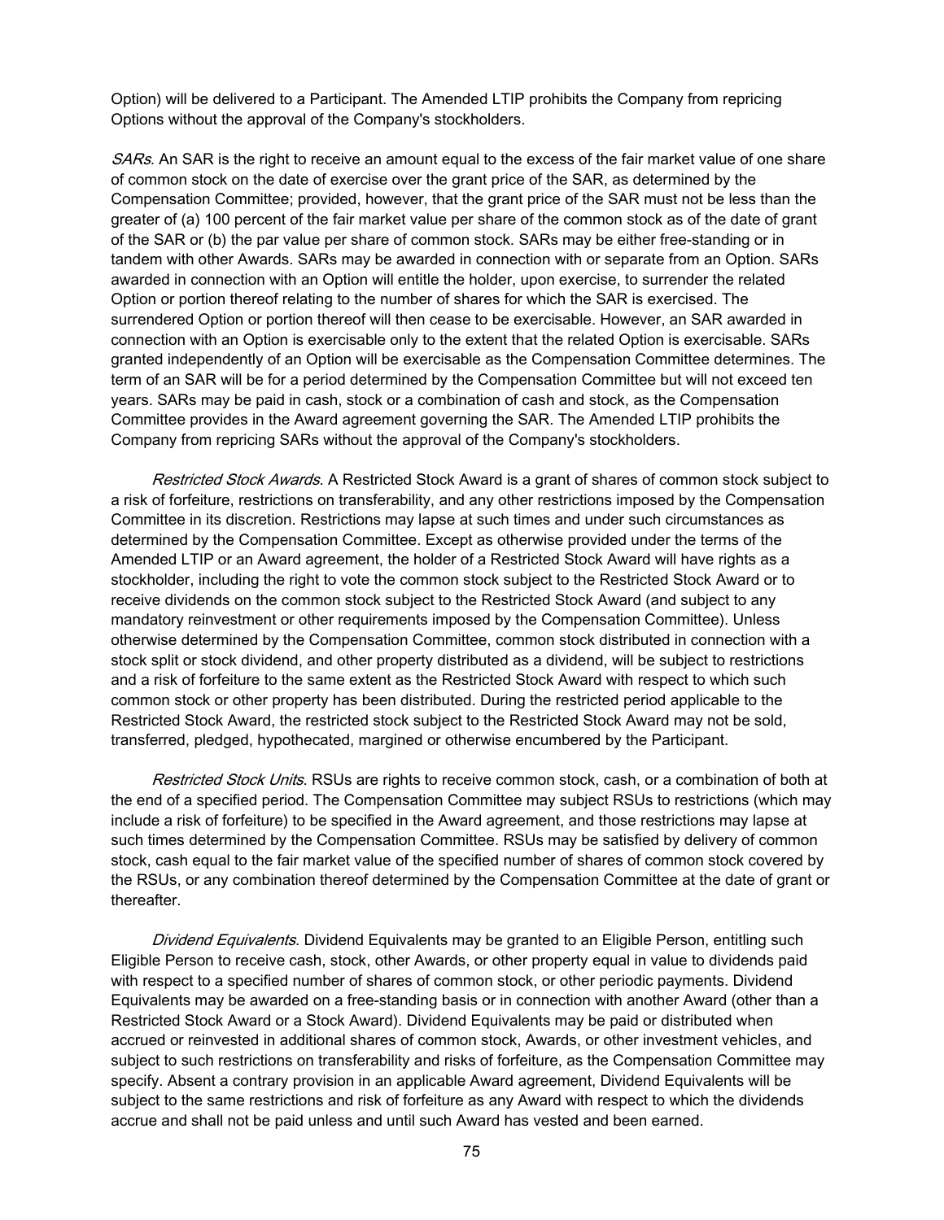Option) will be delivered to a Participant. The Amended LTIP prohibits the Company from repricing Options without the approval of the Company's stockholders.

*SARs*. An SAR is the right to receive an amount equal to the excess of the fair market value of one share of common stock on the date of exercise over the grant price of the SAR, as determined by the Compensation Committee; provided, however, that the grant price of the SAR must not be less than the greater of (a) 100 percent of the fair market value per share of the common stock as of the date of grant of the SAR or (b) the par value per share of common stock. SARs may be either free-standing or in tandem with other Awards. SARs may be awarded in connection with or separate from an Option. SARs awarded in connection with an Option will entitle the holder, upon exercise, to surrender the related Option or portion thereof relating to the number of shares for which the SAR is exercised. The surrendered Option or portion thereof will then cease to be exercisable. However, an SAR awarded in connection with an Option is exercisable only to the extent that the related Option is exercisable. SARs granted independently of an Option will be exercisable as the Compensation Committee determines. The term of an SAR will be for a period determined by the Compensation Committee but will not exceed ten years. SARs may be paid in cash, stock or a combination of cash and stock, as the Compensation Committee provides in the Award agreement governing the SAR. The Amended LTIP prohibits the Company from repricing SARs without the approval of the Company's stockholders.

*Restricted Stock Awards*. A Restricted Stock Award is a grant of shares of common stock subject to a risk of forfeiture, restrictions on transferability, and any other restrictions imposed by the Compensation Committee in its discretion. Restrictions may lapse at such times and under such circumstances as determined by the Compensation Committee. Except as otherwise provided under the terms of the Amended LTIP or an Award agreement, the holder of a Restricted Stock Award will have rights as a stockholder, including the right to vote the common stock subject to the Restricted Stock Award or to receive dividends on the common stock subject to the Restricted Stock Award (and subject to any mandatory reinvestment or other requirements imposed by the Compensation Committee). Unless otherwise determined by the Compensation Committee, common stock distributed in connection with a stock split or stock dividend, and other property distributed as a dividend, will be subject to restrictions and a risk of forfeiture to the same extent as the Restricted Stock Award with respect to which such common stock or other property has been distributed. During the restricted period applicable to the Restricted Stock Award, the restricted stock subject to the Restricted Stock Award may not be sold, transferred, pledged, hypothecated, margined or otherwise encumbered by the Participant.

*Restricted Stock Units*. RSUs are rights to receive common stock, cash, or a combination of both at the end of a specified period. The Compensation Committee may subject RSUs to restrictions (which may include a risk of forfeiture) to be specified in the Award agreement, and those restrictions may lapse at such times determined by the Compensation Committee. RSUs may be satisfied by delivery of common stock, cash equal to the fair market value of the specified number of shares of common stock covered by the RSUs, or any combination thereof determined by the Compensation Committee at the date of grant or thereafter.

*Dividend Equivalents*. Dividend Equivalents may be granted to an Eligible Person, entitling such Eligible Person to receive cash, stock, other Awards, or other property equal in value to dividends paid with respect to a specified number of shares of common stock, or other periodic payments. Dividend Equivalents may be awarded on a free-standing basis or in connection with another Award (other than a Restricted Stock Award or a Stock Award). Dividend Equivalents may be paid or distributed when accrued or reinvested in additional shares of common stock, Awards, or other investment vehicles, and subject to such restrictions on transferability and risks of forfeiture, as the Compensation Committee may specify. Absent a contrary provision in an applicable Award agreement, Dividend Equivalents will be subject to the same restrictions and risk of forfeiture as any Award with respect to which the dividends accrue and shall not be paid unless and until such Award has vested and been earned.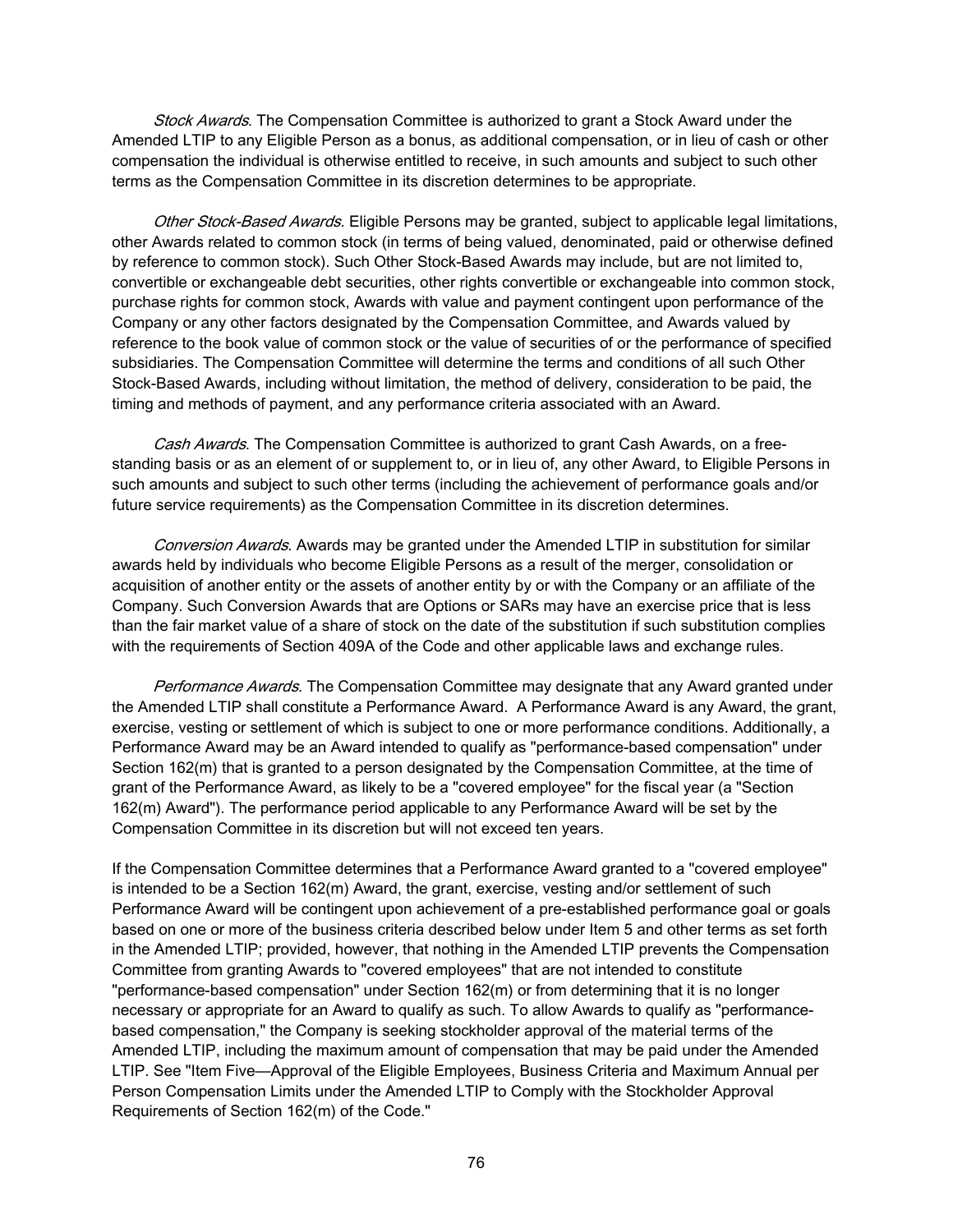*Stock Awards*. The Compensation Committee is authorized to grant a Stock Award under the Amended LTIP to any Eligible Person as a bonus, as additional compensation, or in lieu of cash or other compensation the individual is otherwise entitled to receive, in such amounts and subject to such other terms as the Compensation Committee in its discretion determines to be appropriate.

*Other Stock-Based Awards*. Eligible Persons may be granted, subject to applicable legal limitations, other Awards related to common stock (in terms of being valued, denominated, paid or otherwise defined by reference to common stock). Such Other Stock-Based Awards may include, but are not limited to, convertible or exchangeable debt securities, other rights convertible or exchangeable into common stock, purchase rights for common stock, Awards with value and payment contingent upon performance of the Company or any other factors designated by the Compensation Committee, and Awards valued by reference to the book value of common stock or the value of securities of or the performance of specified subsidiaries. The Compensation Committee will determine the terms and conditions of all such Other Stock-Based Awards, including without limitation, the method of delivery, consideration to be paid, the timing and methods of payment, and any performance criteria associated with an Award.

*Cash Awards*. The Compensation Committee is authorized to grant Cash Awards, on a free-standing basis or as an element of or supplement to, or in lieu of, any other Award, to Eligible Persons in such amounts and subject to such other terms (including the achievement of performance goals and/or future service requirements) as the Compensation Committee in its discretion determines.

*Conversion Awards*. Awards may be granted under the Amended LTIP in substitution for similar awards held by individuals who become Eligible Persons as a result of the merger, consolidation or acquisition of another entity or the assets of another entity by or with the Company or an affiliate of the Company. Such Conversion Awards that are Options or SARs may have an exercise price that is less than the fair market value of a share of stock on the date of the substitution if such substitution complies with the requirements of Section 409A of the Code and other applicable laws and exchange rules.

*Performance Awards*. The Compensation Committee may designate that any Award granted under the Amended LTIP shall constitute a Performance Award. A Performance Award is any Award, the grant, exercise, vesting or settlement of which is subject to one or more performance conditions. Additionally, a Performance Award may be an Award intended to qualify as "performance-based compensation" under Section 162(m) that is granted to a person designated by the Compensation Committee, at the time of grant of the Performance Award, as likely to be a "covered employee" for the fiscal year (a "Section 162(m) Award"). The performance period applicable to any Performance Award will be set by the Compensation Committee in its discretion but will not exceed ten years.

If the Compensation Committee determines that a Performance Award granted to a "covered employee" is intended to be a Section 162(m) Award, the grant, exercise, vesting and/or settlement of such Performance Award will be contingent upon achievement of a pre-established performance goal or goals based on one or more of the business criteria described below under Item 5 and other terms as set forth in the Amended LTIP; provided, however, that nothing in the Amended LTIP prevents the Compensation Committee from granting Awards to "covered employees" that are not intended to constitute "performance-based compensation" under Section 162(m) or from determining that it is no longer necessary or appropriate for an Award to qualify as such. To allow Awards to qualify as "performance-based compensation," the Company is seeking stockholder approval of the material terms of the Amended LTIP, including the maximum amount of compensation that may be paid under the Amended LTIP. See "Item Five—Approval of the Eligible Employees, Business Criteria and Maximum Annual per Person Compensation Limits under the Amended LTIP to Comply with the Stockholder Approval Requirements of Section 162(m) of the Code."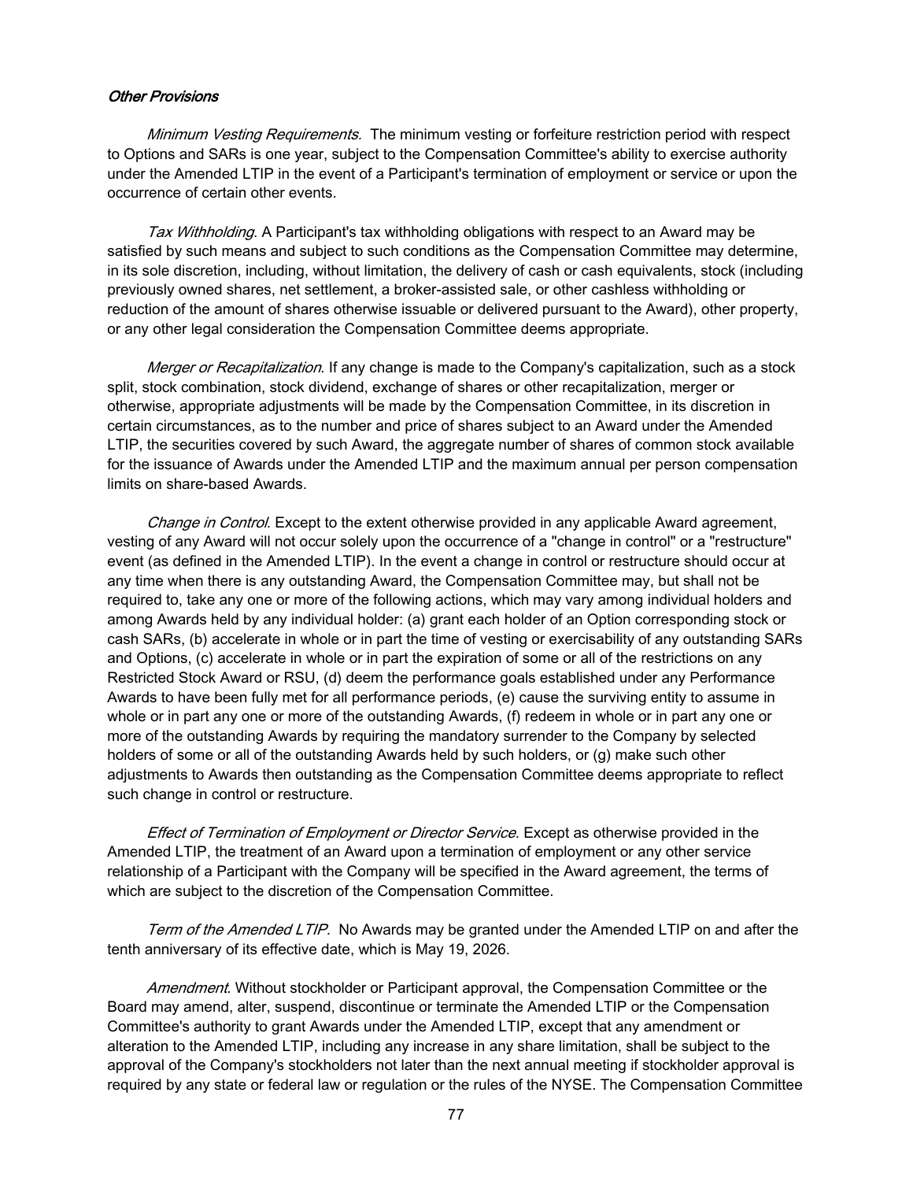*Other Provisions*

*Minimum Vesting Requirements.* The minimum vesting or forfeiture restriction period with respect to Options and SARs is one year, subject to the Compensation Committee's ability to exercise authority under the Amended LTIP in the event of a Participant's termination of employment or service or upon the occurrence of certain other events.

*Tax Withholding*. A Participant's tax withholding obligations with respect to an Award may be satisfied by such means and subject to such conditions as the Compensation Committee may determine, in its sole discretion, including, without limitation, the delivery of cash or cash equivalents, stock (including previously owned shares, net settlement, a broker-assisted sale, or other cashless withholding or reduction of the amount of shares otherwise issuable or delivered pursuant to the Award), other property, or any other legal consideration the Compensation Committee deems appropriate.

*Merger or Recapitalization*. If any change is made to the Company's capitalization, such as a stock split, stock combination, stock dividend, exchange of shares or other recapitalization, merger or otherwise, appropriate adjustments will be made by the Compensation Committee, in its discretion in certain circumstances, as to the number and price of shares subject to an Award under the Amended LTIP, the securities covered by such Award, the aggregate number of shares of common stock available for the issuance of Awards under the Amended LTIP and the maximum annual per person compensation limits on share-based Awards.

*Change in Control*. Except to the extent otherwise provided in any applicable Award agreement, vesting of any Award will not occur solely upon the occurrence of a "change in control" or a "restructure" event (as defined in the Amended LTIP). In the event a change in control or restructure should occur at any time when there is any outstanding Award, the Compensation Committee may, but shall not be required to, take any one or more of the following actions, which may vary among individual holders and among Awards held by any individual holder: (a) grant each holder of an Option corresponding stock or cash SARs, (b) accelerate in whole or in part the time of vesting or exercisability of any outstanding SARs and Options, (c) accelerate in whole or in part the expiration of some or all of the restrictions on any Restricted Stock Award or RSU, (d) deem the performance goals established under any Performance Awards to have been fully met for all performance periods, (e) cause the surviving entity to assume in whole or in part any one or more of the outstanding Awards, (f) redeem in whole or in part any one or more of the outstanding Awards by requiring the mandatory surrender to the Company by selected holders of some or all of the outstanding Awards held by such holders, or (g) make such other adjustments to Awards then outstanding as the Compensation Committee deems appropriate to reflect such change in control or restructure.

*Effect of Termination of Employment or Director Service*. Except as otherwise provided in the Amended LTIP, the treatment of an Award upon a termination of employment or any other service relationship of a Participant with the Company will be specified in the Award agreement, the terms of which are subject to the discretion of the Compensation Committee.

*Term of the Amended LTIP.* No Awards may be granted under the Amended LTIP on and after the tenth anniversary of its effective date, which is May 19, 2026.

*Amendment*. Without stockholder or Participant approval, the Compensation Committee or the Board may amend, alter, suspend, discontinue or terminate the Amended LTIP or the Compensation Committee's authority to grant Awards under the Amended LTIP, except that any amendment or alteration to the Amended LTIP, including any increase in any share limitation, shall be subject to the approval of the Company's stockholders not later than the next annual meeting if stockholder approval is required by any state or federal law or regulation or the rules of the NYSE. The Compensation Committee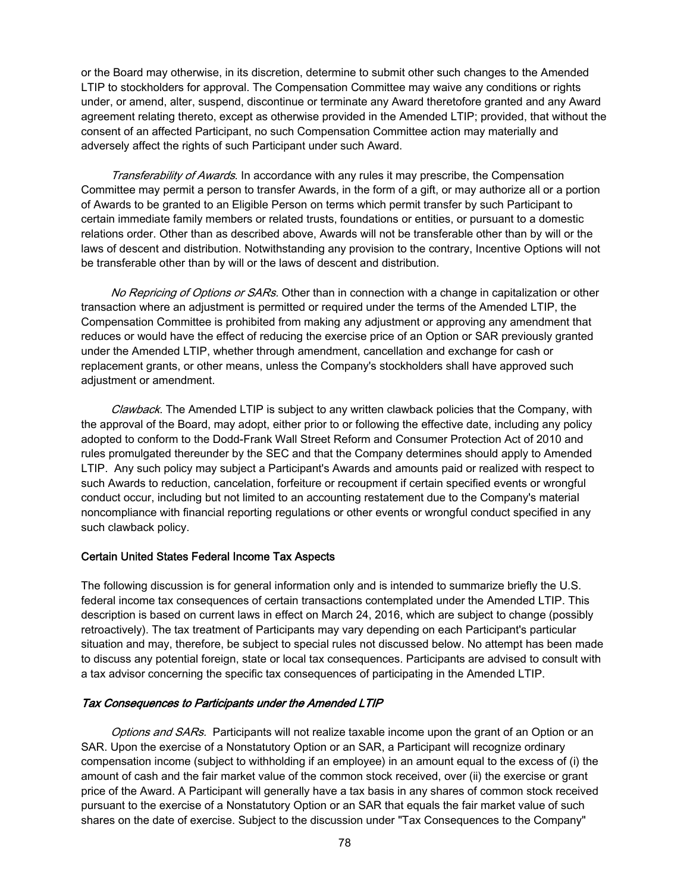or the Board may otherwise, in its discretion, determine to submit other such changes to the Amended LTIP to stockholders for approval. The Compensation Committee may waive any conditions or rights under, or amend, alter, suspend, discontinue or terminate any Award theretofore granted and any Award agreement relating thereto, except as otherwise provided in the Amended LTIP; provided, that without the consent of an affected Participant, no such Compensation Committee action may materially and adversely affect the rights of such Participant under such Award.

*Transferability of Awards*. In accordance with any rules it may prescribe, the Compensation Committee may permit a person to transfer Awards, in the form of a gift, or may authorize all or a portion of Awards to be granted to an Eligible Person on terms which permit transfer by such Participant to certain immediate family members or related trusts, foundations or entities, or pursuant to a domestic relations order. Other than as described above, Awards will not be transferable other than by will or the laws of descent and distribution. Notwithstanding any provision to the contrary, Incentive Options will not be transferable other than by will or the laws of descent and distribution.

*No Repricing of Options or SARs.* Other than in connection with a change in capitalization or other transaction where an adjustment is permitted or required under the terms of the Amended LTIP, the Compensation Committee is prohibited from making any adjustment or approving any amendment that reduces or would have the effect of reducing the exercise price of an Option or SAR previously granted under the Amended LTIP, whether through amendment, cancellation and exchange for cash or replacement grants, or other means, unless the Company's stockholders shall have approved such adjustment or amendment.

*Clawback*. The Amended LTIP is subject to any written clawback policies that the Company, with the approval of the Board, may adopt, either prior to or following the effective date, including any policy adopted to conform to the Dodd-Frank Wall Street Reform and Consumer Protection Act of 2010 and rules promulgated thereunder by the SEC and that the Company determines should apply to Amended LTIP. Any such policy may subject a Participant's Awards and amounts paid or realized with respect to such Awards to reduction, cancelation, forfeiture or recoupment if certain specified events or wrongful conduct occur, including but not limited to an accounting restatement due to the Company's material noncompliance with financial reporting regulations or other events or wrongful conduct specified in any such clawback policy.

### Certain United States Federal Income Tax Aspects

The following discussion is for general information only and is intended to summarize briefly the U.S. federal income tax consequences of certain transactions contemplated under the Amended LTIP. This description is based on current laws in effect on March 24, 2016, which are subject to change (possibly retroactively). The tax treatment of Participants may vary depending on each Participant's particular situation and may, therefore, be subject to special rules not discussed below. No attempt has been made to discuss any potential foreign, state or local tax consequences. Participants are advised to consult with a tax advisor concerning the specific tax consequences of participating in the Amended LTIP.

#### *Tax Consequences to Participants under the Amended LTIP*

*Options and SARs.* Participants will not realize taxable income upon the grant of an Option or an SAR. Upon the exercise of a Nonstatutory Option or an SAR, a Participant will recognize ordinary compensation income (subject to withholding if an employee) in an amount equal to the excess of (i) the amount of cash and the fair market value of the common stock received, over (ii) the exercise or grant price of the Award. A Participant will generally have a tax basis in any shares of common stock received pursuant to the exercise of a Nonstatutory Option or an SAR that equals the fair market value of such shares on the date of exercise. Subject to the discussion under "Tax Consequences to the Company"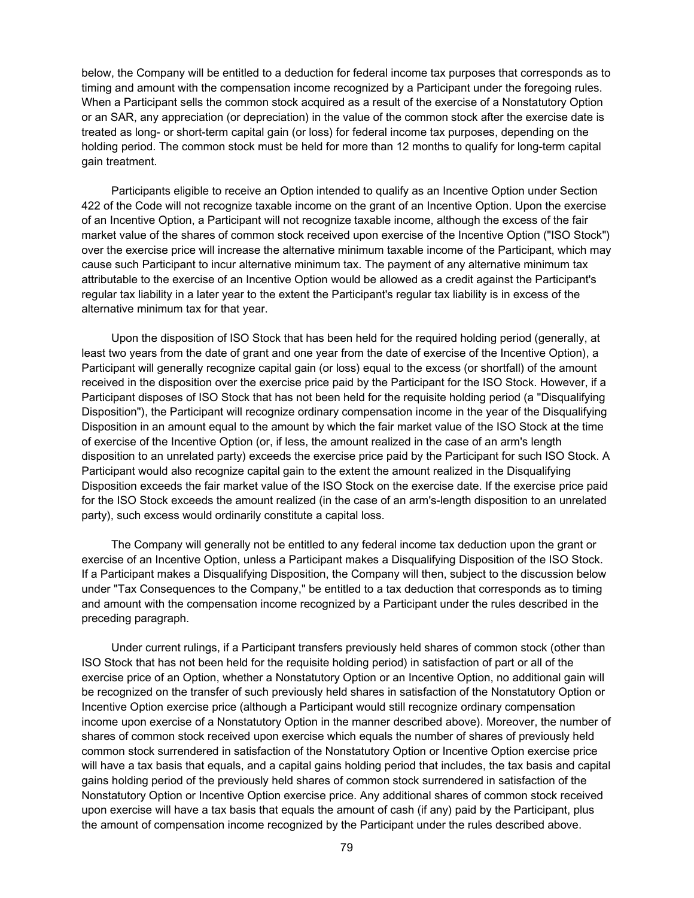below, the Company will be entitled to a deduction for federal income tax purposes that corresponds as to timing and amount with the compensation income recognized by a Participant under the foregoing rules. When a Participant sells the common stock acquired as a result of the exercise of a Nonstatutory Option or an SAR, any appreciation (or depreciation) in the value of the common stock after the exercise date is treated as long- or short-term capital gain (or loss) for federal income tax purposes, depending on the holding period. The common stock must be held for more than 12 months to qualify for long-term capital gain treatment.

Participants eligible to receive an Option intended to qualify as an Incentive Option under Section 422 of the Code will not recognize taxable income on the grant of an Incentive Option. Upon the exercise of an Incentive Option, a Participant will not recognize taxable income, although the excess of the fair market value of the shares of common stock received upon exercise of the Incentive Option ("ISO Stock") over the exercise price will increase the alternative minimum taxable income of the Participant, which may cause such Participant to incur alternative minimum tax. The payment of any alternative minimum tax attributable to the exercise of an Incentive Option would be allowed as a credit against the Participant's regular tax liability in a later year to the extent the Participant's regular tax liability is in excess of the alternative minimum tax for that year.

Upon the disposition of ISO Stock that has been held for the required holding period (generally, at least two years from the date of grant and one year from the date of exercise of the Incentive Option), a Participant will generally recognize capital gain (or loss) equal to the excess (or shortfall) of the amount received in the disposition over the exercise price paid by the Participant for the ISO Stock. However, if a Participant disposes of ISO Stock that has not been held for the requisite holding period (a "Disqualifying Disposition"), the Participant will recognize ordinary compensation income in the year of the Disqualifying Disposition in an amount equal to the amount by which the fair market value of the ISO Stock at the time of exercise of the Incentive Option (or, if less, the amount realized in the case of an arm's length disposition to an unrelated party) exceeds the exercise price paid by the Participant for such ISO Stock. A Participant would also recognize capital gain to the extent the amount realized in the Disqualifying Disposition exceeds the fair market value of the ISO Stock on the exercise date. If the exercise price paid for the ISO Stock exceeds the amount realized (in the case of an arm's-length disposition to an unrelated party), such excess would ordinarily constitute a capital loss.

The Company will generally not be entitled to any federal income tax deduction upon the grant or exercise of an Incentive Option, unless a Participant makes a Disqualifying Disposition of the ISO Stock. If a Participant makes a Disqualifying Disposition, the Company will then, subject to the discussion below under "Tax Consequences to the Company," be entitled to a tax deduction that corresponds as to timing and amount with the compensation income recognized to a Participant under the rules described in the preceding paragraph.

Under current rulings, if a Participant transfers previously held shares of common stock (other than ISO Stock that has not been held for the requisite holding period) in satisfaction of part or all of the exercise price of an Option, whether a Nonstatutory Option or an Incentive Option, no additional gain will be recognized on the transfer of such previously held shares in satisfaction of the Nonstatutory Option or Incentive Option exercise price (although a Participant would still recognize ordinary compensation income upon exercise of a Nonstatutory Option in the manner described above). Moreover, the number of shares of common stock received upon exercise which equals the number of shares of previously held common stock surrendered in satisfaction of the Nonstatutory Option or Incentive Option exercise price will have a tax basis that equals, and a capital gains holding period that includes, the tax basis and capital gains holding period of the previously held shares of common stock surrendered in satisfaction of the Nonstatutory Option or Incentive Option exercise price. Any additional shares of common stock received upon exercise will have a tax basis that equals the amount of cash (if any) paid by the Participant, plus the amount of compensation income recognized by the Participant under the rules described above.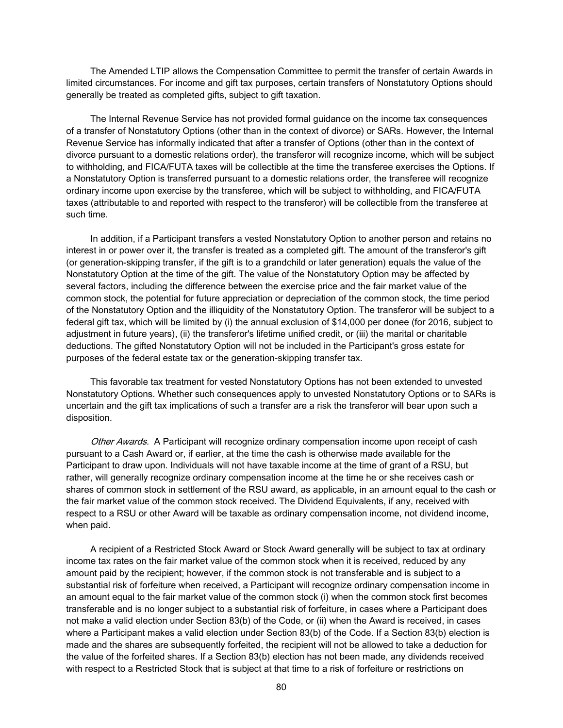The Amended LTIP allows the Compensation Committee to permit the transfer of certain Awards in limited circumstances. For income and gift tax purposes, certain transfers of Nonstatutory Options should generally be treated as completed gifts, subject to gift taxation.

The Internal Revenue Service has not provided formal guidance on the income tax consequences of a transfer of Nonstatutory Options (other than in the context of divorce) or SARs. However, the Internal Revenue Service has informally indicated that after a transfer of Options (other than in the context of divorce pursuant to a domestic relations order), the transferor will recognize income, which will be subject to withholding, and FICA/FUTA taxes will be collectible at the time the transferee exercises the Options. If a Nonstatutory Option is transferred pursuant to a domestic relations order, the transferee will recognize ordinary income upon exercise by the transferee, which will be subject to withholding, and FICA/FUTA taxes (attributable to and reported with respect to the transferor) will be collectible from the transferee at such time.

In addition, if a Participant transfers a vested Nonstatutory Option to another person and retains no interest in or power over it, the transfer is treated as a completed gift. The amount of the transferor's gift (or generation-skipping transfer, if the gift is to a grandchild or later generation) equals the value of the Nonstatutory Option at the time of the gift. The value of the Nonstatutory Option may be affected by several factors, including the difference between the exercise price and the fair market value of the common stock, the potential for future appreciation or depreciation of the common stock, the time period of the Nonstatutory Option and the illiquidity of the Nonstatutory Option. The transferor will be subject to a federal gift tax, which will be limited by (i) the annual exclusion of $14,000 per donee (for 2016, subject to adjustment in future years), (ii) the transferor's lifetime unified credit, or (iii) the marital or charitable deductions. The gifted Nonstatutory Option will not be included in the Participant's gross estate for purposes of the federal estate tax or the generation-skipping transfer tax.

This favorable tax treatment for vested Nonstatutory Options has not been extended to unvested Nonstatutory Options. Whether such consequences apply to unvested Nonstatutory Options or to SARs is uncertain and the gift tax implications of such a transfer are a risk the transferor will bear upon such a disposition.

*Other Awards.* A Participant will recognize ordinary compensation income upon receipt of cash pursuant to a Cash Award or, if earlier, at the time the cash is otherwise made available for the Participant to draw upon. Individuals will not have taxable income at the time of grant of a RSU, but rather, will generally recognize ordinary compensation income at the time he or she receives cash or shares of common stock in settlement of the RSU award, as applicable, in an amount equal to the cash or the fair market value of the common stock received. The Dividend Equivalents, if any, received with respect to a RSU or other Award will be taxable as ordinary compensation income, not dividend income, when paid.

A recipient of a Restricted Stock Award or Stock Award generally will be subject to tax at ordinary income tax rates on the fair market value of the common stock when it is received, reduced by any amount paid by the recipient; however, if the common stock is not transferable and is subject to a substantial risk of forfeiture when received, a Participant will recognize ordinary compensation income in an amount equal to the fair market value of the common stock (i) when the common stock first becomes transferable and is no longer subject to a substantial risk of forfeiture, in cases where a Participant does not make a valid election under Section 83(b) of the Code, or (ii) when the Award is received, in cases where a Participant makes a valid election under Section 83(b) of the Code. If a Section 83(b) election is made and the shares are subsequently forfeited, the recipient will not be allowed to take a deduction for the value of the forfeited shares. If a Section 83(b) election has not been made, any dividends received with respect to a Restricted Stock that is subject at that time to a risk of forfeiture or restrictions on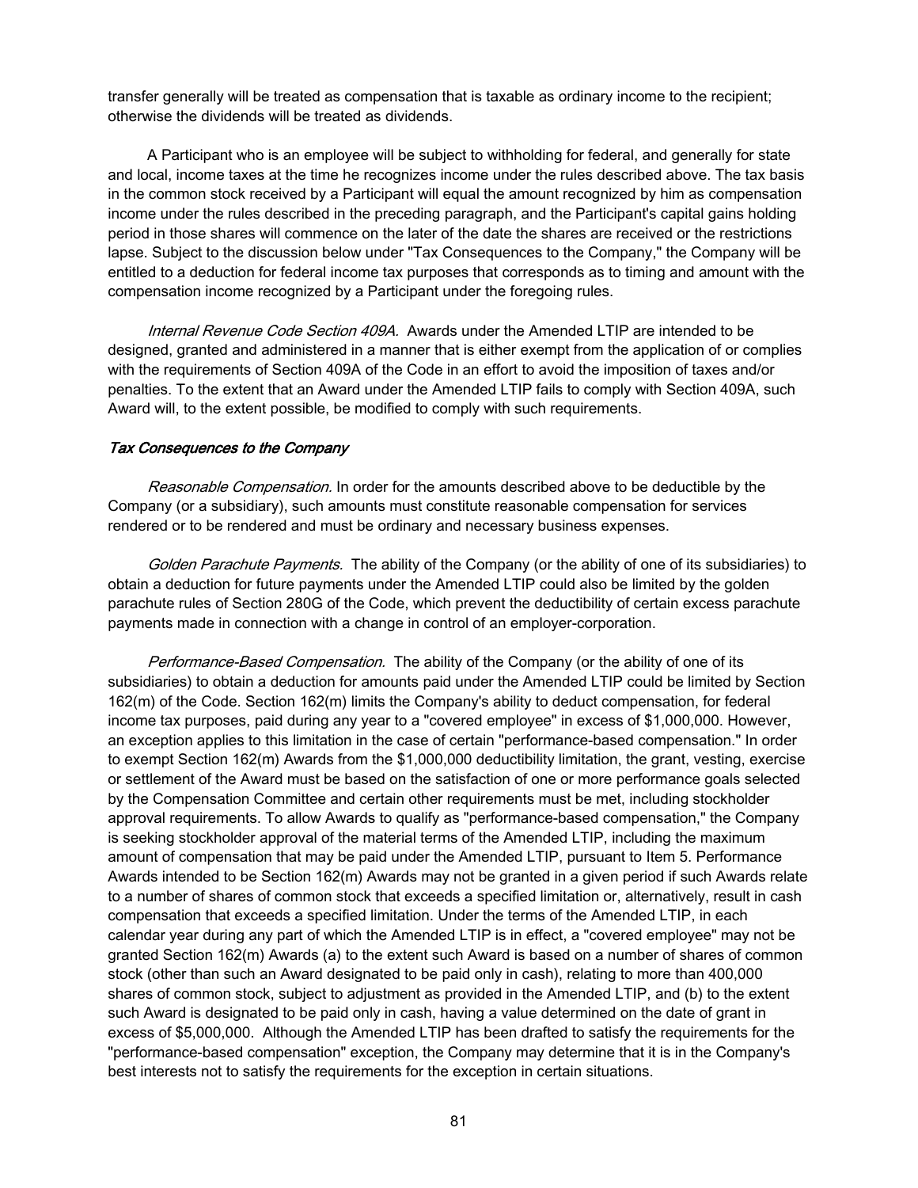transfer generally will be treated as compensation that is taxable as ordinary income to the recipient; otherwise the dividends will be treated as dividends.

A Participant who is an employee will be subject to withholding for federal, and generally for state and local, income taxes at the time he recognizes income under the rules described above. The tax basis in the common stock received by a Participant will equal the amount recognized by him as compensation income under the rules described in the preceding paragraph, and the Participant's capital gains holding period in those shares will commence on the later of the date the shares are received or the restrictions lapse. Subject to the discussion below under "Tax Consequences to the Company," the Company will be entitled to a deduction for federal income tax purposes that corresponds as to timing and amount with the compensation income recognized by a Participant under the foregoing rules.

*Internal Revenue Code Section 409A.* Awards under the Amended LTIP are intended to be designed, granted and administered in a manner that is either exempt from the application of or complies with the requirements of Section 409A of the Code in an effort to avoid the imposition of taxes and/or penalties. To the extent that an Award under the Amended LTIP fails to comply with Section 409A, such Award will, to the extent possible, be modified to comply with such requirements.

*Tax Consequences to the Company*

*Reasonable Compensation.* In order for the amounts described above to be deductible by the Company (or a subsidiary), such amounts must constitute reasonable compensation for services rendered or to be rendered and must be ordinary and necessary business expenses.

*Golden Parachute Payments.* The ability of the Company (or the ability of one of its subsidiaries) to obtain a deduction for future payments under the Amended LTIP could also be limited by the golden parachute rules of Section 280G of the Code, which prevent the deductibility of certain excess parachute payments made in connection with a change in control of an employer-corporation.

*Performance-Based Compensation.* The ability of the Company (or the ability of one of its subsidiaries) to obtain a deduction for amounts paid under the Amended LTIP could be limited by Section 162(m) of the Code. Section 162(m) limits the Company's ability to deduct compensation, for federal income tax purposes, paid during any year to a "covered employee" in excess of $1,000,000. However, an exception applies to this limitation in the case of certain "performance-based compensation." In order to exempt Section 162(m) Awards from the $1,000,000 deductibility limitation, the grant, vesting, exercise or settlement of the Award must be based on the satisfaction of one or more performance goals selected by the Compensation Committee and certain other requirements must be met, including stockholder approval requirements. To allow Awards to qualify as "performance-based compensation," the Company is seeking stockholder approval of the material terms of the Amended LTIP, including the maximum amount of compensation that may be paid under the Amended LTIP, pursuant to Item 5. Performance Awards intended to be Section 162(m) Awards may not be granted in a given period if such Awards relate to a number of shares of common stock that exceeds a specified limitation or, alternatively, result in cash compensation that exceeds a specified limitation. Under the terms of the Amended LTIP, in each calendar year during any part of which the Amended LTIP is in effect, a "covered employee" may not be granted Section 162(m) Awards (a) to the extent such Award is based on a number of shares of common stock (other than such an Award designated to be paid only in cash), relating to more than 400,000 shares of common stock, subject to adjustment as provided in the Amended LTIP, and (b) to the extent such Award is designated to be paid only in cash, having a value determined on the date of grant in excess of $5,000,000. Although the Amended LTIP has been drafted to satisfy the requirements for the "performance-based compensation" exception, the Company may determine that it is in the Company's best interests not to satisfy the requirements for the exception in certain situations.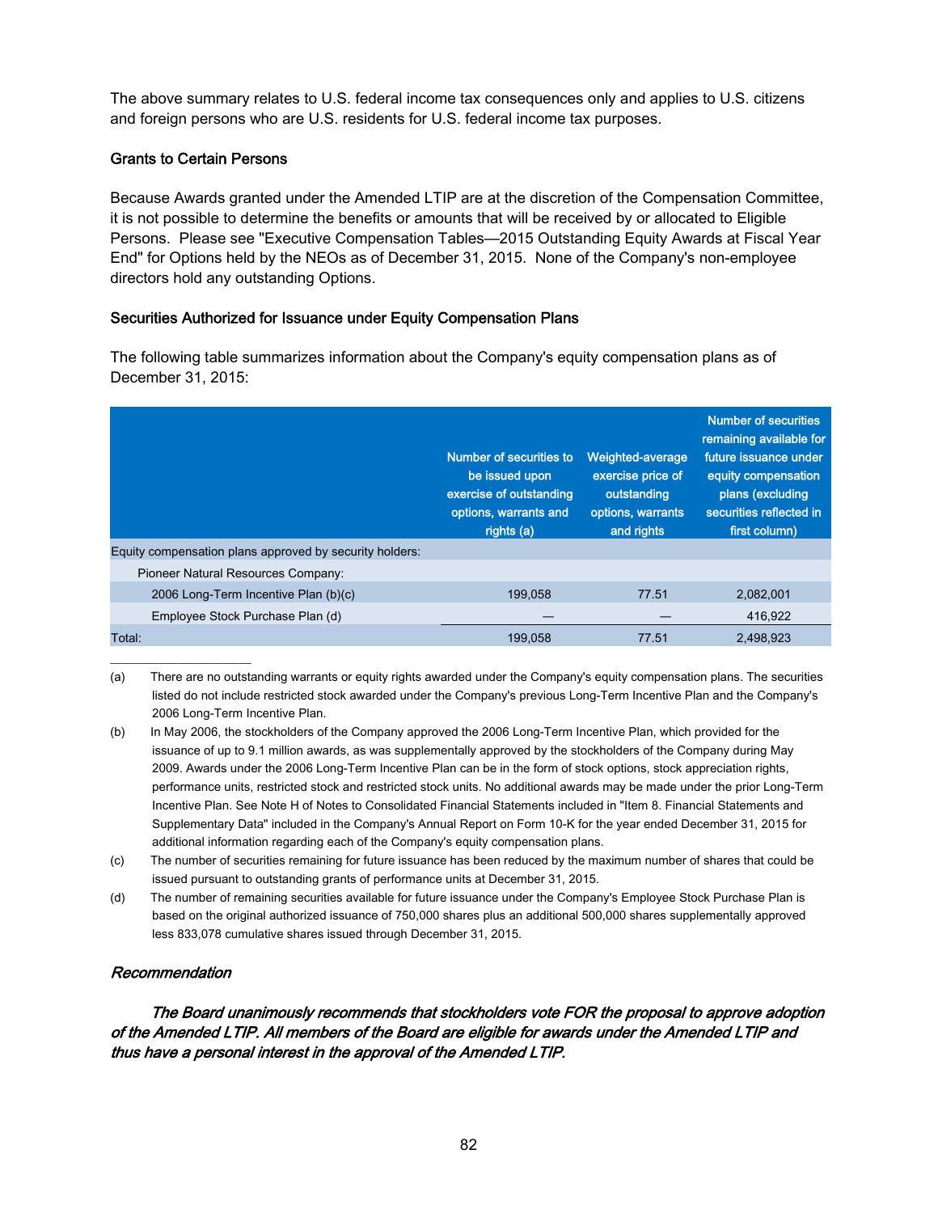The above summary relates to U.S. federal income tax consequences only and applies to U.S. citizens and foreign persons who are U.S. residents for U.S. federal income tax purposes.

### Grants to Certain Persons

Because Awards granted under the Amended LTIP are at the discretion of the Compensation Committee, it is not possible to determine the benefits or amounts that will be received by or allocated to Eligible Persons. Please see "Executive Compensation Tables—2015 Outstanding Equity Awards at Fiscal Year End" for Options held by the NEOs as of December 31, 2015. None of the Company's non-employee directors hold any outstanding Options.

### Securities Authorized for Issuance under Equity Compensation Plans

The following table summarizes information about the Company's equity compensation plans as of December 31, 2015:

| | Number of securities to be issued upon exercise of outstanding options, warrants and rights (a) | Weighted-average exercise price of outstanding options, warrants and rights | Number of securities remaining available for future issuance under equity compensation plans (excluding securities reflected in first column) |
|---|---|---|---|
| Equity compensation plans approved by security holders: | | | |
| Pioneer Natural Resources Company: | | | |
| 2006 Long-Term Incentive Plan (b)(c) | 199,058 | 77.51 | 2,082,001 |
| Employee Stock Purchase Plan (d) | — | — | 416,922 |
| Total: | 199,058 | 77.51 | 2,498,923 |

(a) There are no outstanding warrants or equity rights awarded under the Company's equity compensation plans. The securities listed do not include restricted stock awarded under the Company's previous Long-Term Incentive Plan and the Company's 2006 Long-Term Incentive Plan.

(b) In May 2006, the stockholders of the Company approved the 2006 Long-Term Incentive Plan, which provided for the issuance of up to 9.1 million awards, as was supplementally approved by the stockholders of the Company during May 2009. Awards under the 2006 Long-Term Incentive Plan can be in the form of stock options, stock appreciation rights, performance units, restricted stock and restricted stock units. No additional awards may be made under the prior Long-Term Incentive Plan. See Note H of Notes to Consolidated Financial Statements included in "Item 8. Financial Statements and Supplementary Data" included in the Company's Annual Report on Form 10-K for the year ended December 31, 2015 for additional information regarding each of the Company's equity compensation plans.

(c) The number of securities remaining for future issuance has been reduced by the maximum number of shares that could be issued pursuant to outstanding grants of performance units at December 31, 2015.

(d) The number of remaining securities available for future issuance under the Company's Employee Stock Purchase Plan is based on the original authorized issuance of 750,000 shares plus an additional 500,000 shares supplementally approved less 833,078 cumulative shares issued through December 31, 2015.

#### *Recommendation*

***The Board unanimously recommends that stockholders vote FOR the proposal to approve adoption of the Amended LTIP. All members of the Board are eligible for awards under the Amended LTIP and thus have a personal interest in the approval of the Amended LTIP.***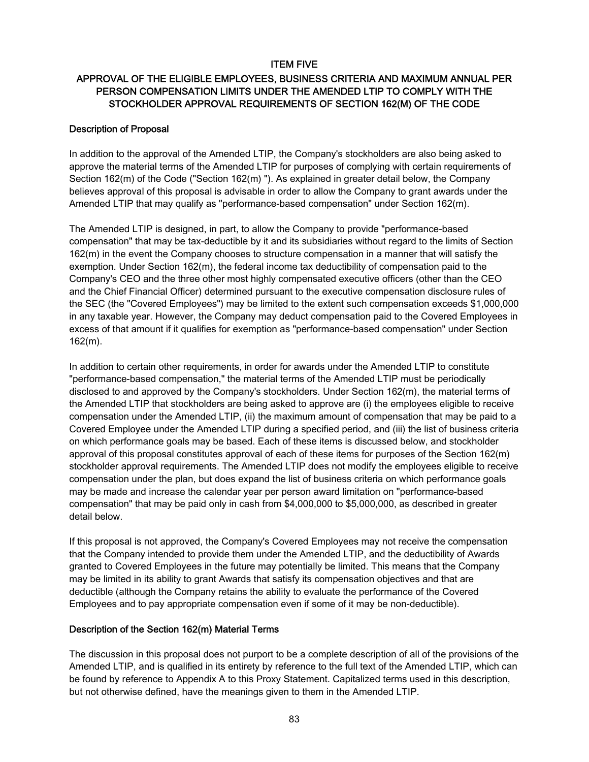## ITEM FIVE

## APPROVAL OF THE ELIGIBLE EMPLOYEES, BUSINESS CRITERIA AND MAXIMUM ANNUAL PER PERSON COMPENSATION LIMITS UNDER THE AMENDED LTIP TO COMPLY WITH THE STOCKHOLDER APPROVAL REQUIREMENTS OF SECTION 162(M) OF THE CODE

### Description of Proposal

In addition to the approval of the Amended LTIP, the Company's stockholders are also being asked to approve the material terms of the Amended LTIP for purposes of complying with certain requirements of Section 162(m) of the Code ("Section 162(m) "). As explained in greater detail below, the Company believes approval of this proposal is advisable in order to allow the Company to grant awards under the Amended LTIP that may qualify as "performance-based compensation" under Section 162(m).

The Amended LTIP is designed, in part, to allow the Company to provide "performance-based compensation" that may be tax-deductible by it and its subsidiaries without regard to the limits of Section 162(m) in the event the Company chooses to structure compensation in a manner that will satisfy the exemption. Under Section 162(m), the federal income tax deductibility of compensation paid to the Company's CEO and the three other most highly compensated executive officers (other than the CEO and the Chief Financial Officer) determined pursuant to the executive compensation disclosure rules of the SEC (the "Covered Employees") may be limited to the extent such compensation exceeds $1,000,000 in any taxable year. However, the Company may deduct compensation paid to the Covered Employees in excess of that amount if it qualifies for exemption as "performance-based compensation" under Section 162(m).

In addition to certain other requirements, in order for awards under the Amended LTIP to constitute "performance-based compensation," the material terms of the Amended LTIP must be periodically disclosed to and approved by the Company's stockholders. Under Section 162(m), the material terms of the Amended LTIP that stockholders are being asked to approve are (i) the employees eligible to receive compensation under the Amended LTIP, (ii) the maximum amount of compensation that may be paid to a Covered Employee under the Amended LTIP during a specified period, and (iii) the list of business criteria on which performance goals may be based. Each of these items is discussed below, and stockholder approval of this proposal constitutes approval of each of these items for purposes of the Section 162(m) stockholder approval requirements. The Amended LTIP does not modify the employees eligible to receive compensation under the plan, but does expand the list of business criteria on which performance goals may be made and increase the calendar year per person award limitation on "performance-based compensation" that may be paid only in cash from $4,000,000 to $5,000,000, as described in greater detail below.

If this proposal is not approved, the Company's Covered Employees may not receive the compensation that the Company intended to provide them under the Amended LTIP, and the deductibility of Awards granted to Covered Employees in the future may potentially be limited. This means that the Company may be limited in its ability to grant Awards that satisfy its compensation objectives and that are deductible (although the Company retains the ability to evaluate the performance of the Covered Employees and to pay appropriate compensation even if some of it may be non-deductible).

### Description of the Section 162(m) Material Terms

The discussion in this proposal does not purport to be a complete description of all of the provisions of the Amended LTIP, and is qualified in its entirety by reference to the full text of the Amended LTIP, which can be found by reference to Appendix A to this Proxy Statement. Capitalized terms used in this description, but not otherwise defined, have the meanings given to them in the Amended LTIP.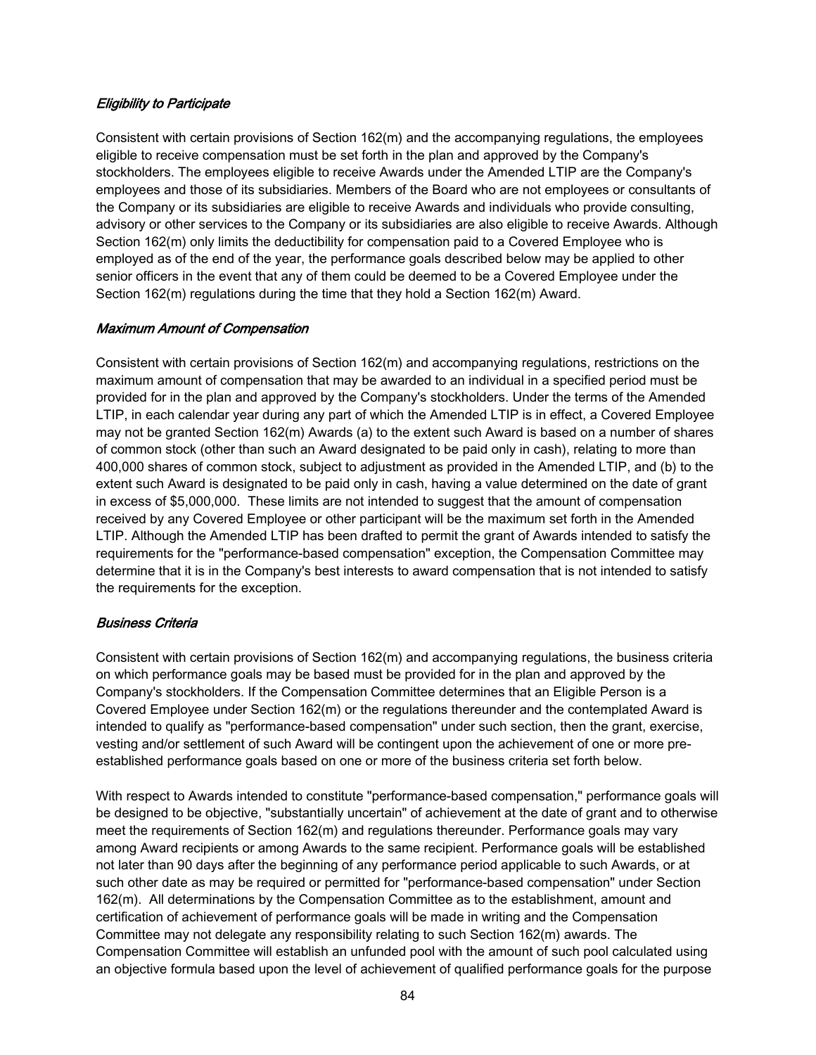*Eligibility to Participate*

Consistent with certain provisions of Section 162(m) and the accompanying regulations, the employees eligible to receive compensation must be set forth in the plan and approved by the Company's stockholders. The employees eligible to receive Awards under the Amended LTIP are the Company's employees and those of its subsidiaries. Members of the Board who are not employees or consultants of the Company or its subsidiaries are eligible to receive Awards and individuals who provide consulting, advisory or other services to the Company or its subsidiaries are also eligible to receive Awards. Although Section 162(m) only limits the deductibility for compensation paid to a Covered Employee who is employed as of the end of the year, the performance goals described below may be applied to other senior officers in the event that any of them could be deemed to be a Covered Employee under the Section 162(m) regulations during the time that they hold a Section 162(m) Award.

*Maximum Amount of Compensation*

Consistent with certain provisions of Section 162(m) and accompanying regulations, restrictions on the maximum amount of compensation that may be awarded to an individual in a specified period must be provided for in the plan and approved by the Company's stockholders. Under the terms of the Amended LTIP, in each calendar year during any part of which the Amended LTIP is in effect, a Covered Employee may not be granted Section 162(m) Awards (a) to the extent such Award is based on a number of shares of common stock (other than such an Award designated to be paid only in cash), relating to more than 400,000 shares of common stock, subject to adjustment as provided in the Amended LTIP, and (b) to the extent such Award is designated to be paid only in cash, having a value determined on the date of grant in excess of $5,000,000. These limits are not intended to suggest that the amount of compensation received by any Covered Employee or other participant will be the maximum set forth in the Amended LTIP. Although the Amended LTIP has been drafted to permit the grant of Awards intended to satisfy the requirements for the "performance-based compensation" exception, the Compensation Committee may determine that it is in the Company's best interests to award compensation that is not intended to satisfy the requirements for the exception.

*Business Criteria*

Consistent with certain provisions of Section 162(m) and accompanying regulations, the business criteria on which performance goals may be based must be provided for in the plan and approved by the Company's stockholders. If the Compensation Committee determines that an Eligible Person is a Covered Employee under Section 162(m) or the regulations thereunder and the contemplated Award is intended to qualify as "performance-based compensation" under such section, then the grant, exercise, vesting and/or settlement of such Award will be contingent upon the achievement of one or more pre-established performance goals based on one or more of the business criteria set forth below.

With respect to Awards intended to constitute "performance-based compensation," performance goals will be designed to be objective, "substantially uncertain" of achievement at the date of grant and to otherwise meet the requirements of Section 162(m) and regulations thereunder. Performance goals may vary among Award recipients or among Awards to the same recipient. Performance goals will be established not later than 90 days after the beginning of any performance period applicable to such Awards, or at such other date as may be required or permitted for "performance-based compensation" under Section 162(m). All determinations by the Compensation Committee as to the establishment, amount and certification of achievement of performance goals will be made in writing and the Compensation Committee may not delegate any responsibility relating to such Section 162(m) awards. The Compensation Committee will establish an unfunded pool with the amount of such pool calculated using an objective formula based upon the level of achievement of qualified performance goals for the purpose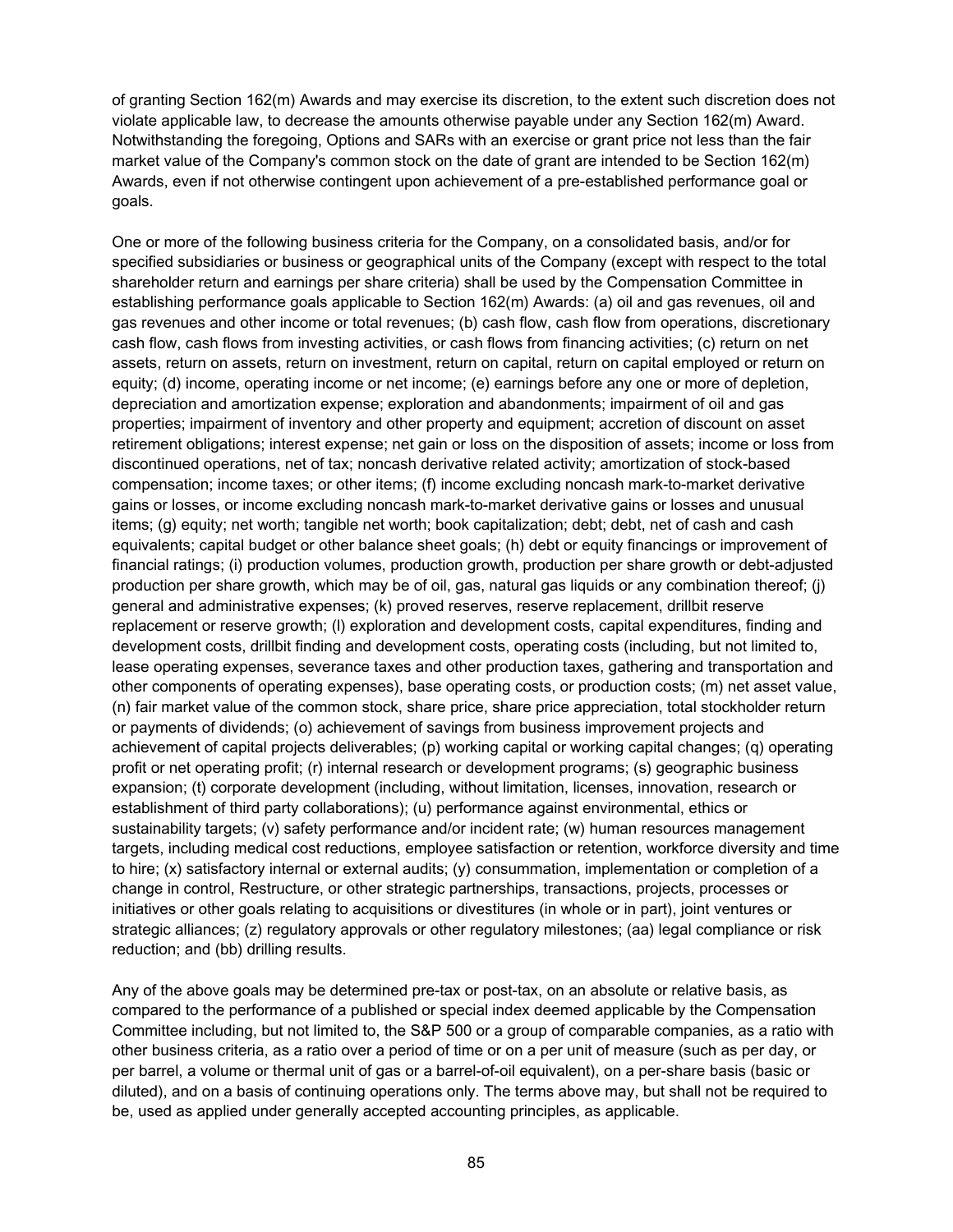of granting Section 162(m) Awards and may exercise its discretion, to the extent such discretion does not violate applicable law, to decrease the amounts otherwise payable under any Section 162(m) Award. Notwithstanding the foregoing, Options and SARs with an exercise or grant price not less than the fair market value of the Company's common stock on the date of grant are intended to be Section 162(m) Awards, even if not otherwise contingent upon achievement of a pre-established performance goal or goals.

One or more of the following business criteria for the Company, on a consolidated basis, and/or for specified subsidiaries or business or geographical units of the Company (except with respect to the total shareholder return and earnings per share criteria) shall be used by the Compensation Committee in establishing performance goals applicable to Section 162(m) Awards: (a) oil and gas revenues, oil and gas revenues and other income or total revenues; (b) cash flow, cash flow from operations, discretionary cash flow, cash flows from investing activities, or cash flows from financing activities; (c) return on net assets, return on assets, return on investment, return on capital, return on capital employed or return on equity; (d) income, operating income or net income; (e) earnings before any one or more of depletion, depreciation and amortization expense; exploration and abandonments; impairment of oil and gas properties; impairment of inventory and other property and equipment; accretion of discount on asset retirement obligations; interest expense; net gain or loss on the disposition of assets; income or loss from discontinued operations, net of tax; noncash derivative related activity; amortization of stock-based compensation; income taxes; or other items; (f) income excluding noncash mark-to-market derivative gains or losses, or income excluding noncash mark-to-market derivative gains or losses and unusual items; (g) equity; net worth; tangible net worth; book capitalization; debt; debt, net of cash and cash equivalents; capital budget or other balance sheet goals; (h) debt or equity financings or improvement of financial ratings; (i) production volumes, production growth, production per share growth or debt-adjusted production per share growth, which may be of oil, gas, natural gas liquids or any combination thereof; (j) general and administrative expenses; (k) proved reserves, reserve replacement, drillbit reserve replacement or reserve growth; (l) exploration and development costs, capital expenditures, finding and development costs, drillbit finding and development costs, operating costs (including, but not limited to, lease operating expenses, severance taxes and other production taxes, gathering and transportation and other components of operating expenses), base operating costs, or production costs; (m) net asset value, (n) fair market value of the common stock, share price, share price appreciation, total stockholder return or payments of dividends; (o) achievement of savings from business improvement projects and achievement of capital projects deliverables; (p) working capital or working capital changes; (q) operating profit or net operating profit; (r) internal research or development programs; (s) geographic business expansion; (t) corporate development (including, without limitation, licenses, innovation, research or establishment of third party collaborations); (u) performance against environmental, ethics or sustainability targets; (v) safety performance and/or incident rate; (w) human resources management targets, including medical cost reductions, employee satisfaction or retention, workforce diversity and time to hire; (x) satisfactory internal or external audits; (y) consummation, implementation or completion of a change in control, Restructure, or other strategic partnerships, transactions, projects, processes or initiatives or other goals relating to acquisitions or divestitures (in whole or in part), joint ventures or strategic alliances; (z) regulatory approvals or other regulatory milestones; (aa) legal compliance or risk reduction; and (bb) drilling results.

Any of the above goals may be determined pre-tax or post-tax, on an absolute or relative basis, as compared to the performance of a published or special index deemed applicable by the Compensation Committee including, but not limited to, the S&P 500 or a group of comparable companies, as a ratio with other business criteria, as a ratio over a period of time or on a per unit of measure (such as per day, or per barrel, a volume or thermal unit of gas or a barrel-of-oil equivalent), on a per-share basis (basic or diluted), and on a basis of continuing operations only. The terms above may, but shall not be required to be, used as applied under generally accepted accounting principles, as applicable.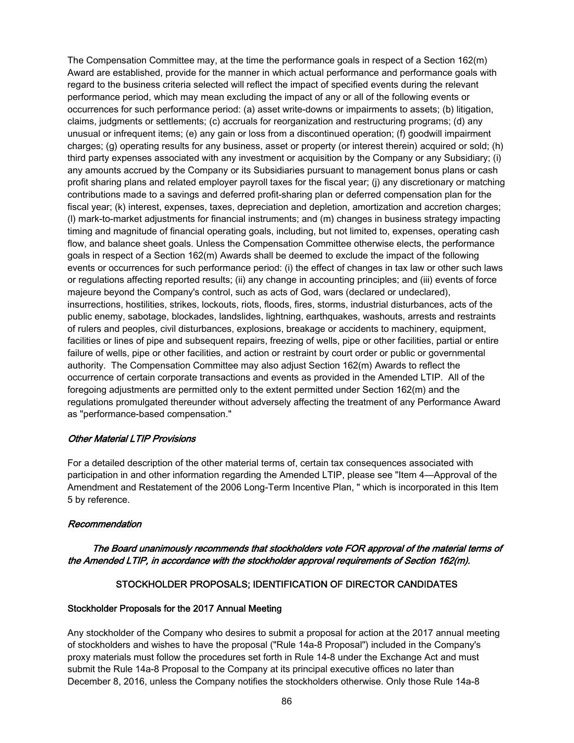The Compensation Committee may, at the time the performance goals in respect of a Section 162(m) Award are established, provide for the manner in which actual performance and performance goals with regard to the business criteria selected will reflect the impact of specified events during the relevant performance period, which may mean excluding the impact of any or all of the following events or occurrences for such performance period: (a) asset write-downs or impairments to assets; (b) litigation, claims, judgments or settlements; (c) accruals for reorganization and restructuring programs; (d) any unusual or infrequent items; (e) any gain or loss from a discontinued operation; (f) goodwill impairment charges; (g) operating results for any business, asset or property (or interest therein) acquired or sold; (h) third party expenses associated with any investment or acquisition by the Company or any Subsidiary; (i) any amounts accrued by the Company or its Subsidiaries pursuant to management bonus plans or cash profit sharing plans and related employer payroll taxes for the fiscal year; (j) any discretionary or matching contributions made to a savings and deferred profit-sharing plan or deferred compensation plan for the fiscal year; (k) interest, expenses, taxes, depreciation and depletion, amortization and accretion charges; (l) mark-to-market adjustments for financial instruments; and (m) changes in business strategy impacting timing and magnitude of financial operating goals, including, but not limited to, expenses, operating cash flow, and balance sheet goals. Unless the Compensation Committee otherwise elects, the performance goals in respect of a Section 162(m) Awards shall be deemed to exclude the impact of the following events or occurrences for such performance period: (i) the effect of changes in tax law or other such laws or regulations affecting reported results; (ii) any change in accounting principles; and (iii) events of force majeure beyond the Company's control, such as acts of God, wars (declared or undeclared), insurrections, hostilities, strikes, lockouts, riots, floods, fires, storms, industrial disturbances, acts of the public enemy, sabotage, blockades, landslides, lightning, earthquakes, washouts, arrests and restraints of rulers and peoples, civil disturbances, explosions, breakage or accidents to machinery, equipment, facilities or lines of pipe and subsequent repairs, freezing of wells, pipe or other facilities, partial or entire failure of wells, pipe or other facilities, and action or restraint by court order or public or governmental authority. The Compensation Committee may also adjust Section 162(m) Awards to reflect the occurrence of certain corporate transactions and events as provided in the Amended LTIP. All of the foregoing adjustments are permitted only to the extent permitted under Section 162(m) and the regulations promulgated thereunder without adversely affecting the treatment of any Performance Award as "performance-based compensation."

*Other Material LTIP Provisions*

For a detailed description of the other material terms of, certain tax consequences associated with participation in and other information regarding the Amended LTIP, please see "Item 4—Approval of the Amendment and Restatement of the 2006 Long-Term Incentive Plan, " which is incorporated in this Item 5 by reference.

*Recommendation*

***The Board unanimously recommends that stockholders vote FOR approval of the material terms of the Amended LTIP, in accordance with the stockholder approval requirements of Section 162(m).***

## STOCKHOLDER PROPOSALS; IDENTIFICATION OF DIRECTOR CANDIDATES

### Stockholder Proposals for the 2017 Annual Meeting

Any stockholder of the Company who desires to submit a proposal for action at the 2017 annual meeting of stockholders and wishes to have the proposal ("Rule 14a-8 Proposal") included in the Company's proxy materials must follow the procedures set forth in Rule 14-8 under the Exchange Act and must submit the Rule 14a-8 Proposal to the Company at its principal executive offices no later than December 8, 2016, unless the Company notifies the stockholders otherwise. Only those Rule 14a-8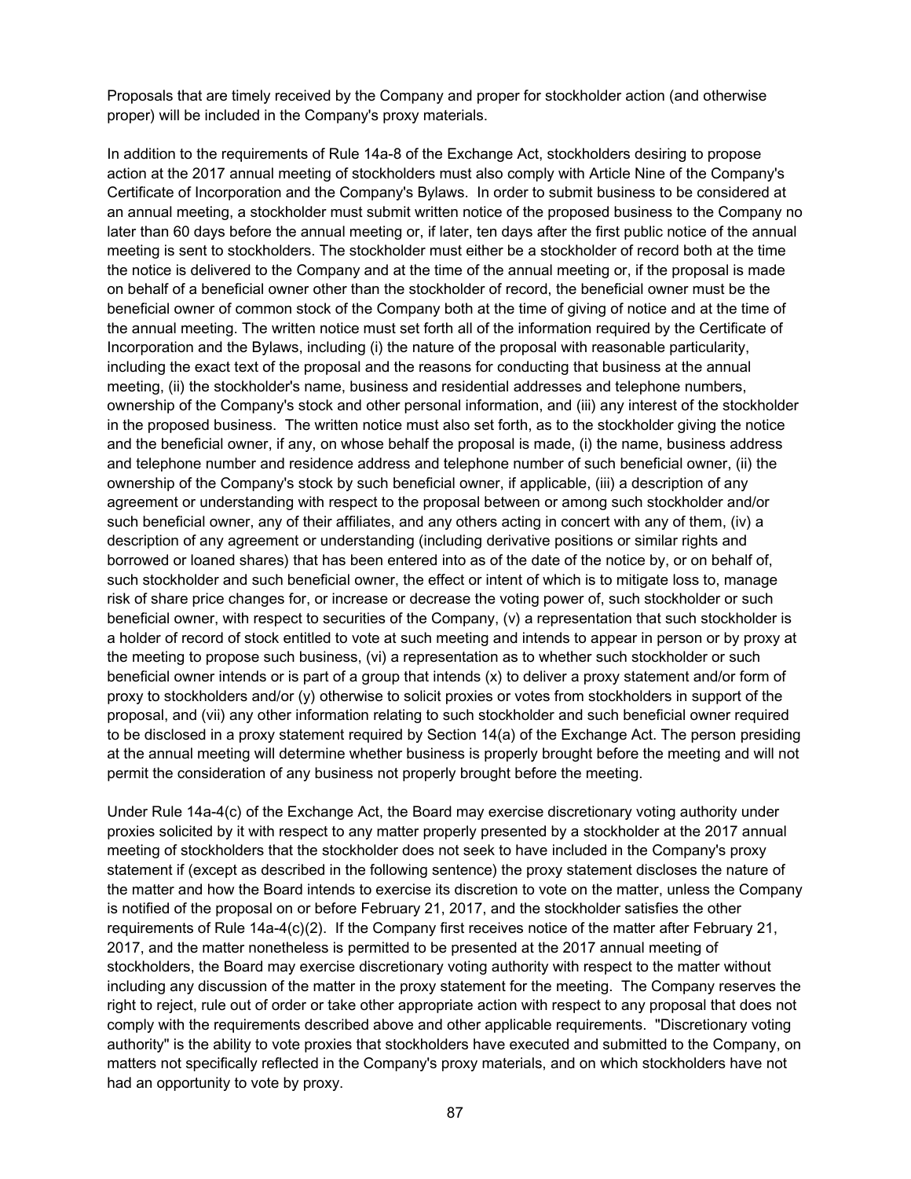Proposals that are timely received by the Company and proper for stockholder action (and otherwise proper) will be included in the Company's proxy materials.

In addition to the requirements of Rule 14a-8 of the Exchange Act, stockholders desiring to propose action at the 2017 annual meeting of stockholders must also comply with Article Nine of the Company's Certificate of Incorporation and the Company's Bylaws. In order to submit business to be considered at an annual meeting, a stockholder must submit written notice of the proposed business to the Company no later than 60 days before the annual meeting or, if later, ten days after the first public notice of the annual meeting is sent to stockholders. The stockholder must either be a stockholder of record both at the time the notice is delivered to the Company and at the time of the annual meeting or, if the proposal is made on behalf of a beneficial owner other than the stockholder of record, the beneficial owner must be the beneficial owner of common stock of the Company both at the time of giving of notice and at the time of the annual meeting. The written notice must set forth all of the information required by the Certificate of Incorporation and the Bylaws, including (i) the nature of the proposal with reasonable particularity, including the exact text of the proposal and the reasons for conducting that business at the annual meeting, (ii) the stockholder's name, business and residential addresses and telephone numbers, ownership of the Company's stock and other personal information, and (iii) any interest of the stockholder in the proposed business. The written notice must also set forth, as to the stockholder giving the notice and the beneficial owner, if any, on whose behalf the proposal is made, (i) the name, business address and telephone number and residence address and telephone number of such beneficial owner, (ii) the ownership of the Company's stock by such beneficial owner, if applicable, (iii) a description of any agreement or understanding with respect to the proposal between or among such stockholder and/or such beneficial owner, any of their affiliates, and any others acting in concert with any of them, (iv) a description of any agreement or understanding (including derivative positions or similar rights and borrowed or loaned shares) that has been entered into as of the date of the notice by, or on behalf of, such stockholder and such beneficial owner, the effect or intent of which is to mitigate loss to, manage risk of share price changes for, or increase or decrease the voting power of, such stockholder or such beneficial owner, with respect to securities of the Company, (v) a representation that such stockholder is a holder of record of stock entitled to vote at such meeting and intends to appear in person or by proxy at the meeting to propose such business, (vi) a representation as to whether such stockholder or such beneficial owner intends or is part of a group that intends (x) to deliver a proxy statement and/or form of proxy to stockholders and/or (y) otherwise to solicit proxies or votes from stockholders in support of the proposal, and (vii) any other information relating to such stockholder and such beneficial owner required to be disclosed in a proxy statement required by Section 14(a) of the Exchange Act. The person presiding at the annual meeting will determine whether business is properly brought before the meeting and will not permit the consideration of any business not properly brought before the meeting.

Under Rule 14a-4(c) of the Exchange Act, the Board may exercise discretionary voting authority under proxies solicited by it with respect to any matter properly presented by a stockholder at the 2017 annual meeting of stockholders that the stockholder does not seek to have included in the Company's proxy statement if (except as described in the following sentence) the proxy statement discloses the nature of the matter and how the Board intends to exercise its discretion to vote on the matter, unless the Company is notified of the proposal on or before February 21, 2017, and the stockholder satisfies the other requirements of Rule 14a-4(c)(2). If the Company first receives notice of the matter after February 21, 2017, and the matter nonetheless is permitted to be presented at the 2017 annual meeting of stockholders, the Board may exercise discretionary voting authority with respect to the matter without including any discussion of the matter in the proxy statement for the meeting. The Company reserves the right to reject, rule out of order or take other appropriate action with respect to any proposal that does not comply with the requirements described above and other applicable requirements. "Discretionary voting authority" is the ability to vote proxies that stockholders have executed and submitted to the Company, on matters not specifically reflected in the Company's proxy materials, and on which stockholders have not had an opportunity to vote by proxy.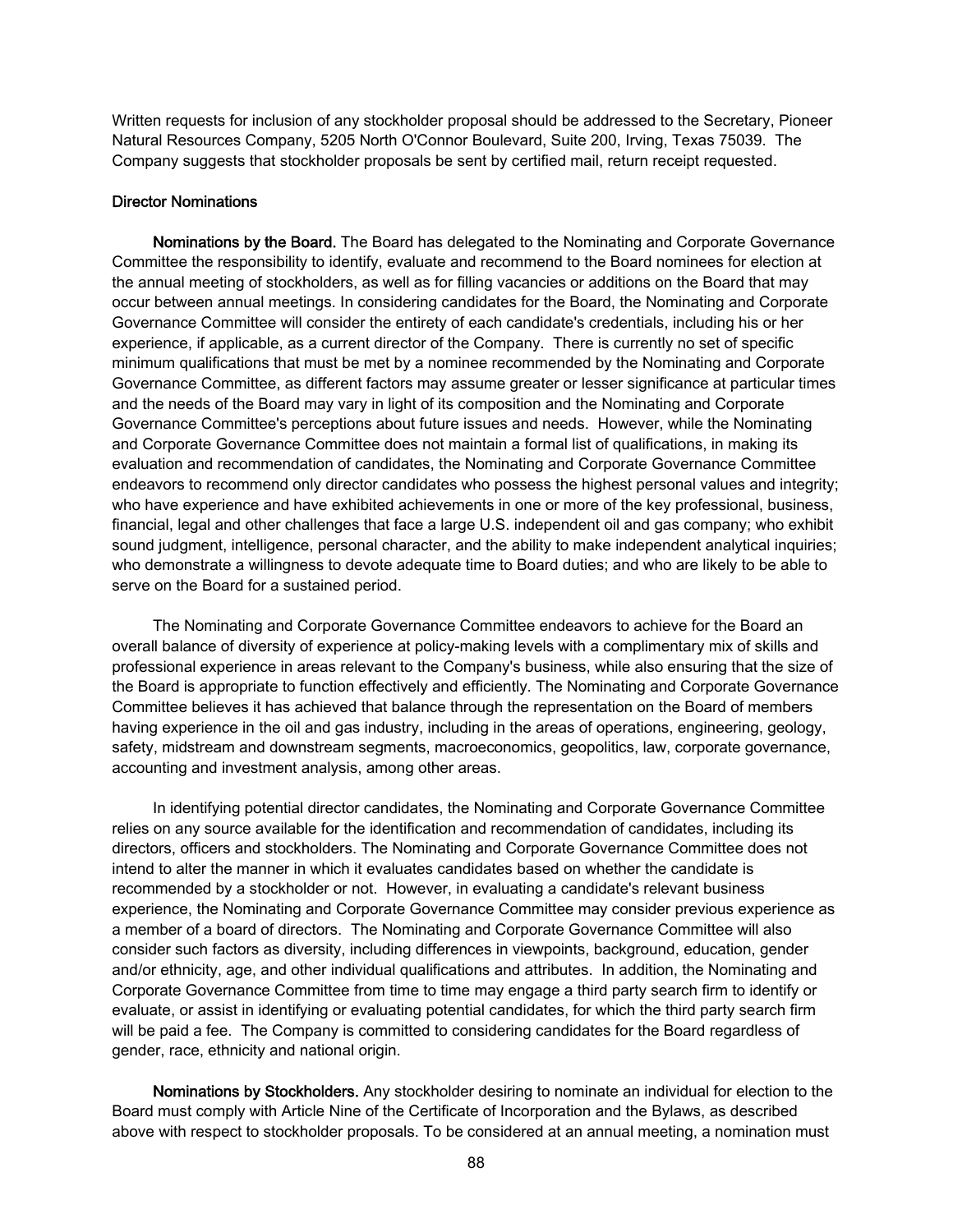Written requests for inclusion of any stockholder proposal should be addressed to the Secretary, Pioneer Natural Resources Company, 5205 North O'Connor Boulevard, Suite 200, Irving, Texas 75039. The Company suggests that stockholder proposals be sent by certified mail, return receipt requested.

### Director Nominations

**Nominations by the Board.** The Board has delegated to the Nominating and Corporate Governance Committee the responsibility to identify, evaluate and recommend to the Board nominees for election at the annual meeting of stockholders, as well as for filling vacancies or additions on the Board that may occur between annual meetings. In considering candidates for the Board, the Nominating and Corporate Governance Committee will consider the entirety of each candidate's credentials, including his or her experience, if applicable, as a current director of the Company. There is currently no set of specific minimum qualifications that must be met by a nominee recommended by the Nominating and Corporate Governance Committee, as different factors may assume greater or lesser significance at particular times and the needs of the Board may vary in light of its composition and the Nominating and Corporate Governance Committee's perceptions about future issues and needs. However, while the Nominating and Corporate Governance Committee does not maintain a formal list of qualifications, in making its evaluation and recommendation of candidates, the Nominating and Corporate Governance Committee endeavors to recommend only director candidates who possess the highest personal values and integrity; who have experience and have exhibited achievements in one or more of the key professional, business, financial, legal and other challenges that face a large U.S. independent oil and gas company; who exhibit sound judgment, intelligence, personal character, and the ability to make independent analytical inquiries; who demonstrate a willingness to devote adequate time to Board duties; and who are likely to be able to serve on the Board for a sustained period.

The Nominating and Corporate Governance Committee endeavors to achieve for the Board an overall balance of diversity of experience at policy-making levels with a complimentary mix of skills and professional experience in areas relevant to the Company's business, while also ensuring that the size of the Board is appropriate to function effectively and efficiently. The Nominating and Corporate Governance Committee believes it has achieved that balance through the representation on the Board of members having experience in the oil and gas industry, including in the areas of operations, engineering, geology, safety, midstream and downstream segments, macroeconomics, geopolitics, law, corporate governance, accounting and investment analysis, among other areas.

In identifying potential director candidates, the Nominating and Corporate Governance Committee relies on any source available for the identification and recommendation of candidates, including its directors, officers and stockholders. The Nominating and Corporate Governance Committee does not intend to alter the manner in which it evaluates candidates based on whether the candidate is recommended by a stockholder or not. However, in evaluating a candidate's relevant business experience, the Nominating and Corporate Governance Committee may consider previous experience as a member of a board of directors. The Nominating and Corporate Governance Committee will also consider such factors as diversity, including differences in viewpoints, background, education, gender and/or ethnicity, age, and other individual qualifications and attributes. In addition, the Nominating and Corporate Governance Committee from time to time may engage a third party search firm to identify or evaluate, or assist in identifying or evaluating potential candidates, for which the third party search firm will be paid a fee. The Company is committed to considering candidates for the Board regardless of gender, race, ethnicity and national origin.

**Nominations by Stockholders.** Any stockholder desiring to nominate an individual for election to the Board must comply with Article Nine of the Certificate of Incorporation and the Bylaws, as described above with respect to stockholder proposals. To be considered at an annual meeting, a nomination must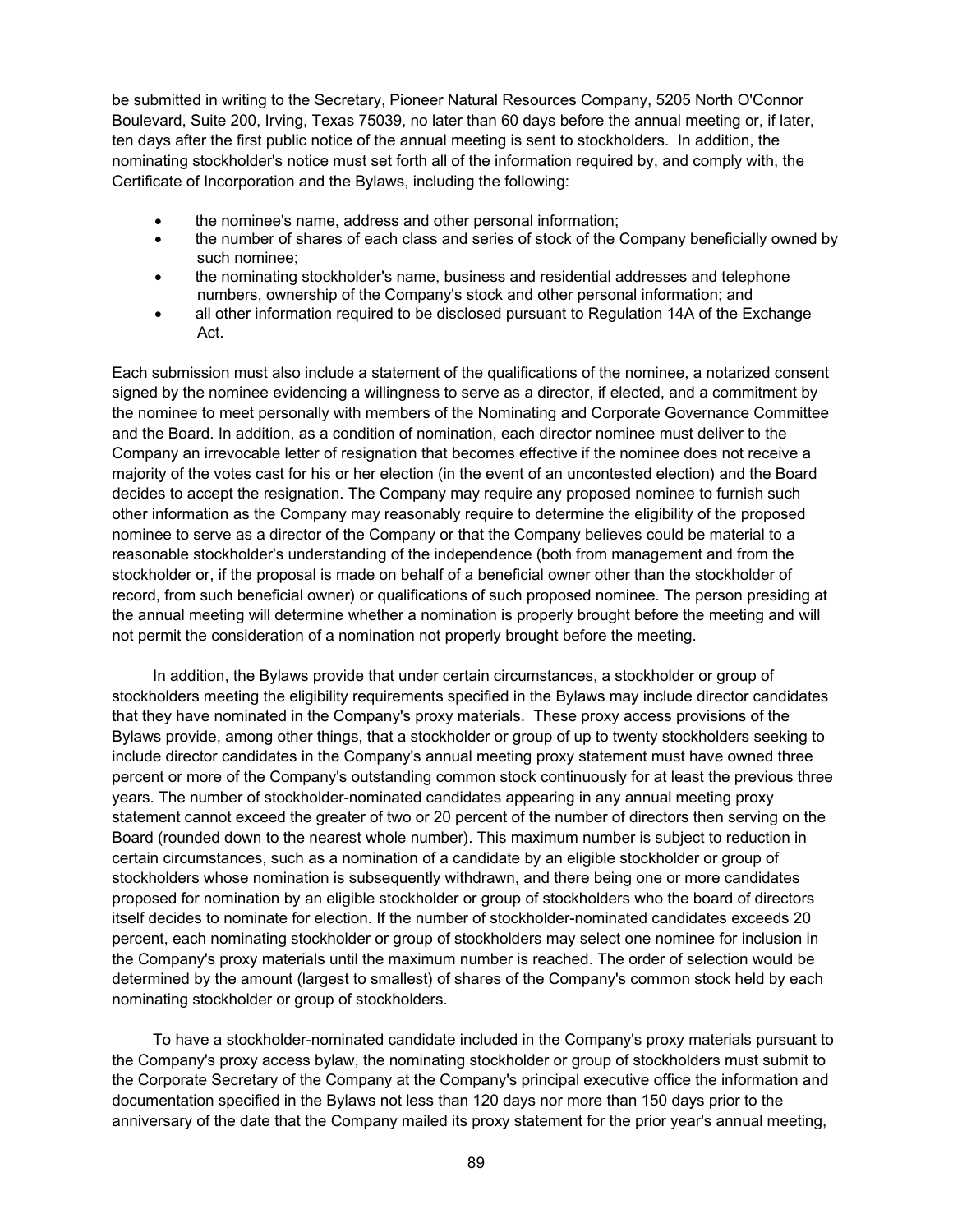be submitted in writing to the Secretary, Pioneer Natural Resources Company, 5205 North O'Connor Boulevard, Suite 200, Irving, Texas 75039, no later than 60 days before the annual meeting or, if later, ten days after the first public notice of the annual meeting is sent to stockholders. In addition, the nominating stockholder's notice must set forth all of the information required by, and comply with, the Certificate of Incorporation and the Bylaws, including the following:

- the nominee's name, address and other personal information;
- the number of shares of each class and series of stock of the Company beneficially owned by such nominee;
- the nominating stockholder's name, business and residential addresses and telephone numbers, ownership of the Company's stock and other personal information; and
- all other information required to be disclosed pursuant to Regulation 14A of the Exchange Act.

Each submission must also include a statement of the qualifications of the nominee, a notarized consent signed by the nominee evidencing a willingness to serve as a director, if elected, and a commitment by the nominee to meet personally with members of the Nominating and Corporate Governance Committee and the Board. In addition, as a condition of nomination, each director nominee must deliver to the Company an irrevocable letter of resignation that becomes effective if the nominee does not receive a majority of the votes cast for his or her election (in the event of an uncontested election) and the Board decides to accept the resignation. The Company may require any proposed nominee to furnish such other information as the Company may reasonably require to determine the eligibility of the proposed nominee to serve as a director of the Company or that the Company believes could be material to a reasonable stockholder's understanding of the independence (both from management and from the stockholder or, if the proposal is made on behalf of a beneficial owner other than the stockholder of record, from such beneficial owner) or qualifications of such proposed nominee. The person presiding at the annual meeting will determine whether a nomination is properly brought before the meeting and will not permit the consideration of a nomination not properly brought before the meeting.

In addition, the Bylaws provide that under certain circumstances, a stockholder or group of stockholders meeting the eligibility requirements specified in the Bylaws may include director candidates that they have nominated in the Company's proxy materials. These proxy access provisions of the Bylaws provide, among other things, that a stockholder or group of up to twenty stockholders seeking to include director candidates in the Company's annual meeting proxy statement must have owned three percent or more of the Company's outstanding common stock continuously for at least the previous three years. The number of stockholder-nominated candidates appearing in any annual meeting proxy statement cannot exceed the greater of two or 20 percent of the number of directors then serving on the Board (rounded down to the nearest whole number). This maximum number is subject to reduction in certain circumstances, such as a nomination of a candidate by an eligible stockholder or group of stockholders whose nomination is subsequently withdrawn, and there being one or more candidates proposed for nomination by an eligible stockholder or group of stockholders who the board of directors itself decides to nominate for election. If the number of stockholder-nominated candidates exceeds 20 percent, each nominating stockholder or group of stockholders may select one nominee for inclusion in the Company's proxy materials until the maximum number is reached. The order of selection would be determined by the amount (largest to smallest) of shares of the Company's common stock held by each nominating stockholder or group of stockholders.

To have a stockholder-nominated candidate included in the Company's proxy materials pursuant to the Company's proxy access bylaw, the nominating stockholder or group of stockholders must submit to the Corporate Secretary of the Company at the Company's principal executive office the information and documentation specified in the Bylaws not less than 120 days nor more than 150 days prior to the anniversary of the date that the Company mailed its proxy statement for the prior year's annual meeting,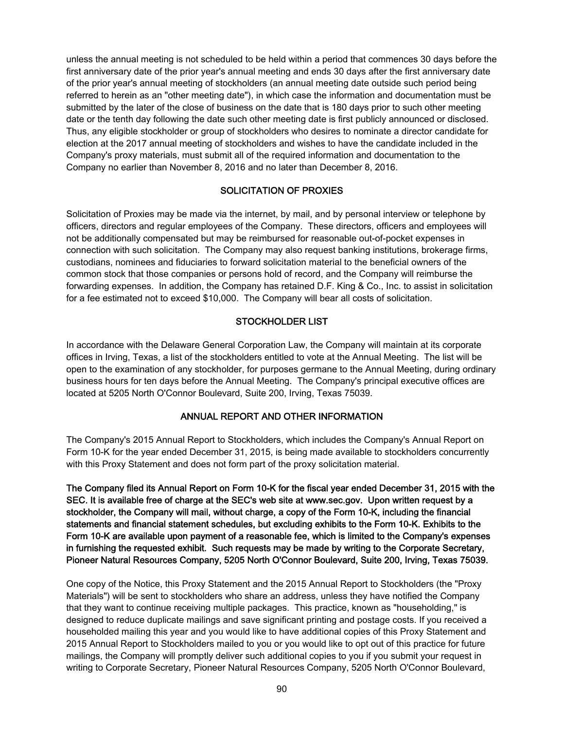unless the annual meeting is not scheduled to be held within a period that commences 30 days before the first anniversary date of the prior year's annual meeting and ends 30 days after the first anniversary date of the prior year's annual meeting of stockholders (an annual meeting date outside such period being referred to herein as an "other meeting date"), in which case the information and documentation must be submitted by the later of the close of business on the date that is 180 days prior to such other meeting date or the tenth day following the date such other meeting date is first publicly announced or disclosed. Thus, any eligible stockholder or group of stockholders who desires to nominate a director candidate for election at the 2017 annual meeting of stockholders and wishes to have the candidate included in the Company's proxy materials, must submit all of the required information and documentation to the Company no earlier than November 8, 2016 and no later than December 8, 2016.

## SOLICITATION OF PROXIES

Solicitation of Proxies may be made via the internet, by mail, and by personal interview or telephone by officers, directors and regular employees of the Company. These directors, officers and employees will not be additionally compensated but may be reimbursed for reasonable out-of-pocket expenses in connection with such solicitation. The Company may also request banking institutions, brokerage firms, custodians, nominees and fiduciaries to forward solicitation material to the beneficial owners of the common stock that those companies or persons hold of record, and the Company will reimburse the forwarding expenses. In addition, the Company has retained D.F. King & Co., Inc. to assist in solicitation for a fee estimated not to exceed $10,000. The Company will bear all costs of solicitation.

## STOCKHOLDER LIST

In accordance with the Delaware General Corporation Law, the Company will maintain at its corporate offices in Irving, Texas, a list of the stockholders entitled to vote at the Annual Meeting. The list will be open to the examination of any stockholder, for purposes germane to the Annual Meeting, during ordinary business hours for ten days before the Annual Meeting. The Company's principal executive offices are located at 5205 North O'Connor Boulevard, Suite 200, Irving, Texas 75039.

## ANNUAL REPORT AND OTHER INFORMATION

The Company's 2015 Annual Report to Stockholders, which includes the Company's Annual Report on Form 10-K for the year ended December 31, 2015, is being made available to stockholders concurrently with this Proxy Statement and does not form part of the proxy solicitation material.

**The Company filed its Annual Report on Form 10-K for the fiscal year ended December 31, 2015 with the SEC. It is available free of charge at the SEC's web site at www.sec.gov. Upon written request by a stockholder, the Company will mail, without charge, a copy of the Form 10-K, including the financial statements and financial statement schedules, but excluding exhibits to the Form 10-K. Exhibits to the Form 10-K are available upon payment of a reasonable fee, which is limited to the Company's expenses in furnishing the requested exhibit. Such requests may be made by writing to the Corporate Secretary, Pioneer Natural Resources Company, 5205 North O'Connor Boulevard, Suite 200, Irving, Texas 75039.**

One copy of the Notice, this Proxy Statement and the 2015 Annual Report to Stockholders (the "Proxy Materials") will be sent to stockholders who share an address, unless they have notified the Company that they want to continue receiving multiple packages. This practice, known as "householding," is designed to reduce duplicate mailings and save significant printing and postage costs. If you received a householded mailing this year and you would like to have additional copies of this Proxy Statement and 2015 Annual Report to Stockholders mailed to you or you would like to opt out of this practice for future mailings, the Company will promptly deliver such additional copies to you if you submit your request in writing to Corporate Secretary, Pioneer Natural Resources Company, 5205 North O'Connor Boulevard,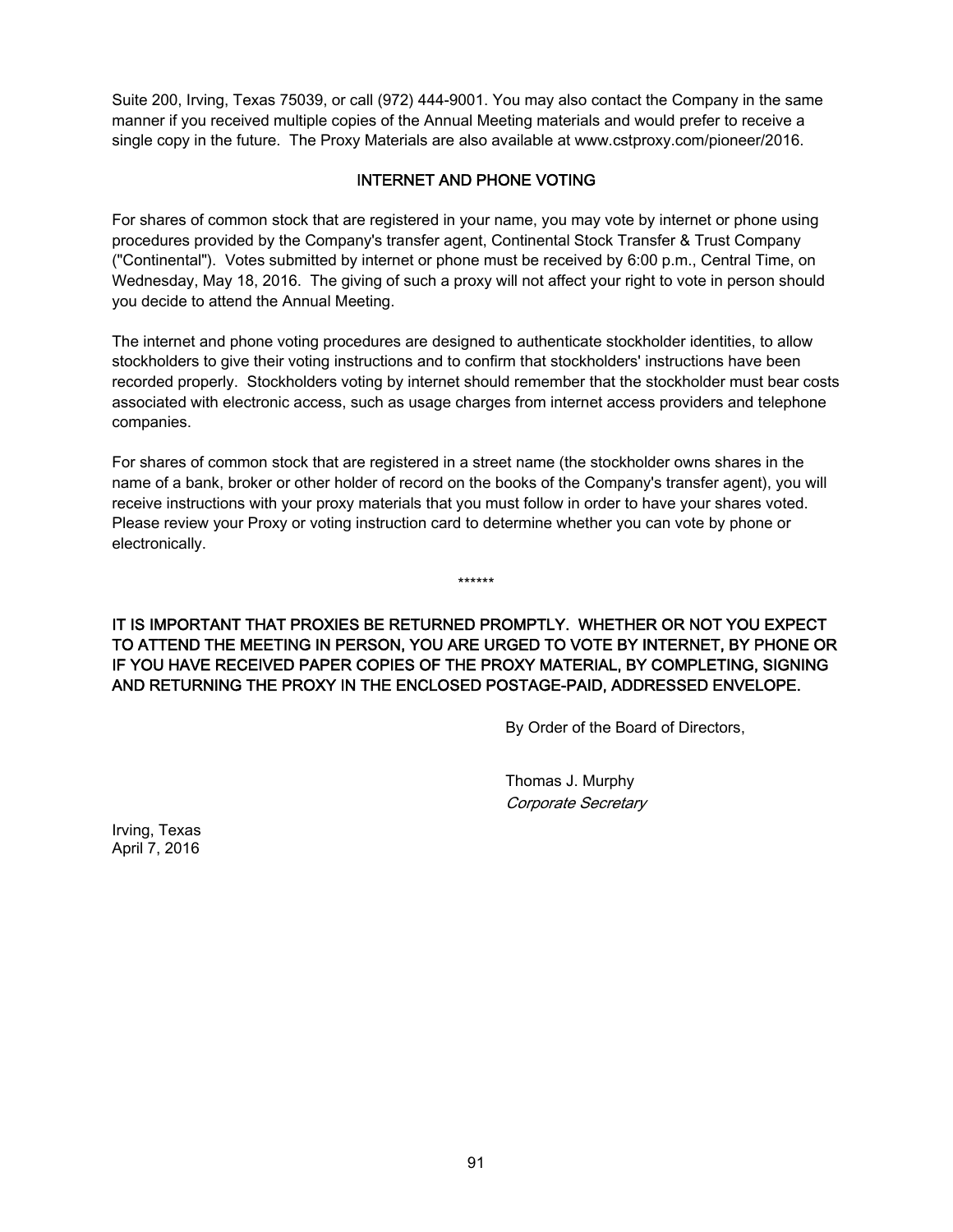Suite 200, Irving, Texas 75039, or call (972) 444-9001. You may also contact the Company in the same manner if you received multiple copies of the Annual Meeting materials and would prefer to receive a single copy in the future. The Proxy Materials are also available at www.cstproxy.com/pioneer/2016.

## INTERNET AND PHONE VOTING

For shares of common stock that are registered in your name, you may vote by internet or phone using procedures provided by the Company's transfer agent, Continental Stock Transfer & Trust Company ("Continental"). Votes submitted by internet or phone must be received by 6:00 p.m., Central Time, on Wednesday, May 18, 2016. The giving of such a proxy will not affect your right to vote in person should you decide to attend the Annual Meeting.

The internet and phone voting procedures are designed to authenticate stockholder identities, to allow stockholders to give their voting instructions and to confirm that stockholders' instructions have been recorded properly. Stockholders voting by internet should remember that the stockholder must bear costs associated with electronic access, such as usage charges from internet access providers and telephone companies.

For shares of common stock that are registered in a street name (the stockholder owns shares in the name of a bank, broker or other holder of record on the books of the Company's transfer agent), you will receive instructions with your proxy materials that you must follow in order to have your shares voted. Please review your Proxy or voting instruction card to determine whether you can vote by phone or electronically.

******

IT IS IMPORTANT THAT PROXIES BE RETURNED PROMPTLY. WHETHER OR NOT YOU EXPECT TO ATTEND THE MEETING IN PERSON, YOU ARE URGED TO VOTE BY INTERNET, BY PHONE OR IF YOU HAVE RECEIVED PAPER COPIES OF THE PROXY MATERIAL, BY COMPLETING, SIGNING AND RETURNING THE PROXY IN THE ENCLOSED POSTAGE-PAID, ADDRESSED ENVELOPE.

By Order of the Board of Directors,

Thomas J. Murphy
*Corporate Secretary*

Irving, Texas
April 7, 2016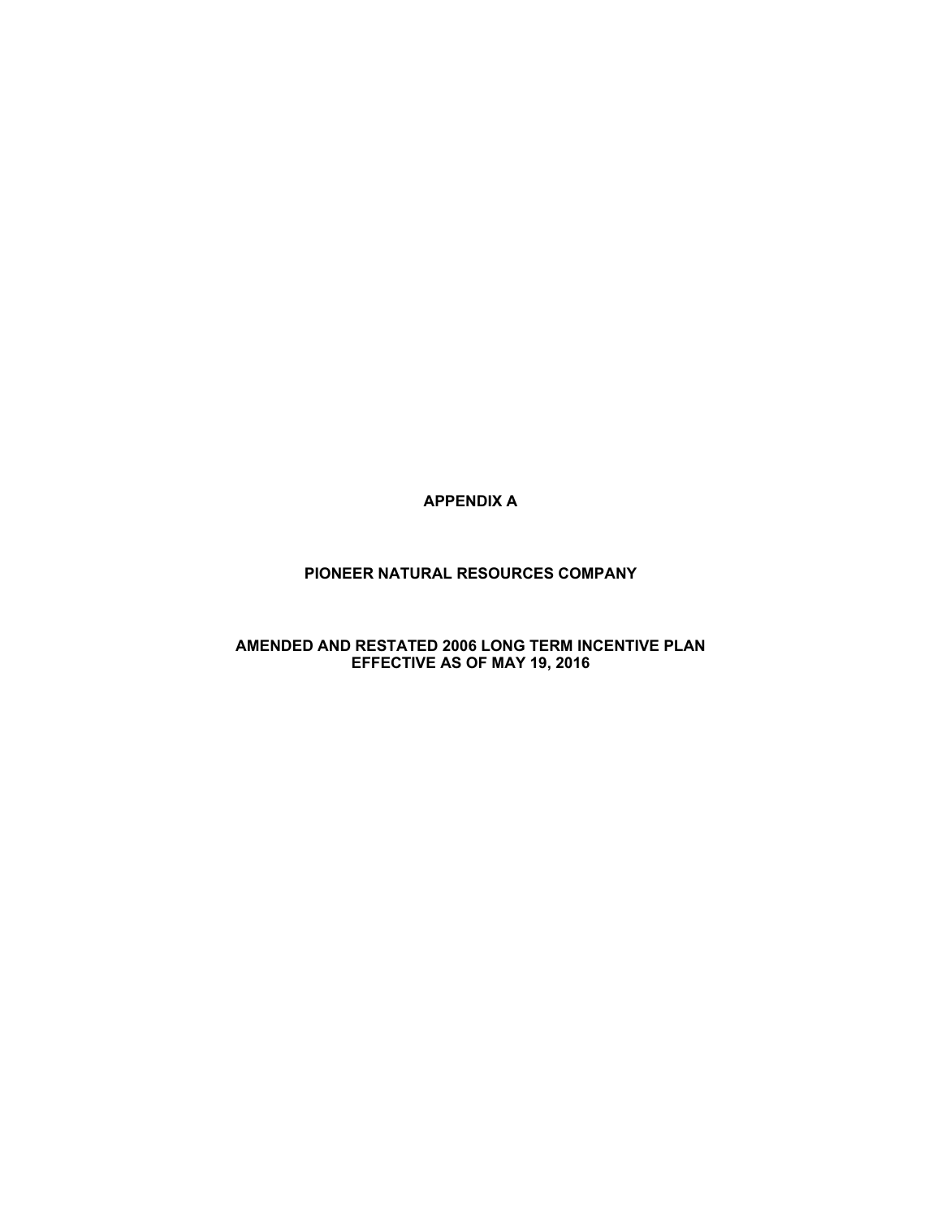# APPENDIX A

## PIONEER NATURAL RESOURCES COMPANY

## AMENDED AND RESTATED 2006 LONG TERM INCENTIVE PLAN EFFECTIVE AS OF MAY 19, 2016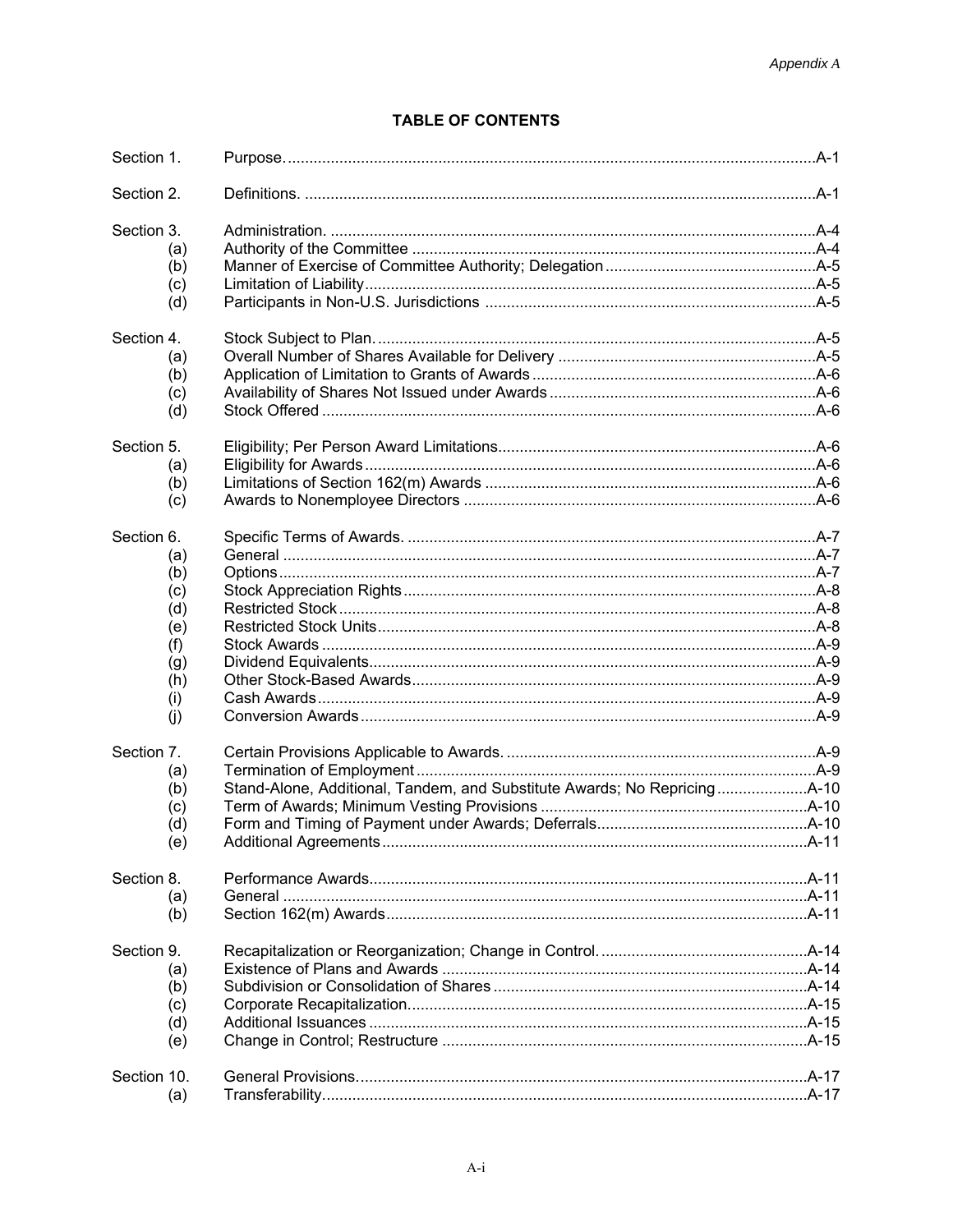*Appendix A*

## TABLE OF CONTENTS

| | | |
|---|---|---|
| Section 1. | Purpose. | A-1 |
| Section 2. | Definitions. | A-1 |
| Section 3. | Administration. | A-4 |
| (a) | Authority of the Committee | A-4 |
| (b) | Manner of Exercise of Committee Authority; Delegation | A-5 |
| (c) | Limitation of Liability | A-5 |
| (d) | Participants in Non-U.S. Jurisdictions | A-5 |
| Section 4. | Stock Subject to Plan. | A-5 |
| (a) | Overall Number of Shares Available for Delivery | A-5 |
| (b) | Application of Limitation to Grants of Awards | A-6 |
| (c) | Availability of Shares Not Issued under Awards | A-6 |
| (d) | Stock Offered | A-6 |
| Section 5. | Eligibility; Per Person Award Limitations. | A-6 |
| (a) | Eligibility for Awards | A-6 |
| (b) | Limitations of Section 162(m) Awards | A-6 |
| (c) | Awards to Nonemployee Directors | A-6 |
| Section 6. | Specific Terms of Awards. | A-7 |
| (a) | General | A-7 |
| (b) | Options | A-7 |
| (c) | Stock Appreciation Rights | A-8 |
| (d) | Restricted Stock | A-8 |
| (e) | Restricted Stock Units | A-8 |
| (f) | Stock Awards | A-9 |
| (g) | Dividend Equivalents | A-9 |
| (h) | Other Stock-Based Awards | A-9 |
| (i) | Cash Awards | A-9 |
| (j) | Conversion Awards | A-9 |
| Section 7. | Certain Provisions Applicable to Awards. | A-9 |
| (a) | Termination of Employment | A-9 |
| (b) | Stand-Alone, Additional, Tandem, and Substitute Awards; No Repricing | A-10 |
| (c) | Term of Awards; Minimum Vesting Provisions | A-10 |
| (d) | Form and Timing of Payment under Awards; Deferrals | A-10 |
| (e) | Additional Agreements | A-11 |
| Section 8. | Performance Awards. | A-11 |
| (a) | General | A-11 |
| (b) | Section 162(m) Awards | A-11 |
| Section 9. | Recapitalization or Reorganization; Change in Control. | A-14 |
| (a) | Existence of Plans and Awards | A-14 |
| (b) | Subdivision or Consolidation of Shares | A-14 |
| (c) | Corporate Recapitalization | A-15 |
| (d) | Additional Issuances | A-15 |
| (e) | Change in Control; Restructure | A-15 |
| Section 10. | General Provisions. | A-17 |
| (a) | Transferability | A-17 |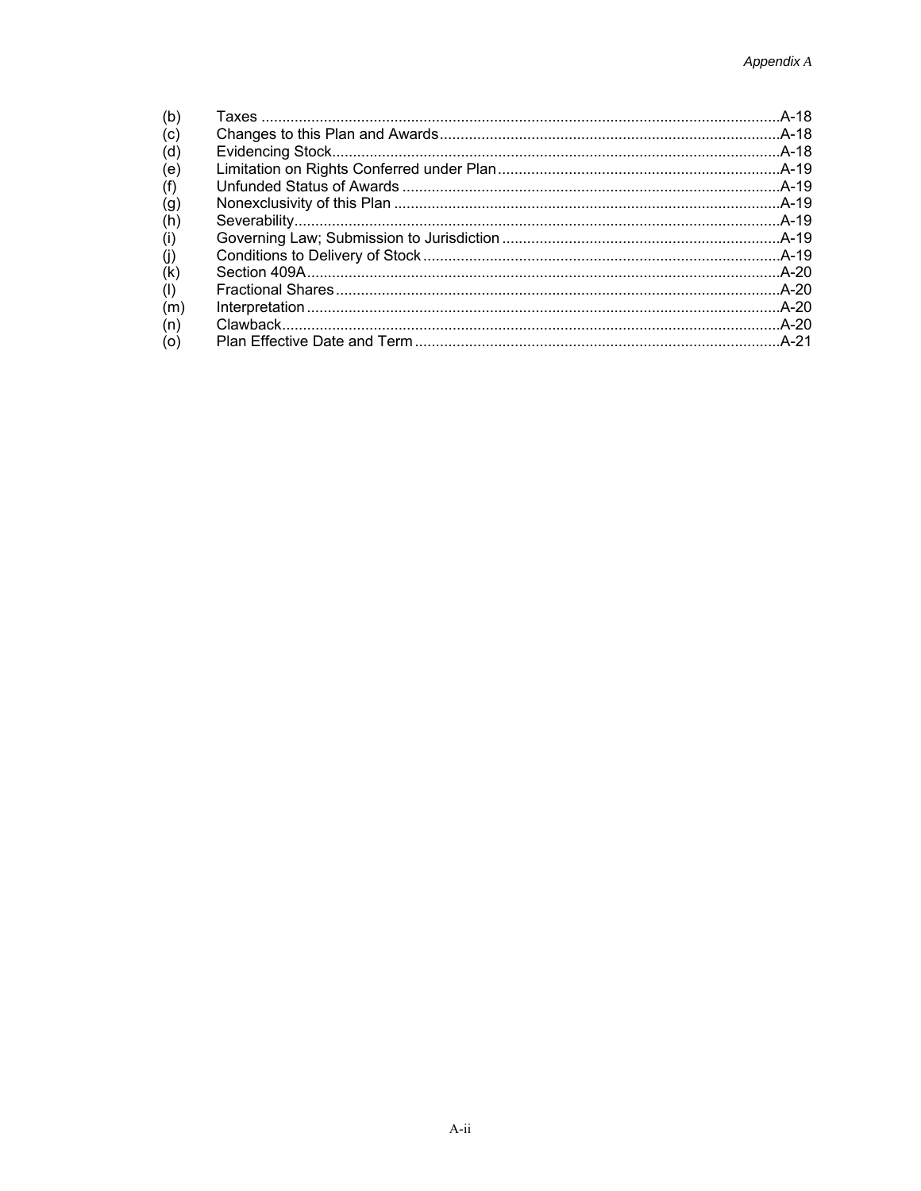| | | |
|---|---|---|
| (b) | Taxes | A-18 |
| (c) | Changes to this Plan and Awards | A-18 |
| (d) | Evidencing Stock | A-18 |
| (e) | Limitation on Rights Conferred under Plan | A-19 |
| (f) | Unfunded Status of Awards | A-19 |
| (g) | Nonexclusivity of this Plan | A-19 |
| (h) | Severability | A-19 |
| (i) | Governing Law; Submission to Jurisdiction | A-19 |
| (j) | Conditions to Delivery of Stock | A-19 |
| (k) | Section 409A | A-20 |
| (l) | Fractional Shares | A-20 |
| (m) | Interpretation | A-20 |
| (n) | Clawback | A-20 |
| (o) | Plan Effective Date and Term | A-21 |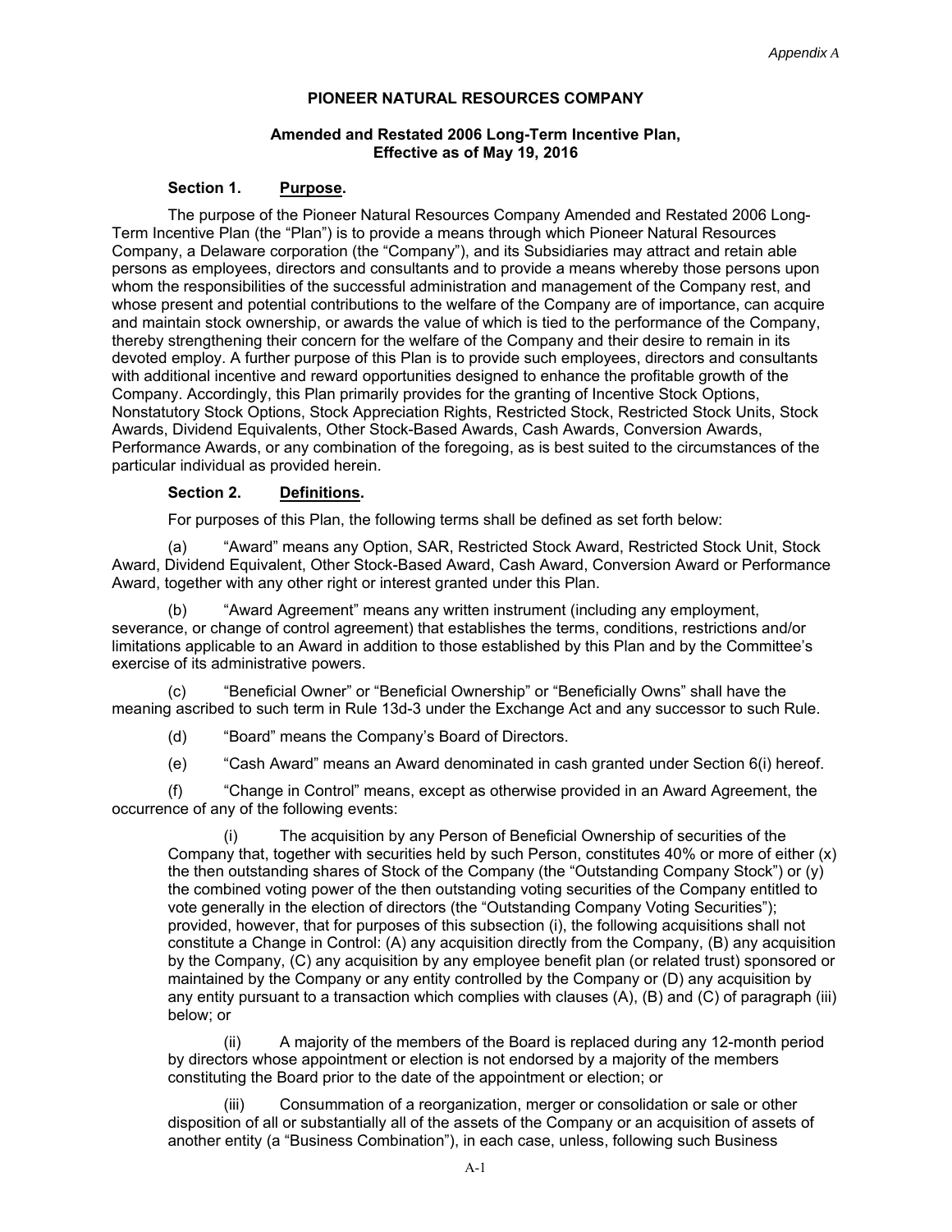*Appendix A*

**PIONEER NATURAL RESOURCES COMPANY**

**Amended and Restated 2006 Long-Term Incentive Plan, Effective as of May 19, 2016**

**Section 1. Purpose.**

The purpose of the Pioneer Natural Resources Company Amended and Restated 2006 Long-Term Incentive Plan (the "Plan") is to provide a means through which Pioneer Natural Resources Company, a Delaware corporation (the "Company"), and its Subsidiaries may attract and retain able persons as employees, directors and consultants and to provide a means whereby those persons upon whom the responsibilities of the successful administration and management of the Company rest, and whose present and potential contributions to the welfare of the Company are of importance, can acquire and maintain stock ownership, or awards the value of which is tied to the performance of the Company, thereby strengthening their concern for the welfare of the Company and their desire to remain in its devoted employ. A further purpose of this Plan is to provide such employees, directors and consultants with additional incentive and reward opportunities designed to enhance the profitable growth of the Company. Accordingly, this Plan primarily provides for the granting of Incentive Stock Options, Nonstatutory Stock Options, Stock Appreciation Rights, Restricted Stock, Restricted Stock Units, Stock Awards, Dividend Equivalents, Other Stock-Based Awards, Cash Awards, Conversion Awards, Performance Awards, or any combination of the foregoing, as is best suited to the circumstances of the particular individual as provided herein.

**Section 2. Definitions.**

For purposes of this Plan, the following terms shall be defined as set forth below:

(a) "Award" means any Option, SAR, Restricted Stock Award, Restricted Stock Unit, Stock Award, Dividend Equivalent, Other Stock-Based Award, Cash Award, Conversion Award or Performance Award, together with any other right or interest granted under this Plan.

(b) "Award Agreement" means any written instrument (including any employment, severance, or change of control agreement) that establishes the terms, conditions, restrictions and/or limitations applicable to an Award in addition to those established by this Plan and by the Committee's exercise of its administrative powers.

(c) "Beneficial Owner" or "Beneficial Ownership" or "Beneficially Owns" shall have the meaning ascribed to such term in Rule 13d-3 under the Exchange Act and any successor to such Rule.

(d) "Board" means the Company's Board of Directors.

(e) "Cash Award" means an Award denominated in cash granted under Section 6(i) hereof.

(f) "Change in Control" means, except as otherwise provided in an Award Agreement, the occurrence of any of the following events:

(i) The acquisition by any Person of Beneficial Ownership of securities of the Company that, together with securities held by such Person, constitutes 40% or more of either (x) the then outstanding shares of Stock of the Company (the "Outstanding Company Stock") or (y) the combined voting power of the then outstanding voting securities of the Company entitled to vote generally in the election of directors (the "Outstanding Company Voting Securities"); provided, however, that for purposes of this subsection (i), the following acquisitions shall not constitute a Change in Control: (A) any acquisition directly from the Company, (B) any acquisition by the Company, (C) any acquisition by any employee benefit plan (or related trust) sponsored or maintained by the Company or any entity controlled by the Company or (D) any acquisition by any entity pursuant to a transaction which complies with clauses (A), (B) and (C) of paragraph (iii) below; or

(ii) A majority of the members of the Board is replaced during any 12-month period by directors whose appointment or election is not endorsed by a majority of the members constituting the Board prior to the date of the appointment or election; or

(iii) Consummation of a reorganization, merger or consolidation or sale or other disposition of all or substantially all of the assets of the Company or an acquisition of assets of another entity (a "Business Combination"), in each case, unless, following such Business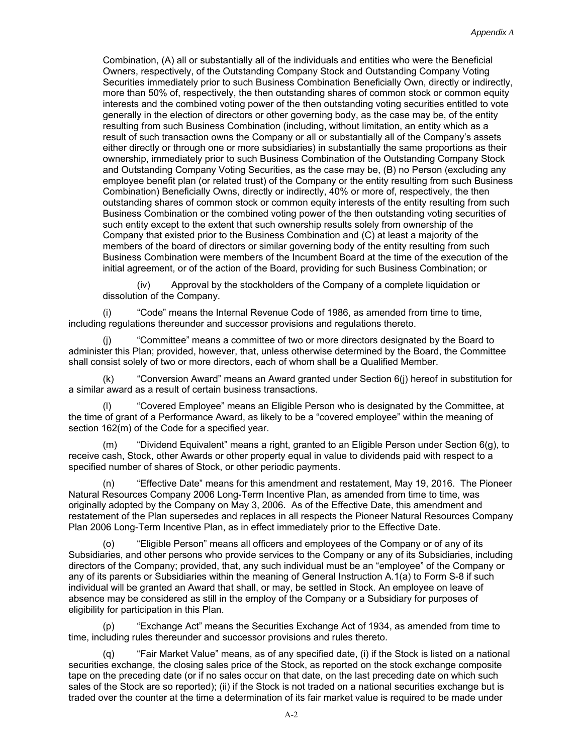Combination, (A) all or substantially all of the individuals and entities who were the Beneficial Owners, respectively, of the Outstanding Company Stock and Outstanding Company Voting Securities immediately prior to such Business Combination Beneficially Own, directly or indirectly, more than 50% of, respectively, the then outstanding shares of common stock or common equity interests and the combined voting power of the then outstanding voting securities entitled to vote generally in the election of directors or other governing body, as the case may be, of the entity resulting from such Business Combination (including, without limitation, an entity which as a result of such transaction owns the Company or all or substantially all of the Company's assets either directly or through one or more subsidiaries) in substantially the same proportions as their ownership, immediately prior to such Business Combination of the Outstanding Company Stock and Outstanding Company Voting Securities, as the case may be, (B) no Person (excluding any employee benefit plan (or related trust) of the Company or the entity resulting from such Business Combination) Beneficially Owns, directly or indirectly, 40% or more of, respectively, the then outstanding shares of common stock or common equity interests of the entity resulting from such Business Combination or the combined voting power of the then outstanding voting securities of such entity except to the extent that such ownership results solely from ownership of the Company that existed prior to the Business Combination and (C) at least a majority of the members of the board of directors or similar governing body of the entity resulting from such Business Combination were members of the Incumbent Board at the time of the execution of the initial agreement, or of the action of the Board, providing for such Business Combination; or

(iv) Approval by the stockholders of the Company of a complete liquidation or dissolution of the Company.

(i) "Code" means the Internal Revenue Code of 1986, as amended from time to time, including regulations thereunder and successor provisions and regulations thereto.

(j) "Committee" means a committee of two or more directors designated by the Board to administer this Plan; provided, however, that, unless otherwise determined by the Board, the Committee shall consist solely of two or more directors, each of whom shall be a Qualified Member.

(k) "Conversion Award" means an Award granted under Section 6(j) hereof in substitution for a similar award as a result of certain business transactions.

(l) "Covered Employee" means an Eligible Person who is designated by the Committee, at the time of grant of a Performance Award, as likely to be a "covered employee" within the meaning of section 162(m) of the Code for a specified year.

(m) "Dividend Equivalent" means a right, granted to an Eligible Person under Section 6(g), to receive cash, Stock, other Awards or other property equal in value to dividends paid with respect to a specified number of shares of Stock, or other periodic payments.

(n) "Effective Date" means for this amendment and restatement, May 19, 2016. The Pioneer Natural Resources Company 2006 Long-Term Incentive Plan, as amended from time to time, was originally adopted by the Company on May 3, 2006. As of the Effective Date, this amendment and restatement of the Plan supersedes and replaces in all respects the Pioneer Natural Resources Company Plan 2006 Long-Term Incentive Plan, as in effect immediately prior to the Effective Date.

(o) "Eligible Person" means all officers and employees of the Company or of any of its Subsidiaries, and other persons who provide services to the Company or any of its Subsidiaries, including directors of the Company; provided, that, any such individual must be an "employee" of the Company or any of its parents or Subsidiaries within the meaning of General Instruction A.1(a) to Form S-8 if such individual will be granted an Award that shall, or may, be settled in Stock. An employee on leave of absence may be considered as still in the employ of the Company or a Subsidiary for purposes of eligibility for participation in this Plan.

(p) "Exchange Act" means the Securities Exchange Act of 1934, as amended from time to time, including rules thereunder and successor provisions and rules thereto.

(q) "Fair Market Value" means, as of any specified date, (i) if the Stock is listed on a national securities exchange, the closing sales price of the Stock, as reported on the stock exchange composite tape on the preceding date (or if no sales occur on that date, on the last preceding date on which such sales of the Stock are so reported); (ii) if the Stock is not traded on a national securities exchange but is traded over the counter at the time a determination of its fair market value is required to be made under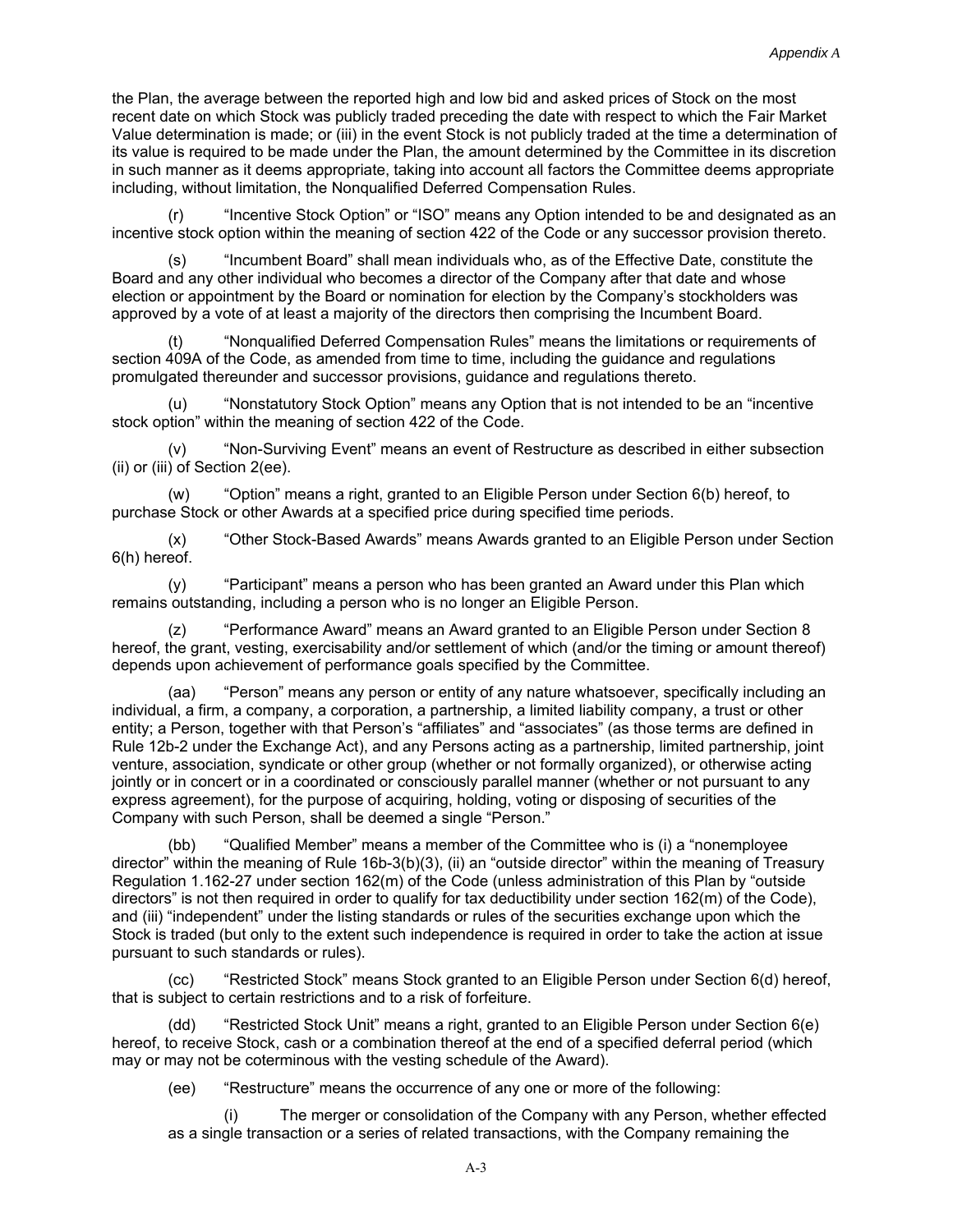the Plan, the average between the reported high and low bid and asked prices of Stock on the most recent date on which Stock was publicly traded preceding the date with respect to which the Fair Market Value determination is made; or (iii) in the event Stock is not publicly traded at the time a determination of its value is required to be made under the Plan, the amount determined by the Committee in its discretion in such manner as it deems appropriate, taking into account all factors the Committee deems appropriate including, without limitation, the Nonqualified Deferred Compensation Rules.

(r) "Incentive Stock Option" or "ISO" means any Option intended to be and designated as an incentive stock option within the meaning of section 422 of the Code or any successor provision thereto.

(s) "Incumbent Board" shall mean individuals who, as of the Effective Date, constitute the Board and any other individual who becomes a director of the Company after that date and whose election or appointment by the Board or nomination for election by the Company's stockholders was approved by a vote of at least a majority of the directors then comprising the Incumbent Board.

(t) "Nonqualified Deferred Compensation Rules" means the limitations or requirements of section 409A of the Code, as amended from time to time, including the guidance and regulations promulgated thereunder and successor provisions, guidance and regulations thereto.

(u) "Nonstatutory Stock Option" means any Option that is not intended to be an "incentive stock option" within the meaning of section 422 of the Code.

(v) "Non-Surviving Event" means an event of Restructure as described in either subsection (ii) or (iii) of Section 2(ee).

(w) "Option" means a right, granted to an Eligible Person under Section 6(b) hereof, to purchase Stock or other Awards at a specified price during specified time periods.

(x) "Other Stock-Based Awards" means Awards granted to an Eligible Person under Section 6(h) hereof.

(y) "Participant" means a person who has been granted an Award under this Plan which remains outstanding, including a person who is no longer an Eligible Person.

(z) "Performance Award" means an Award granted to an Eligible Person under Section 8 hereof, the grant, vesting, exercisability and/or settlement of which (and/or the timing or amount thereof) depends upon achievement of performance goals specified by the Committee.

(aa) "Person" means any person or entity of any nature whatsoever, specifically including an individual, a firm, a company, a corporation, a partnership, a limited liability company, a trust or other entity; a Person, together with that Person's "affiliates" and "associates" (as those terms are defined in Rule 12b-2 under the Exchange Act), and any Persons acting as a partnership, limited partnership, joint venture, association, syndicate or other group (whether or not formally organized), or otherwise acting jointly or in concert or in a coordinated or consciously parallel manner (whether or not pursuant to any express agreement), for the purpose of acquiring, holding, voting or disposing of securities of the Company with such Person, shall be deemed a single "Person."

(bb) "Qualified Member" means a member of the Committee who is (i) a "nonemployee director" within the meaning of Rule 16b-3(b)(3), (ii) an "outside director" within the meaning of Treasury Regulation 1.162-27 under section 162(m) of the Code (unless administration of this Plan by "outside directors" is not then required in order to qualify for tax deductibility under section 162(m) of the Code), and (iii) "independent" under the listing standards or rules of the securities exchange upon which the Stock is traded (but only to the extent such independence is required in order to take the action at issue pursuant to such standards or rules).

(cc) "Restricted Stock" means Stock granted to an Eligible Person under Section 6(d) hereof, that is subject to certain restrictions and to a risk of forfeiture.

(dd) "Restricted Stock Unit" means a right, granted to an Eligible Person under Section 6(e) hereof, to receive Stock, cash or a combination thereof at the end of a specified deferral period (which may or may not be coterminous with the vesting schedule of the Award).

(ee) "Restructure" means the occurrence of any one or more of the following:

(i) The merger or consolidation of the Company with any Person, whether effected as a single transaction or a series of related transactions, with the Company remaining the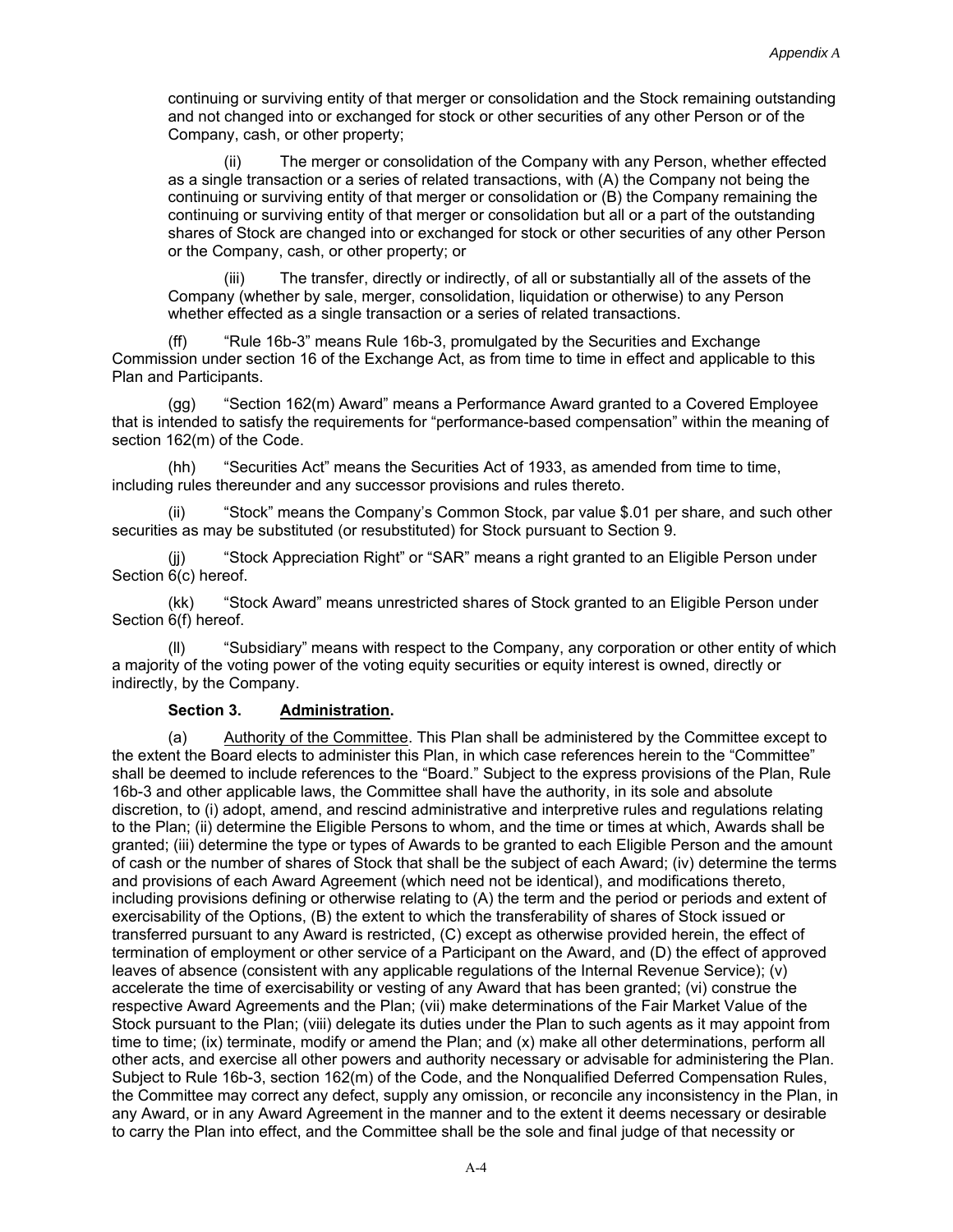continuing or surviving entity of that merger or consolidation and the Stock remaining outstanding and not changed into or exchanged for stock or other securities of any other Person or of the Company, cash, or other property;

(ii) The merger or consolidation of the Company with any Person, whether effected as a single transaction or a series of related transactions, with (A) the Company not being the continuing or surviving entity of that merger or consolidation or (B) the Company remaining the continuing or surviving entity of that merger or consolidation but all or a part of the outstanding shares of Stock are changed into or exchanged for stock or other securities of any other Person or the Company, cash, or other property; or

(iii) The transfer, directly or indirectly, of all or substantially all of the assets of the Company (whether by sale, merger, consolidation, liquidation or otherwise) to any Person whether effected as a single transaction or a series of related transactions.

(ff) "Rule 16b-3" means Rule 16b-3, promulgated by the Securities and Exchange Commission under section 16 of the Exchange Act, as from time to time in effect and applicable to this Plan and Participants.

(gg) "Section 162(m) Award" means a Performance Award granted to a Covered Employee that is intended to satisfy the requirements for "performance-based compensation" within the meaning of section 162(m) of the Code.

(hh) "Securities Act" means the Securities Act of 1933, as amended from time to time, including rules thereunder and any successor provisions and rules thereto.

(ii) "Stock" means the Company's Common Stock, par value $.01 per share, and such other securities as may be substituted (or resubstituted) for Stock pursuant to Section 9.

(jj) "Stock Appreciation Right" or "SAR" means a right granted to an Eligible Person under Section 6(c) hereof.

(kk) "Stock Award" means unrestricted shares of Stock granted to an Eligible Person under Section 6(f) hereof.

(ll) "Subsidiary" means with respect to the Company, any corporation or other entity of which a majority of the voting power of the voting equity securities or equity interest is owned, directly or indirectly, by the Company.

**Section 3. Administration.**

(a) Authority of the Committee. This Plan shall be administered by the Committee except to the extent the Board elects to administer this Plan, in which case references herein to the "Committee" shall be deemed to include references to the "Board." Subject to the express provisions of the Plan, Rule 16b-3 and other applicable laws, the Committee shall have the authority, in its sole and absolute discretion, to (i) adopt, amend, and rescind administrative and interpretive rules and regulations relating to the Plan; (ii) determine the Eligible Persons to whom, and the time or times at which, Awards shall be granted; (iii) determine the type or types of Awards to be granted to each Eligible Person and the amount of cash or the number of shares of Stock that shall be the subject of each Award; (iv) determine the terms and provisions of each Award Agreement (which need not be identical), and modifications thereto, including provisions defining or otherwise relating to (A) the term and the period or periods and extent of exercisability of the Options, (B) the extent to which the transferability of shares of Stock issued or transferred pursuant to any Award is restricted, (C) except as otherwise provided herein, the effect of termination of employment or other service of a Participant on the Award, and (D) the effect of approved leaves of absence (consistent with any applicable regulations of the Internal Revenue Service); (v) accelerate the time of exercisability or vesting of any Award that has been granted; (vi) construe the respective Award Agreements and the Plan; (vii) make determinations of the Fair Market Value of the Stock pursuant to the Plan; (viii) delegate its duties under the Plan to such agents as it may appoint from time to time; (ix) terminate, modify or amend the Plan; and (x) make all other determinations, perform all other acts, and exercise all other powers and authority necessary or advisable for administering the Plan. Subject to Rule 16b-3, section 162(m) of the Code, and the Nonqualified Deferred Compensation Rules, the Committee may correct any defect, supply any omission, or reconcile any inconsistency in the Plan, in any Award, or in any Award Agreement in the manner and to the extent it deems necessary or desirable to carry the Plan into effect, and the Committee shall be the sole and final judge of that necessity or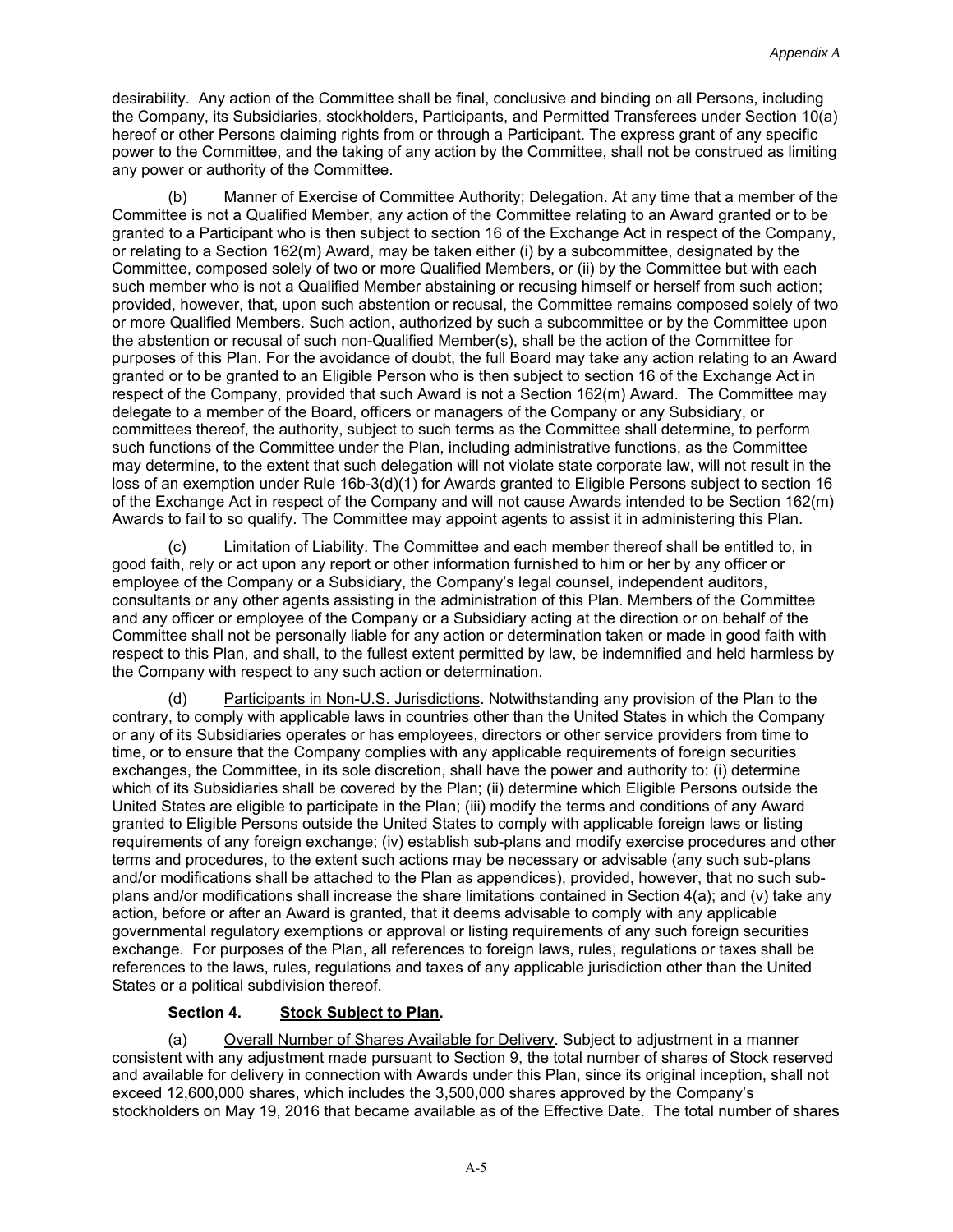desirability. Any action of the Committee shall be final, conclusive and binding on all Persons, including the Company, its Subsidiaries, stockholders, Participants, and Permitted Transferees under Section 10(a) hereof or other Persons claiming rights from or through a Participant. The express grant of any specific power to the Committee, and the taking of any action by the Committee, shall not be construed as limiting any power or authority of the Committee.

(b) Manner of Exercise of Committee Authority; Delegation. At any time that a member of the Committee is not a Qualified Member, any action of the Committee relating to an Award granted or to be granted to a Participant who is then subject to section 16 of the Exchange Act in respect of the Company, or relating to a Section 162(m) Award, may be taken either (i) by a subcommittee, designated by the Committee, composed solely of two or more Qualified Members, or (ii) by the Committee but with each such member who is not a Qualified Member abstaining or recusing himself or herself from such action; provided, however, that, upon such abstention or recusal, the Committee remains composed solely of two or more Qualified Members. Such action, authorized by such a subcommittee or by the Committee upon the abstention or recusal of such non-Qualified Member(s), shall be the action of the Committee for purposes of this Plan. For the avoidance of doubt, the full Board may take any action relating to an Award granted or to be granted to an Eligible Person who is then subject to section 16 of the Exchange Act in respect of the Company, provided that such Award is not a Section 162(m) Award. The Committee may delegate to a member of the Board, officers or managers of the Company or any Subsidiary, or committees thereof, the authority, subject to such terms as the Committee shall determine, to perform such functions of the Committee under the Plan, including administrative functions, as the Committee may determine, to the extent that such delegation will not violate state corporate law, will not result in the loss of an exemption under Rule 16b-3(d)(1) for Awards granted to Eligible Persons subject to section 16 of the Exchange Act in respect of the Company and will not cause Awards intended to be Section 162(m) Awards to fail to so qualify. The Committee may appoint agents to assist it in administering this Plan.

(c) Limitation of Liability. The Committee and each member thereof shall be entitled to, in good faith, rely or act upon any report or other information furnished to him or her by any officer or employee of the Company or a Subsidiary, the Company's legal counsel, independent auditors, consultants or any other agents assisting in the administration of this Plan. Members of the Committee and any officer or employee of the Company or a Subsidiary acting at the direction or on behalf of the Committee shall not be personally liable for any action or determination taken or made in good faith with respect to this Plan, and shall, to the fullest extent permitted by law, be indemnified and held harmless by the Company with respect to any such action or determination.

(d) Participants in Non-U.S. Jurisdictions. Notwithstanding any provision of the Plan to the contrary, to comply with applicable laws in countries other than the United States in which the Company or any of its Subsidiaries operates or has employees, directors or other service providers from time to time, or to ensure that the Company complies with any applicable requirements of foreign securities exchanges, the Committee, in its sole discretion, shall have the power and authority to: (i) determine which of its Subsidiaries shall be covered by the Plan; (ii) determine which Eligible Persons outside the United States are eligible to participate in the Plan; (iii) modify the terms and conditions of any Award granted to Eligible Persons outside the United States to comply with applicable foreign laws or listing requirements of any foreign exchange; (iv) establish sub-plans and modify exercise procedures and other terms and procedures, to the extent such actions may be necessary or advisable (any such sub-plans and/or modifications shall be attached to the Plan as appendices), provided, however, that no such sub-plans and/or modifications shall increase the share limitations contained in Section 4(a); and (v) take any action, before or after an Award is granted, that it deems advisable to comply with any applicable governmental regulatory exemptions or approval or listing requirements of any such foreign securities exchange. For purposes of the Plan, all references to foreign laws, rules, regulations or taxes shall be references to the laws, rules, regulations and taxes of any applicable jurisdiction other than the United States or a political subdivision thereof.

**Section 4. Stock Subject to Plan.**

(a) Overall Number of Shares Available for Delivery. Subject to adjustment in a manner consistent with any adjustment made pursuant to Section 9, the total number of shares of Stock reserved and available for delivery in connection with Awards under this Plan, since its original inception, shall not exceed 12,600,000 shares, which includes the 3,500,000 shares approved by the Company's stockholders on May 19, 2016 that became available as of the Effective Date. The total number of shares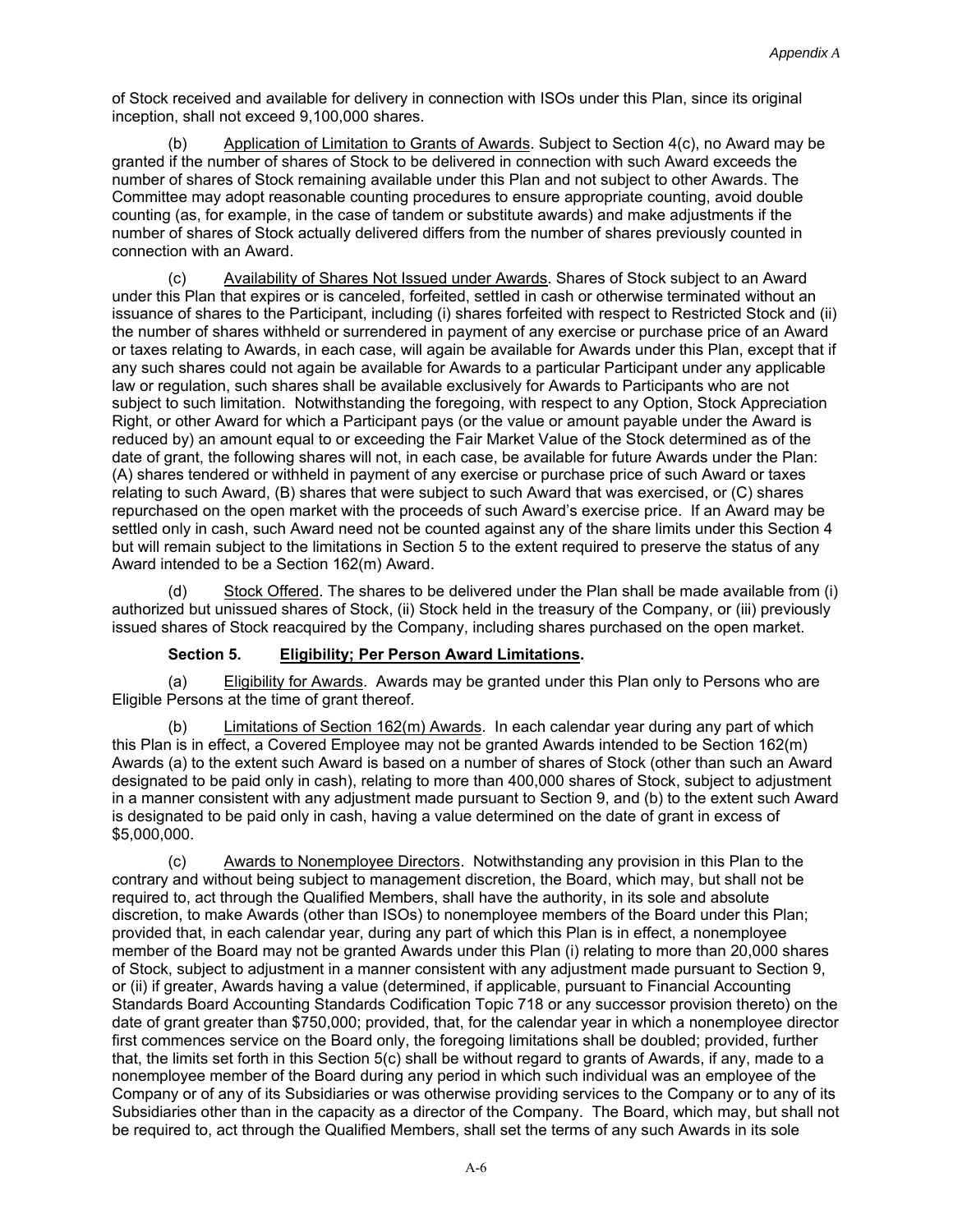of Stock received and available for delivery in connection with ISOs under this Plan, since its original inception, shall not exceed 9,100,000 shares.

(b) Application of Limitation to Grants of Awards. Subject to Section 4(c), no Award may be granted if the number of shares of Stock to be delivered in connection with such Award exceeds the number of shares of Stock remaining available under this Plan and not subject to other Awards. The Committee may adopt reasonable counting procedures to ensure appropriate counting, avoid double counting (as, for example, in the case of tandem or substitute awards) and make adjustments if the number of shares of Stock actually delivered differs from the number of shares previously counted in connection with an Award.

(c) Availability of Shares Not Issued under Awards. Shares of Stock subject to an Award under this Plan that expires or is canceled, forfeited, settled in cash or otherwise terminated without an issuance of shares to the Participant, including (i) shares forfeited with respect to Restricted Stock and (ii) the number of shares withheld or surrendered in payment of any exercise or purchase price of an Award or taxes relating to Awards, in each case, will again be available for Awards under this Plan, except that if any such shares could not again be available for Awards to a particular Participant under any applicable law or regulation, such shares shall be available exclusively for Awards to Participants who are not subject to such limitation. Notwithstanding the foregoing, with respect to any Option, Stock Appreciation Right, or other Award for which a Participant pays (or the value or amount payable under the Award is reduced by) an amount equal to or exceeding the Fair Market Value of the Stock determined as of the date of grant, the following shares will not, in each case, be available for future Awards under the Plan: (A) shares tendered or withheld in payment of any exercise or purchase price of such Award or taxes relating to such Award, (B) shares that were subject to such Award that was exercised, or (C) shares repurchased on the open market with the proceeds of such Award's exercise price. If an Award may be settled only in cash, such Award need not be counted against any of the share limits under this Section 4 but will remain subject to the limitations in Section 5 to the extent required to preserve the status of any Award intended to be a Section 162(m) Award.

(d) Stock Offered. The shares to be delivered under the Plan shall be made available from (i) authorized but unissued shares of Stock, (ii) Stock held in the treasury of the Company, or (iii) previously issued shares of Stock reacquired by the Company, including shares purchased on the open market.

**Section 5. Eligibility; Per Person Award Limitations.**

(a) Eligibility for Awards. Awards may be granted under this Plan only to Persons who are Eligible Persons at the time of grant thereof.

(b) Limitations of Section 162(m) Awards. In each calendar year during any part of which this Plan is in effect, a Covered Employee may not be granted Awards intended to be Section 162(m) Awards (a) to the extent such Award is based on a number of shares of Stock (other than such an Award designated to be paid only in cash), relating to more than 400,000 shares of Stock, subject to adjustment in a manner consistent with any adjustment made pursuant to Section 9, and (b) to the extent such Award is designated to be paid only in cash, having a value determined on the date of grant in excess of $5,000,000.

(c) Awards to Nonemployee Directors. Notwithstanding any provision in this Plan to the contrary and without being subject to management discretion, the Board, which may, but shall not be required to, act through the Qualified Members, shall have the authority, in its sole and absolute discretion, to make Awards (other than ISOs) to nonemployee members of the Board under this Plan; provided that, in each calendar year, during any part of which this Plan is in effect, a nonemployee member of the Board may not be granted Awards under this Plan (i) relating to more than 20,000 shares of Stock, subject to adjustment in a manner consistent with any adjustment made pursuant to Section 9, or (ii) if greater, Awards having a value (determined, if applicable, pursuant to Financial Accounting Standards Board Accounting Standards Codification Topic 718 or any successor provision thereto) on the date of grant greater than $750,000; provided, that, for the calendar year in which a nonemployee director first commences service on the Board only, the foregoing limitations shall be doubled; provided, further that, the limits set forth in this Section 5(c) shall be without regard to grants of Awards, if any, made to a nonemployee member of the Board during any period in which such individual was an employee of the Company or of any of its Subsidiaries or was otherwise providing services to the Company or to any of its Subsidiaries other than in the capacity as a director of the Company. The Board, which may, but shall not be required to, act through the Qualified Members, shall set the terms of any such Awards in its sole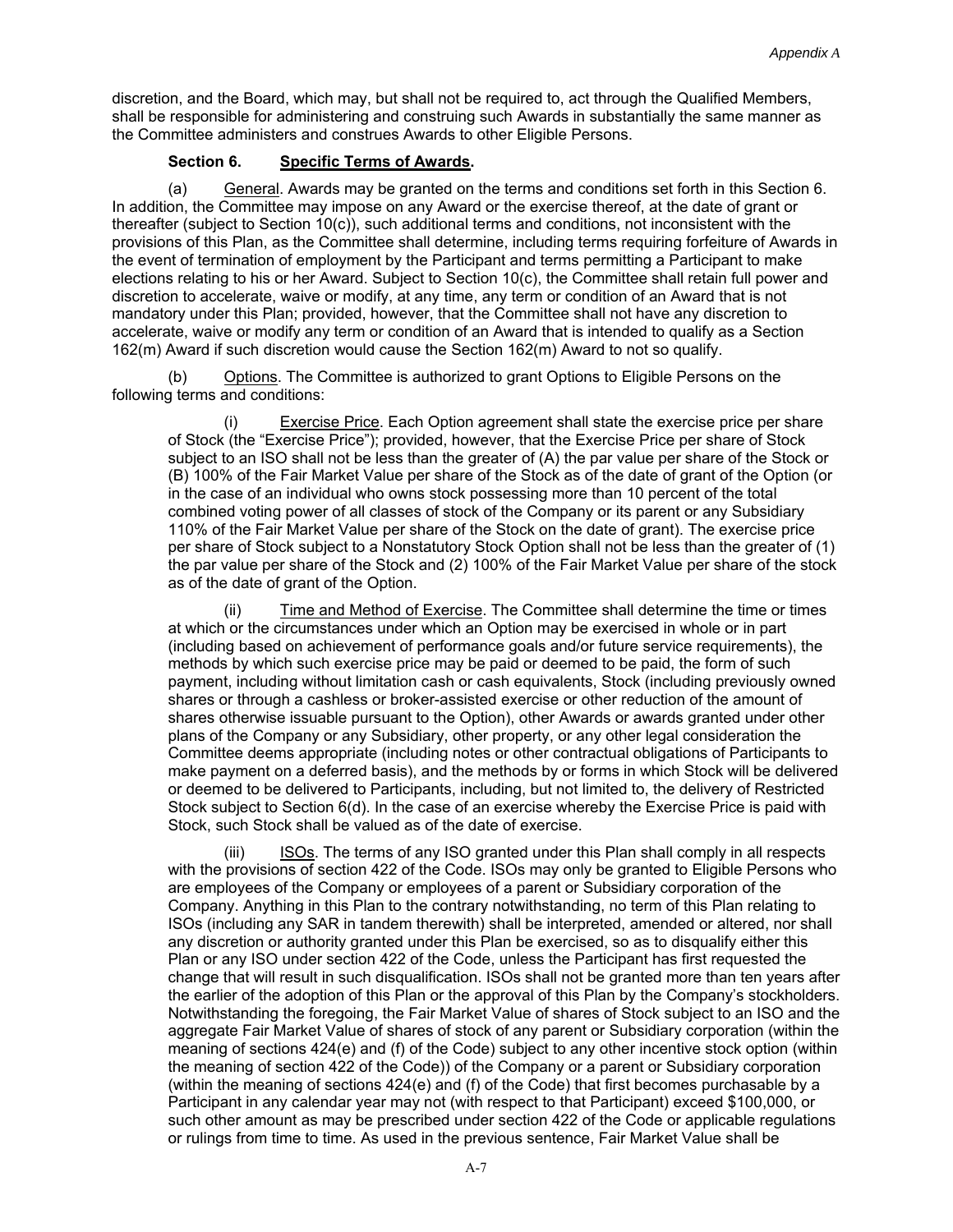discretion, and the Board, which may, but shall not be required to, act through the Qualified Members, shall be responsible for administering and construing such Awards in substantially the same manner as the Committee administers and construes Awards to other Eligible Persons.

**Section 6. Specific Terms of Awards.**

(a) General. Awards may be granted on the terms and conditions set forth in this Section 6. In addition, the Committee may impose on any Award or the exercise thereof, at the date of grant or thereafter (subject to Section 10(c)), such additional terms and conditions, not inconsistent with the provisions of this Plan, as the Committee shall determine, including terms requiring forfeiture of Awards in the event of termination of employment by the Participant and terms permitting a Participant to make elections relating to his or her Award. Subject to Section 10(c), the Committee shall retain full power and discretion to accelerate, waive or modify, at any time, any term or condition of an Award that is not mandatory under this Plan; provided, however, that the Committee shall not have any discretion to accelerate, waive or modify any term or condition of an Award that is intended to qualify as a Section 162(m) Award if such discretion would cause the Section 162(m) Award to not so qualify.

(b) Options. The Committee is authorized to grant Options to Eligible Persons on the following terms and conditions:

(i) Exercise Price. Each Option agreement shall state the exercise price per share of Stock (the "Exercise Price"); provided, however, that the Exercise Price per share of Stock subject to an ISO shall not be less than the greater of (A) the par value per share of the Stock or (B) 100% of the Fair Market Value per share of the Stock as of the date of grant of the Option (or in the case of an individual who owns stock possessing more than 10 percent of the total combined voting power of all classes of stock of the Company or its parent or any Subsidiary 110% of the Fair Market Value per share of the Stock on the date of grant). The exercise price per share of Stock subject to a Nonstatutory Stock Option shall not be less than the greater of (1) the par value per share of the Stock and (2) 100% of the Fair Market Value per share of the stock as of the date of grant of the Option.

(ii) Time and Method of Exercise. The Committee shall determine the time or times at which or the circumstances under which an Option may be exercised in whole or in part (including based on achievement of performance goals and/or future service requirements), the methods by which such exercise price may be paid or deemed to be paid, the form of such payment, including without limitation cash or cash equivalents, Stock (including previously owned shares or through a cashless or broker-assisted exercise or other reduction of the amount of shares otherwise issuable pursuant to the Option), other Awards or awards granted under other plans of the Company or any Subsidiary, other property, or any other legal consideration the Committee deems appropriate (including notes or other contractual obligations of Participants to make payment on a deferred basis), and the methods by or forms in which Stock will be delivered or deemed to be delivered to Participants, including, but not limited to, the delivery of Restricted Stock subject to Section 6(d). In the case of an exercise whereby the Exercise Price is paid with Stock, such Stock shall be valued as of the date of exercise.

(iii) ISOs. The terms of any ISO granted under this Plan shall comply in all respects with the provisions of section 422 of the Code. ISOs may only be granted to Eligible Persons who are employees of the Company or employees of a parent or Subsidiary corporation of the Company. Anything in this Plan to the contrary notwithstanding, no term of this Plan relating to ISOs (including any SAR in tandem therewith) shall be interpreted, amended or altered, nor shall any discretion or authority granted under this Plan be exercised, so as to disqualify either this Plan or any ISO under section 422 of the Code, unless the Participant has first requested the change that will result in such disqualification. ISOs shall not be granted more than ten years after the earlier of the adoption of this Plan or the approval of this Plan by the Company's stockholders. Notwithstanding the foregoing, the Fair Market Value of shares of Stock subject to an ISO and the aggregate Fair Market Value of shares of stock of any parent or Subsidiary corporation (within the meaning of sections 424(e) and (f) of the Code) subject to any other incentive stock option (within the meaning of section 422 of the Code)) of the Company or a parent or Subsidiary corporation (within the meaning of sections 424(e) and (f) of the Code) that first becomes purchasable by a Participant in any calendar year may not (with respect to that Participant) exceed $100,000, or such other amount as may be prescribed under section 422 of the Code or applicable regulations or rulings from time to time. As used in the previous sentence, Fair Market Value shall be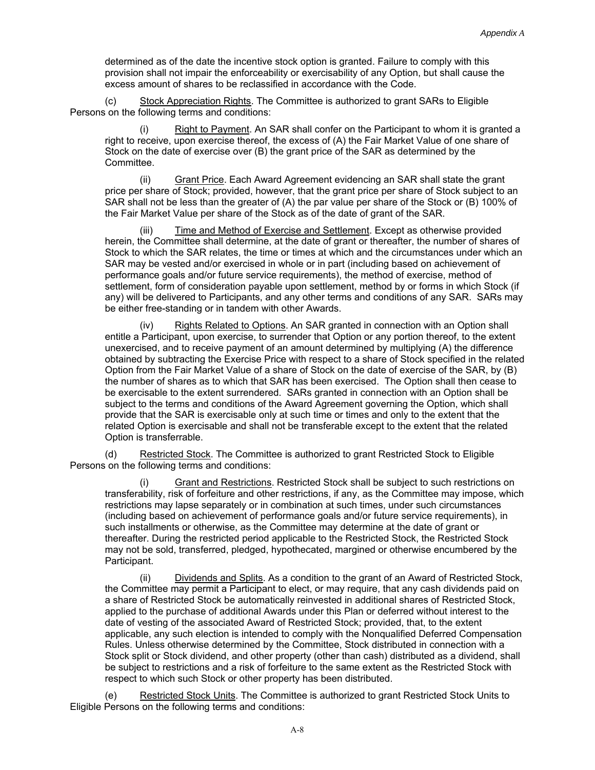determined as of the date the incentive stock option is granted. Failure to comply with this provision shall not impair the enforceability or exercisability of any Option, but shall cause the excess amount of shares to be reclassified in accordance with the Code.

(c) Stock Appreciation Rights. The Committee is authorized to grant SARs to Eligible Persons on the following terms and conditions:

(i) Right to Payment. An SAR shall confer on the Participant to whom it is granted a right to receive, upon exercise thereof, the excess of (A) the Fair Market Value of one share of Stock on the date of exercise over (B) the grant price of the SAR as determined by the Committee.

(ii) Grant Price. Each Award Agreement evidencing an SAR shall state the grant price per share of Stock; provided, however, that the grant price per share of Stock subject to an SAR shall not be less than the greater of (A) the par value per share of the Stock or (B) 100% of the Fair Market Value per share of the Stock as of the date of grant of the SAR.

(iii) Time and Method of Exercise and Settlement. Except as otherwise provided herein, the Committee shall determine, at the date of grant or thereafter, the number of shares of Stock to which the SAR relates, the time or times at which and the circumstances under which an SAR may be vested and/or exercised in whole or in part (including based on achievement of performance goals and/or future service requirements), the method of exercise, method of settlement, form of consideration payable upon settlement, method by or forms in which Stock (if any) will be delivered to Participants, and any other terms and conditions of any SAR. SARs may be either free-standing or in tandem with other Awards.

(iv) Rights Related to Options. An SAR granted in connection with an Option shall entitle a Participant, upon exercise, to surrender that Option or any portion thereof, to the extent unexercised, and to receive payment of an amount determined by multiplying (A) the difference obtained by subtracting the Exercise Price with respect to a share of Stock specified in the related Option from the Fair Market Value of a share of Stock on the date of exercise of the SAR, by (B) the number of shares as to which that SAR has been exercised. The Option shall then cease to be exercisable to the extent surrendered. SARs granted in connection with an Option shall be subject to the terms and conditions of the Award Agreement governing the Option, which shall provide that the SAR is exercisable only at such time or times and only to the extent that the related Option is exercisable and shall not be transferable except to the extent that the related Option is transferrable.

(d) Restricted Stock. The Committee is authorized to grant Restricted Stock to Eligible Persons on the following terms and conditions:

(i) Grant and Restrictions. Restricted Stock shall be subject to such restrictions on transferability, risk of forfeiture and other restrictions, if any, as the Committee may impose, which restrictions may lapse separately or in combination at such times, under such circumstances (including based on achievement of performance goals and/or future service requirements), in such installments or otherwise, as the Committee may determine at the date of grant or thereafter. During the restricted period applicable to the Restricted Stock, the Restricted Stock may not be sold, transferred, pledged, hypothecated, margined or otherwise encumbered by the Participant.

(ii) Dividends and Splits. As a condition to the grant of an Award of Restricted Stock, the Committee may permit a Participant to elect, or may require, that any cash dividends paid on a share of Restricted Stock be automatically reinvested in additional shares of Restricted Stock, applied to the purchase of additional Awards under this Plan or deferred without interest to the date of vesting of the associated Award of Restricted Stock; provided, that, to the extent applicable, any such election is intended to comply with the Nonqualified Deferred Compensation Rules. Unless otherwise determined by the Committee, Stock distributed in connection with a Stock split or Stock dividend, and other property (other than cash) distributed as a dividend, shall be subject to restrictions and a risk of forfeiture to the same extent as the Restricted Stock with respect to which such Stock or other property has been distributed.

(e) Restricted Stock Units. The Committee is authorized to grant Restricted Stock Units to Eligible Persons on the following terms and conditions: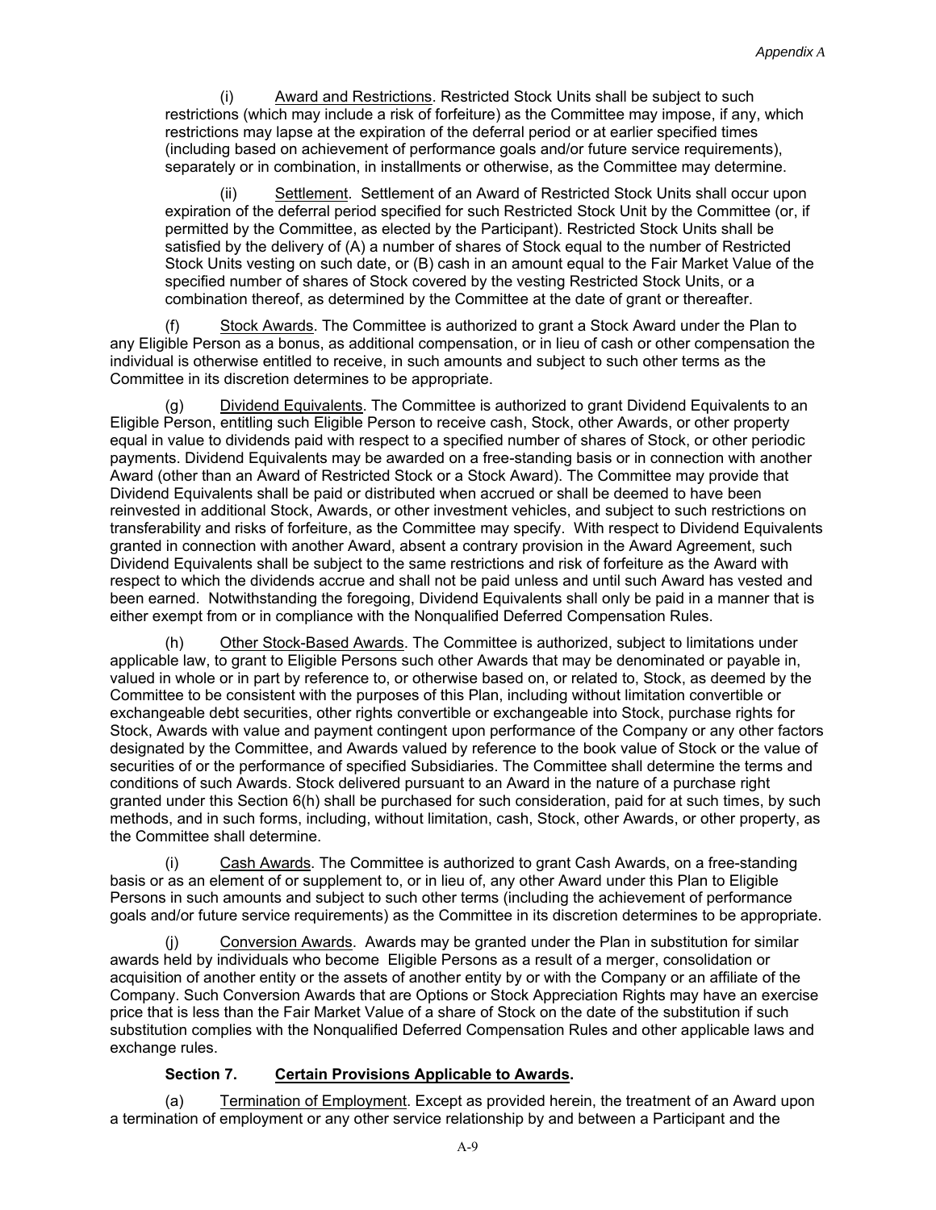(i) Award and Restrictions. Restricted Stock Units shall be subject to such restrictions (which may include a risk of forfeiture) as the Committee may impose, if any, which restrictions may lapse at the expiration of the deferral period or at earlier specified times (including based on achievement of performance goals and/or future service requirements), separately or in combination, in installments or otherwise, as the Committee may determine.

(ii) Settlement. Settlement of an Award of Restricted Stock Units shall occur upon expiration of the deferral period specified for such Restricted Stock Unit by the Committee (or, if permitted by the Committee, as elected by the Participant). Restricted Stock Units shall be satisfied by the delivery of (A) a number of shares of Stock equal to the number of Restricted Stock Units vesting on such date, or (B) cash in an amount equal to the Fair Market Value of the specified number of shares of Stock covered by the vesting Restricted Stock Units, or a combination thereof, as determined by the Committee at the date of grant or thereafter.

(f) Stock Awards. The Committee is authorized to grant a Stock Award under the Plan to any Eligible Person as a bonus, as additional compensation, or in lieu of cash or other compensation the individual is otherwise entitled to receive, in such amounts and subject to such other terms as the Committee in its discretion determines to be appropriate.

(g) Dividend Equivalents. The Committee is authorized to grant Dividend Equivalents to an Eligible Person, entitling such Eligible Person to receive cash, Stock, other Awards, or other property equal in value to dividends paid with respect to a specified number of shares of Stock, or other periodic payments. Dividend Equivalents may be awarded on a free-standing basis or in connection with another Award (other than an Award of Restricted Stock or a Stock Award). The Committee may provide that Dividend Equivalents shall be paid or distributed when accrued or shall be deemed to have been reinvested in additional Stock, Awards, or other investment vehicles, and subject to such restrictions on transferability and risks of forfeiture, as the Committee may specify. With respect to Dividend Equivalents granted in connection with another Award, absent a contrary provision in the Award Agreement, such Dividend Equivalents shall be subject to the same restrictions and risk of forfeiture as the Award with respect to which the dividends accrue and shall not be paid unless and until such Award has vested and been earned. Notwithstanding the foregoing, Dividend Equivalents shall only be paid in a manner that is either exempt from or in compliance with the Nonqualified Deferred Compensation Rules.

(h) Other Stock-Based Awards. The Committee is authorized, subject to limitations under applicable law, to grant to Eligible Persons such other Awards that may be denominated or payable in, valued in whole or in part by reference to, or otherwise based on, or related to, Stock, as deemed by the Committee to be consistent with the purposes of this Plan, including without limitation convertible or exchangeable debt securities, other rights convertible or exchangeable into Stock, purchase rights for Stock, Awards with value and payment contingent upon performance of the Company or any other factors designated by the Committee, and Awards valued by reference to the book value of Stock or the value of securities of or the performance of specified Subsidiaries. The Committee shall determine the terms and conditions of such Awards. Stock delivered pursuant to an Award in the nature of a purchase right granted under this Section 6(h) shall be purchased for such consideration, paid for at such times, by such methods, and in such forms, including, without limitation, cash, Stock, other Awards, or other property, as the Committee shall determine.

(i) Cash Awards. The Committee is authorized to grant Cash Awards, on a free-standing basis or as an element of or supplement to, or in lieu of, any other Award under this Plan to Eligible Persons in such amounts and subject to such other terms (including the achievement of performance goals and/or future service requirements) as the Committee in its discretion determines to be appropriate.

(j) Conversion Awards. Awards may be granted under the Plan in substitution for similar awards held by individuals who become Eligible Persons as a result of a merger, consolidation or acquisition of another entity or the assets of another entity by or with the Company or an affiliate of the Company. Such Conversion Awards that are Options or Stock Appreciation Rights may have an exercise price that is less than the Fair Market Value of a share of Stock on the date of the substitution if such substitution complies with the Nonqualified Deferred Compensation Rules and other applicable laws and exchange rules.

### Section 7. Certain Provisions Applicable to Awards.

(a) Termination of Employment. Except as provided herein, the treatment of an Award upon a termination of employment or any other service relationship by and between a Participant and the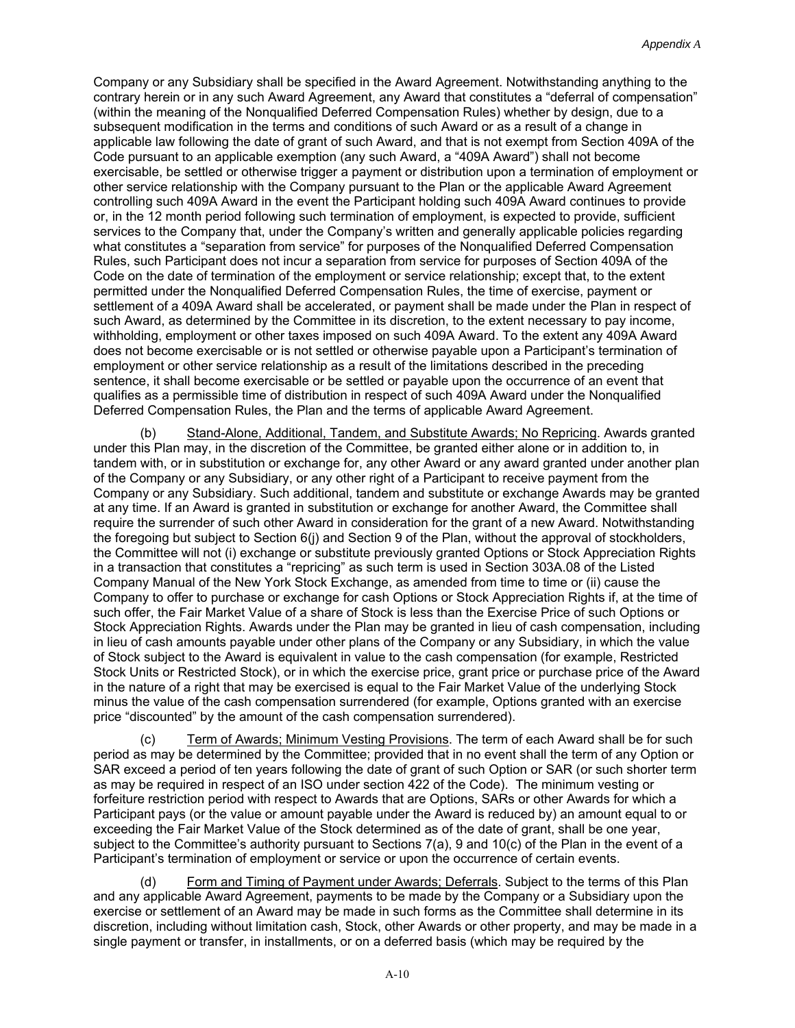Company or any Subsidiary shall be specified in the Award Agreement. Notwithstanding anything to the contrary herein or in any such Award Agreement, any Award that constitutes a "deferral of compensation" (within the meaning of the Nonqualified Deferred Compensation Rules) whether by design, due to a subsequent modification in the terms and conditions of such Award or as a result of a change in applicable law following the date of grant of such Award, and that is not exempt from Section 409A of the Code pursuant to an applicable exemption (any such Award, a "409A Award") shall not become exercisable, be settled or otherwise trigger a payment or distribution upon a termination of employment or other service relationship with the Company pursuant to the Plan or the applicable Award Agreement controlling such 409A Award in the event the Participant holding such 409A Award continues to provide or, in the 12 month period following such termination of employment, is expected to provide, sufficient services to the Company that, under the Company's written and generally applicable policies regarding what constitutes a "separation from service" for purposes of the Nonqualified Deferred Compensation Rules, such Participant does not incur a separation from service for purposes of Section 409A of the Code on the date of termination of the employment or service relationship; except that, to the extent permitted under the Nonqualified Deferred Compensation Rules, the time of exercise, payment or settlement of a 409A Award shall be accelerated, or payment shall be made under the Plan in respect of such Award, as determined by the Committee in its discretion, to the extent necessary to pay income, withholding, employment or other taxes imposed on such 409A Award. To the extent any 409A Award does not become exercisable or is not settled or otherwise payable upon a Participant's termination of employment or other service relationship as a result of the limitations described in the preceding sentence, it shall become exercisable or be settled or payable upon the occurrence of an event that qualifies as a permissible time of distribution in respect of such 409A Award under the Nonqualified Deferred Compensation Rules, the Plan and the terms of applicable Award Agreement.

(b) Stand-Alone, Additional, Tandem, and Substitute Awards; No Repricing. Awards granted under this Plan may, in the discretion of the Committee, be granted either alone or in addition to, in tandem with, or in substitution or exchange for, any other Award or any award granted under another plan of the Company or any Subsidiary, or any other right of a Participant to receive payment from the Company or any Subsidiary. Such additional, tandem and substitute or exchange Awards may be granted at any time. If an Award is granted in substitution or exchange for another Award, the Committee shall require the surrender of such other Award in consideration for the grant of a new Award. Notwithstanding the foregoing but subject to Section 6(j) and Section 9 of the Plan, without the approval of stockholders, the Committee will not (i) exchange or substitute previously granted Options or Stock Appreciation Rights in a transaction that constitutes a "repricing" as such term is used in Section 303A.08 of the Listed Company Manual of the New York Stock Exchange, as amended from time to time or (ii) cause the Company to offer to purchase or exchange for cash Options or Stock Appreciation Rights if, at the time of such offer, the Fair Market Value of a share of Stock is less than the Exercise Price of such Options or Stock Appreciation Rights. Awards under the Plan may be granted in lieu of cash compensation, including in lieu of cash amounts payable under other plans of the Company or any Subsidiary, in which the value of Stock subject to the Award is equivalent in value to the cash compensation (for example, Restricted Stock Units or Restricted Stock), or in which the exercise price, grant price or purchase price of the Award in the nature of a right that may be exercised is equal to the Fair Market Value of the underlying Stock minus the value of the cash compensation surrendered (for example, Options granted with an exercise price "discounted" by the amount of the cash compensation surrendered).

(c) Term of Awards; Minimum Vesting Provisions. The term of each Award shall be for such period as may be determined by the Committee; provided that in no event shall the term of any Option or SAR exceed a period of ten years following the date of grant of such Option or SAR (or such shorter term as may be required in respect of an ISO under section 422 of the Code). The minimum vesting or forfeiture restriction period with respect to Awards that are Options, SARs or other Awards for which a Participant pays (or the value or amount payable under the Award is reduced by) an amount equal to or exceeding the Fair Market Value of the Stock determined as of the date of grant, shall be one year, subject to the Committee's authority pursuant to Sections 7(a), 9 and 10(c) of the Plan in the event of a Participant's termination of employment or service or upon the occurrence of certain events.

(d) Form and Timing of Payment under Awards; Deferrals. Subject to the terms of this Plan and any applicable Award Agreement, payments to be made by the Company or a Subsidiary upon the exercise or settlement of an Award may be made in such forms as the Committee shall determine in its discretion, including without limitation cash, Stock, other Awards or other property, and may be made in a single payment or transfer, in installments, or on a deferred basis (which may be required by the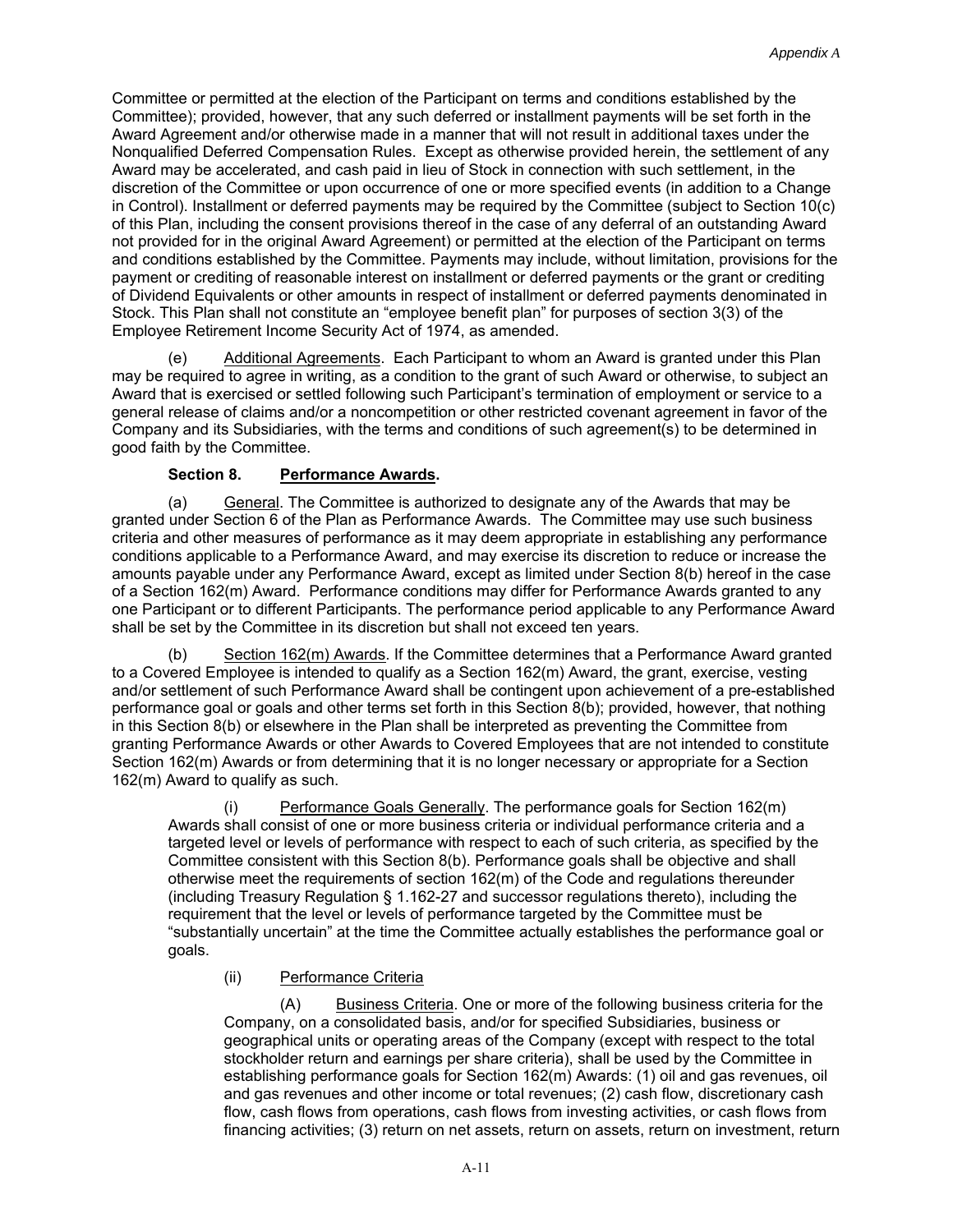Committee or permitted at the election of the Participant on terms and conditions established by the Committee); provided, however, that any such deferred or installment payments will be set forth in the Award Agreement and/or otherwise made in a manner that will not result in additional taxes under the Nonqualified Deferred Compensation Rules. Except as otherwise provided herein, the settlement of any Award may be accelerated, and cash paid in lieu of Stock in connection with such settlement, in the discretion of the Committee or upon occurrence of one or more specified events (in addition to a Change in Control). Installment or deferred payments may be required by the Committee (subject to Section 10(c) of this Plan, including the consent provisions thereof in the case of any deferral of an outstanding Award not provided for in the original Award Agreement) or permitted at the election of the Participant on terms and conditions established by the Committee. Payments may include, without limitation, provisions for the payment or crediting of reasonable interest on installment or deferred payments or the grant or crediting of Dividend Equivalents or other amounts in respect of installment or deferred payments denominated in Stock. This Plan shall not constitute an "employee benefit plan" for purposes of section 3(3) of the Employee Retirement Income Security Act of 1974, as amended.

(e) Additional Agreements. Each Participant to whom an Award is granted under this Plan may be required to agree in writing, as a condition to the grant of such Award or otherwise, to subject an Award that is exercised or settled following such Participant's termination of employment or service to a general release of claims and/or a noncompetition or other restricted covenant agreement in favor of the Company and its Subsidiaries, with the terms and conditions of such agreement(s) to be determined in good faith by the Committee.

**Section 8. Performance Awards.**

(a) General. The Committee is authorized to designate any of the Awards that may be granted under Section 6 of the Plan as Performance Awards. The Committee may use such business criteria and other measures of performance as it may deem appropriate in establishing any performance conditions applicable to a Performance Award, and may exercise its discretion to reduce or increase the amounts payable under any Performance Award, except as limited under Section 8(b) hereof in the case of a Section 162(m) Award. Performance conditions may differ for Performance Awards granted to any one Participant or to different Participants. The performance period applicable to any Performance Award shall be set by the Committee in its discretion but shall not exceed ten years.

(b) Section 162(m) Awards. If the Committee determines that a Performance Award granted to a Covered Employee is intended to qualify as a Section 162(m) Award, the grant, exercise, vesting and/or settlement of such Performance Award shall be contingent upon achievement of a pre-established performance goal or goals and other terms set forth in this Section 8(b); provided, however, that nothing in this Section 8(b) or elsewhere in the Plan shall be interpreted as preventing the Committee from granting Performance Awards or other Awards to Covered Employees that are not intended to constitute Section 162(m) Awards or from determining that it is no longer necessary or appropriate for a Section 162(m) Award to qualify as such.

(i) Performance Goals Generally. The performance goals for Section 162(m) Awards shall consist of one or more business criteria or individual performance criteria and a targeted level or levels of performance with respect to each of such criteria, as specified by the Committee consistent with this Section 8(b). Performance goals shall be objective and shall otherwise meet the requirements of section 162(m) of the Code and regulations thereunder (including Treasury Regulation § 1.162-27 and successor regulations thereto), including the requirement that the level or levels of performance targeted by the Committee must be "substantially uncertain" at the time the Committee actually establishes the performance goal or goals.

(ii) Performance Criteria

(A) Business Criteria. One or more of the following business criteria for the Company, on a consolidated basis, and/or for specified Subsidiaries, business or geographical units or operating areas of the Company (except with respect to the total stockholder return and earnings per share criteria), shall be used by the Committee in establishing performance goals for Section 162(m) Awards: (1) oil and gas revenues, oil and gas revenues and other income or total revenues; (2) cash flow, discretionary cash flow, cash flows from operations, cash flows from investing activities, or cash flows from financing activities; (3) return on net assets, return on assets, return on investment, return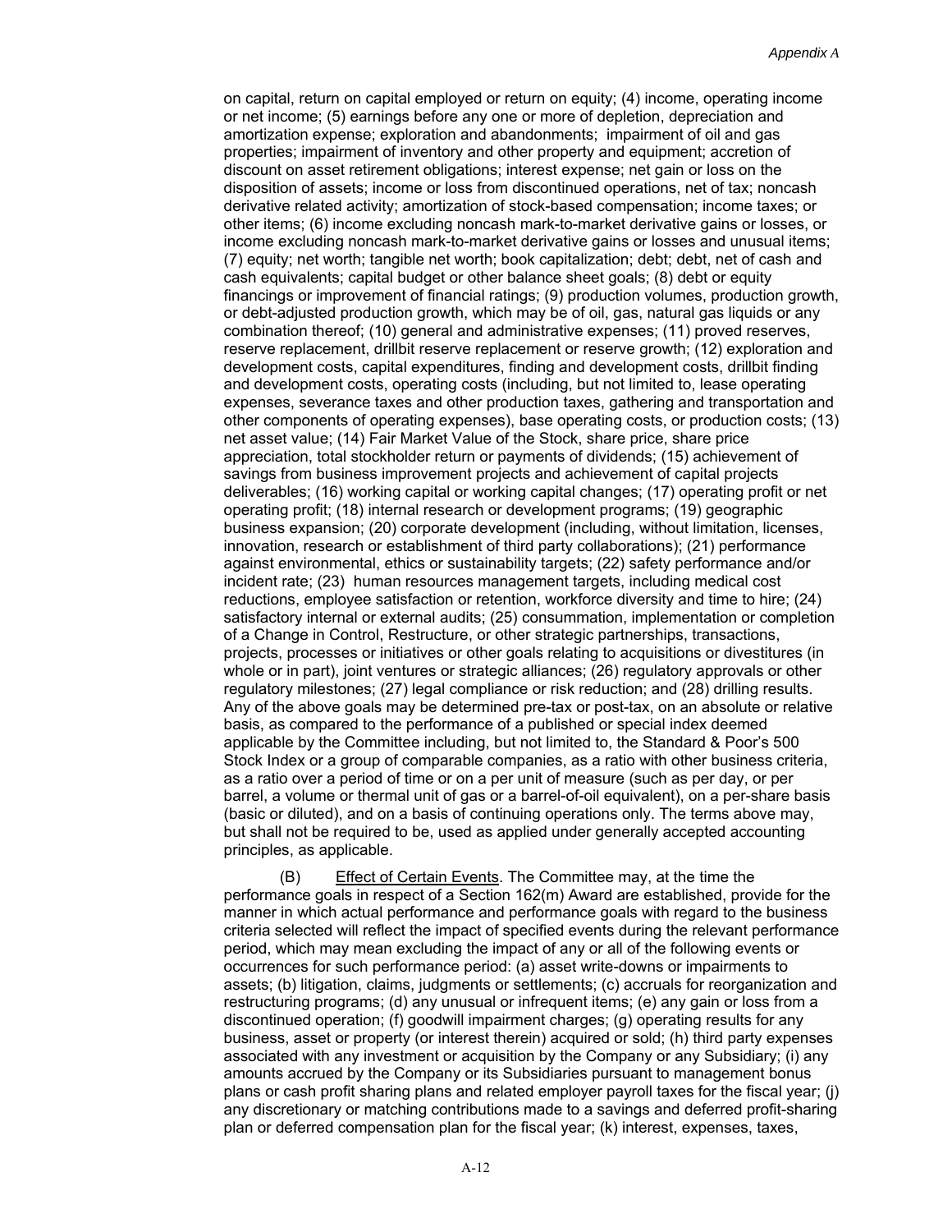on capital, return on capital employed or return on equity; (4) income, operating income or net income; (5) earnings before any one or more of depletion, depreciation and amortization expense; exploration and abandonments; impairment of oil and gas properties; impairment of inventory and other property and equipment; accretion of discount on asset retirement obligations; interest expense; net gain or loss on the disposition of assets; income or loss from discontinued operations, net of tax; noncash derivative related activity; amortization of stock-based compensation; income taxes; or other items; (6) income excluding noncash mark-to-market derivative gains or losses, or income excluding noncash mark-to-market derivative gains or losses and unusual items; (7) equity; net worth; tangible net worth; book capitalization; debt; debt, net of cash and cash equivalents; capital budget or other balance sheet goals; (8) debt or equity financings or improvement of financial ratings; (9) production volumes, production growth, or debt-adjusted production growth, which may be of oil, gas, natural gas liquids or any combination thereof; (10) general and administrative expenses; (11) proved reserves, reserve replacement, drillbit reserve replacement or reserve growth; (12) exploration and development costs, capital expenditures, finding and development costs, drillbit finding and development costs, operating costs (including, but not limited to, lease operating expenses, severance taxes and other production taxes, gathering and transportation and other components of operating expenses), base operating costs, or production costs; (13) net asset value; (14) Fair Market Value of the Stock, share price, share price appreciation, total stockholder return or payments of dividends; (15) achievement of savings from business improvement projects and achievement of capital projects deliverables; (16) working capital or working capital changes; (17) operating profit or net operating profit; (18) internal research or development programs; (19) geographic business expansion; (20) corporate development (including, without limitation, licenses, innovation, research or establishment of third party collaborations); (21) performance against environmental, ethics or sustainability targets; (22) safety performance and/or incident rate; (23) human resources management targets, including medical cost reductions, employee satisfaction or retention, workforce diversity and time to hire; (24) satisfactory internal or external audits; (25) consummation, implementation or completion of a Change in Control, Restructure, or other strategic partnerships, transactions, projects, processes or initiatives or other goals relating to acquisitions or divestitures (in whole or in part), joint ventures or strategic alliances; (26) regulatory approvals or other regulatory milestones; (27) legal compliance or risk reduction; and (28) drilling results. Any of the above goals may be determined pre-tax or post-tax, on an absolute or relative basis, as compared to the performance of a published or special index deemed applicable by the Committee including, but not limited to, the Standard & Poor's 500 Stock Index or a group of comparable companies, as a ratio with other business criteria, as a ratio over a period of time or on a per unit of measure (such as per day, or per barrel, a volume or thermal unit of gas or a barrel-of-oil equivalent), on a per-share basis (basic or diluted), and on a basis of continuing operations only. The terms above may, but shall not be required to be, used as applied under generally accepted accounting principles, as applicable.

(B) Effect of Certain Events. The Committee may, at the time the performance goals in respect of a Section 162(m) Award are established, provide for the manner in which actual performance and performance goals with regard to the business criteria selected will reflect the impact of specified events during the relevant performance period, which may mean excluding the impact of any or all of the following events or occurrences for such performance period: (a) asset write-downs or impairments to assets; (b) litigation, claims, judgments or settlements; (c) accruals for reorganization and restructuring programs; (d) any unusual or infrequent items; (e) any gain or loss from a discontinued operation; (f) goodwill impairment charges; (g) operating results for any business, asset or property (or interest therein) acquired or sold; (h) third party expenses associated with any investment or acquisition by the Company or any Subsidiary; (i) any amounts accrued by the Company or its Subsidiaries pursuant to management bonus plans or cash profit sharing plans and related employer payroll taxes for the fiscal year; (j) any discretionary or matching contributions made to a savings and deferred profit-sharing plan or deferred compensation plan for the fiscal year; (k) interest, expenses, taxes,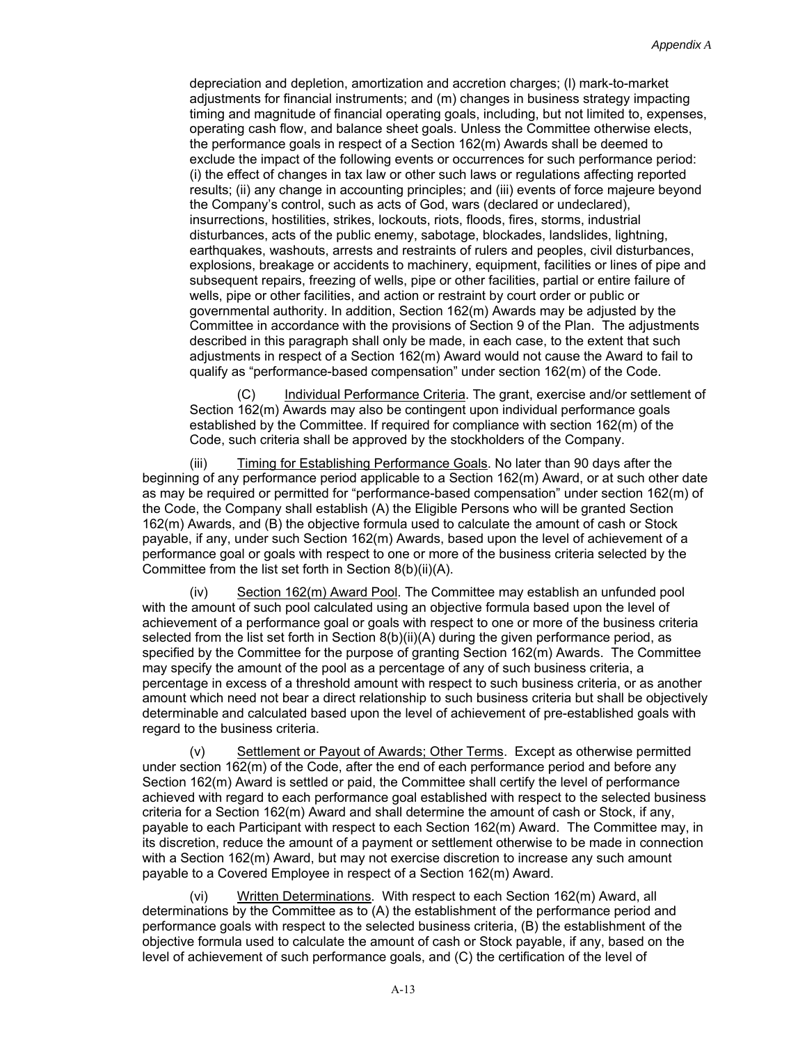depreciation and depletion, amortization and accretion charges; (l) mark-to-market adjustments for financial instruments; and (m) changes in business strategy impacting timing and magnitude of financial operating goals, including, but not limited to, expenses, operating cash flow, and balance sheet goals. Unless the Committee otherwise elects, the performance goals in respect of a Section 162(m) Awards shall be deemed to exclude the impact of the following events or occurrences for such performance period: (i) the effect of changes in tax law or other such laws or regulations affecting reported results; (ii) any change in accounting principles; and (iii) events of force majeure beyond the Company's control, such as acts of God, wars (declared or undeclared), insurrections, hostilities, strikes, lockouts, riots, floods, fires, storms, industrial disturbances, acts of the public enemy, sabotage, blockades, landslides, lightning, earthquakes, washouts, arrests and restraints of rulers and peoples, civil disturbances, explosions, breakage or accidents to machinery, equipment, facilities or lines of pipe and subsequent repairs, freezing of wells, pipe or other facilities, partial or entire failure of wells, pipe or other facilities, and action or restraint by court order or public or governmental authority. In addition, Section 162(m) Awards may be adjusted by the Committee in accordance with the provisions of Section 9 of the Plan. The adjustments described in this paragraph shall only be made, in each case, to the extent that such adjustments in respect of a Section 162(m) Award would not cause the Award to fail to qualify as "performance-based compensation" under section 162(m) of the Code.

(C) Individual Performance Criteria. The grant, exercise and/or settlement of Section 162(m) Awards may also be contingent upon individual performance goals established by the Committee. If required for compliance with section 162(m) of the Code, such criteria shall be approved by the stockholders of the Company.

(iii) Timing for Establishing Performance Goals. No later than 90 days after the beginning of any performance period applicable to a Section 162(m) Award, or at such other date as may be required or permitted for "performance-based compensation" under section 162(m) of the Code, the Company shall establish (A) the Eligible Persons who will be granted Section 162(m) Awards, and (B) the objective formula used to calculate the amount of cash or Stock payable, if any, under such Section 162(m) Awards, based upon the level of achievement of a performance goal or goals with respect to one or more of the business criteria selected by the Committee from the list set forth in Section 8(b)(ii)(A).

(iv) Section 162(m) Award Pool. The Committee may establish an unfunded pool with the amount of such pool calculated using an objective formula based upon the level of achievement of a performance goal or goals with respect to one or more of the business criteria selected from the list set forth in Section 8(b)(ii)(A) during the given performance period, as specified by the Committee for the purpose of granting Section 162(m) Awards. The Committee may specify the amount of the pool as a percentage of any of such business criteria, a percentage in excess of a threshold amount with respect to such business criteria, or as another amount which need not bear a direct relationship to such business criteria but shall be objectively determinable and calculated based upon the level of achievement of pre-established goals with regard to the business criteria.

(v) Settlement or Payout of Awards; Other Terms. Except as otherwise permitted under section 162(m) of the Code, after the end of each performance period and before any Section 162(m) Award is settled or paid, the Committee shall certify the level of performance achieved with regard to each performance goal established with respect to the selected business criteria for a Section 162(m) Award and shall determine the amount of cash or Stock, if any, payable to each Participant with respect to each Section 162(m) Award. The Committee may, in its discretion, reduce the amount of a payment or settlement otherwise to be made in connection with a Section 162(m) Award, but may not exercise discretion to increase any such amount payable to a Covered Employee in respect of a Section 162(m) Award.

(vi) Written Determinations. With respect to each Section 162(m) Award, all determinations by the Committee as to (A) the establishment of the performance period and performance goals with respect to the selected business criteria, (B) the establishment of the objective formula used to calculate the amount of cash or Stock payable, if any, based on the level of achievement of such performance goals, and (C) the certification of the level of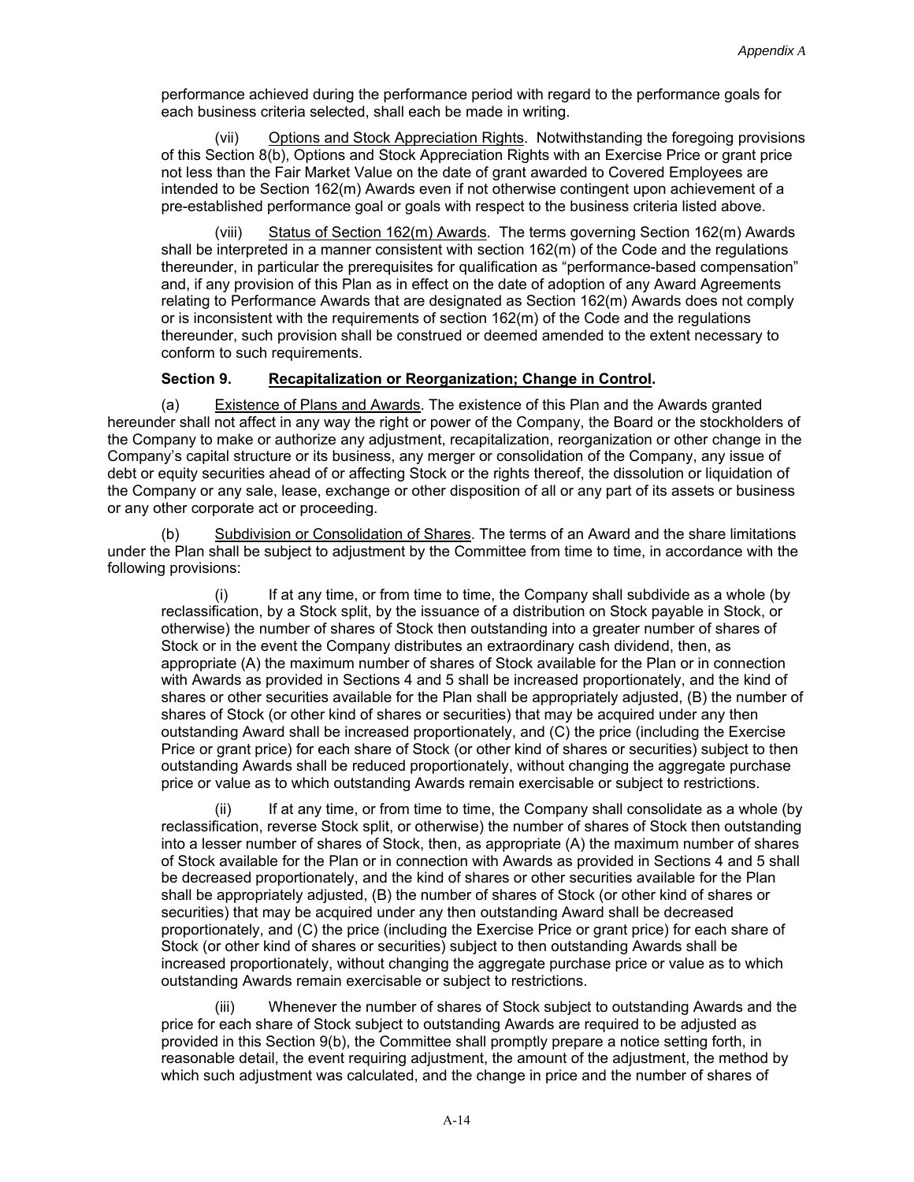performance achieved during the performance period with regard to the performance goals for each business criteria selected, shall each be made in writing.

(vii) Options and Stock Appreciation Rights. Notwithstanding the foregoing provisions of this Section 8(b), Options and Stock Appreciation Rights with an Exercise Price or grant price not less than the Fair Market Value on the date of grant awarded to Covered Employees are intended to be Section 162(m) Awards even if not otherwise contingent upon achievement of a pre-established performance goal or goals with respect to the business criteria listed above.

(viii) Status of Section 162(m) Awards. The terms governing Section 162(m) Awards shall be interpreted in a manner consistent with section 162(m) of the Code and the regulations thereunder, in particular the prerequisites for qualification as "performance-based compensation" and, if any provision of this Plan as in effect on the date of adoption of any Award Agreements relating to Performance Awards that are designated as Section 162(m) Awards does not comply or is inconsistent with the requirements of section 162(m) of the Code and the regulations thereunder, such provision shall be construed or deemed amended to the extent necessary to conform to such requirements.

**Section 9. Recapitalization or Reorganization; Change in Control.**

(a) Existence of Plans and Awards. The existence of this Plan and the Awards granted hereunder shall not affect in any way the right or power of the Company, the Board or the stockholders of the Company to make or authorize any adjustment, recapitalization, reorganization or other change in the Company's capital structure or its business, any merger or consolidation of the Company, any issue of debt or equity securities ahead of or affecting Stock or the rights thereof, the dissolution or liquidation of the Company or any sale, lease, exchange or other disposition of all or any part of its assets or business or any other corporate act or proceeding.

(b) Subdivision or Consolidation of Shares. The terms of an Award and the share limitations under the Plan shall be subject to adjustment by the Committee from time to time, in accordance with the following provisions:

(i) If at any time, or from time to time, the Company shall subdivide as a whole (by reclassification, by a Stock split, by the issuance of a distribution on Stock payable in Stock, or otherwise) the number of shares of Stock then outstanding into a greater number of shares of Stock or in the event the Company distributes an extraordinary cash dividend, then, as appropriate (A) the maximum number of shares of Stock available for the Plan or in connection with Awards as provided in Sections 4 and 5 shall be increased proportionately, and the kind of shares or other securities available for the Plan shall be appropriately adjusted, (B) the number of shares of Stock (or other kind of shares or securities) that may be acquired under any then outstanding Award shall be increased proportionately, and (C) the price (including the Exercise Price or grant price) for each share of Stock (or other kind of shares or securities) subject to then outstanding Awards shall be reduced proportionately, without changing the aggregate purchase price or value as to which outstanding Awards remain exercisable or subject to restrictions.

(ii) If at any time, or from time to time, the Company shall consolidate as a whole (by reclassification, reverse Stock split, or otherwise) the number of shares of Stock then outstanding into a lesser number of shares of Stock, then, as appropriate (A) the maximum number of shares of Stock available for the Plan or in connection with Awards as provided in Sections 4 and 5 shall be decreased proportionately, and the kind of shares or other securities available for the Plan shall be appropriately adjusted, (B) the number of shares of Stock (or other kind of shares or securities) that may be acquired under any then outstanding Award shall be decreased proportionately, and (C) the price (including the Exercise Price or grant price) for each share of Stock (or other kind of shares or securities) subject to then outstanding Awards shall be increased proportionately, without changing the aggregate purchase price or value as to which outstanding Awards remain exercisable or subject to restrictions.

(iii) Whenever the number of shares of Stock subject to outstanding Awards and the price for each share of Stock subject to outstanding Awards are required to be adjusted as provided in this Section 9(b), the Committee shall promptly prepare a notice setting forth, in reasonable detail, the event requiring adjustment, the amount of the adjustment, the method by which such adjustment was calculated, and the change in price and the number of shares of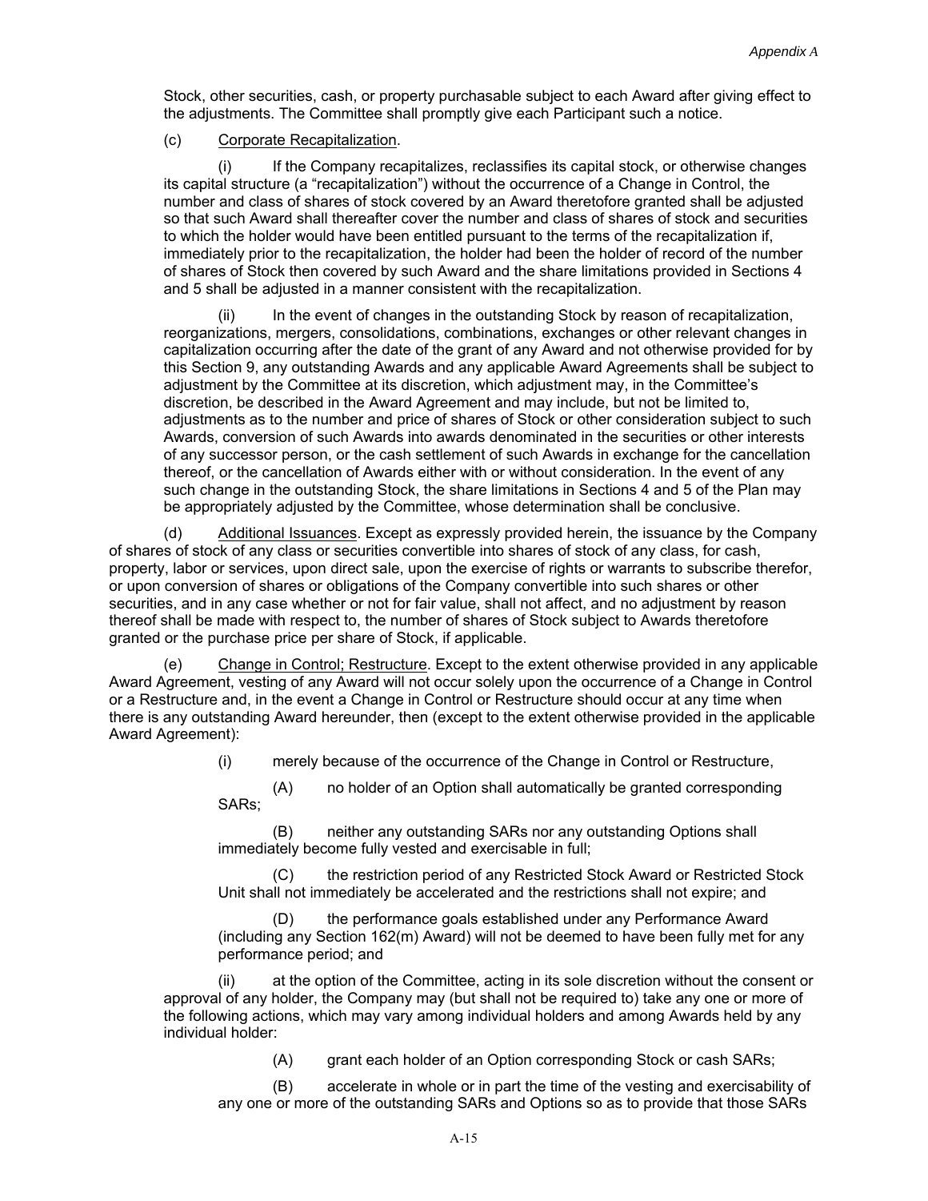Stock, other securities, cash, or property purchasable subject to each Award after giving effect to the adjustments. The Committee shall promptly give each Participant such a notice.

(c) Corporate Recapitalization.

(i) If the Company recapitalizes, reclassifies its capital stock, or otherwise changes its capital structure (a "recapitalization") without the occurrence of a Change in Control, the number and class of shares of stock covered by an Award theretofore granted shall be adjusted so that such Award shall thereafter cover the number and class of shares of stock and securities to which the holder would have been entitled pursuant to the terms of the recapitalization if, immediately prior to the recapitalization, the holder had been the holder of record of the number of shares of Stock then covered by such Award and the share limitations provided in Sections 4 and 5 shall be adjusted in a manner consistent with the recapitalization.

(ii) In the event of changes in the outstanding Stock by reason of recapitalization, reorganizations, mergers, consolidations, combinations, exchanges or other relevant changes in capitalization occurring after the date of the grant of any Award and not otherwise provided for by this Section 9, any outstanding Awards and any applicable Award Agreements shall be subject to adjustment by the Committee at its discretion, which adjustment may, in the Committee's discretion, be described in the Award Agreement and may include, but not be limited to, adjustments as to the number and price of shares of Stock or other consideration subject to such Awards, conversion of such Awards into awards denominated in the securities or other interests of any successor person, or the cash settlement of such Awards in exchange for the cancellation thereof, or the cancellation of Awards either with or without consideration. In the event of any such change in the outstanding Stock, the share limitations in Sections 4 and 5 of the Plan may be appropriately adjusted by the Committee, whose determination shall be conclusive.

(d) Additional Issuances. Except as expressly provided herein, the issuance by the Company of shares of stock of any class or securities convertible into shares of stock of any class, for cash, property, labor or services, upon direct sale, upon the exercise of rights or warrants to subscribe therefor, or upon conversion of shares or obligations of the Company convertible into such shares or other securities, and in any case whether or not for fair value, shall not affect, and no adjustment by reason thereof shall be made with respect to, the number of shares of Stock subject to Awards theretofore granted or the purchase price per share of Stock, if applicable.

(e) Change in Control; Restructure. Except to the extent otherwise provided in any applicable Award Agreement, vesting of any Award will not occur solely upon the occurrence of a Change in Control or a Restructure and, in the event a Change in Control or Restructure should occur at any time when there is any outstanding Award hereunder, then (except to the extent otherwise provided in the applicable Award Agreement):

(i) merely because of the occurrence of the Change in Control or Restructure,

(A) no holder of an Option shall automatically be granted corresponding SARs;

(B) neither any outstanding SARs nor any outstanding Options shall immediately become fully vested and exercisable in full;

(C) the restriction period of any Restricted Stock Award or Restricted Stock Unit shall not immediately be accelerated and the restrictions shall not expire; and

(D) the performance goals established under any Performance Award (including any Section 162(m) Award) will not be deemed to have been fully met for any performance period; and

(ii) at the option of the Committee, acting in its sole discretion without the consent or approval of any holder, the Company may (but shall not be required to) take any one or more of the following actions, which may vary among individual holders and among Awards held by any individual holder:

(A) grant each holder of an Option corresponding Stock or cash SARs;

(B) accelerate in whole or in part the time of the vesting and exercisability of any one or more of the outstanding SARs and Options so as to provide that those SARs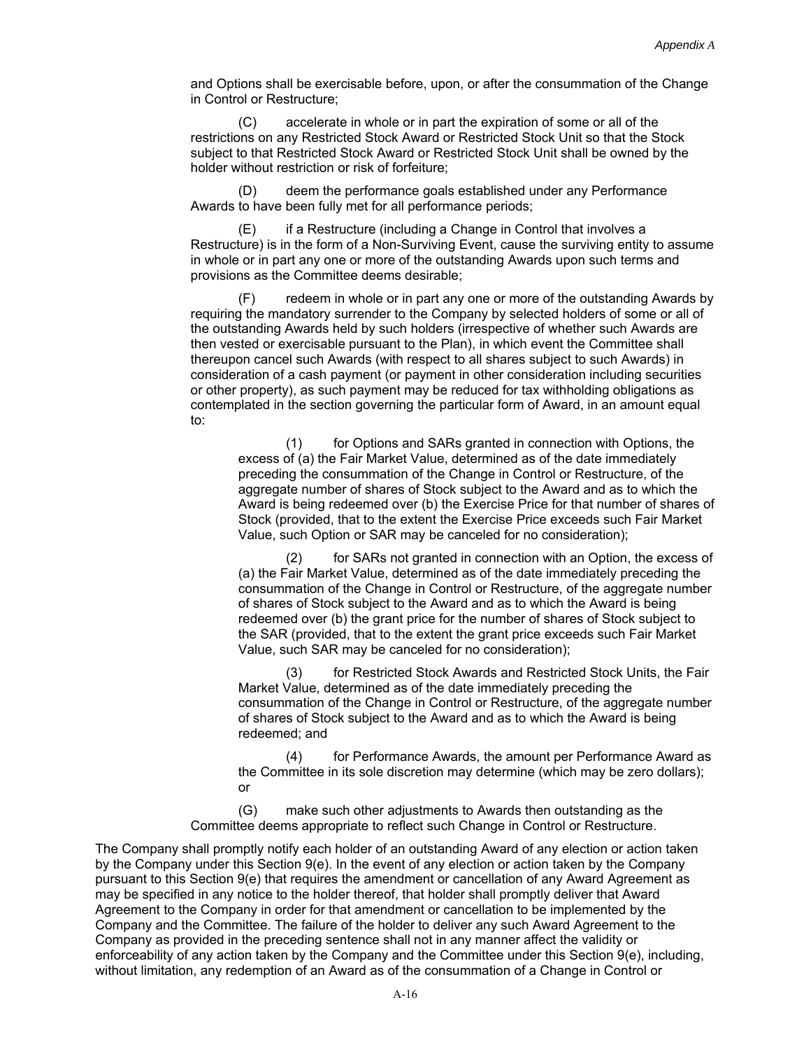and Options shall be exercisable before, upon, or after the consummation of the Change in Control or Restructure;

(C) accelerate in whole or in part the expiration of some or all of the restrictions on any Restricted Stock Award or Restricted Stock Unit so that the Stock subject to that Restricted Stock Award or Restricted Stock Unit shall be owned by the holder without restriction or risk of forfeiture;

(D) deem the performance goals established under any Performance Awards to have been fully met for all performance periods;

(E) if a Restructure (including a Change in Control that involves a Restructure) is in the form of a Non-Surviving Event, cause the surviving entity to assume in whole or in part any one or more of the outstanding Awards upon such terms and provisions as the Committee deems desirable;

(F) redeem in whole or in part any one or more of the outstanding Awards by requiring the mandatory surrender to the Company by selected holders of some or all of the outstanding Awards held by such holders (irrespective of whether such Awards are then vested or exercisable pursuant to the Plan), in which event the Committee shall thereupon cancel such Awards (with respect to all shares subject to such Awards) in consideration of a cash payment (or payment in other consideration including securities or other property), as such payment may be reduced for tax withholding obligations as contemplated in the section governing the particular form of Award, in an amount equal to:

(1) for Options and SARs granted in connection with Options, the excess of (a) the Fair Market Value, determined as of the date immediately preceding the consummation of the Change in Control or Restructure, of the aggregate number of shares of Stock subject to the Award and as to which the Award is being redeemed over (b) the Exercise Price for that number of shares of Stock (provided, that to the extent the Exercise Price exceeds such Fair Market Value, such Option or SAR may be canceled for no consideration);

(2) for SARs not granted in connection with an Option, the excess of (a) the Fair Market Value, determined as of the date immediately preceding the consummation of the Change in Control or Restructure, of the aggregate number of shares of Stock subject to the Award and as to which the Award is being redeemed over (b) the grant price for the number of shares of Stock subject to the SAR (provided, that to the extent the grant price exceeds such Fair Market Value, such SAR may be canceled for no consideration);

(3) for Restricted Stock Awards and Restricted Stock Units, the Fair Market Value, determined as of the date immediately preceding the consummation of the Change in Control or Restructure, of the aggregate number of shares of Stock subject to the Award and as to which the Award is being redeemed; and

(4) for Performance Awards, the amount per Performance Award as the Committee in its sole discretion may determine (which may be zero dollars); or

(G) make such other adjustments to Awards then outstanding as the Committee deems appropriate to reflect such Change in Control or Restructure.

The Company shall promptly notify each holder of an outstanding Award of any election or action taken by the Company under this Section 9(e). In the event of any election or action taken by the Company pursuant to this Section 9(e) that requires the amendment or cancellation of any Award Agreement as may be specified in any notice to the holder thereof, that holder shall promptly deliver that Award Agreement to the Company in order for that amendment or cancellation to be implemented by the Company and the Committee. The failure of the holder to deliver any such Award Agreement to the Company as provided in the preceding sentence shall not in any manner affect the validity or enforceability of any action taken by the Company and the Committee under this Section 9(e), including, without limitation, any redemption of an Award as of the consummation of a Change in Control or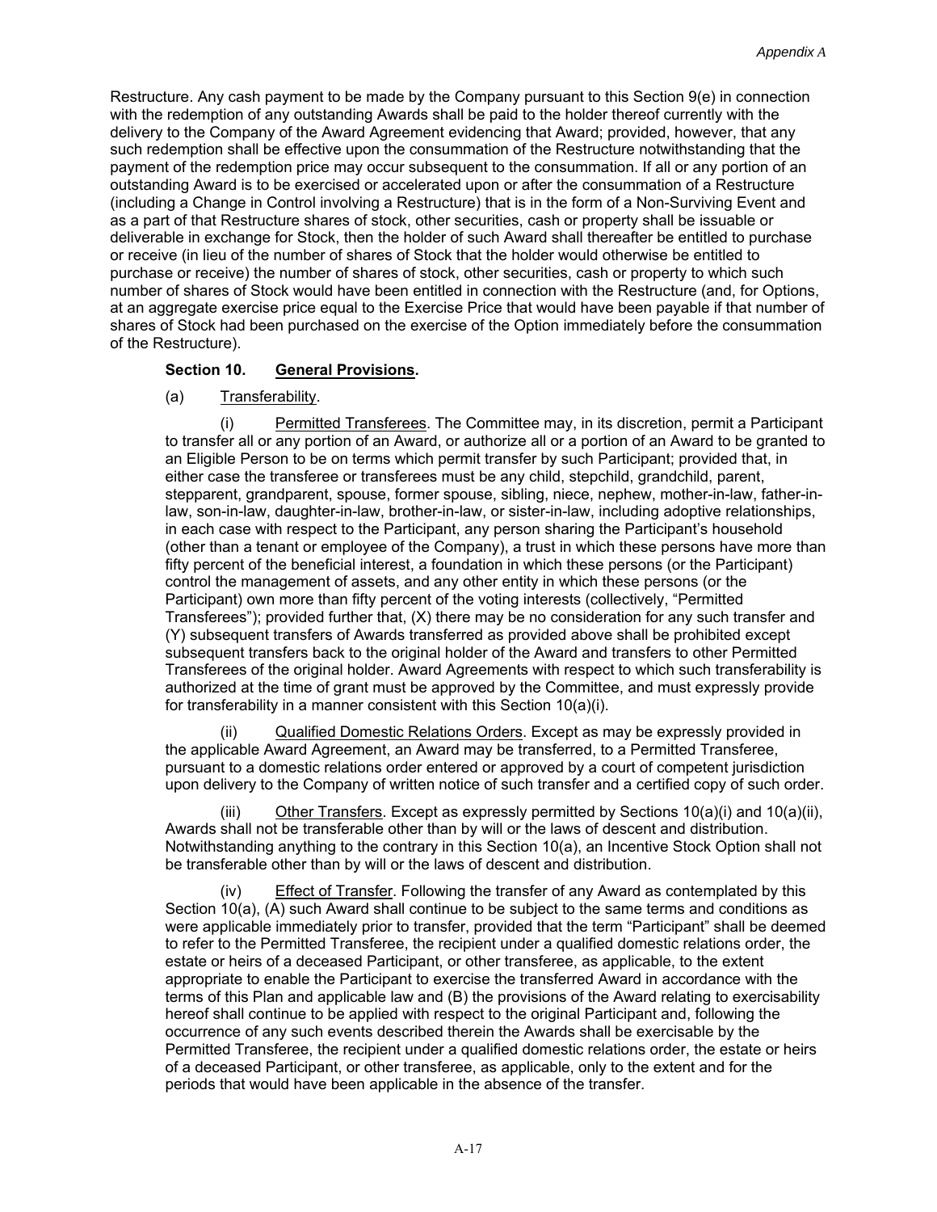Restructure. Any cash payment to be made by the Company pursuant to this Section 9(e) in connection with the redemption of any outstanding Awards shall be paid to the holder thereof currently with the delivery to the Company of the Award Agreement evidencing that Award; provided, however, that any such redemption shall be effective upon the consummation of the Restructure notwithstanding that the payment of the redemption price may occur subsequent to the consummation. If all or any portion of an outstanding Award is to be exercised or accelerated upon or after the consummation of a Restructure (including a Change in Control involving a Restructure) that is in the form of a Non-Surviving Event and as a part of that Restructure shares of stock, other securities, cash or property shall be issuable or deliverable in exchange for Stock, then the holder of such Award shall thereafter be entitled to purchase or receive (in lieu of the number of shares of Stock that the holder would otherwise be entitled to purchase or receive) the number of shares of stock, other securities, cash or property to which such number of shares of Stock would have been entitled in connection with the Restructure (and, for Options, at an aggregate exercise price equal to the Exercise Price that would have been payable if that number of shares of Stock had been purchased on the exercise of the Option immediately before the consummation of the Restructure).

**Section 10. General Provisions.**

(a) Transferability.

(i) Permitted Transferees. The Committee may, in its discretion, permit a Participant to transfer all or any portion of an Award, or authorize all or a portion of an Award to be granted to an Eligible Person to be on terms which permit transfer by such Participant; provided that, in either case the transferee or transferees must be any child, stepchild, grandchild, parent, stepparent, grandparent, spouse, former spouse, sibling, niece, nephew, mother-in-law, father-in-law, son-in-law, daughter-in-law, brother-in-law, or sister-in-law, including adoptive relationships, in each case with respect to the Participant, any person sharing the Participant's household (other than a tenant or employee of the Company), a trust in which these persons have more than fifty percent of the beneficial interest, a foundation in which these persons (or the Participant) control the management of assets, and any other entity in which these persons (or the Participant) own more than fifty percent of the voting interests (collectively, "Permitted Transferees"); provided further that, (X) there may be no consideration for any such transfer and (Y) subsequent transfers of Awards transferred as provided above shall be prohibited except subsequent transfers back to the original holder of the Award and transfers to other Permitted Transferees of the original holder. Award Agreements with respect to which such transferability is authorized at the time of grant must be approved by the Committee, and must expressly provide for transferability in a manner consistent with this Section 10(a)(i).

(ii) Qualified Domestic Relations Orders. Except as may be expressly provided in the applicable Award Agreement, an Award may be transferred, to a Permitted Transferee, pursuant to a domestic relations order entered or approved by a court of competent jurisdiction upon delivery to the Company of written notice of such transfer and a certified copy of such order.

(iii) Other Transfers. Except as expressly permitted by Sections 10(a)(i) and 10(a)(ii), Awards shall not be transferable other than by will or the laws of descent and distribution. Notwithstanding anything to the contrary in this Section 10(a), an Incentive Stock Option shall not be transferable other than by will or the laws of descent and distribution.

(iv) Effect of Transfer. Following the transfer of any Award as contemplated by this Section 10(a), (A) such Award shall continue to be subject to the same terms and conditions as were applicable immediately prior to transfer, provided that the term "Participant" shall be deemed to refer to the Permitted Transferee, the recipient under a qualified domestic relations order, the estate or heirs of a deceased Participant, or other transferee, as applicable, to the extent appropriate to enable the Participant to exercise the transferred Award in accordance with the terms of this Plan and applicable law and (B) the provisions of the Award relating to exercisability hereof shall continue to be applied with respect to the original Participant and, following the occurrence of any such events described therein the Awards shall be exercisable by the Permitted Transferee, the recipient under a qualified domestic relations order, the estate or heirs of a deceased Participant, or other transferee, as applicable, only to the extent and for the periods that would have been applicable in the absence of the transfer.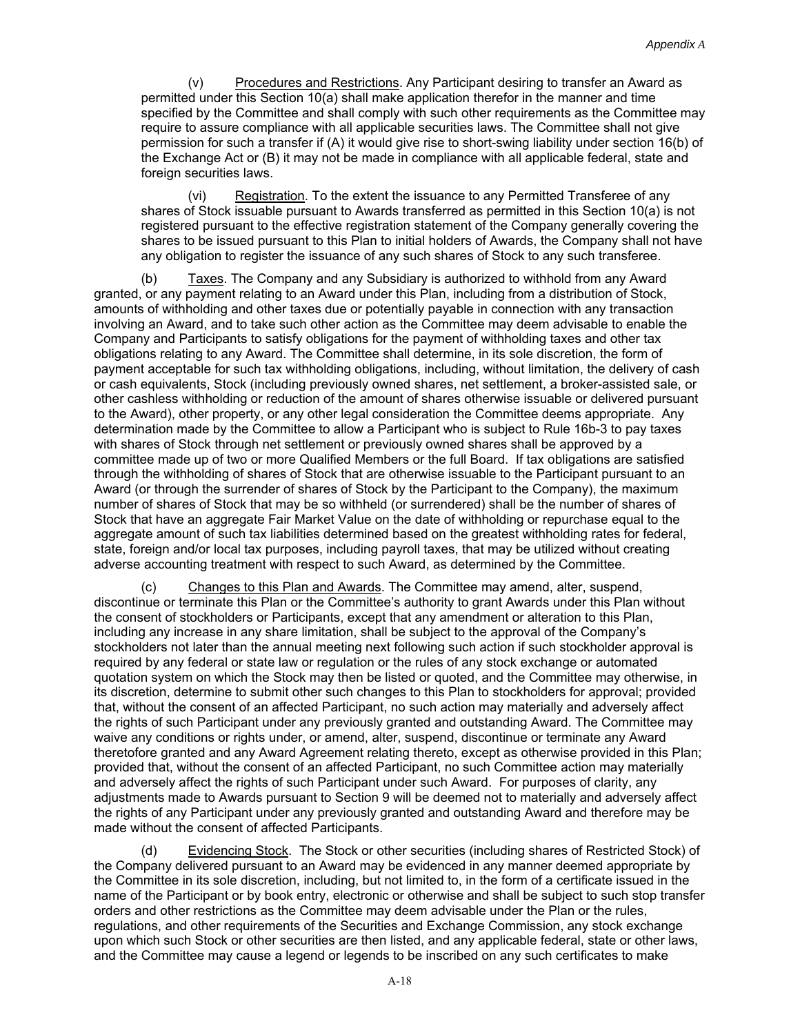(v) Procedures and Restrictions. Any Participant desiring to transfer an Award as permitted under this Section 10(a) shall make application therefor in the manner and time specified by the Committee and shall comply with such other requirements as the Committee may require to assure compliance with all applicable securities laws. The Committee shall not give permission for such a transfer if (A) it would give rise to short-swing liability under section 16(b) of the Exchange Act or (B) it may not be made in compliance with all applicable federal, state and foreign securities laws.

(vi) Registration. To the extent the issuance to any Permitted Transferee of any shares of Stock issuable pursuant to Awards transferred as permitted in this Section 10(a) is not registered pursuant to the effective registration statement of the Company generally covering the shares to be issued pursuant to this Plan to initial holders of Awards, the Company shall not have any obligation to register the issuance of any such shares of Stock to any such transferee.

(b) Taxes. The Company and any Subsidiary is authorized to withhold from any Award granted, or any payment relating to an Award under this Plan, including from a distribution of Stock, amounts of withholding and other taxes due or potentially payable in connection with any transaction involving an Award, and to take such other action as the Committee may deem advisable to enable the Company and Participants to satisfy obligations for the payment of withholding taxes and other tax obligations relating to any Award. The Committee shall determine, in its sole discretion, the form of payment acceptable for such tax withholding obligations, including, without limitation, the delivery of cash or cash equivalents, Stock (including previously owned shares, net settlement, a broker-assisted sale, or other cashless withholding or reduction of the amount of shares otherwise issuable or delivered pursuant to the Award), other property, or any other legal consideration the Committee deems appropriate. Any determination made by the Committee to allow a Participant who is subject to Rule 16b-3 to pay taxes with shares of Stock through net settlement or previously owned shares shall be approved by a committee made up of two or more Qualified Members or the full Board. If tax obligations are satisfied through the withholding of shares of Stock that are otherwise issuable to the Participant pursuant to an Award (or through the surrender of shares of Stock by the Participant to the Company), the maximum number of shares of Stock that may be so withheld (or surrendered) shall be the number of shares of Stock that have an aggregate Fair Market Value on the date of withholding or repurchase equal to the aggregate amount of such tax liabilities determined based on the greatest withholding rates for federal, state, foreign and/or local tax purposes, including payroll taxes, that may be utilized without creating adverse accounting treatment with respect to such Award, as determined by the Committee.

(c) Changes to this Plan and Awards. The Committee may amend, alter, suspend, discontinue or terminate this Plan or the Committee's authority to grant Awards under this Plan without the consent of stockholders or Participants, except that any amendment or alteration to this Plan, including any increase in any share limitation, shall be subject to the approval of the Company's stockholders not later than the annual meeting next following such action if such stockholder approval is required by any federal or state law or regulation or the rules of any stock exchange or automated quotation system on which the Stock may then be listed or quoted, and the Committee may otherwise, in its discretion, determine to submit other such changes to this Plan to stockholders for approval; provided that, without the consent of an affected Participant, no such action may materially and adversely affect the rights of such Participant under any previously granted and outstanding Award. The Committee may waive any conditions or rights under, or amend, alter, suspend, discontinue or terminate any Award theretofore granted and any Award Agreement relating thereto, except as otherwise provided in this Plan; provided that, without the consent of an affected Participant, no such Committee action may materially and adversely affect the rights of such Participant under such Award. For purposes of clarity, any adjustments made to Awards pursuant to Section 9 will be deemed not to materially and adversely affect the rights of any Participant under any previously granted and outstanding Award and therefore may be made without the consent of affected Participants.

(d) Evidencing Stock. The Stock or other securities (including shares of Restricted Stock) of the Company delivered pursuant to an Award may be evidenced in any manner deemed appropriate by the Committee in its sole discretion, including, but not limited to, in the form of a certificate issued in the name of the Participant or by book entry, electronic or otherwise and shall be subject to such stop transfer orders and other restrictions as the Committee may deem advisable under the Plan or the rules, regulations, and other requirements of the Securities and Exchange Commission, any stock exchange upon which such Stock or other securities are then listed, and any applicable federal, state or other laws, and the Committee may cause a legend or legends to be inscribed on any such certificates to make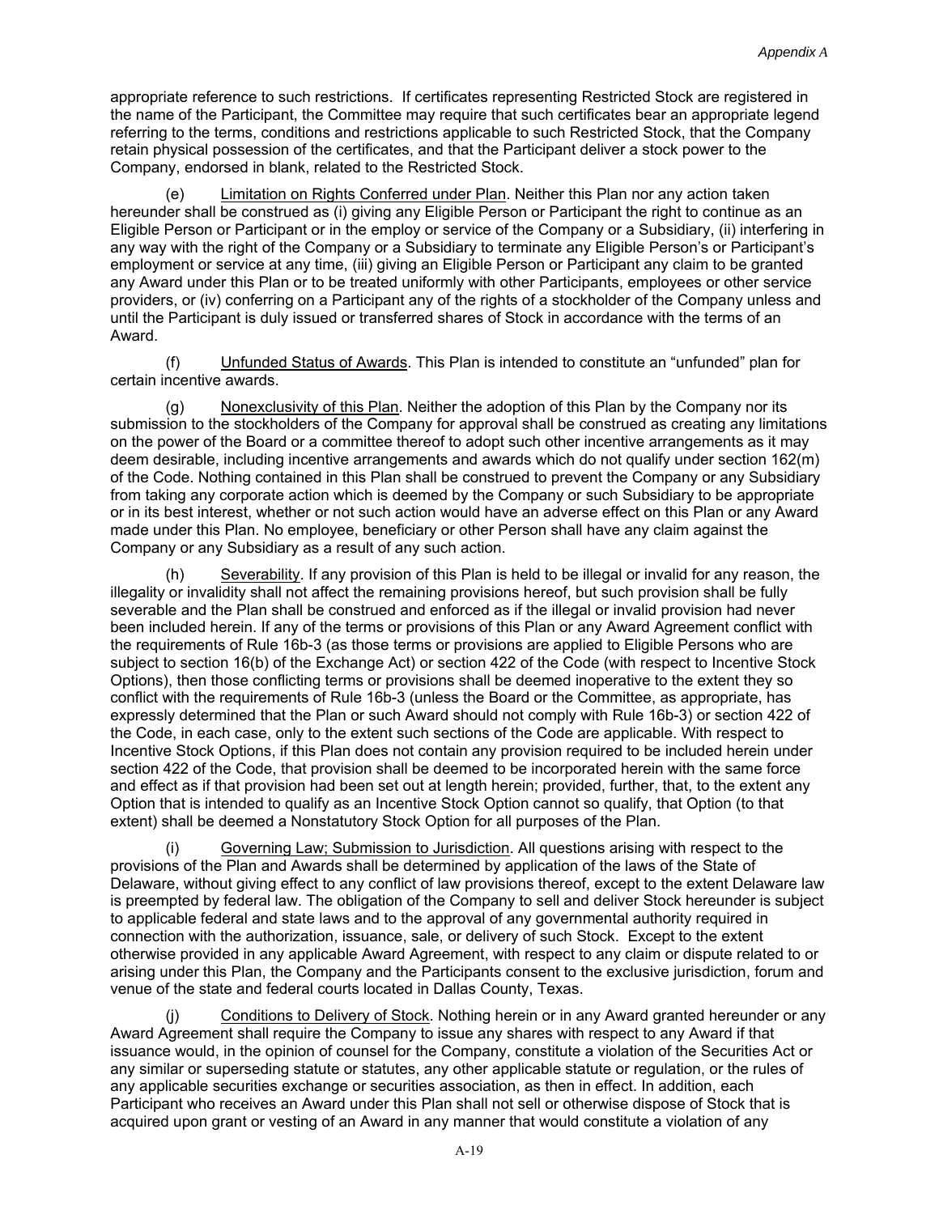appropriate reference to such restrictions. If certificates representing Restricted Stock are registered in the name of the Participant, the Committee may require that such certificates bear an appropriate legend referring to the terms, conditions and restrictions applicable to such Restricted Stock, that the Company retain physical possession of the certificates, and that the Participant deliver a stock power to the Company, endorsed in blank, related to the Restricted Stock.

(e) Limitation on Rights Conferred under Plan. Neither this Plan nor any action taken hereunder shall be construed as (i) giving any Eligible Person or Participant the right to continue as an Eligible Person or Participant or in the employ or service of the Company or a Subsidiary, (ii) interfering in any way with the right of the Company or a Subsidiary to terminate any Eligible Person's or Participant's employment or service at any time, (iii) giving an Eligible Person or Participant any claim to be granted any Award under this Plan or to be treated uniformly with other Participants, employees or other service providers, or (iv) conferring on a Participant any of the rights of a stockholder of the Company unless and until the Participant is duly issued or transferred shares of Stock in accordance with the terms of an Award.

(f) Unfunded Status of Awards. This Plan is intended to constitute an "unfunded" plan for certain incentive awards.

(g) Nonexclusivity of this Plan. Neither the adoption of this Plan by the Company nor its submission to the stockholders of the Company for approval shall be construed as creating any limitations on the power of the Board or a committee thereof to adopt such other incentive arrangements as it may deem desirable, including incentive arrangements and awards which do not qualify under section 162(m) of the Code. Nothing contained in this Plan shall be construed to prevent the Company or any Subsidiary from taking any corporate action which is deemed by the Company or such Subsidiary to be appropriate or in its best interest, whether or not such action would have an adverse effect on this Plan or any Award made under this Plan. No employee, beneficiary or other Person shall have any claim against the Company or any Subsidiary as a result of any such action.

(h) Severability. If any provision of this Plan is held to be illegal or invalid for any reason, the illegality or invalidity shall not affect the remaining provisions hereof, but such provision shall be fully severable and the Plan shall be construed and enforced as if the illegal or invalid provision had never been included herein. If any of the terms or provisions of this Plan or any Award Agreement conflict with the requirements of Rule 16b-3 (as those terms or provisions are applied to Eligible Persons who are subject to section 16(b) of the Exchange Act) or section 422 of the Code (with respect to Incentive Stock Options), then those conflicting terms or provisions shall be deemed inoperative to the extent they so conflict with the requirements of Rule 16b-3 (unless the Board or the Committee, as appropriate, has expressly determined that the Plan or such Award should not comply with Rule 16b-3) or section 422 of the Code, in each case, only to the extent such sections of the Code are applicable. With respect to Incentive Stock Options, if this Plan does not contain any provision required to be included herein under section 422 of the Code, that provision shall be deemed to be incorporated herein with the same force and effect as if that provision had been set out at length herein; provided, further, that, to the extent any Option that is intended to qualify as an Incentive Stock Option cannot so qualify, that Option (to that extent) shall be deemed a Nonstatutory Stock Option for all purposes of the Plan.

(i) Governing Law; Submission to Jurisdiction. All questions arising with respect to the provisions of the Plan and Awards shall be determined by application of the laws of the State of Delaware, without giving effect to any conflict of law provisions thereof, except to the extent Delaware law is preempted by federal law. The obligation of the Company to sell and deliver Stock hereunder is subject to applicable federal and state laws and to the approval of any governmental authority required in connection with the authorization, issuance, sale, or delivery of such Stock. Except to the extent otherwise provided in any applicable Award Agreement, with respect to any claim or dispute related to or arising under this Plan, the Company and the Participants consent to the exclusive jurisdiction, forum and venue of the state and federal courts located in Dallas County, Texas.

(j) Conditions to Delivery of Stock. Nothing herein or in any Award granted hereunder or any Award Agreement shall require the Company to issue any shares with respect to any Award if that issuance would, in the opinion of counsel for the Company, constitute a violation of the Securities Act or any similar or superseding statute or statutes, any other applicable statute or regulation, or the rules of any applicable securities exchange or securities association, as then in effect. In addition, each Participant who receives an Award under this Plan shall not sell or otherwise dispose of Stock that is acquired upon grant or vesting of an Award in any manner that would constitute a violation of any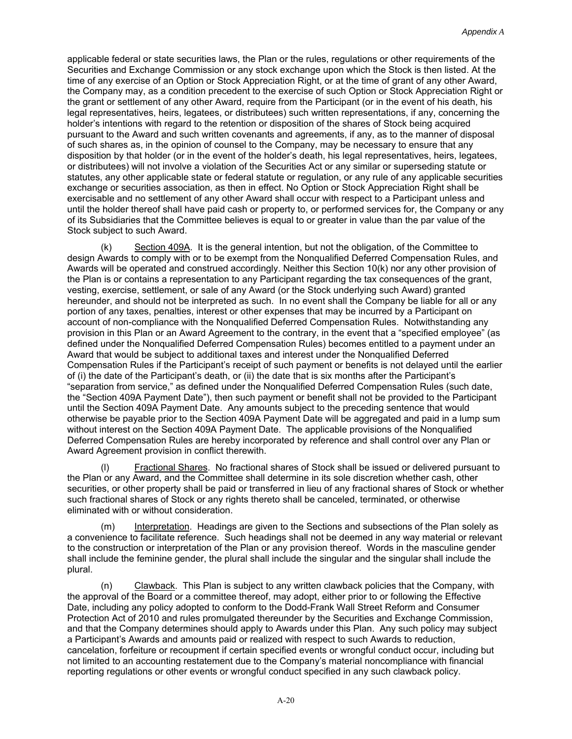applicable federal or state securities laws, the Plan or the rules, regulations or other requirements of the Securities and Exchange Commission or any stock exchange upon which the Stock is then listed. At the time of any exercise of an Option or Stock Appreciation Right, or at the time of grant of any other Award, the Company may, as a condition precedent to the exercise of such Option or Stock Appreciation Right or the grant or settlement of any other Award, require from the Participant (or in the event of his death, his legal representatives, heirs, legatees, or distributees) such written representations, if any, concerning the holder's intentions with regard to the retention or disposition of the shares of Stock being acquired pursuant to the Award and such written covenants and agreements, if any, as to the manner of disposal of such shares as, in the opinion of counsel to the Company, may be necessary to ensure that any disposition by that holder (or in the event of the holder's death, his legal representatives, heirs, legatees, or distributees) will not involve a violation of the Securities Act or any similar or superseding statute or statutes, any other applicable state or federal statute or regulation, or any rule of any applicable securities exchange or securities association, as then in effect. No Option or Stock Appreciation Right shall be exercisable and no settlement of any other Award shall occur with respect to a Participant unless and until the holder thereof shall have paid cash or property to, or performed services for, the Company or any of its Subsidiaries that the Committee believes is equal to or greater in value than the par value of the Stock subject to such Award.

(k) Section 409A. It is the general intention, but not the obligation, of the Committee to design Awards to comply with or to be exempt from the Nonqualified Deferred Compensation Rules, and Awards will be operated and construed accordingly. Neither this Section 10(k) nor any other provision of the Plan is or contains a representation to any Participant regarding the tax consequences of the grant, vesting, exercise, settlement, or sale of any Award (or the Stock underlying such Award) granted hereunder, and should not be interpreted as such. In no event shall the Company be liable for all or any portion of any taxes, penalties, interest or other expenses that may be incurred by a Participant on account of non-compliance with the Nonqualified Deferred Compensation Rules. Notwithstanding any provision in this Plan or an Award Agreement to the contrary, in the event that a "specified employee" (as defined under the Nonqualified Deferred Compensation Rules) becomes entitled to a payment under an Award that would be subject to additional taxes and interest under the Nonqualified Deferred Compensation Rules if the Participant's receipt of such payment or benefits is not delayed until the earlier of (i) the date of the Participant's death, or (ii) the date that is six months after the Participant's "separation from service," as defined under the Nonqualified Deferred Compensation Rules (such date, the "Section 409A Payment Date"), then such payment or benefit shall not be provided to the Participant until the Section 409A Payment Date. Any amounts subject to the preceding sentence that would otherwise be payable prior to the Section 409A Payment Date will be aggregated and paid in a lump sum without interest on the Section 409A Payment Date. The applicable provisions of the Nonqualified Deferred Compensation Rules are hereby incorporated by reference and shall control over any Plan or Award Agreement provision in conflict therewith.

(l) Fractional Shares. No fractional shares of Stock shall be issued or delivered pursuant to the Plan or any Award, and the Committee shall determine in its sole discretion whether cash, other securities, or other property shall be paid or transferred in lieu of any fractional shares of Stock or whether such fractional shares of Stock or any rights thereto shall be canceled, terminated, or otherwise eliminated with or without consideration.

(m) Interpretation. Headings are given to the Sections and subsections of the Plan solely as a convenience to facilitate reference. Such headings shall not be deemed in any way material or relevant to the construction or interpretation of the Plan or any provision thereof. Words in the masculine gender shall include the feminine gender, the plural shall include the singular and the singular shall include the plural.

(n) Clawback. This Plan is subject to any written clawback policies that the Company, with the approval of the Board or a committee thereof, may adopt, either prior to or following the Effective Date, including any policy adopted to conform to the Dodd-Frank Wall Street Reform and Consumer Protection Act of 2010 and rules promulgated thereunder by the Securities and Exchange Commission, and that the Company determines should apply to Awards under this Plan. Any such policy may subject a Participant's Awards and amounts paid or realized with respect to such Awards to reduction, cancelation, forfeiture or recoupment if certain specified events or wrongful conduct occur, including but not limited to an accounting restatement due to the Company's material noncompliance with financial reporting regulations or other events or wrongful conduct specified in any such clawback policy.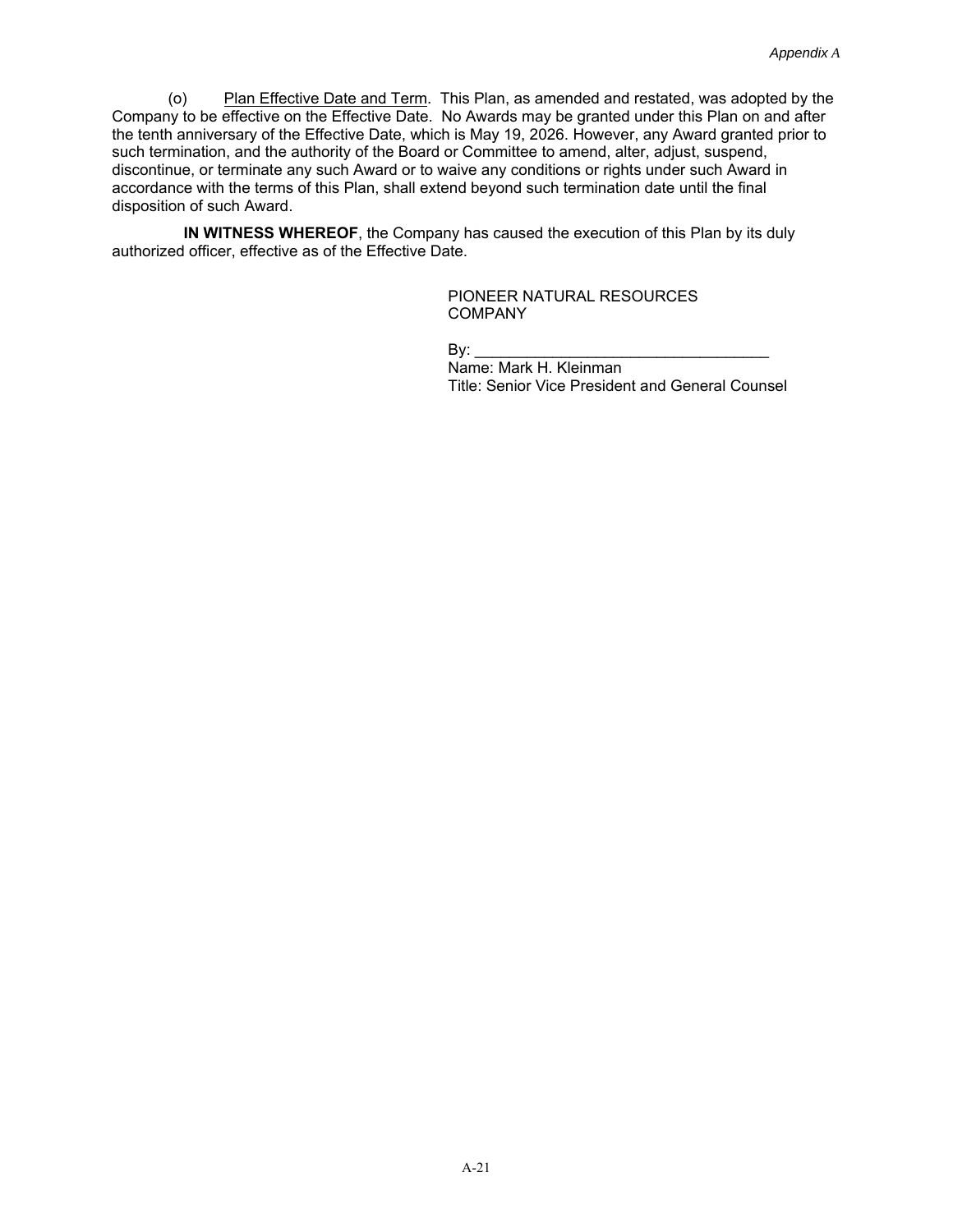(o) Plan Effective Date and Term. This Plan, as amended and restated, was adopted by the Company to be effective on the Effective Date. No Awards may be granted under this Plan on and after the tenth anniversary of the Effective Date, which is May 19, 2026. However, any Award granted prior to such termination, and the authority of the Board or Committee to amend, alter, adjust, suspend, discontinue, or terminate any such Award or to waive any conditions or rights under such Award in accordance with the terms of this Plan, shall extend beyond such termination date until the final disposition of such Award.

**IN WITNESS WHEREOF**, the Company has caused the execution of this Plan by its duly authorized officer, effective as of the Effective Date.

PIONEER NATURAL RESOURCES COMPANY

By: ___________________________________
Name: Mark H. Kleinman
Title: Senior Vice President and General Counsel